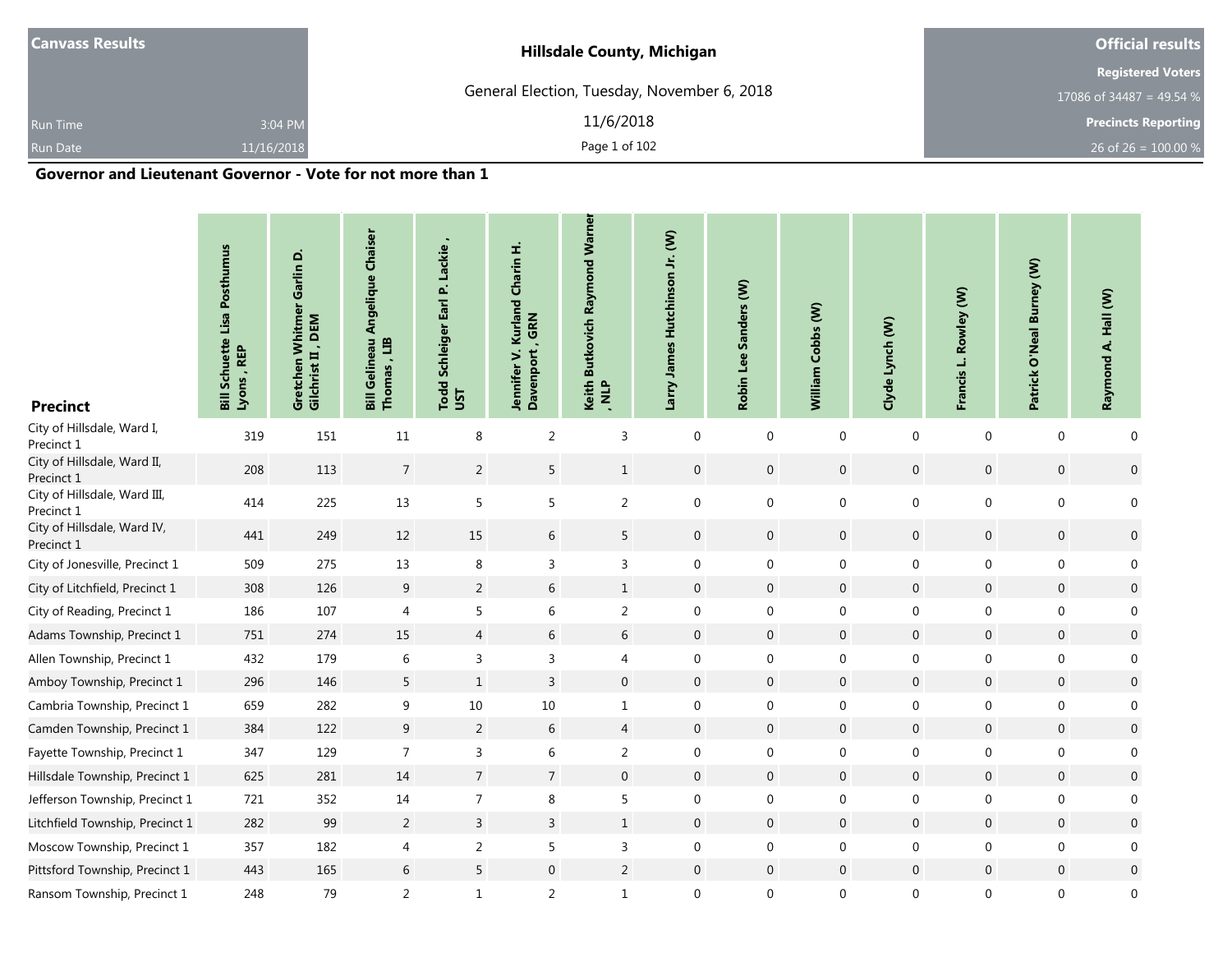**Canvass Results**

Run Time 3:04 PM

Run Date 11/16/2018

**Hillsdale County, Michigan**

General Election, Tuesday, November 6, 2018

11/6/2018

**Official results**

**Registered Voters**

17086 of 34487 = 49.54 %

**Precincts Reporting**

26 of 26 = 100.00 %

## Governor and Lieutenant Governor - Vote for not more than 1

| Precinct | Bill Schuette Lisa Posthumus Lyons , REP | Gretchen Whitmer Garlin D. Gilchrist II , DEM | Bill Gelineau Angelique Chaiser Thomas , LIB | Todd Schleiger Earl P. Lackie , UST | Jennifer V. Kurland Charin H. Davenport , GRN | Keith Butkovich Raymond Warner , NLP | Larry James Hutchinson Jr. (W) | Robin Lee Sanders (W) | William Cobbs (W) | Clyde Lynch (W) | Francis L. Rowley (W) | Patrick O'Neal Burney (W) | Raymond A. Hall (W) |
|---|---|---|---|---|---|---|---|---|---|---|---|---|---|
| City of Hillsdale, Ward I, Precinct 1 | 319 | 151 | 11 | 8 | 2 | 3 | 0 | 0 | 0 | 0 | 0 | 0 | 0 |
| City of Hillsdale, Ward II, Precinct 1 | 208 | 113 | 7 | 2 | 5 | 1 | 0 | 0 | 0 | 0 | 0 | 0 | 0 |
| City of Hillsdale, Ward III, Precinct 1 | 414 | 225 | 13 | 5 | 5 | 2 | 0 | 0 | 0 | 0 | 0 | 0 | 0 |
| City of Hillsdale, Ward IV, Precinct 1 | 441 | 249 | 12 | 15 | 6 | 5 | 0 | 0 | 0 | 0 | 0 | 0 | 0 |
| City of Jonesville, Precinct 1 | 509 | 275 | 13 | 8 | 3 | 3 | 0 | 0 | 0 | 0 | 0 | 0 | 0 |
| City of Litchfield, Precinct 1 | 308 | 126 | 9 | 2 | 6 | 1 | 0 | 0 | 0 | 0 | 0 | 0 | 0 |
| City of Reading, Precinct 1 | 186 | 107 | 4 | 5 | 6 | 2 | 0 | 0 | 0 | 0 | 0 | 0 | 0 |
| Adams Township, Precinct 1 | 751 | 274 | 15 | 4 | 6 | 6 | 0 | 0 | 0 | 0 | 0 | 0 | 0 |
| Allen Township, Precinct 1 | 432 | 179 | 6 | 3 | 3 | 4 | 0 | 0 | 0 | 0 | 0 | 0 | 0 |
| Amboy Township, Precinct 1 | 296 | 146 | 5 | 1 | 3 | 0 | 0 | 0 | 0 | 0 | 0 | 0 | 0 |
| Cambria Township, Precinct 1 | 659 | 282 | 9 | 10 | 10 | 1 | 0 | 0 | 0 | 0 | 0 | 0 | 0 |
| Camden Township, Precinct 1 | 384 | 122 | 9 | 2 | 6 | 4 | 0 | 0 | 0 | 0 | 0 | 0 | 0 |
| Fayette Township, Precinct 1 | 347 | 129 | 7 | 3 | 6 | 2 | 0 | 0 | 0 | 0 | 0 | 0 | 0 |
| Hillsdale Township, Precinct 1 | 625 | 281 | 14 | 7 | 7 | 0 | 0 | 0 | 0 | 0 | 0 | 0 | 0 |
| Jefferson Township, Precinct 1 | 721 | 352 | 14 | 7 | 8 | 5 | 0 | 0 | 0 | 0 | 0 | 0 | 0 |
| Litchfield Township, Precinct 1 | 282 | 99 | 2 | 3 | 3 | 1 | 0 | 0 | 0 | 0 | 0 | 0 | 0 |
| Moscow Township, Precinct 1 | 357 | 182 | 4 | 2 | 5 | 3 | 0 | 0 | 0 | 0 | 0 | 0 | 0 |
| Pittsford Township, Precinct 1 | 443 | 165 | 6 | 5 | 0 | 2 | 0 | 0 | 0 | 0 | 0 | 0 | 0 |
| Ransom Township, Precinct 1 | 248 | 79 | 2 | 1 | 2 | 1 | 0 | 0 | 0 | 0 | 0 | 0 | 0 |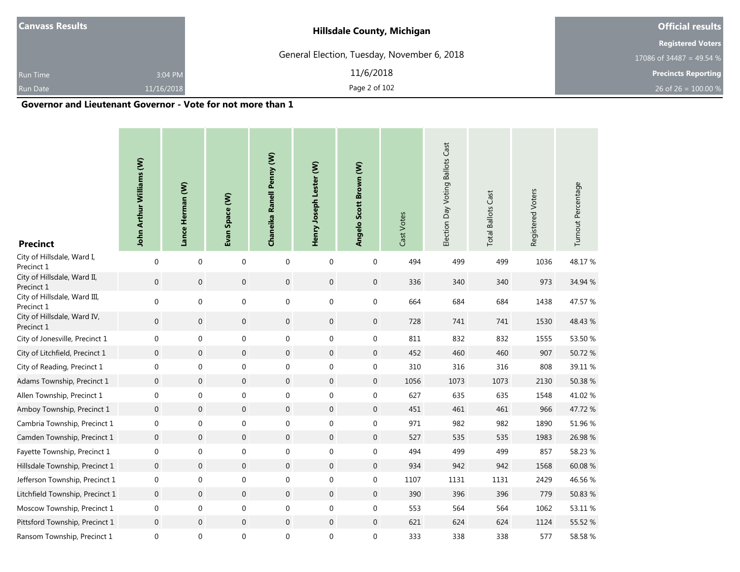Canvass Results

Run Time 3:04 PM

Run Date 11/16/2018

**Hillsdale County, Michigan**

General Election, Tuesday, November 6, 2018

11/6/2018

**Official results**

**Registered Voters**

17086 of 34487 = 49.54 %

**Precincts Reporting**

26 of 26 = 100.00 %

## Governor and Lieutenant Governor - Vote for not more than 1

| Precinct | John Arthur Williams (W) | Lance Herman (W) | Evan Space (W) | Chanelka Ranell Penny (W) | Henry Joseph Lester (W) | Angelo Scott Brown (W) | Cast Votes | Election Day Voting Ballots Cast | Total Ballots Cast | Registered Voters | Turnout Percentage |
|---|---|---|---|---|---|---|---|---|---|---|---|
| City of Hillsdale, Ward I, Precinct 1 | 0 | 0 | 0 | 0 | 0 | 0 | 494 | 499 | 499 | 1036 | 48.17 % |
| City of Hillsdale, Ward II, Precinct 1 | 0 | 0 | 0 | 0 | 0 | 0 | 336 | 340 | 340 | 973 | 34.94 % |
| City of Hillsdale, Ward III, Precinct 1 | 0 | 0 | 0 | 0 | 0 | 0 | 664 | 684 | 684 | 1438 | 47.57 % |
| City of Hillsdale, Ward IV, Precinct 1 | 0 | 0 | 0 | 0 | 0 | 0 | 728 | 741 | 741 | 1530 | 48.43 % |
| City of Jonesville, Precinct 1 | 0 | 0 | 0 | 0 | 0 | 0 | 811 | 832 | 832 | 1555 | 53.50 % |
| City of Litchfield, Precinct 1 | 0 | 0 | 0 | 0 | 0 | 0 | 452 | 460 | 460 | 907 | 50.72 % |
| City of Reading, Precinct 1 | 0 | 0 | 0 | 0 | 0 | 0 | 310 | 316 | 316 | 808 | 39.11 % |
| Adams Township, Precinct 1 | 0 | 0 | 0 | 0 | 0 | 0 | 1056 | 1073 | 1073 | 2130 | 50.38 % |
| Allen Township, Precinct 1 | 0 | 0 | 0 | 0 | 0 | 0 | 627 | 635 | 635 | 1548 | 41.02 % |
| Amboy Township, Precinct 1 | 0 | 0 | 0 | 0 | 0 | 0 | 451 | 461 | 461 | 966 | 47.72 % |
| Cambria Township, Precinct 1 | 0 | 0 | 0 | 0 | 0 | 0 | 971 | 982 | 982 | 1890 | 51.96 % |
| Camden Township, Precinct 1 | 0 | 0 | 0 | 0 | 0 | 0 | 527 | 535 | 535 | 1983 | 26.98 % |
| Fayette Township, Precinct 1 | 0 | 0 | 0 | 0 | 0 | 0 | 494 | 499 | 499 | 857 | 58.23 % |
| Hillsdale Township, Precinct 1 | 0 | 0 | 0 | 0 | 0 | 0 | 934 | 942 | 942 | 1568 | 60.08 % |
| Jefferson Township, Precinct 1 | 0 | 0 | 0 | 0 | 0 | 0 | 1107 | 1131 | 1131 | 2429 | 46.56 % |
| Litchfield Township, Precinct 1 | 0 | 0 | 0 | 0 | 0 | 0 | 390 | 396 | 396 | 779 | 50.83 % |
| Moscow Township, Precinct 1 | 0 | 0 | 0 | 0 | 0 | 0 | 553 | 564 | 564 | 1062 | 53.11 % |
| Pittsford Township, Precinct 1 | 0 | 0 | 0 | 0 | 0 | 0 | 621 | 624 | 624 | 1124 | 55.52 % |
| Ransom Township, Precinct 1 | 0 | 0 | 0 | 0 | 0 | 0 | 333 | 338 | 338 | 577 | 58.58 % |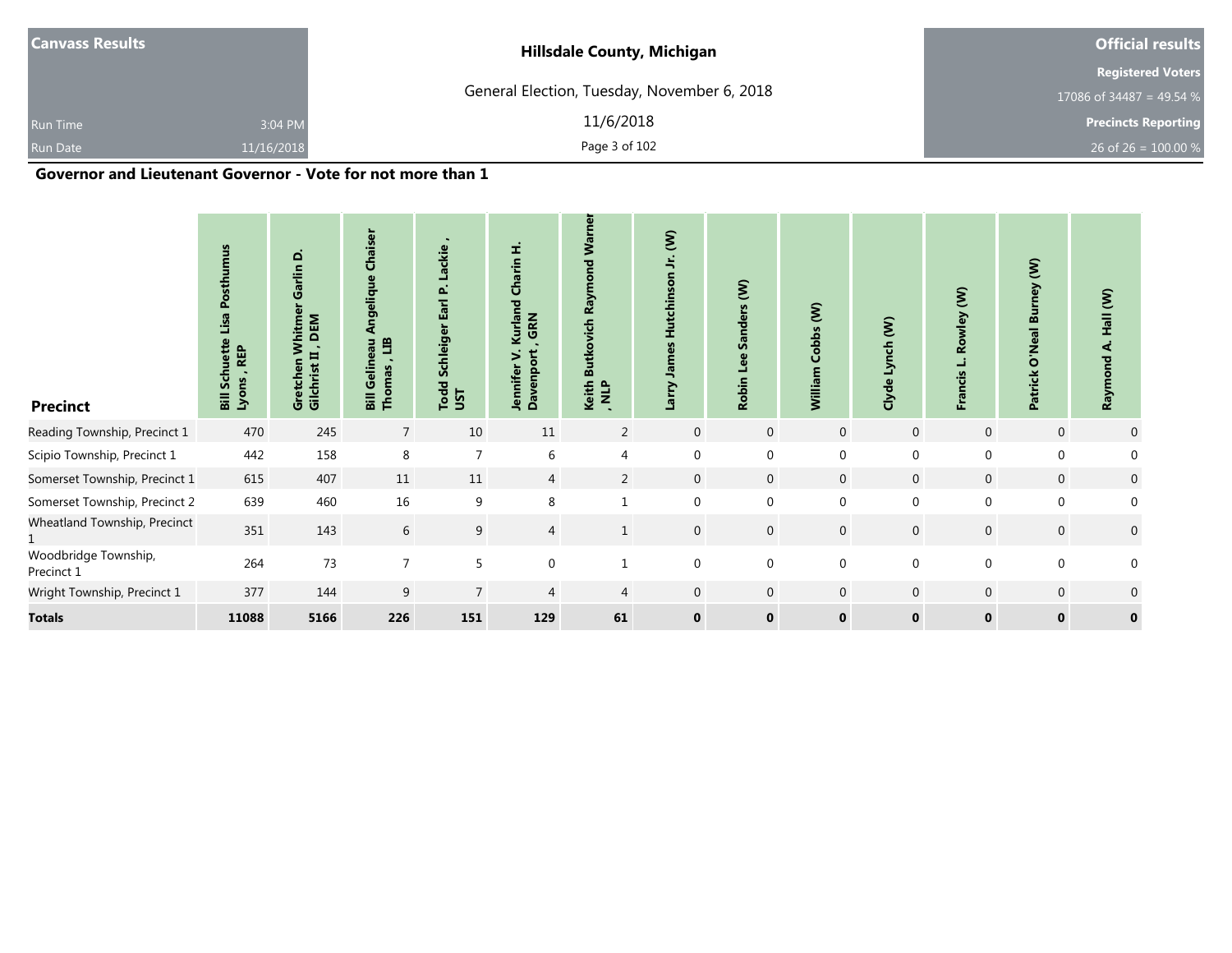**Canvass Results**

Run Time 3:04 PM
Run Date 11/16/2018

**Hillsdale County, Michigan**

General Election, Tuesday, November 6, 2018

11/6/2018

**Official results**

**Registered Voters**
17086 of 34487 = 49.54 %

**Precincts Reporting**
26 of 26 = 100.00 %

## Governor and Lieutenant Governor - Vote for not more than 1

| Precinct | Bill Schuette Lisa Posthumus Lyons , REP | Gretchen Whitmer Garlin D. Gilchrist II , DEM | Bill Gelineau Angelique Chaiser Thomas , LIB | Todd Schleiger Earl P. Lackie , UST | Jennifer V. Kurland Charin H. Davenport , GRN | Keith Butkovich Raymond Warner , NLP | Larry James Hutchinson Jr. (W) | Robin Lee Sanders (W) | William Cobbs (W) | Clyde Lynch (W) | Francis L. Rowley (W) | Patrick O'Neal Burney (W) | Raymond A. Hall (W) |
|---|---|---|---|---|---|---|---|---|---|---|---|---|---|
| Reading Township, Precinct 1 | 470 | 245 | 7 | 10 | 11 | 2 | 0 | 0 | 0 | 0 | 0 | 0 | 0 |
| Scipio Township, Precinct 1 | 442 | 158 | 8 | 7 | 6 | 4 | 0 | 0 | 0 | 0 | 0 | 0 | 0 |
| Somerset Township, Precinct 1 | 615 | 407 | 11 | 11 | 4 | 2 | 0 | 0 | 0 | 0 | 0 | 0 | 0 |
| Somerset Township, Precinct 2 | 639 | 460 | 16 | 9 | 8 | 1 | 0 | 0 | 0 | 0 | 0 | 0 | 0 |
| Wheatland Township, Precinct 1 | 351 | 143 | 6 | 9 | 4 | 1 | 0 | 0 | 0 | 0 | 0 | 0 | 0 |
| Woodbridge Township, Precinct 1 | 264 | 73 | 7 | 5 | 0 | 1 | 0 | 0 | 0 | 0 | 0 | 0 | 0 |
| Wright Township, Precinct 1 | 377 | 144 | 9 | 7 | 4 | 4 | 0 | 0 | 0 | 0 | 0 | 0 | 0 |
| **Totals** | **11088** | **5166** | **226** | **151** | **129** | **61** | **0** | **0** | **0** | **0** | **0** | **0** | **0** |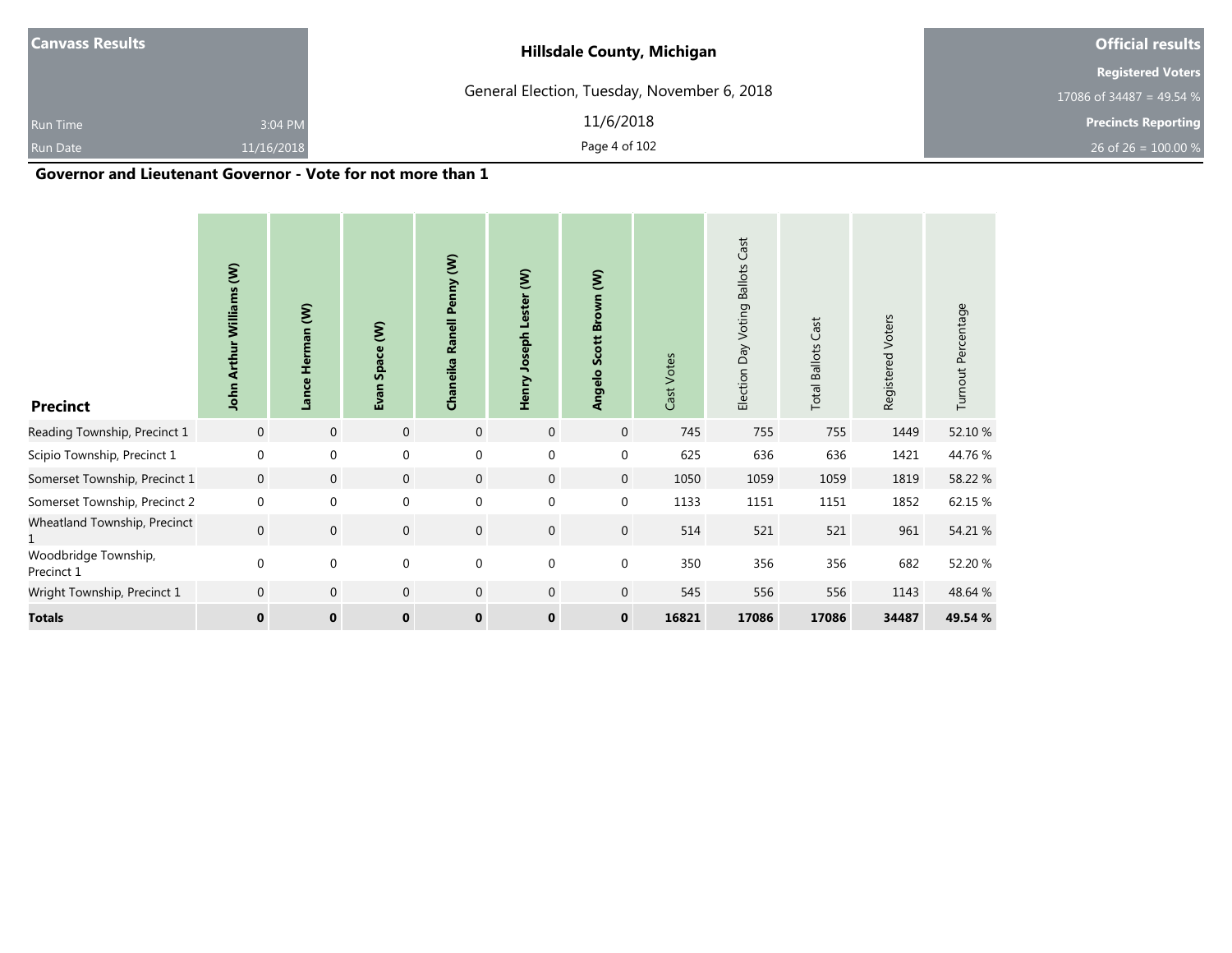| Canvass Results | Hillsdale County, Michigan | Official results |
|---|---|---|
| | General Election, Tuesday, November 6, 2018 | Registered Voters |
| | | 17086 of 34487 = 49.54 % |
| Run Time 3:04 PM | 11/6/2018 | Precincts Reporting |
| Run Date 11/16/2018 | | 26 of 26 = 100.00 % |

## Governor and Lieutenant Governor - Vote for not more than 1

| Precinct | John Arthur Williams (W) | Lance Herman (W) | Evan Space (W) | Chaneika Ranell Penny (W) | Henry Joseph Lester (W) | Angelo Scott Brown (W) | Cast Votes | Election Day Voting Ballots Cast | Total Ballots Cast | Registered Voters | Turnout Percentage |
|---|---|---|---|---|---|---|---|---|---|---|---|
| Reading Township, Precinct 1 | 0 | 0 | 0 | 0 | 0 | 0 | 745 | 755 | 755 | 1449 | 52.10 % |
| Scipio Township, Precinct 1 | 0 | 0 | 0 | 0 | 0 | 0 | 625 | 636 | 636 | 1421 | 44.76 % |
| Somerset Township, Precinct 1 | 0 | 0 | 0 | 0 | 0 | 0 | 1050 | 1059 | 1059 | 1819 | 58.22 % |
| Somerset Township, Precinct 2 | 0 | 0 | 0 | 0 | 0 | 0 | 1133 | 1151 | 1151 | 1852 | 62.15 % |
| Wheatland Township, Precinct 1 | 0 | 0 | 0 | 0 | 0 | 0 | 514 | 521 | 521 | 961 | 54.21 % |
| Woodbridge Township, Precinct 1 | 0 | 0 | 0 | 0 | 0 | 0 | 350 | 356 | 356 | 682 | 52.20 % |
| Wright Township, Precinct 1 | 0 | 0 | 0 | 0 | 0 | 0 | 545 | 556 | 556 | 1143 | 48.64 % |
| **Totals** | **0** | **0** | **0** | **0** | **0** | **0** | **16821** | **17086** | **17086** | **34487** | **49.54 %** |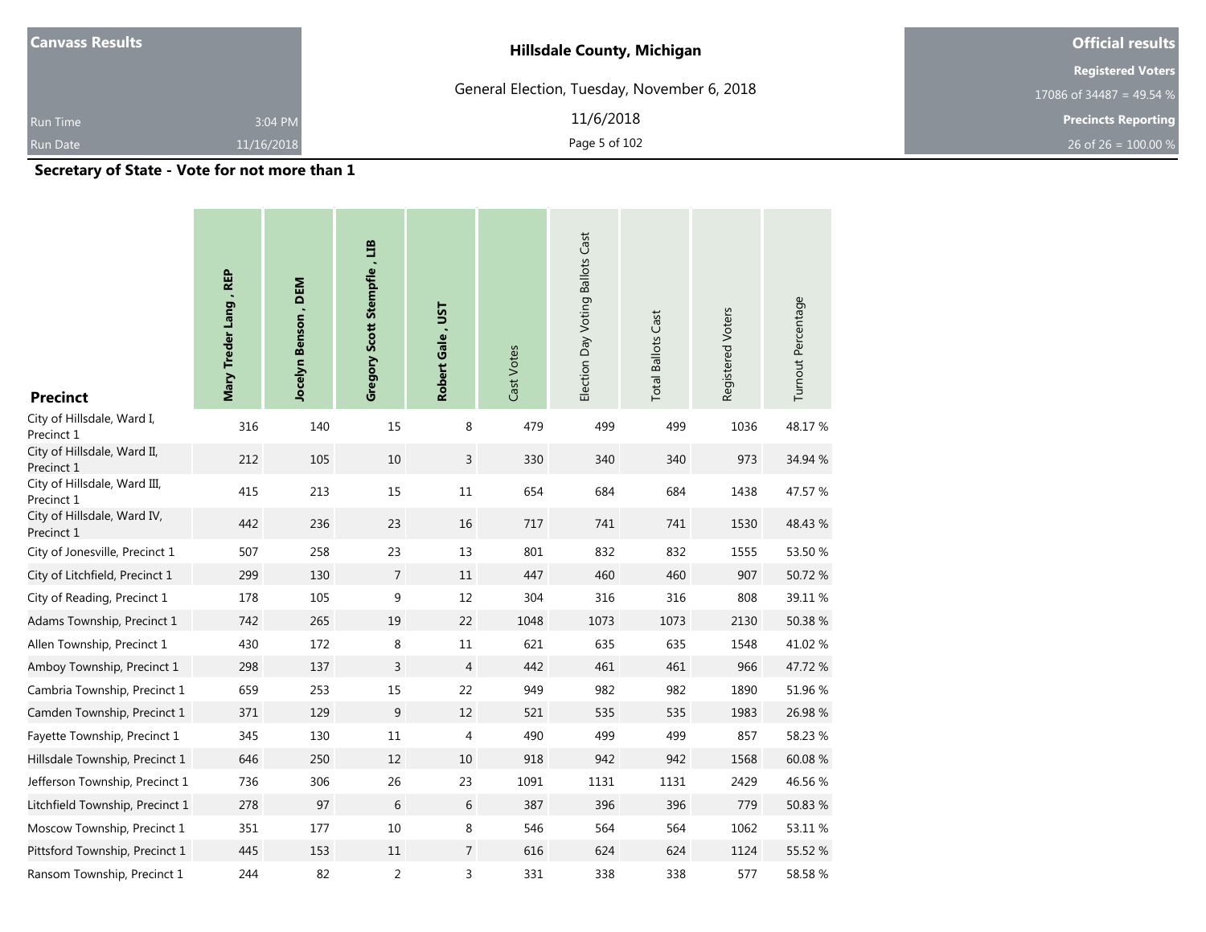| Canvass Results | | Hillsdale County, Michigan | Official results |
|---|---|---|---|
| | | General Election, Tuesday, November 6, 2018 | Registered Voters |
| | | | 17086 of 34487 = 49.54 % |
| Run Time | 3:04 PM | 11/6/2018 | Precincts Reporting |
| Run Date | 11/16/2018 | | 26 of 26 = 100.00 % |

## Secretary of State - Vote for not more than 1

| Precinct | Mary Treder Lang , REP | Jocelyn Benson , DEM | Gregory Scott Stempfle , LIB | Robert Gale , UST | Cast Votes | Election Day Voting Ballots Cast | Total Ballots Cast | Registered Voters | Turnout Percentage |
|---|---|---|---|---|---|---|---|---|---|
| City of Hillsdale, Ward I, Precinct 1 | 316 | 140 | 15 | 8 | 479 | 499 | 499 | 1036 | 48.17 % |
| City of Hillsdale, Ward II, Precinct 1 | 212 | 105 | 10 | 3 | 330 | 340 | 340 | 973 | 34.94 % |
| City of Hillsdale, Ward III, Precinct 1 | 415 | 213 | 15 | 11 | 654 | 684 | 684 | 1438 | 47.57 % |
| City of Hillsdale, Ward IV, Precinct 1 | 442 | 236 | 23 | 16 | 717 | 741 | 741 | 1530 | 48.43 % |
| City of Jonesville, Precinct 1 | 507 | 258 | 23 | 13 | 801 | 832 | 832 | 1555 | 53.50 % |
| City of Litchfield, Precinct 1 | 299 | 130 | 7 | 11 | 447 | 460 | 460 | 907 | 50.72 % |
| City of Reading, Precinct 1 | 178 | 105 | 9 | 12 | 304 | 316 | 316 | 808 | 39.11 % |
| Adams Township, Precinct 1 | 742 | 265 | 19 | 22 | 1048 | 1073 | 1073 | 2130 | 50.38 % |
| Allen Township, Precinct 1 | 430 | 172 | 8 | 11 | 621 | 635 | 635 | 1548 | 41.02 % |
| Amboy Township, Precinct 1 | 298 | 137 | 3 | 4 | 442 | 461 | 461 | 966 | 47.72 % |
| Cambria Township, Precinct 1 | 659 | 253 | 15 | 22 | 949 | 982 | 982 | 1890 | 51.96 % |
| Camden Township, Precinct 1 | 371 | 129 | 9 | 12 | 521 | 535 | 535 | 1983 | 26.98 % |
| Fayette Township, Precinct 1 | 345 | 130 | 11 | 4 | 490 | 499 | 499 | 857 | 58.23 % |
| Hillsdale Township, Precinct 1 | 646 | 250 | 12 | 10 | 918 | 942 | 942 | 1568 | 60.08 % |
| Jefferson Township, Precinct 1 | 736 | 306 | 26 | 23 | 1091 | 1131 | 1131 | 2429 | 46.56 % |
| Litchfield Township, Precinct 1 | 278 | 97 | 6 | 6 | 387 | 396 | 396 | 779 | 50.83 % |
| Moscow Township, Precinct 1 | 351 | 177 | 10 | 8 | 546 | 564 | 564 | 1062 | 53.11 % |
| Pittsford Township, Precinct 1 | 445 | 153 | 11 | 7 | 616 | 624 | 624 | 1124 | 55.52 % |
| Ransom Township, Precinct 1 | 244 | 82 | 2 | 3 | 331 | 338 | 338 | 577 | 58.58 % |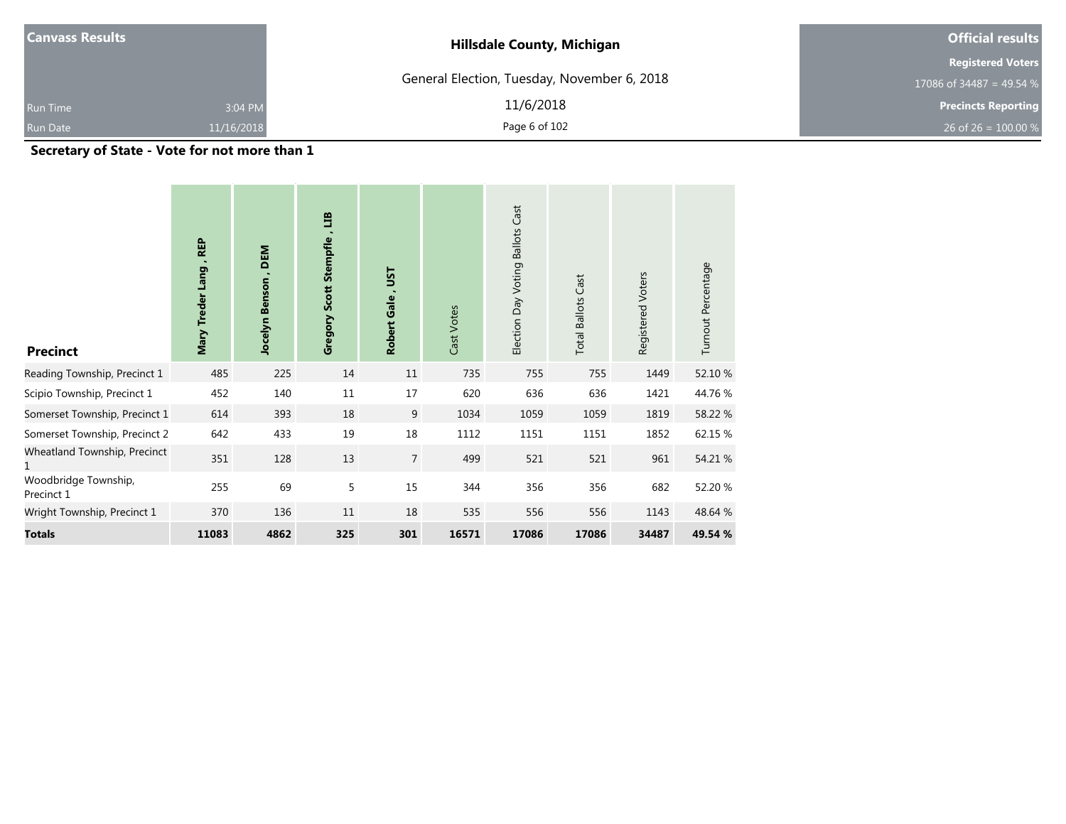**Canvass Results**

Run Time 3:04 PM

Run Date 11/16/2018

## Hillsdale County, Michigan

General Election, Tuesday, November 6, 2018

11/6/2018

**Official results**

**Registered Voters**

17086 of 34487 = 49.54 %

**Precincts Reporting**

26 of 26 = 100.00 %

### Secretary of State - Vote for not more than 1

| Precinct | Mary Treder Lang , REP | Jocelyn Benson , DEM | Gregory Scott Stempfle , LIB | Robert Gale , UST | Cast Votes | Election Day Voting Ballots Cast | Total Ballots Cast | Registered Voters | Turnout Percentage |
|---|---|---|---|---|---|---|---|---|---|
| Reading Township, Precinct 1 | 485 | 225 | 14 | 11 | 735 | 755 | 755 | 1449 | 52.10 % |
| Scipio Township, Precinct 1 | 452 | 140 | 11 | 17 | 620 | 636 | 636 | 1421 | 44.76 % |
| Somerset Township, Precinct 1 | 614 | 393 | 18 | 9 | 1034 | 1059 | 1059 | 1819 | 58.22 % |
| Somerset Township, Precinct 2 | 642 | 433 | 19 | 18 | 1112 | 1151 | 1151 | 1852 | 62.15 % |
| Wheatland Township, Precinct 1 | 351 | 128 | 13 | 7 | 499 | 521 | 521 | 961 | 54.21 % |
| Woodbridge Township, Precinct 1 | 255 | 69 | 5 | 15 | 344 | 356 | 356 | 682 | 52.20 % |
| Wright Township, Precinct 1 | 370 | 136 | 11 | 18 | 535 | 556 | 556 | 1143 | 48.64 % |
| **Totals** | **11083** | **4862** | **325** | **301** | **16571** | **17086** | **17086** | **34487** | **49.54 %** |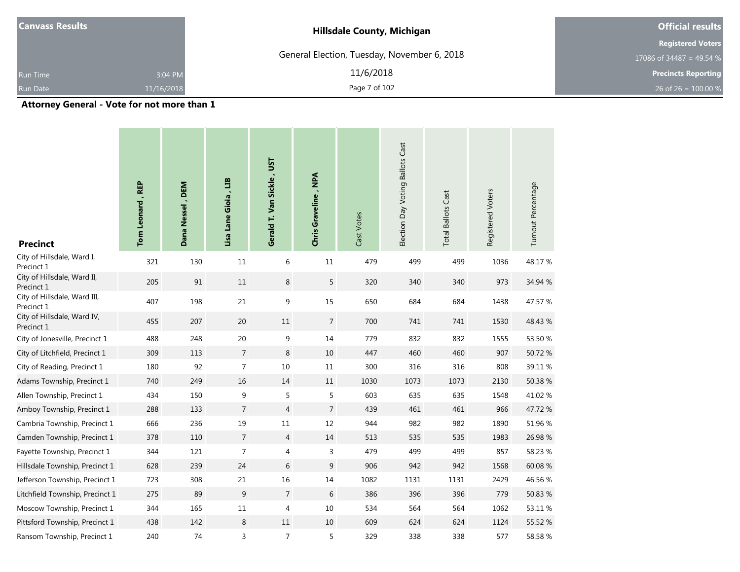**Canvass Results**

Run Time 3:04 PM

Run Date 11/16/2018

**Hillsdale County, Michigan**

General Election, Tuesday, November 6, 2018

11/6/2018

**Official results**

**Registered Voters**

17086 of 34487 = 49.54 %

**Precincts Reporting**

26 of 26 = 100.00 %

## Attorney General - Vote for not more than 1

| Precinct | Tom Leonard , REP | Dana Nessel , DEM | Lisa Lane Gioia , LIB | Gerald T. Van Sickle , UST | Chris Graveline , NPA | Cast Votes | Election Day Voting Ballots Cast | Total Ballots Cast | Registered Voters | Turnout Percentage |
|---|---|---|---|---|---|---|---|---|---|---|
| City of Hillsdale, Ward I, Precinct 1 | 321 | 130 | 11 | 6 | 11 | 479 | 499 | 499 | 1036 | 48.17 % |
| City of Hillsdale, Ward II, Precinct 1 | 205 | 91 | 11 | 8 | 5 | 320 | 340 | 340 | 973 | 34.94 % |
| City of Hillsdale, Ward III, Precinct 1 | 407 | 198 | 21 | 9 | 15 | 650 | 684 | 684 | 1438 | 47.57 % |
| City of Hillsdale, Ward IV, Precinct 1 | 455 | 207 | 20 | 11 | 7 | 700 | 741 | 741 | 1530 | 48.43 % |
| City of Jonesville, Precinct 1 | 488 | 248 | 20 | 9 | 14 | 779 | 832 | 832 | 1555 | 53.50 % |
| City of Litchfield, Precinct 1 | 309 | 113 | 7 | 8 | 10 | 447 | 460 | 460 | 907 | 50.72 % |
| City of Reading, Precinct 1 | 180 | 92 | 7 | 10 | 11 | 300 | 316 | 316 | 808 | 39.11 % |
| Adams Township, Precinct 1 | 740 | 249 | 16 | 14 | 11 | 1030 | 1073 | 1073 | 2130 | 50.38 % |
| Allen Township, Precinct 1 | 434 | 150 | 9 | 5 | 5 | 603 | 635 | 635 | 1548 | 41.02 % |
| Amboy Township, Precinct 1 | 288 | 133 | 7 | 4 | 7 | 439 | 461 | 461 | 966 | 47.72 % |
| Cambria Township, Precinct 1 | 666 | 236 | 19 | 11 | 12 | 944 | 982 | 982 | 1890 | 51.96 % |
| Camden Township, Precinct 1 | 378 | 110 | 7 | 4 | 14 | 513 | 535 | 535 | 1983 | 26.98 % |
| Fayette Township, Precinct 1 | 344 | 121 | 7 | 4 | 3 | 479 | 499 | 499 | 857 | 58.23 % |
| Hillsdale Township, Precinct 1 | 628 | 239 | 24 | 6 | 9 | 906 | 942 | 942 | 1568 | 60.08 % |
| Jefferson Township, Precinct 1 | 723 | 308 | 21 | 16 | 14 | 1082 | 1131 | 1131 | 2429 | 46.56 % |
| Litchfield Township, Precinct 1 | 275 | 89 | 9 | 7 | 6 | 386 | 396 | 396 | 779 | 50.83 % |
| Moscow Township, Precinct 1 | 344 | 165 | 11 | 4 | 10 | 534 | 564 | 564 | 1062 | 53.11 % |
| Pittsford Township, Precinct 1 | 438 | 142 | 8 | 11 | 10 | 609 | 624 | 624 | 1124 | 55.52 % |
| Ransom Township, Precinct 1 | 240 | 74 | 3 | 7 | 5 | 329 | 338 | 338 | 577 | 58.58 % |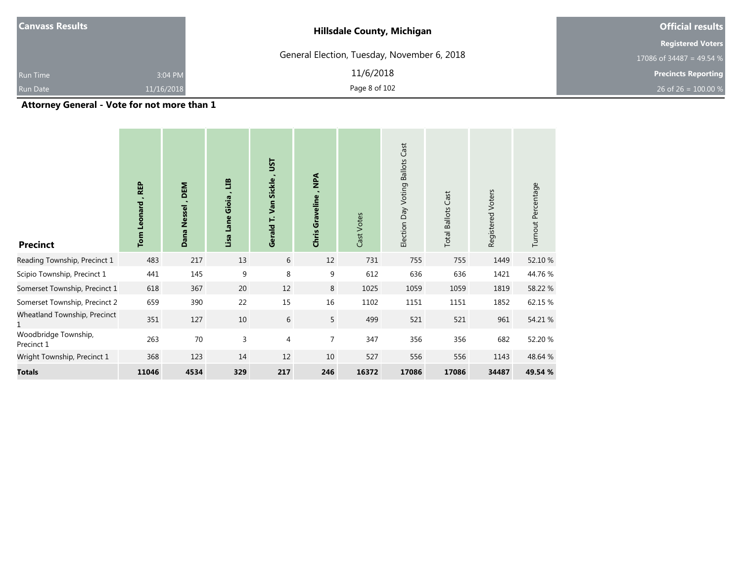**Canvass Results**

Run Time 3:04 PM

Run Date 11/16/2018

**Hillsdale County, Michigan**

General Election, Tuesday, November 6, 2018

11/6/2018

**Official results**

**Registered Voters**

17086 of 34487 = 49.54 %

**Precincts Reporting**

26 of 26 = 100.00 %

## Attorney General - Vote for not more than 1

| Precinct | Tom Leonard , REP | Dana Nessel , DEM | Lisa Lane Gioia , LIB | Gerald T. Van Sickle , UST | Chris Graveline , NPA | Cast Votes | Election Day Voting Ballots Cast | Total Ballots Cast | Registered Voters | Turnout Percentage |
|---|---|---|---|---|---|---|---|---|---|---|
| Reading Township, Precinct 1 | 483 | 217 | 13 | 6 | 12 | 731 | 755 | 755 | 1449 | 52.10 % |
| Scipio Township, Precinct 1 | 441 | 145 | 9 | 8 | 9 | 612 | 636 | 636 | 1421 | 44.76 % |
| Somerset Township, Precinct 1 | 618 | 367 | 20 | 12 | 8 | 1025 | 1059 | 1059 | 1819 | 58.22 % |
| Somerset Township, Precinct 2 | 659 | 390 | 22 | 15 | 16 | 1102 | 1151 | 1151 | 1852 | 62.15 % |
| Wheatland Township, Precinct 1 | 351 | 127 | 10 | 6 | 5 | 499 | 521 | 521 | 961 | 54.21 % |
| Woodbridge Township, Precinct 1 | 263 | 70 | 3 | 4 | 7 | 347 | 356 | 356 | 682 | 52.20 % |
| Wright Township, Precinct 1 | 368 | 123 | 14 | 12 | 10 | 527 | 556 | 556 | 1143 | 48.64 % |
| **Totals** | **11046** | **4534** | **329** | **217** | **246** | **16372** | **17086** | **17086** | **34487** | **49.54 %** |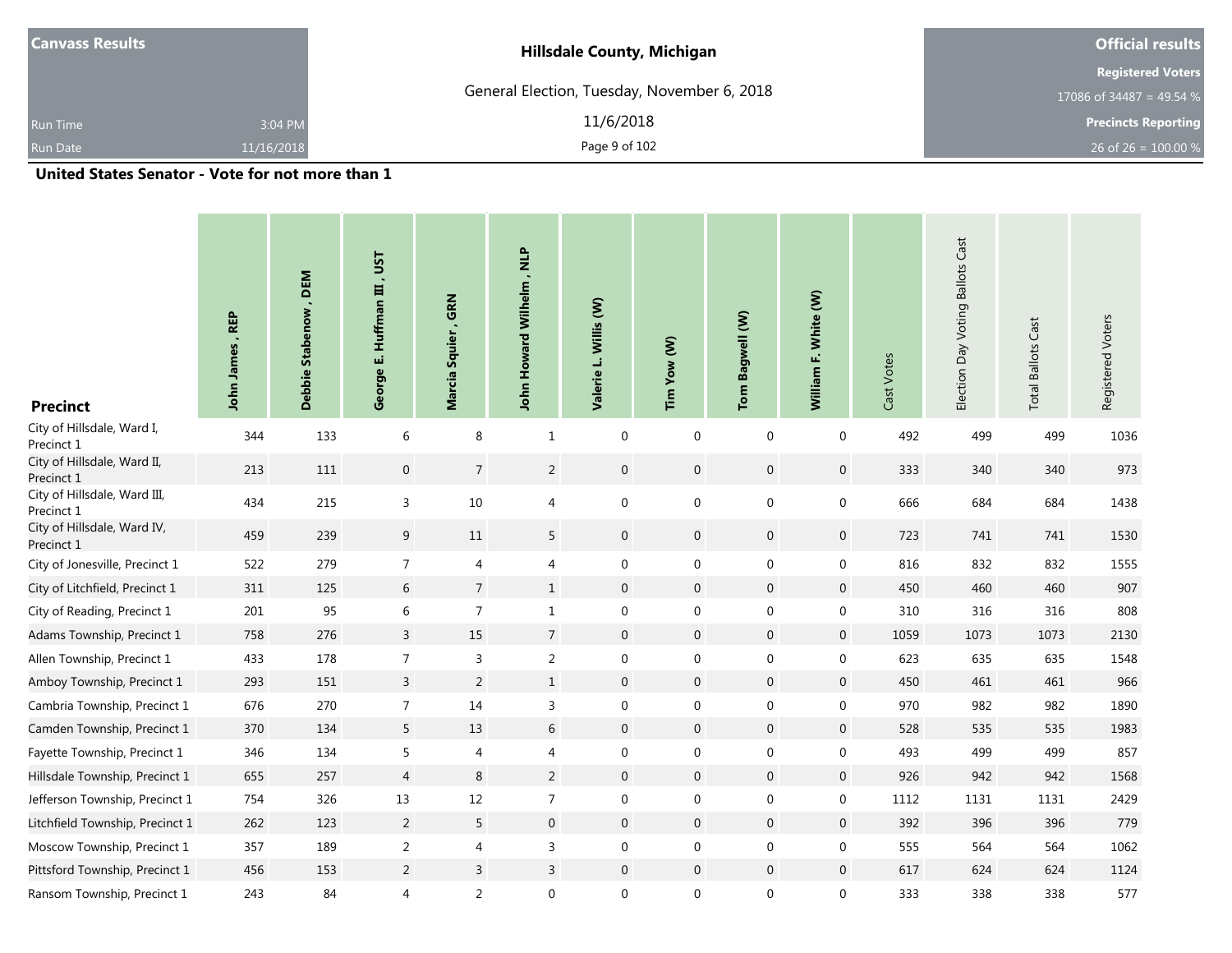**Canvass Results**

Run Time 3:04 PM

Run Date 11/16/2018

**Hillsdale County, Michigan**

General Election, Tuesday, November 6, 2018

11/6/2018

**Official results**

**Registered Voters**

17086 of 34487 = 49.54 %

**Precincts Reporting**

26 of 26 = 100.00 %

## United States Senator - Vote for not more than 1

| Precinct | John James , REP | Debbie Stabenow , DEM | George E. Huffman III , UST | Marcia Squier , GRN | John Howard Wilhelm , NLP | Valerie L. Willis (W) | Tim Yow (W) | Tom Bagwell (W) | William F. White (W) | Cast Votes | Election Day Voting Ballots Cast | Total Ballots Cast | Registered Voters |
|---|---|---|---|---|---|---|---|---|---|---|---|---|---|
| City of Hillsdale, Ward I, Precinct 1 | 344 | 133 | 6 | 8 | 1 | 0 | 0 | 0 | 0 | 492 | 499 | 499 | 1036 |
| City of Hillsdale, Ward II, Precinct 1 | 213 | 111 | 0 | 7 | 2 | 0 | 0 | 0 | 0 | 333 | 340 | 340 | 973 |
| City of Hillsdale, Ward III, Precinct 1 | 434 | 215 | 3 | 10 | 4 | 0 | 0 | 0 | 0 | 666 | 684 | 684 | 1438 |
| City of Hillsdale, Ward IV, Precinct 1 | 459 | 239 | 9 | 11 | 5 | 0 | 0 | 0 | 0 | 723 | 741 | 741 | 1530 |
| City of Jonesville, Precinct 1 | 522 | 279 | 7 | 4 | 4 | 0 | 0 | 0 | 0 | 816 | 832 | 832 | 1555 |
| City of Litchfield, Precinct 1 | 311 | 125 | 6 | 7 | 1 | 0 | 0 | 0 | 0 | 450 | 460 | 460 | 907 |
| City of Reading, Precinct 1 | 201 | 95 | 6 | 7 | 1 | 0 | 0 | 0 | 0 | 310 | 316 | 316 | 808 |
| Adams Township, Precinct 1 | 758 | 276 | 3 | 15 | 7 | 0 | 0 | 0 | 0 | 1059 | 1073 | 1073 | 2130 |
| Allen Township, Precinct 1 | 433 | 178 | 7 | 3 | 2 | 0 | 0 | 0 | 0 | 623 | 635 | 635 | 1548 |
| Amboy Township, Precinct 1 | 293 | 151 | 3 | 2 | 1 | 0 | 0 | 0 | 0 | 450 | 461 | 461 | 966 |
| Cambria Township, Precinct 1 | 676 | 270 | 7 | 14 | 3 | 0 | 0 | 0 | 0 | 970 | 982 | 982 | 1890 |
| Camden Township, Precinct 1 | 370 | 134 | 5 | 13 | 6 | 0 | 0 | 0 | 0 | 528 | 535 | 535 | 1983 |
| Fayette Township, Precinct 1 | 346 | 134 | 5 | 4 | 4 | 0 | 0 | 0 | 0 | 493 | 499 | 499 | 857 |
| Hillsdale Township, Precinct 1 | 655 | 257 | 4 | 8 | 2 | 0 | 0 | 0 | 0 | 926 | 942 | 942 | 1568 |
| Jefferson Township, Precinct 1 | 754 | 326 | 13 | 12 | 7 | 0 | 0 | 0 | 0 | 1112 | 1131 | 1131 | 2429 |
| Litchfield Township, Precinct 1 | 262 | 123 | 2 | 5 | 0 | 0 | 0 | 0 | 0 | 392 | 396 | 396 | 779 |
| Moscow Township, Precinct 1 | 357 | 189 | 2 | 4 | 3 | 0 | 0 | 0 | 0 | 555 | 564 | 564 | 1062 |
| Pittsford Township, Precinct 1 | 456 | 153 | 2 | 3 | 3 | 0 | 0 | 0 | 0 | 617 | 624 | 624 | 1124 |
| Ransom Township, Precinct 1 | 243 | 84 | 4 | 2 | 0 | 0 | 0 | 0 | 0 | 333 | 338 | 338 | 577 |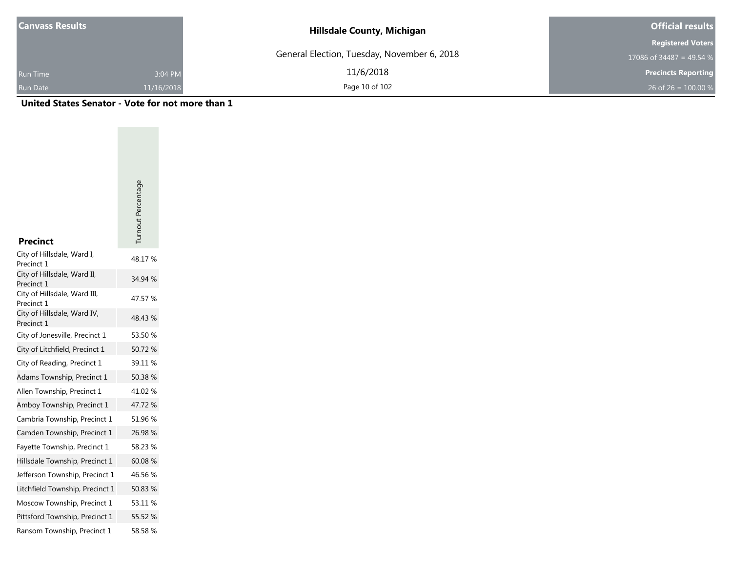**Canvass Results**

Run Time 3:04 PM

Run Date 11/16/2018

**Hillsdale County, Michigan**

General Election, Tuesday, November 6, 2018

11/6/2018

**Official results**

**Registered Voters**

17086 of 34487 = 49.54 %

**Precincts Reporting**

26 of 26 = 100.00 %

## United States Senator - Vote for not more than 1

| Precinct | Turnout Percentage |
|---|---|
| City of Hillsdale, Ward I, Precinct 1 | 48.17 % |
| City of Hillsdale, Ward II, Precinct 1 | 34.94 % |
| City of Hillsdale, Ward III, Precinct 1 | 47.57 % |
| City of Hillsdale, Ward IV, Precinct 1 | 48.43 % |
| City of Jonesville, Precinct 1 | 53.50 % |
| City of Litchfield, Precinct 1 | 50.72 % |
| City of Reading, Precinct 1 | 39.11 % |
| Adams Township, Precinct 1 | 50.38 % |
| Allen Township, Precinct 1 | 41.02 % |
| Amboy Township, Precinct 1 | 47.72 % |
| Cambria Township, Precinct 1 | 51.96 % |
| Camden Township, Precinct 1 | 26.98 % |
| Fayette Township, Precinct 1 | 58.23 % |
| Hillsdale Township, Precinct 1 | 60.08 % |
| Jefferson Township, Precinct 1 | 46.56 % |
| Litchfield Township, Precinct 1 | 50.83 % |
| Moscow Township, Precinct 1 | 53.11 % |
| Pittsford Township, Precinct 1 | 55.52 % |
| Ransom Township, Precinct 1 | 58.58 % |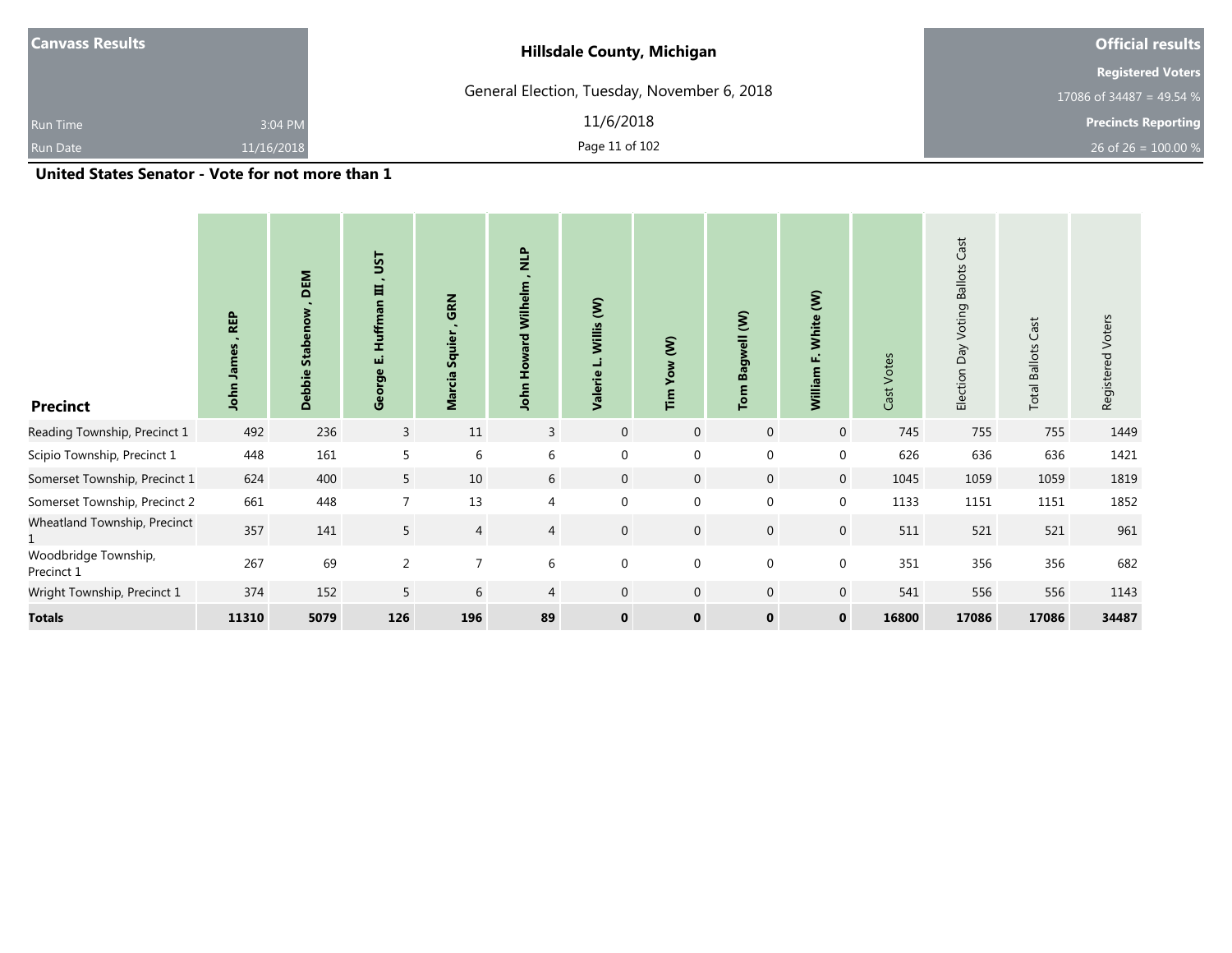| Canvass Results | | Hillsdale County, Michigan | Official results |
|---|---|---|---|
| | | General Election, Tuesday, November 6, 2018 | Registered Voters |
| | | | 17086 of 34487 = 49.54 % |
| Run Time | 3:04 PM | 11/6/2018 | Precincts Reporting |
| Run Date | 11/16/2018 | | 26 of 26 = 100.00 % |

## United States Senator - Vote for not more than 1

| Precinct | John James , REP | Debbie Stabenow , DEM | George E. Huffman III , UST | Marcia Squier , GRN | John Howard Wilhelm , NLP | Valerie L. Willis (W) | Tim Yow (W) | Tom Bagwell (W) | William F. White (W) | Cast Votes | Election Day Voting Ballots Cast | Total Ballots Cast | Registered Voters |
|---|---|---|---|---|---|---|---|---|---|---|---|---|---|
| Reading Township, Precinct 1 | 492 | 236 | 3 | 11 | 3 | 0 | 0 | 0 | 0 | 745 | 755 | 755 | 1449 |
| Scipio Township, Precinct 1 | 448 | 161 | 5 | 6 | 6 | 0 | 0 | 0 | 0 | 626 | 636 | 636 | 1421 |
| Somerset Township, Precinct 1 | 624 | 400 | 5 | 10 | 6 | 0 | 0 | 0 | 0 | 1045 | 1059 | 1059 | 1819 |
| Somerset Township, Precinct 2 | 661 | 448 | 7 | 13 | 4 | 0 | 0 | 0 | 0 | 1133 | 1151 | 1151 | 1852 |
| Wheatland Township, Precinct 1 | 357 | 141 | 5 | 4 | 4 | 0 | 0 | 0 | 0 | 511 | 521 | 521 | 961 |
| Woodbridge Township, Precinct 1 | 267 | 69 | 2 | 7 | 6 | 0 | 0 | 0 | 0 | 351 | 356 | 356 | 682 |
| Wright Township, Precinct 1 | 374 | 152 | 5 | 6 | 4 | 0 | 0 | 0 | 0 | 541 | 556 | 556 | 1143 |
| **Totals** | **11310** | **5079** | **126** | **196** | **89** | **0** | **0** | **0** | **0** | **16800** | **17086** | **17086** | **34487** |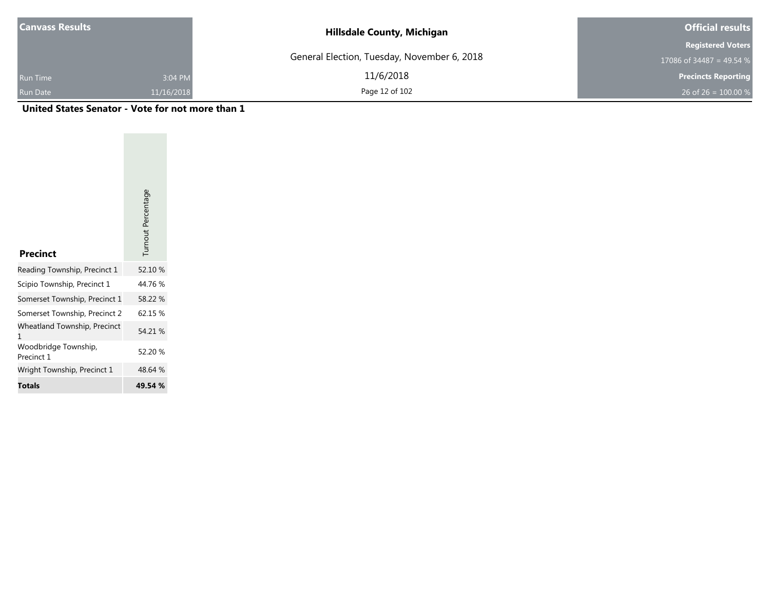| Canvass Results | | Official results |
| --- | --- | --- |
| | **Hillsdale County, Michigan** | **Registered Voters** |
| | General Election, Tuesday, November 6, 2018 | 17086 of 34487 = 49.54 % |
| Run Time 3:04 PM | 11/6/2018 | **Precincts Reporting** |
| Run Date 11/16/2018 | | 26 of 26 = 100.00 % |

**United States Senator - Vote for not more than 1**

| Precinct | Turnout Percentage |
| --- | --- |
| Reading Township, Precinct 1 | 52.10 % |
| Scipio Township, Precinct 1 | 44.76 % |
| Somerset Township, Precinct 1 | 58.22 % |
| Somerset Township, Precinct 2 | 62.15 % |
| Wheatland Township, Precinct 1 | 54.21 % |
| Woodbridge Township, Precinct 1 | 52.20 % |
| Wright Township, Precinct 1 | 48.64 % |
| **Totals** | **49.54 %** |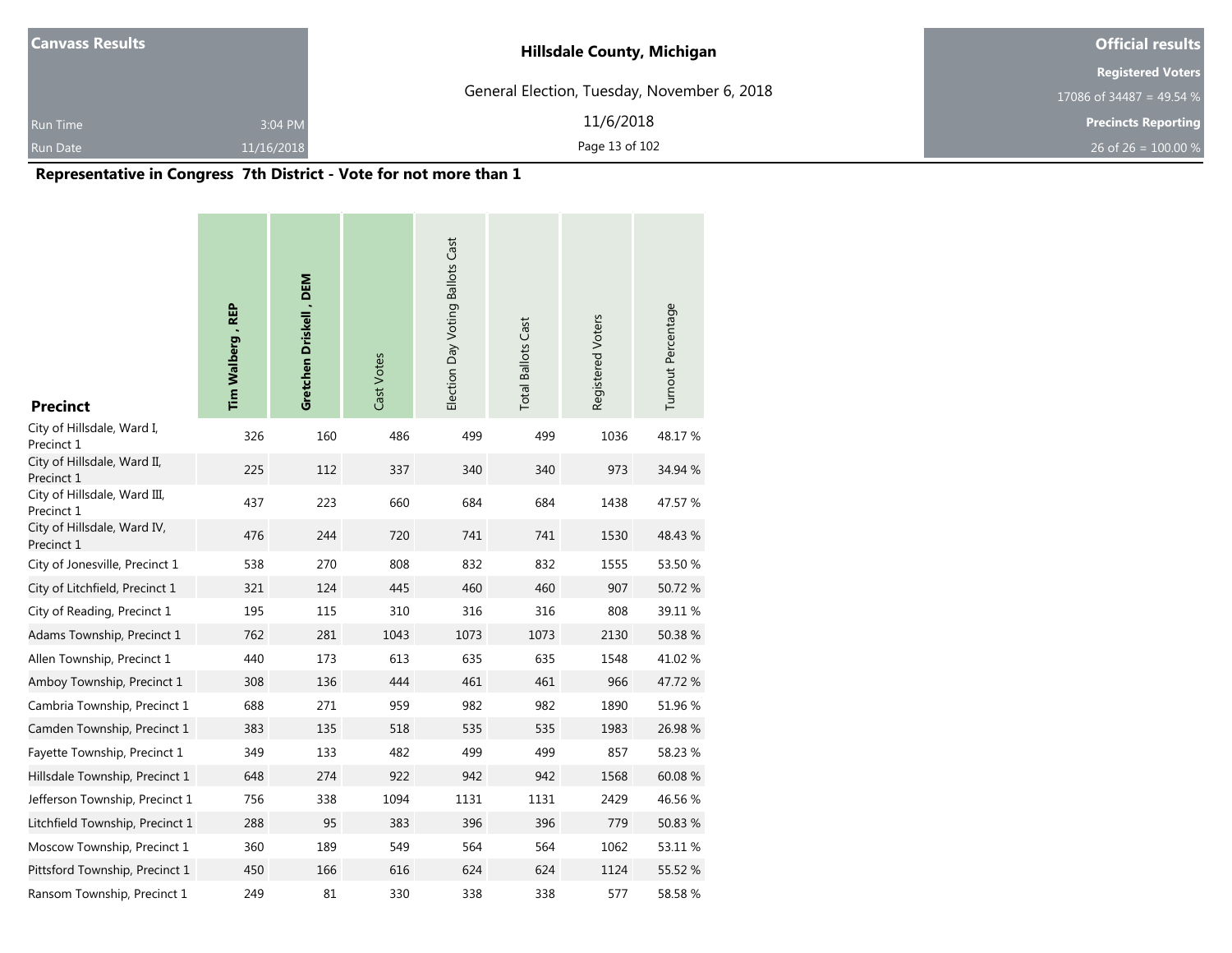**Canvass Results**

Run Time 3:04 PM

Run Date 11/16/2018

**Hillsdale County, Michigan**

General Election, Tuesday, November 6, 2018

11/6/2018

**Official results**

**Registered Voters**

17086 of 34487 = 49.54 %

**Precincts Reporting**

26 of 26 = 100.00 %

## Representative in Congress 7th District - Vote for not more than 1

| Precinct | Tim Walberg , REP | Gretchen Driskell , DEM | Cast Votes | Election Day Voting Ballots Cast | Total Ballots Cast | Registered Voters | Turnout Percentage |
|---|---|---|---|---|---|---|---|
| City of Hillsdale, Ward I, Precinct 1 | 326 | 160 | 486 | 499 | 499 | 1036 | 48.17 % |
| City of Hillsdale, Ward II, Precinct 1 | 225 | 112 | 337 | 340 | 340 | 973 | 34.94 % |
| City of Hillsdale, Ward III, Precinct 1 | 437 | 223 | 660 | 684 | 684 | 1438 | 47.57 % |
| City of Hillsdale, Ward IV, Precinct 1 | 476 | 244 | 720 | 741 | 741 | 1530 | 48.43 % |
| City of Jonesville, Precinct 1 | 538 | 270 | 808 | 832 | 832 | 1555 | 53.50 % |
| City of Litchfield, Precinct 1 | 321 | 124 | 445 | 460 | 460 | 907 | 50.72 % |
| City of Reading, Precinct 1 | 195 | 115 | 310 | 316 | 316 | 808 | 39.11 % |
| Adams Township, Precinct 1 | 762 | 281 | 1043 | 1073 | 1073 | 2130 | 50.38 % |
| Allen Township, Precinct 1 | 440 | 173 | 613 | 635 | 635 | 1548 | 41.02 % |
| Amboy Township, Precinct 1 | 308 | 136 | 444 | 461 | 461 | 966 | 47.72 % |
| Cambria Township, Precinct 1 | 688 | 271 | 959 | 982 | 982 | 1890 | 51.96 % |
| Camden Township, Precinct 1 | 383 | 135 | 518 | 535 | 535 | 1983 | 26.98 % |
| Fayette Township, Precinct 1 | 349 | 133 | 482 | 499 | 499 | 857 | 58.23 % |
| Hillsdale Township, Precinct 1 | 648 | 274 | 922 | 942 | 942 | 1568 | 60.08 % |
| Jefferson Township, Precinct 1 | 756 | 338 | 1094 | 1131 | 1131 | 2429 | 46.56 % |
| Litchfield Township, Precinct 1 | 288 | 95 | 383 | 396 | 396 | 779 | 50.83 % |
| Moscow Township, Precinct 1 | 360 | 189 | 549 | 564 | 564 | 1062 | 53.11 % |
| Pittsford Township, Precinct 1 | 450 | 166 | 616 | 624 | 624 | 1124 | 55.52 % |
| Ransom Township, Precinct 1 | 249 | 81 | 330 | 338 | 338 | 577 | 58.58 % |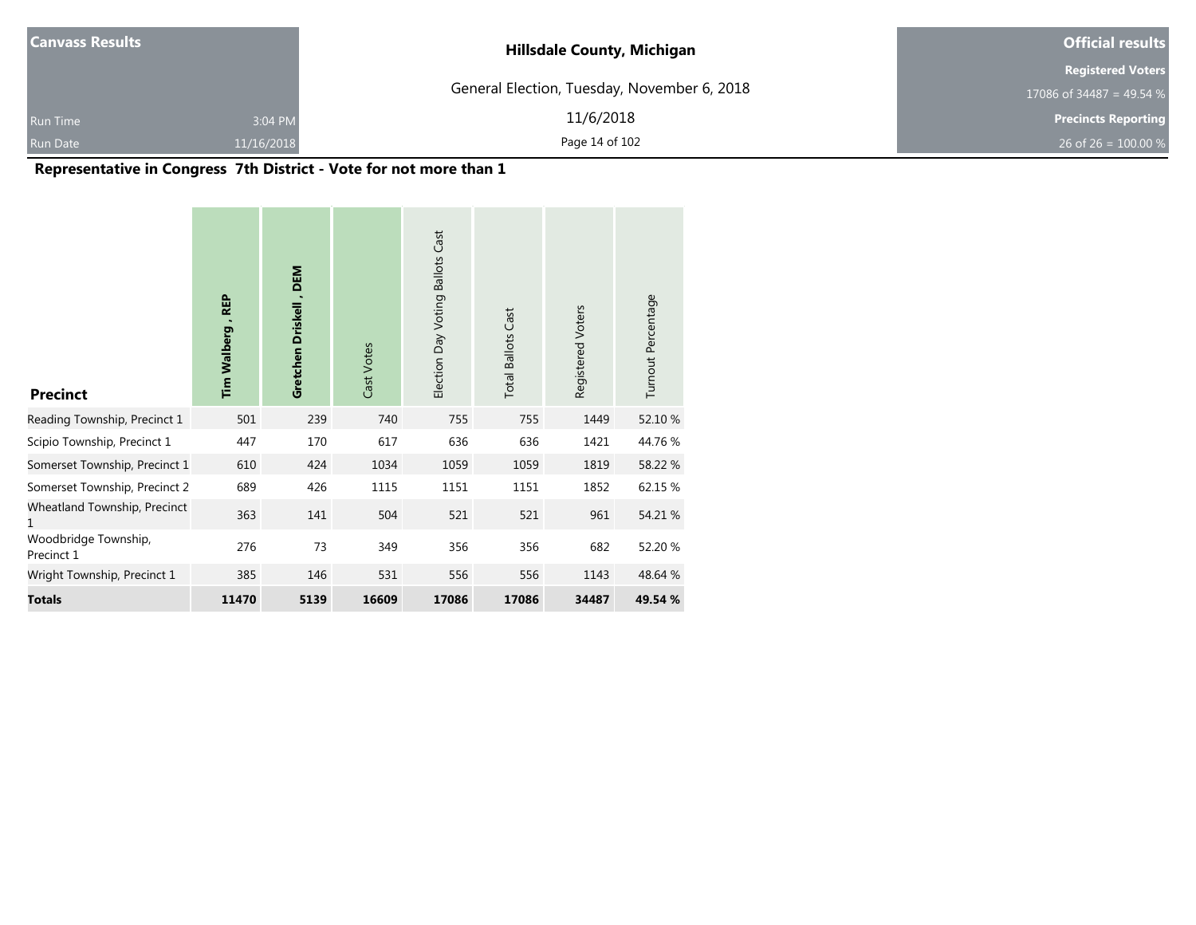**Canvass Results**

Run Time 3:04 PM

Run Date 11/16/2018

**Hillsdale County, Michigan**

General Election, Tuesday, November 6, 2018

11/6/2018

**Official results**

**Registered Voters**

17086 of 34487 = 49.54 %

**Precincts Reporting**

26 of 26 = 100.00 %

## Representative in Congress 7th District - Vote for not more than 1

| Precinct | Tim Walberg , REP | Gretchen Driskell , DEM | Cast Votes | Election Day Voting Ballots Cast | Total Ballots Cast | Registered Voters | Turnout Percentage |
|---|---|---|---|---|---|---|---|
| Reading Township, Precinct 1 | 501 | 239 | 740 | 755 | 755 | 1449 | 52.10 % |
| Scipio Township, Precinct 1 | 447 | 170 | 617 | 636 | 636 | 1421 | 44.76 % |
| Somerset Township, Precinct 1 | 610 | 424 | 1034 | 1059 | 1059 | 1819 | 58.22 % |
| Somerset Township, Precinct 2 | 689 | 426 | 1115 | 1151 | 1151 | 1852 | 62.15 % |
| Wheatland Township, Precinct 1 | 363 | 141 | 504 | 521 | 521 | 961 | 54.21 % |
| Woodbridge Township, Precinct 1 | 276 | 73 | 349 | 356 | 356 | 682 | 52.20 % |
| Wright Township, Precinct 1 | 385 | 146 | 531 | 556 | 556 | 1143 | 48.64 % |
| **Totals** | **11470** | **5139** | **16609** | **17086** | **17086** | **34487** | **49.54 %** |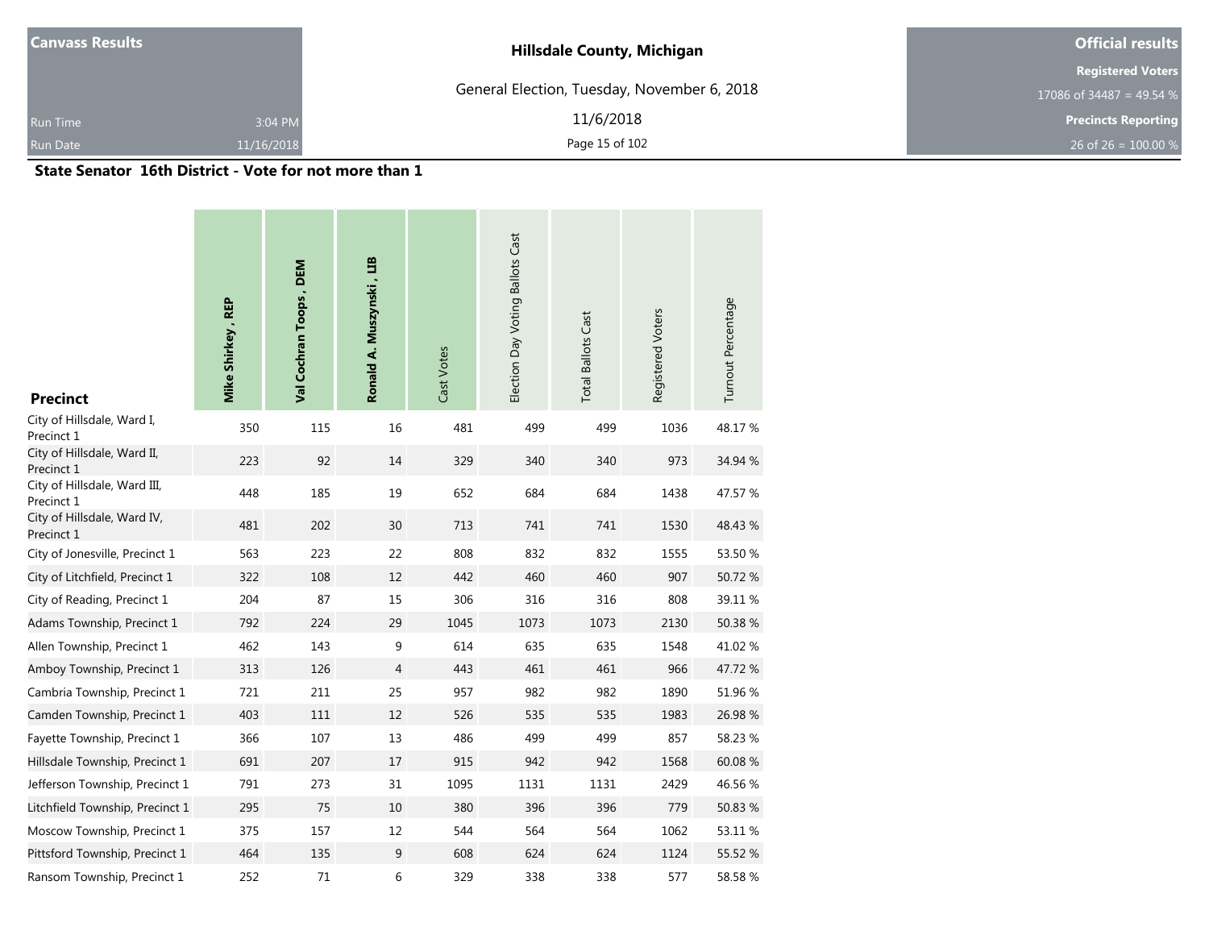**Canvass Results**

Run Time 3:04 PM

Run Date 11/16/2018

**Hillsdale County, Michigan**

General Election, Tuesday, November 6, 2018

11/6/2018

**Official results**

**Registered Voters**

17086 of 34487 = 49.54 %

**Precincts Reporting**

26 of 26 = 100.00 %

## State Senator 16th District - Vote for not more than 1

| Precinct | Mike Shirkey , REP | Val Cochran Toops , DEM | Ronald A. Muszynski , LIB | Cast Votes | Election Day Voting Ballots Cast | Total Ballots Cast | Registered Voters | Turnout Percentage |
|---|---|---|---|---|---|---|---|---|
| City of Hillsdale, Ward I, Precinct 1 | 350 | 115 | 16 | 481 | 499 | 499 | 1036 | 48.17 % |
| City of Hillsdale, Ward II, Precinct 1 | 223 | 92 | 14 | 329 | 340 | 340 | 973 | 34.94 % |
| City of Hillsdale, Ward III, Precinct 1 | 448 | 185 | 19 | 652 | 684 | 684 | 1438 | 47.57 % |
| City of Hillsdale, Ward IV, Precinct 1 | 481 | 202 | 30 | 713 | 741 | 741 | 1530 | 48.43 % |
| City of Jonesville, Precinct 1 | 563 | 223 | 22 | 808 | 832 | 832 | 1555 | 53.50 % |
| City of Litchfield, Precinct 1 | 322 | 108 | 12 | 442 | 460 | 460 | 907 | 50.72 % |
| City of Reading, Precinct 1 | 204 | 87 | 15 | 306 | 316 | 316 | 808 | 39.11 % |
| Adams Township, Precinct 1 | 792 | 224 | 29 | 1045 | 1073 | 1073 | 2130 | 50.38 % |
| Allen Township, Precinct 1 | 462 | 143 | 9 | 614 | 635 | 635 | 1548 | 41.02 % |
| Amboy Township, Precinct 1 | 313 | 126 | 4 | 443 | 461 | 461 | 966 | 47.72 % |
| Cambria Township, Precinct 1 | 721 | 211 | 25 | 957 | 982 | 982 | 1890 | 51.96 % |
| Camden Township, Precinct 1 | 403 | 111 | 12 | 526 | 535 | 535 | 1983 | 26.98 % |
| Fayette Township, Precinct 1 | 366 | 107 | 13 | 486 | 499 | 499 | 857 | 58.23 % |
| Hillsdale Township, Precinct 1 | 691 | 207 | 17 | 915 | 942 | 942 | 1568 | 60.08 % |
| Jefferson Township, Precinct 1 | 791 | 273 | 31 | 1095 | 1131 | 1131 | 2429 | 46.56 % |
| Litchfield Township, Precinct 1 | 295 | 75 | 10 | 380 | 396 | 396 | 779 | 50.83 % |
| Moscow Township, Precinct 1 | 375 | 157 | 12 | 544 | 564 | 564 | 1062 | 53.11 % |
| Pittsford Township, Precinct 1 | 464 | 135 | 9 | 608 | 624 | 624 | 1124 | 55.52 % |
| Ransom Township, Precinct 1 | 252 | 71 | 6 | 329 | 338 | 338 | 577 | 58.58 % |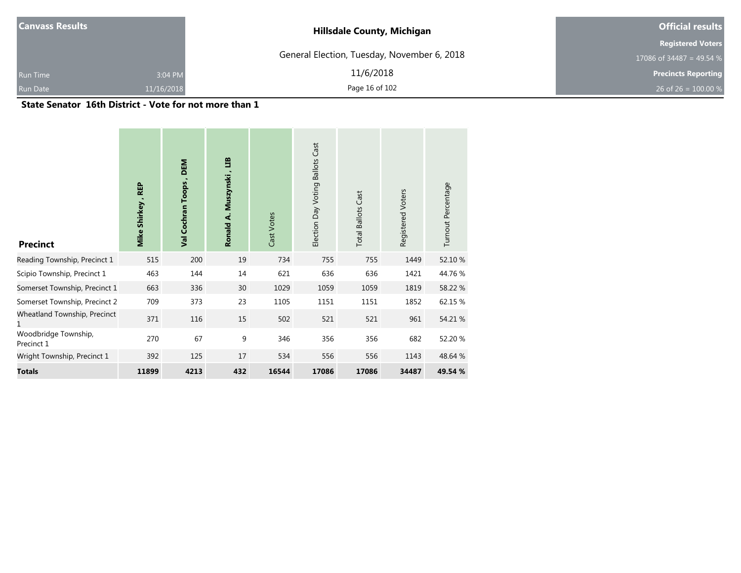| Canvass Results | | Hillsdale County, Michigan | Official results |
|---|---|---|---|
| | | General Election, Tuesday, November 6, 2018 | Registered Voters |
| | | | 17086 of 34487 = 49.54 % |
| Run Time | 3:04 PM | 11/6/2018 | Precincts Reporting |
| Run Date | 11/16/2018 | | 26 of 26 = 100.00 % |

## State Senator 16th District - Vote for not more than 1

| Precinct | Mike Shirkey , REP | Val Cochran Toops , DEM | Ronald A. Muszynski , LIB | Cast Votes | Election Day Voting Ballots Cast | Total Ballots Cast | Registered Voters | Turnout Percentage |
|---|---|---|---|---|---|---|---|---|
| Reading Township, Precinct 1 | 515 | 200 | 19 | 734 | 755 | 755 | 1449 | 52.10 % |
| Scipio Township, Precinct 1 | 463 | 144 | 14 | 621 | 636 | 636 | 1421 | 44.76 % |
| Somerset Township, Precinct 1 | 663 | 336 | 30 | 1029 | 1059 | 1059 | 1819 | 58.22 % |
| Somerset Township, Precinct 2 | 709 | 373 | 23 | 1105 | 1151 | 1151 | 1852 | 62.15 % |
| Wheatland Township, Precinct 1 | 371 | 116 | 15 | 502 | 521 | 521 | 961 | 54.21 % |
| Woodbridge Township, Precinct 1 | 270 | 67 | 9 | 346 | 356 | 356 | 682 | 52.20 % |
| Wright Township, Precinct 1 | 392 | 125 | 17 | 534 | 556 | 556 | 1143 | 48.64 % |
| **Totals** | **11899** | **4213** | **432** | **16544** | **17086** | **17086** | **34487** | **49.54 %** |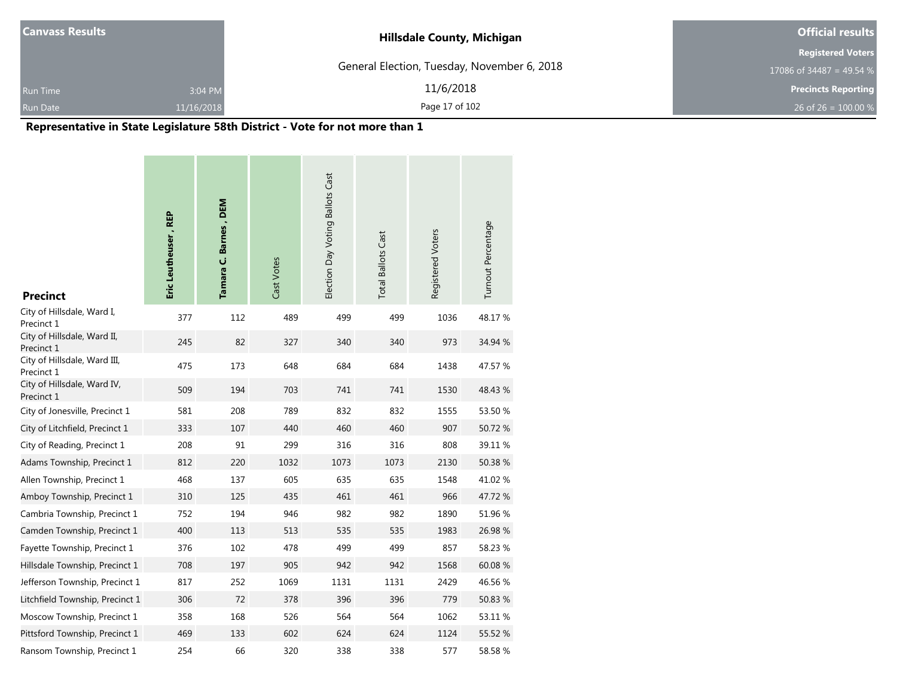| Canvass Results | | Hillsdale County, Michigan | Official results |
|---|---|---|---|
| | | General Election, Tuesday, November 6, 2018 | Registered Voters |
| | | | 17086 of 34487 = 49.54 % |
| Run Time | 3:04 PM | 11/6/2018 | Precincts Reporting |
| Run Date | 11/16/2018 | | 26 of 26 = 100.00 % |

## Representative in State Legislature 58th District - Vote for not more than 1

| Precinct | **Eric Leutheuser , REP** | **Tamara C. Barnes , DEM** | Cast Votes | Election Day Voting Ballots Cast | Total Ballots Cast | Registered Voters | Turnout Percentage |
|---|---|---|---|---|---|---|---|
| City of Hillsdale, Ward I, Precinct 1 | 377 | 112 | 489 | 499 | 499 | 1036 | 48.17 % |
| City of Hillsdale, Ward II, Precinct 1 | 245 | 82 | 327 | 340 | 340 | 973 | 34.94 % |
| City of Hillsdale, Ward III, Precinct 1 | 475 | 173 | 648 | 684 | 684 | 1438 | 47.57 % |
| City of Hillsdale, Ward IV, Precinct 1 | 509 | 194 | 703 | 741 | 741 | 1530 | 48.43 % |
| City of Jonesville, Precinct 1 | 581 | 208 | 789 | 832 | 832 | 1555 | 53.50 % |
| City of Litchfield, Precinct 1 | 333 | 107 | 440 | 460 | 460 | 907 | 50.72 % |
| City of Reading, Precinct 1 | 208 | 91 | 299 | 316 | 316 | 808 | 39.11 % |
| Adams Township, Precinct 1 | 812 | 220 | 1032 | 1073 | 1073 | 2130 | 50.38 % |
| Allen Township, Precinct 1 | 468 | 137 | 605 | 635 | 635 | 1548 | 41.02 % |
| Amboy Township, Precinct 1 | 310 | 125 | 435 | 461 | 461 | 966 | 47.72 % |
| Cambria Township, Precinct 1 | 752 | 194 | 946 | 982 | 982 | 1890 | 51.96 % |
| Camden Township, Precinct 1 | 400 | 113 | 513 | 535 | 535 | 1983 | 26.98 % |
| Fayette Township, Precinct 1 | 376 | 102 | 478 | 499 | 499 | 857 | 58.23 % |
| Hillsdale Township, Precinct 1 | 708 | 197 | 905 | 942 | 942 | 1568 | 60.08 % |
| Jefferson Township, Precinct 1 | 817 | 252 | 1069 | 1131 | 1131 | 2429 | 46.56 % |
| Litchfield Township, Precinct 1 | 306 | 72 | 378 | 396 | 396 | 779 | 50.83 % |
| Moscow Township, Precinct 1 | 358 | 168 | 526 | 564 | 564 | 1062 | 53.11 % |
| Pittsford Township, Precinct 1 | 469 | 133 | 602 | 624 | 624 | 1124 | 55.52 % |
| Ransom Township, Precinct 1 | 254 | 66 | 320 | 338 | 338 | 577 | 58.58 % |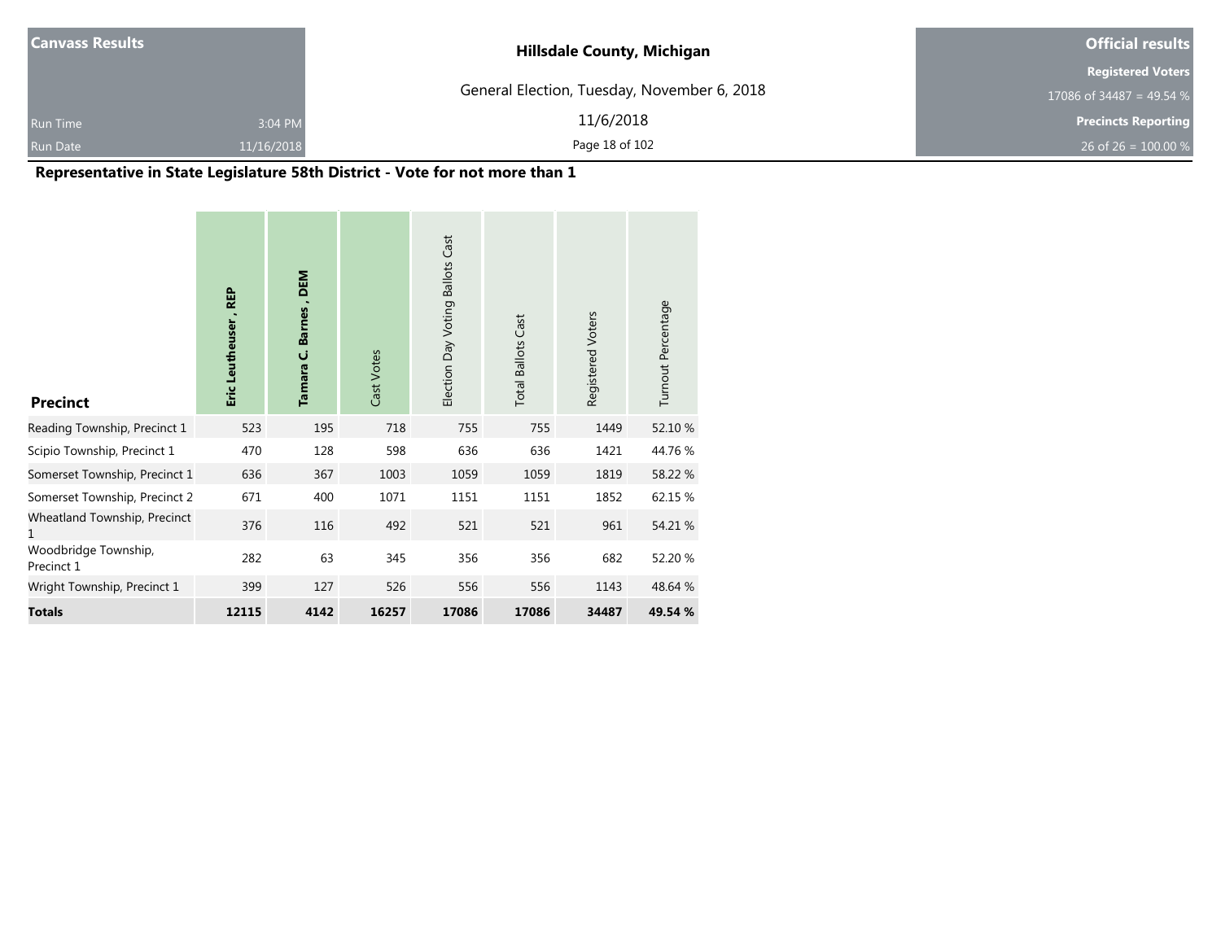| Canvass Results | | Hillsdale County, Michigan | Official results |
|---|---|---|---|
| | | General Election, Tuesday, November 6, 2018 | Registered Voters |
| | | | 17086 of 34487 = 49.54 % |
| Run Time | 3:04 PM | 11/6/2018 | Precincts Reporting |
| Run Date | 11/16/2018 | | 26 of 26 = 100.00 % |

## Representative in State Legislature 58th District - Vote for not more than 1

| Precinct | Eric Leutheuser , REP | Tamara C. Barnes , DEM | Cast Votes | Election Day Voting Ballots Cast | Total Ballots Cast | Registered Voters | Turnout Percentage |
|---|---|---|---|---|---|---|---|
| Reading Township, Precinct 1 | 523 | 195 | 718 | 755 | 755 | 1449 | 52.10 % |
| Scipio Township, Precinct 1 | 470 | 128 | 598 | 636 | 636 | 1421 | 44.76 % |
| Somerset Township, Precinct 1 | 636 | 367 | 1003 | 1059 | 1059 | 1819 | 58.22 % |
| Somerset Township, Precinct 2 | 671 | 400 | 1071 | 1151 | 1151 | 1852 | 62.15 % |
| Wheatland Township, Precinct 1 | 376 | 116 | 492 | 521 | 521 | 961 | 54.21 % |
| Woodbridge Township, Precinct 1 | 282 | 63 | 345 | 356 | 356 | 682 | 52.20 % |
| Wright Township, Precinct 1 | 399 | 127 | 526 | 556 | 556 | 1143 | 48.64 % |
| **Totals** | **12115** | **4142** | **16257** | **17086** | **17086** | **34487** | **49.54 %** |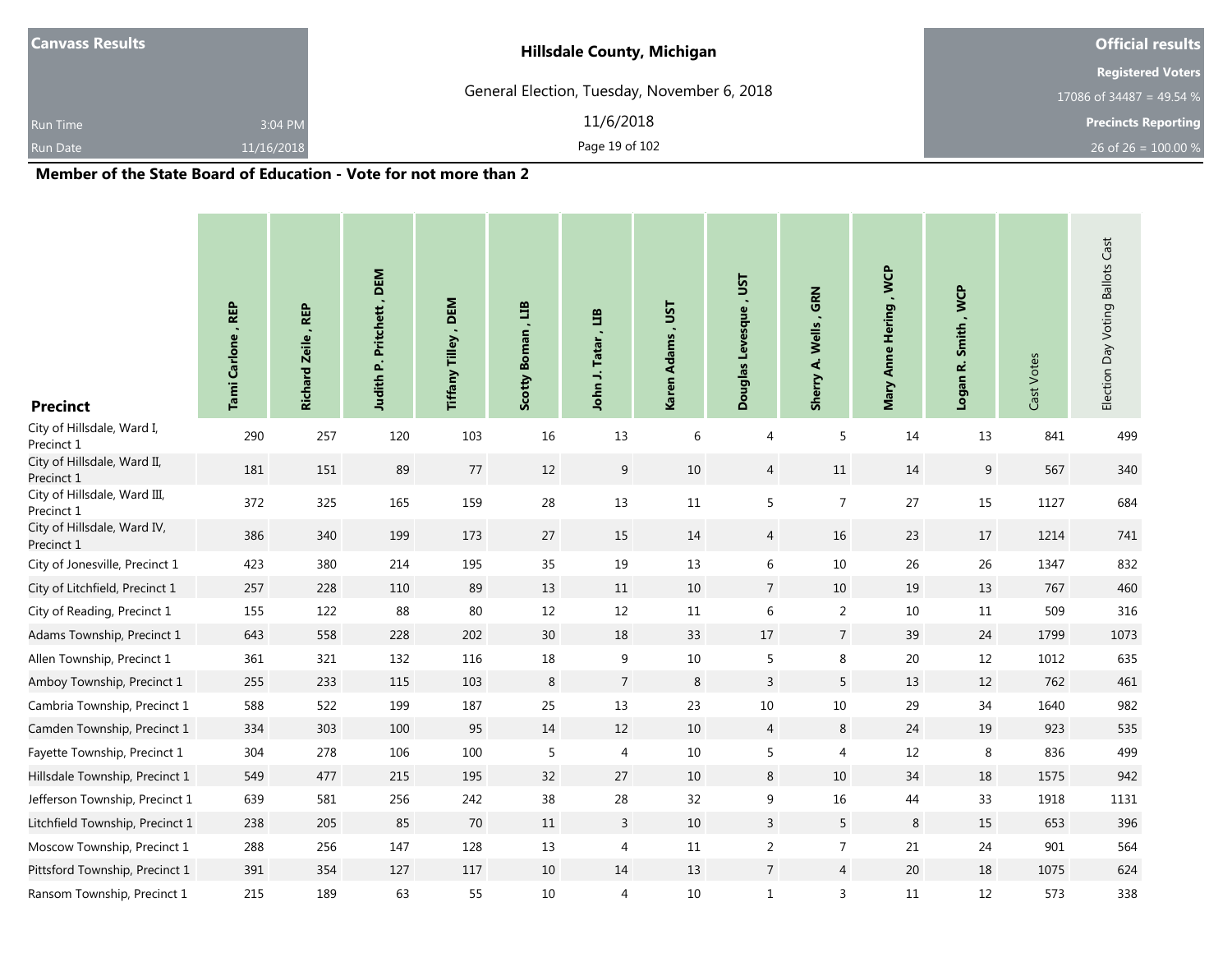**Canvass Results**

Run Time 3:04 PM
Run Date 11/16/2018

**Hillsdale County, Michigan**

General Election, Tuesday, November 6, 2018

11/6/2018

**Official results**

**Registered Voters**
17086 of 34487 = 49.54 %

**Precincts Reporting**
26 of 26 = 100.00 %

## Member of the State Board of Education - Vote for not more than 2

| Precinct | Tami Carlone , REP | Richard Zeile , REP | Judith P. Pritchett , DEM | Tiffany Tilley , DEM | Scotty Boman , LIB | John J. Tatar , LIB | Karen Adams , UST | Douglas Levesque , UST | Sherry A. Wells , GRN | Mary Anne Hering , WCP | Logan R. Smith , WCP | Cast Votes | Election Day Voting Ballots Cast |
|---|---|---|---|---|---|---|---|---|---|---|---|---|---|
| City of Hillsdale, Ward I, Precinct 1 | 290 | 257 | 120 | 103 | 16 | 13 | 6 | 4 | 5 | 14 | 13 | 841 | 499 |
| City of Hillsdale, Ward II, Precinct 1 | 181 | 151 | 89 | 77 | 12 | 9 | 10 | 4 | 11 | 14 | 9 | 567 | 340 |
| City of Hillsdale, Ward III, Precinct 1 | 372 | 325 | 165 | 159 | 28 | 13 | 11 | 5 | 7 | 27 | 15 | 1127 | 684 |
| City of Hillsdale, Ward IV, Precinct 1 | 386 | 340 | 199 | 173 | 27 | 15 | 14 | 4 | 16 | 23 | 17 | 1214 | 741 |
| City of Jonesville, Precinct 1 | 423 | 380 | 214 | 195 | 35 | 19 | 13 | 6 | 10 | 26 | 26 | 1347 | 832 |
| City of Litchfield, Precinct 1 | 257 | 228 | 110 | 89 | 13 | 11 | 10 | 7 | 10 | 19 | 13 | 767 | 460 |
| City of Reading, Precinct 1 | 155 | 122 | 88 | 80 | 12 | 12 | 11 | 6 | 2 | 10 | 11 | 509 | 316 |
| Adams Township, Precinct 1 | 643 | 558 | 228 | 202 | 30 | 18 | 33 | 17 | 7 | 39 | 24 | 1799 | 1073 |
| Allen Township, Precinct 1 | 361 | 321 | 132 | 116 | 18 | 9 | 10 | 5 | 8 | 20 | 12 | 1012 | 635 |
| Amboy Township, Precinct 1 | 255 | 233 | 115 | 103 | 8 | 7 | 8 | 3 | 5 | 13 | 12 | 762 | 461 |
| Cambria Township, Precinct 1 | 588 | 522 | 199 | 187 | 25 | 13 | 23 | 10 | 10 | 29 | 34 | 1640 | 982 |
| Camden Township, Precinct 1 | 334 | 303 | 100 | 95 | 14 | 12 | 10 | 4 | 8 | 24 | 19 | 923 | 535 |
| Fayette Township, Precinct 1 | 304 | 278 | 106 | 100 | 5 | 4 | 10 | 5 | 4 | 12 | 8 | 836 | 499 |
| Hillsdale Township, Precinct 1 | 549 | 477 | 215 | 195 | 32 | 27 | 10 | 8 | 10 | 34 | 18 | 1575 | 942 |
| Jefferson Township, Precinct 1 | 639 | 581 | 256 | 242 | 38 | 28 | 32 | 9 | 16 | 44 | 33 | 1918 | 1131 |
| Litchfield Township, Precinct 1 | 238 | 205 | 85 | 70 | 11 | 3 | 10 | 3 | 5 | 8 | 15 | 653 | 396 |
| Moscow Township, Precinct 1 | 288 | 256 | 147 | 128 | 13 | 4 | 11 | 2 | 7 | 21 | 24 | 901 | 564 |
| Pittsford Township, Precinct 1 | 391 | 354 | 127 | 117 | 10 | 14 | 13 | 7 | 4 | 20 | 18 | 1075 | 624 |
| Ransom Township, Precinct 1 | 215 | 189 | 63 | 55 | 10 | 4 | 10 | 1 | 3 | 11 | 12 | 573 | 338 |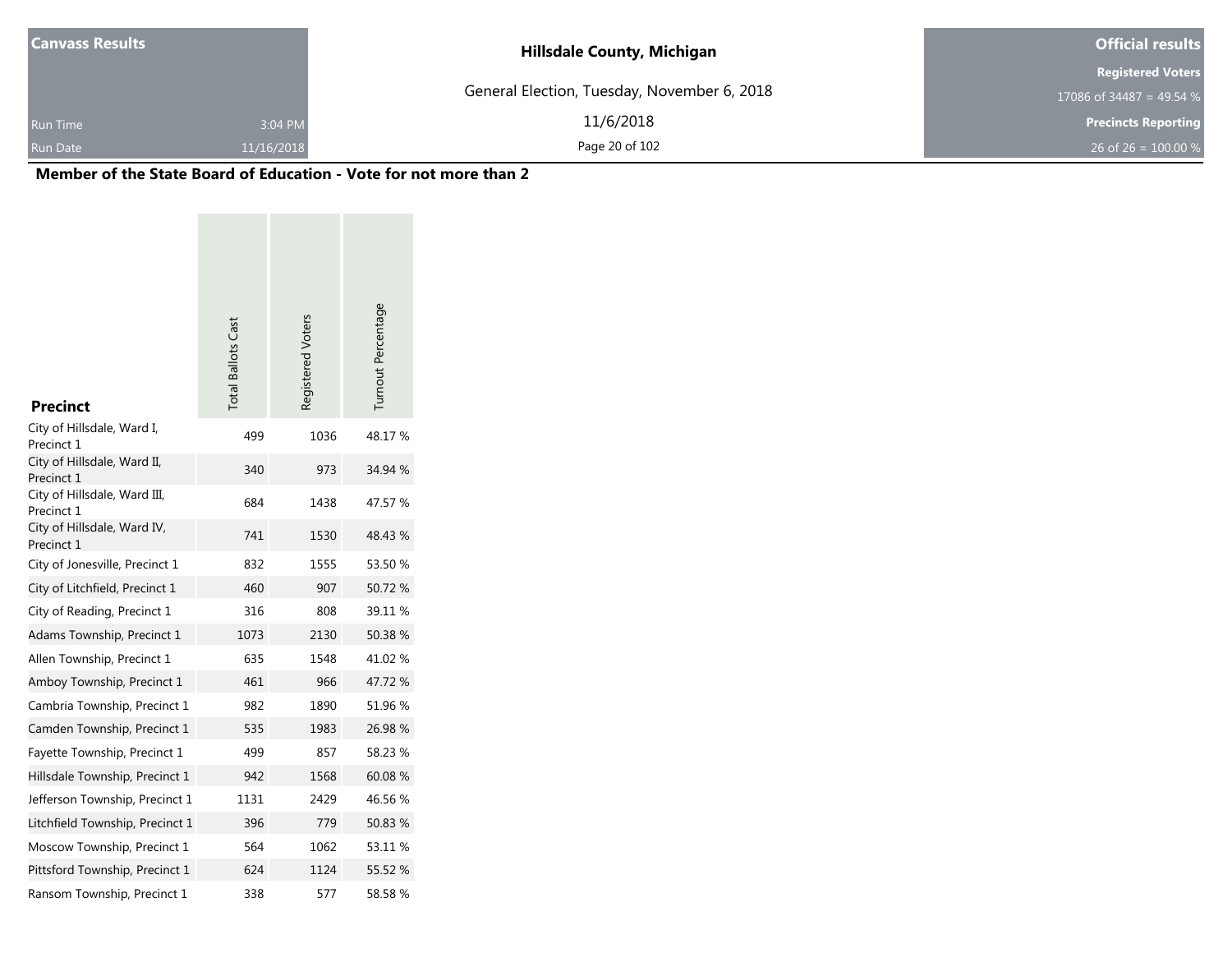| Canvass Results | | Hillsdale County, Michigan | Official results |
|---|---|---|---|
| | | General Election, Tuesday, November 6, 2018 | Registered Voters |
| | | | 17086 of 34487 = 49.54 % |
| Run Time | 3:04 PM | 11/6/2018 | Precincts Reporting |
| Run Date | 11/16/2018 | | 26 of 26 = 100.00 % |

## Member of the State Board of Education - Vote for not more than 2

| Precinct | Total Ballots Cast | Registered Voters | Turnout Percentage |
|---|---|---|---|
| City of Hillsdale, Ward I, Precinct 1 | 499 | 1036 | 48.17 % |
| City of Hillsdale, Ward II, Precinct 1 | 340 | 973 | 34.94 % |
| City of Hillsdale, Ward III, Precinct 1 | 684 | 1438 | 47.57 % |
| City of Hillsdale, Ward IV, Precinct 1 | 741 | 1530 | 48.43 % |
| City of Jonesville, Precinct 1 | 832 | 1555 | 53.50 % |
| City of Litchfield, Precinct 1 | 460 | 907 | 50.72 % |
| City of Reading, Precinct 1 | 316 | 808 | 39.11 % |
| Adams Township, Precinct 1 | 1073 | 2130 | 50.38 % |
| Allen Township, Precinct 1 | 635 | 1548 | 41.02 % |
| Amboy Township, Precinct 1 | 461 | 966 | 47.72 % |
| Cambria Township, Precinct 1 | 982 | 1890 | 51.96 % |
| Camden Township, Precinct 1 | 535 | 1983 | 26.98 % |
| Fayette Township, Precinct 1 | 499 | 857 | 58.23 % |
| Hillsdale Township, Precinct 1 | 942 | 1568 | 60.08 % |
| Jefferson Township, Precinct 1 | 1131 | 2429 | 46.56 % |
| Litchfield Township, Precinct 1 | 396 | 779 | 50.83 % |
| Moscow Township, Precinct 1 | 564 | 1062 | 53.11 % |
| Pittsford Township, Precinct 1 | 624 | 1124 | 55.52 % |
| Ransom Township, Precinct 1 | 338 | 577 | 58.58 % |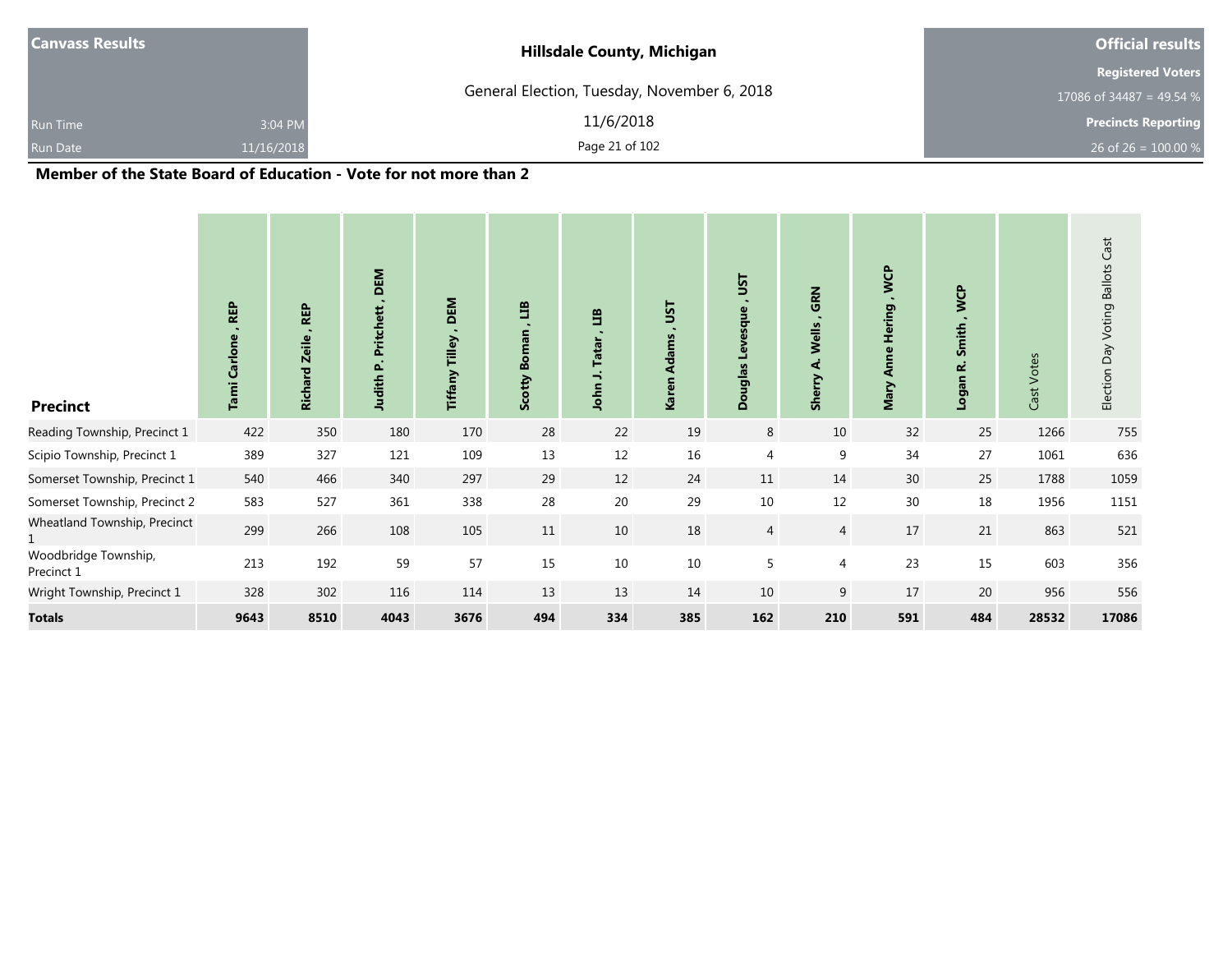| Canvass Results | | Hillsdale County, Michigan | Official results |
|---|---|---|---|
| | | General Election, Tuesday, November 6, 2018 | Registered Voters |
| | | | 17086 of 34487 = 49.54 % |
| Run Time | 3:04 PM | 11/6/2018 | Precincts Reporting |
| Run Date | 11/16/2018 | | 26 of 26 = 100.00 % |

## Member of the State Board of Education - Vote for not more than 2

| Precinct | Tami Carlone , REP | Richard Zeile , REP | Judith P. Pritchett , DEM | Tiffany Tilley , DEM | Scotty Boman , LIB | John J. Tatar , LIB | Karen Adams , UST | Douglas Levesque , UST | Sherry A. Wells , GRN | Mary Anne Hering , WCP | Logan R. Smith , WCP | Cast Votes | Election Day Voting Ballots Cast |
|---|---|---|---|---|---|---|---|---|---|---|---|---|---|
| Reading Township, Precinct 1 | 422 | 350 | 180 | 170 | 28 | 22 | 19 | 8 | 10 | 32 | 25 | 1266 | 755 |
| Scipio Township, Precinct 1 | 389 | 327 | 121 | 109 | 13 | 12 | 16 | 4 | 9 | 34 | 27 | 1061 | 636 |
| Somerset Township, Precinct 1 | 540 | 466 | 340 | 297 | 29 | 12 | 24 | 11 | 14 | 30 | 25 | 1788 | 1059 |
| Somerset Township, Precinct 2 | 583 | 527 | 361 | 338 | 28 | 20 | 29 | 10 | 12 | 30 | 18 | 1956 | 1151 |
| Wheatland Township, Precinct 1 | 299 | 266 | 108 | 105 | 11 | 10 | 18 | 4 | 4 | 17 | 21 | 863 | 521 |
| Woodbridge Township, Precinct 1 | 213 | 192 | 59 | 57 | 15 | 10 | 10 | 5 | 4 | 23 | 15 | 603 | 356 |
| Wright Township, Precinct 1 | 328 | 302 | 116 | 114 | 13 | 13 | 14 | 10 | 9 | 17 | 20 | 956 | 556 |
| **Totals** | **9643** | **8510** | **4043** | **3676** | **494** | **334** | **385** | **162** | **210** | **591** | **484** | **28532** | **17086** |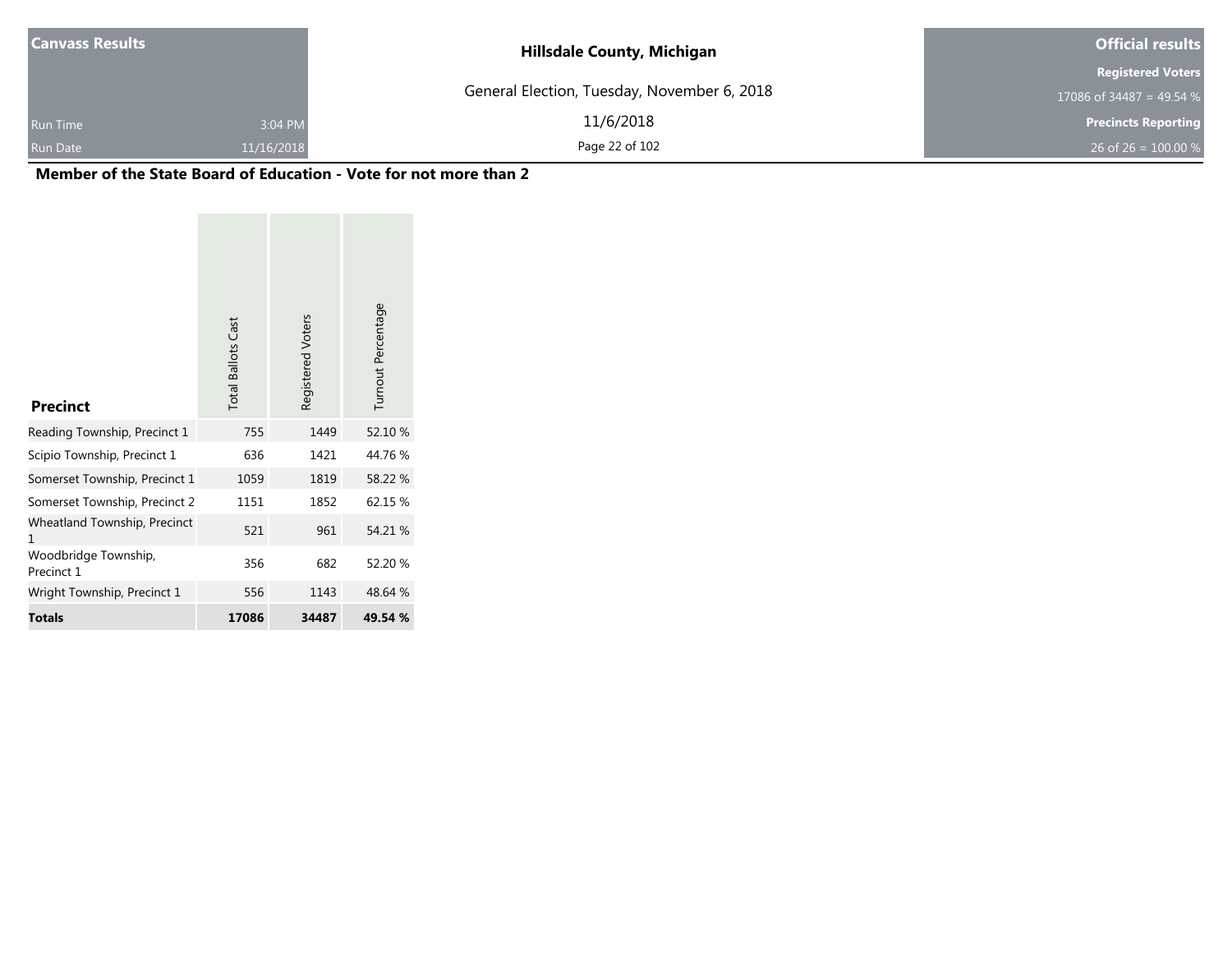| Canvass Results | Hillsdale County, Michigan | Official results |
| --- | --- | --- |
| | General Election, Tuesday, November 6, 2018 | Registered Voters |
| | | 17086 of 34487 = 49.54 % |
| Run Time 3:04 PM | 11/6/2018 | Precincts Reporting |
| Run Date 11/16/2018 | | 26 of 26 = 100.00 % |

## Member of the State Board of Education - Vote for not more than 2

| Precinct | Total Ballots Cast | Registered Voters | Turnout Percentage |
| --- | --- | --- | --- |
| Reading Township, Precinct 1 | 755 | 1449 | 52.10 % |
| Scipio Township, Precinct 1 | 636 | 1421 | 44.76 % |
| Somerset Township, Precinct 1 | 1059 | 1819 | 58.22 % |
| Somerset Township, Precinct 2 | 1151 | 1852 | 62.15 % |
| Wheatland Township, Precinct 1 | 521 | 961 | 54.21 % |
| Woodbridge Township, Precinct 1 | 356 | 682 | 52.20 % |
| Wright Township, Precinct 1 | 556 | 1143 | 48.64 % |
| **Totals** | **17086** | **34487** | **49.54 %** |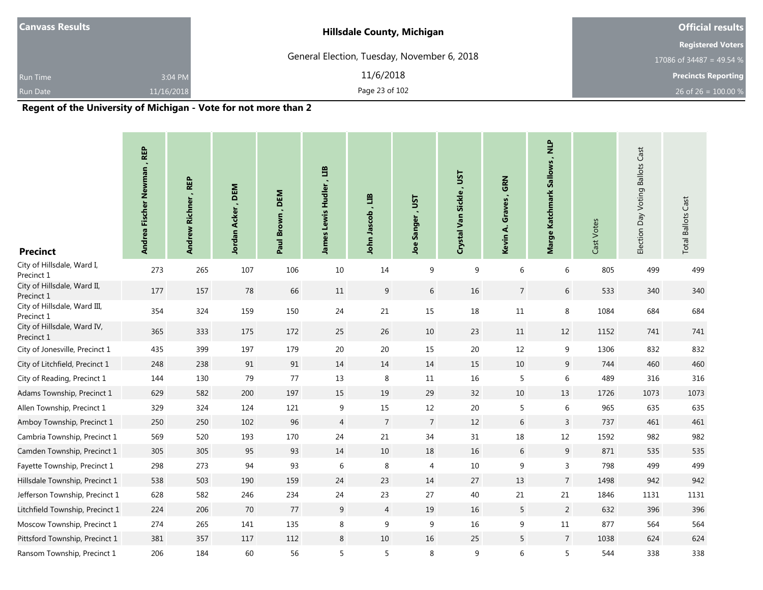| Canvass Results | | Hillsdale County, Michigan | Official results |
|---|---|---|---|
| | | General Election, Tuesday, November 6, 2018 | Registered Voters |
| | | | 17086 of 34487 = 49.54 % |
| Run Time | 3:04 PM | 11/6/2018 | Precincts Reporting |
| Run Date | 11/16/2018 | | 26 of 26 = 100.00 % |

## Regent of the University of Michigan - Vote for not more than 2

| Precinct | Andrea Fischer Newman , REP | Andrew Richner , REP | Jordan Acker , DEM | Paul Brown , DEM | James Lewis Hudler , LIB | John Jascob , LIB | Joe Sanger , UST | Crystal Van Sickle , UST | Kevin A. Graves , GRN | Marge Katchmark Sallows , NLP | Cast Votes | Election Day Voting Ballots Cast | Total Ballots Cast |
|---|---|---|---|---|---|---|---|---|---|---|---|---|---|
| City of Hillsdale, Ward I, Precinct 1 | 273 | 265 | 107 | 106 | 10 | 14 | 9 | 9 | 6 | 6 | 805 | 499 | 499 |
| City of Hillsdale, Ward II, Precinct 1 | 177 | 157 | 78 | 66 | 11 | 9 | 6 | 16 | 7 | 6 | 533 | 340 | 340 |
| City of Hillsdale, Ward III, Precinct 1 | 354 | 324 | 159 | 150 | 24 | 21 | 15 | 18 | 11 | 8 | 1084 | 684 | 684 |
| City of Hillsdale, Ward IV, Precinct 1 | 365 | 333 | 175 | 172 | 25 | 26 | 10 | 23 | 11 | 12 | 1152 | 741 | 741 |
| City of Jonesville, Precinct 1 | 435 | 399 | 197 | 179 | 20 | 20 | 15 | 20 | 12 | 9 | 1306 | 832 | 832 |
| City of Litchfield, Precinct 1 | 248 | 238 | 91 | 91 | 14 | 14 | 14 | 15 | 10 | 9 | 744 | 460 | 460 |
| City of Reading, Precinct 1 | 144 | 130 | 79 | 77 | 13 | 8 | 11 | 16 | 5 | 6 | 489 | 316 | 316 |
| Adams Township, Precinct 1 | 629 | 582 | 200 | 197 | 15 | 19 | 29 | 32 | 10 | 13 | 1726 | 1073 | 1073 |
| Allen Township, Precinct 1 | 329 | 324 | 124 | 121 | 9 | 15 | 12 | 20 | 5 | 6 | 965 | 635 | 635 |
| Amboy Township, Precinct 1 | 250 | 250 | 102 | 96 | 4 | 7 | 7 | 12 | 6 | 3 | 737 | 461 | 461 |
| Cambria Township, Precinct 1 | 569 | 520 | 193 | 170 | 24 | 21 | 34 | 31 | 18 | 12 | 1592 | 982 | 982 |
| Camden Township, Precinct 1 | 305 | 305 | 95 | 93 | 14 | 10 | 18 | 16 | 6 | 9 | 871 | 535 | 535 |
| Fayette Township, Precinct 1 | 298 | 273 | 94 | 93 | 6 | 8 | 4 | 10 | 9 | 3 | 798 | 499 | 499 |
| Hillsdale Township, Precinct 1 | 538 | 503 | 190 | 159 | 24 | 23 | 14 | 27 | 13 | 7 | 1498 | 942 | 942 |
| Jefferson Township, Precinct 1 | 628 | 582 | 246 | 234 | 24 | 23 | 27 | 40 | 21 | 21 | 1846 | 1131 | 1131 |
| Litchfield Township, Precinct 1 | 224 | 206 | 70 | 77 | 9 | 4 | 19 | 16 | 5 | 2 | 632 | 396 | 396 |
| Moscow Township, Precinct 1 | 274 | 265 | 141 | 135 | 8 | 9 | 9 | 16 | 9 | 11 | 877 | 564 | 564 |
| Pittsford Township, Precinct 1 | 381 | 357 | 117 | 112 | 8 | 10 | 16 | 25 | 5 | 7 | 1038 | 624 | 624 |
| Ransom Township, Precinct 1 | 206 | 184 | 60 | 56 | 5 | 5 | 8 | 9 | 6 | 5 | 544 | 338 | 338 |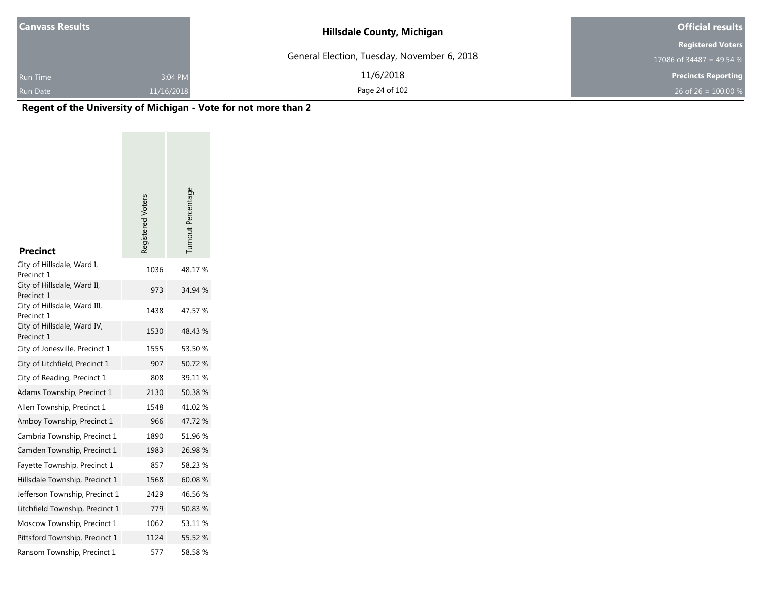**Canvass Results**

Run Time 3:04 PM
Run Date 11/16/2018

**Hillsdale County, Michigan**

General Election, Tuesday, November 6, 2018

11/6/2018

**Official results**

**Registered Voters**
17086 of 34487 = 49.54 %

**Precincts Reporting**
26 of 26 = 100.00 %

## Regent of the University of Michigan - Vote for not more than 2

| Precinct | Registered Voters | Turnout Percentage |
|---|---|---|
| City of Hillsdale, Ward I, Precinct 1 | 1036 | 48.17 % |
| City of Hillsdale, Ward II, Precinct 1 | 973 | 34.94 % |
| City of Hillsdale, Ward III, Precinct 1 | 1438 | 47.57 % |
| City of Hillsdale, Ward IV, Precinct 1 | 1530 | 48.43 % |
| City of Jonesville, Precinct 1 | 1555 | 53.50 % |
| City of Litchfield, Precinct 1 | 907 | 50.72 % |
| City of Reading, Precinct 1 | 808 | 39.11 % |
| Adams Township, Precinct 1 | 2130 | 50.38 % |
| Allen Township, Precinct 1 | 1548 | 41.02 % |
| Amboy Township, Precinct 1 | 966 | 47.72 % |
| Cambria Township, Precinct 1 | 1890 | 51.96 % |
| Camden Township, Precinct 1 | 1983 | 26.98 % |
| Fayette Township, Precinct 1 | 857 | 58.23 % |
| Hillsdale Township, Precinct 1 | 1568 | 60.08 % |
| Jefferson Township, Precinct 1 | 2429 | 46.56 % |
| Litchfield Township, Precinct 1 | 779 | 50.83 % |
| Moscow Township, Precinct 1 | 1062 | 53.11 % |
| Pittsford Township, Precinct 1 | 1124 | 55.52 % |
| Ransom Township, Precinct 1 | 577 | 58.58 % |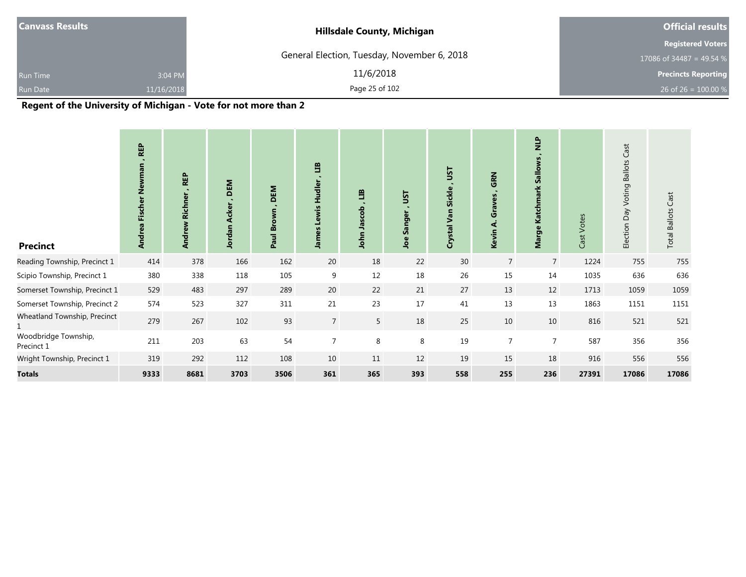| Canvass Results | | Hillsdale County, Michigan | Official results |
|---|---|---|---|
| | | General Election, Tuesday, November 6, 2018 | Registered Voters |
| | | | 17086 of 34487 = 49.54 % |
| Run Time | 3:04 PM | 11/6/2018 | Precincts Reporting |
| Run Date | 11/16/2018 | | 26 of 26 = 100.00 % |

## Regent of the University of Michigan - Vote for not more than 2

| Precinct | Andrea Fischer Newman , REP | Andrew Richner , REP | Jordan Acker , DEM | Paul Brown , DEM | James Lewis Hudler , LIB | John Jascob , LIB | Joe Sanger , UST | Crystal Van Sickle , UST | Kevin A. Graves , GRN | Marge Katchmark Sallows , NLP | Cast Votes | Election Day Voting Ballots Cast | Total Ballots Cast |
|---|---|---|---|---|---|---|---|---|---|---|---|---|---|
| Reading Township, Precinct 1 | 414 | 378 | 166 | 162 | 20 | 18 | 22 | 30 | 7 | 7 | 1224 | 755 | 755 |
| Scipio Township, Precinct 1 | 380 | 338 | 118 | 105 | 9 | 12 | 18 | 26 | 15 | 14 | 1035 | 636 | 636 |
| Somerset Township, Precinct 1 | 529 | 483 | 297 | 289 | 20 | 22 | 21 | 27 | 13 | 12 | 1713 | 1059 | 1059 |
| Somerset Township, Precinct 2 | 574 | 523 | 327 | 311 | 21 | 23 | 17 | 41 | 13 | 13 | 1863 | 1151 | 1151 |
| Wheatland Township, Precinct 1 | 279 | 267 | 102 | 93 | 7 | 5 | 18 | 25 | 10 | 10 | 816 | 521 | 521 |
| Woodbridge Township, Precinct 1 | 211 | 203 | 63 | 54 | 7 | 8 | 8 | 19 | 7 | 7 | 587 | 356 | 356 |
| Wright Township, Precinct 1 | 319 | 292 | 112 | 108 | 10 | 11 | 12 | 19 | 15 | 18 | 916 | 556 | 556 |
| **Totals** | **9333** | **8681** | **3703** | **3506** | **361** | **365** | **393** | **558** | **255** | **236** | **27391** | **17086** | **17086** |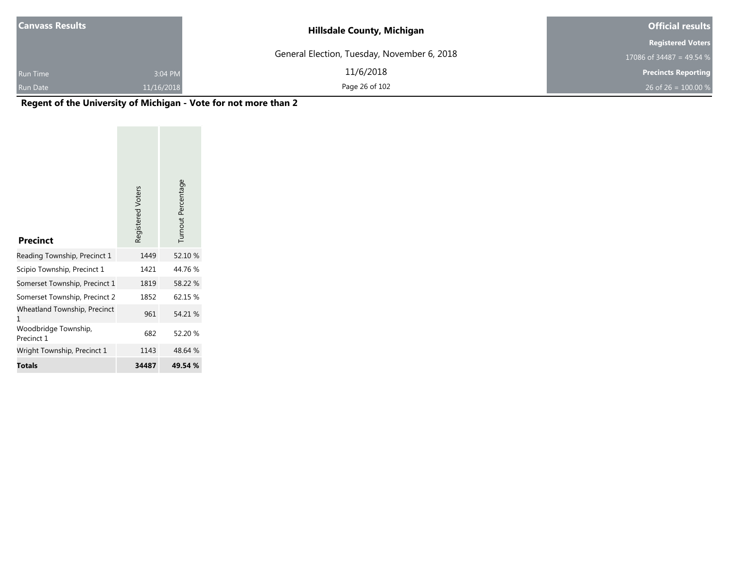| Canvass Results | | Hillsdale County, Michigan | Official results |
|---|---|---|---|
| | | General Election, Tuesday, November 6, 2018 | Registered Voters |
| | | | 17086 of 34487 = 49.54 % |
| Run Time | 3:04 PM | 11/6/2018 | Precincts Reporting |
| Run Date | 11/16/2018 | | 26 of 26 = 100.00 % |

## Regent of the University of Michigan - Vote for not more than 2

| Precinct | Registered Voters | Turnout Percentage |
|---|---|---|
| Reading Township, Precinct 1 | 1449 | 52.10 % |
| Scipio Township, Precinct 1 | 1421 | 44.76 % |
| Somerset Township, Precinct 1 | 1819 | 58.22 % |
| Somerset Township, Precinct 2 | 1852 | 62.15 % |
| Wheatland Township, Precinct 1 | 961 | 54.21 % |
| Woodbridge Township, Precinct 1 | 682 | 52.20 % |
| Wright Township, Precinct 1 | 1143 | 48.64 % |
| **Totals** | **34487** | **49.54 %** |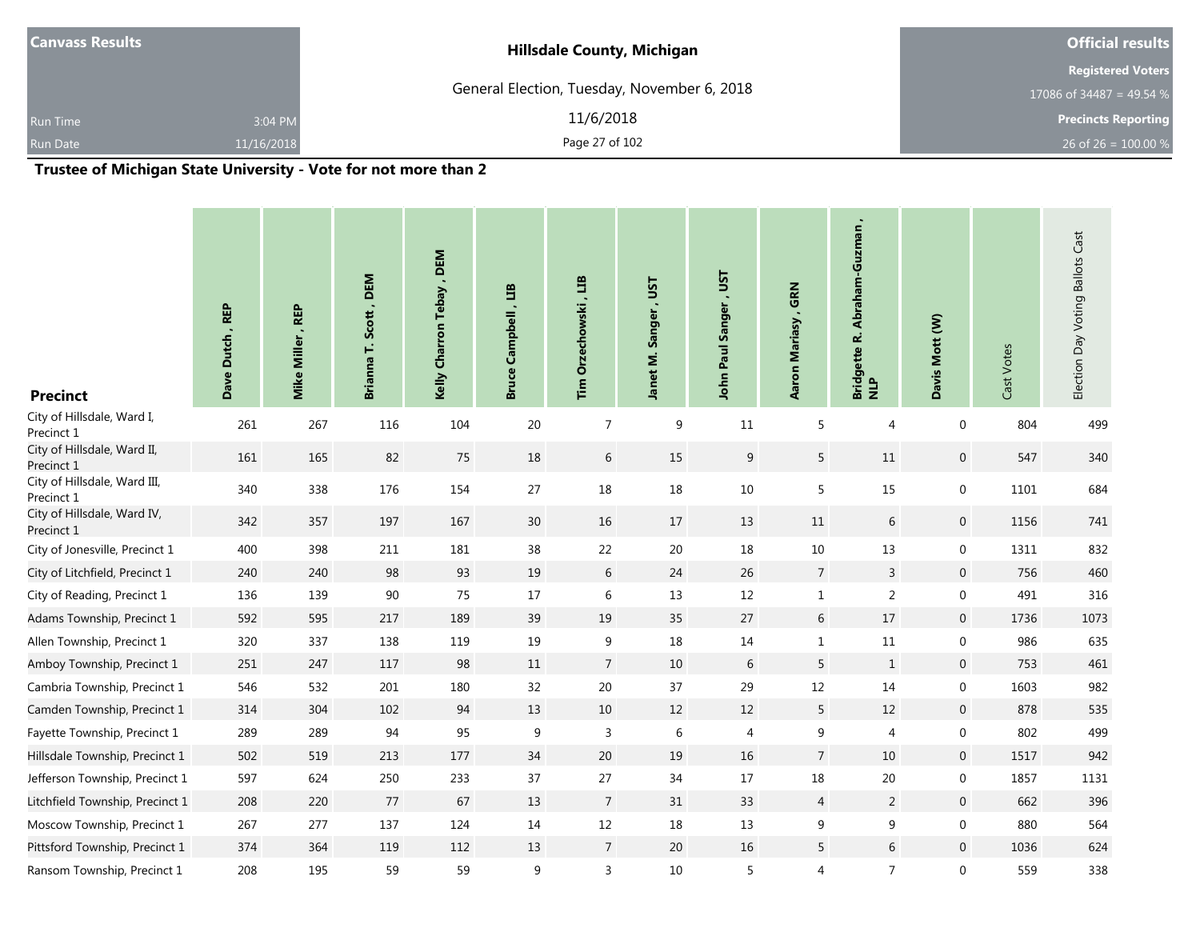| Canvass Results | | Hillsdale County, Michigan | Official results |
|---|---|---|---|
| | | General Election, Tuesday, November 6, 2018 | Registered Voters |
| | | | 17086 of 34487 = 49.54 % |
| Run Time | 3:04 PM | 11/6/2018 | Precincts Reporting |
| Run Date | 11/16/2018 | | 26 of 26 = 100.00 % |

## Trustee of Michigan State University - Vote for not more than 2

| Precinct | Dave Dutch , REP | Mike Miller , REP | Brianna T. Scott , DEM | Kelly Charron Tebay , DEM | Bruce Campbell , LIB | Tim Orzechowski , LIB | Janet M. Sanger , UST | John Paul Sanger , UST | Aaron Mariasy , GRN | Bridgette R. Abraham-Guzman , NLP | Davis Mott (W) | Cast Votes | Election Day Voting Ballots Cast |
|---|---|---|---|---|---|---|---|---|---|---|---|---|---|
| City of Hillsdale, Ward I, Precinct 1 | 261 | 267 | 116 | 104 | 20 | 7 | 9 | 11 | 5 | 4 | 0 | 804 | 499 |
| City of Hillsdale, Ward II, Precinct 1 | 161 | 165 | 82 | 75 | 18 | 6 | 15 | 9 | 5 | 11 | 0 | 547 | 340 |
| City of Hillsdale, Ward III, Precinct 1 | 340 | 338 | 176 | 154 | 27 | 18 | 18 | 10 | 5 | 15 | 0 | 1101 | 684 |
| City of Hillsdale, Ward IV, Precinct 1 | 342 | 357 | 197 | 167 | 30 | 16 | 17 | 13 | 11 | 6 | 0 | 1156 | 741 |
| City of Jonesville, Precinct 1 | 400 | 398 | 211 | 181 | 38 | 22 | 20 | 18 | 10 | 13 | 0 | 1311 | 832 |
| City of Litchfield, Precinct 1 | 240 | 240 | 98 | 93 | 19 | 6 | 24 | 26 | 7 | 3 | 0 | 756 | 460 |
| City of Reading, Precinct 1 | 136 | 139 | 90 | 75 | 17 | 6 | 13 | 12 | 1 | 2 | 0 | 491 | 316 |
| Adams Township, Precinct 1 | 592 | 595 | 217 | 189 | 39 | 19 | 35 | 27 | 6 | 17 | 0 | 1736 | 1073 |
| Allen Township, Precinct 1 | 320 | 337 | 138 | 119 | 19 | 9 | 18 | 14 | 1 | 11 | 0 | 986 | 635 |
| Amboy Township, Precinct 1 | 251 | 247 | 117 | 98 | 11 | 7 | 10 | 6 | 5 | 1 | 0 | 753 | 461 |
| Cambria Township, Precinct 1 | 546 | 532 | 201 | 180 | 32 | 20 | 37 | 29 | 12 | 14 | 0 | 1603 | 982 |
| Camden Township, Precinct 1 | 314 | 304 | 102 | 94 | 13 | 10 | 12 | 12 | 5 | 12 | 0 | 878 | 535 |
| Fayette Township, Precinct 1 | 289 | 289 | 94 | 95 | 9 | 3 | 6 | 4 | 9 | 4 | 0 | 802 | 499 |
| Hillsdale Township, Precinct 1 | 502 | 519 | 213 | 177 | 34 | 20 | 19 | 16 | 7 | 10 | 0 | 1517 | 942 |
| Jefferson Township, Precinct 1 | 597 | 624 | 250 | 233 | 37 | 27 | 34 | 17 | 18 | 20 | 0 | 1857 | 1131 |
| Litchfield Township, Precinct 1 | 208 | 220 | 77 | 67 | 13 | 7 | 31 | 33 | 4 | 2 | 0 | 662 | 396 |
| Moscow Township, Precinct 1 | 267 | 277 | 137 | 124 | 14 | 12 | 18 | 13 | 9 | 9 | 0 | 880 | 564 |
| Pittsford Township, Precinct 1 | 374 | 364 | 119 | 112 | 13 | 7 | 20 | 16 | 5 | 6 | 0 | 1036 | 624 |
| Ransom Township, Precinct 1 | 208 | 195 | 59 | 59 | 9 | 3 | 10 | 5 | 4 | 7 | 0 | 559 | 338 |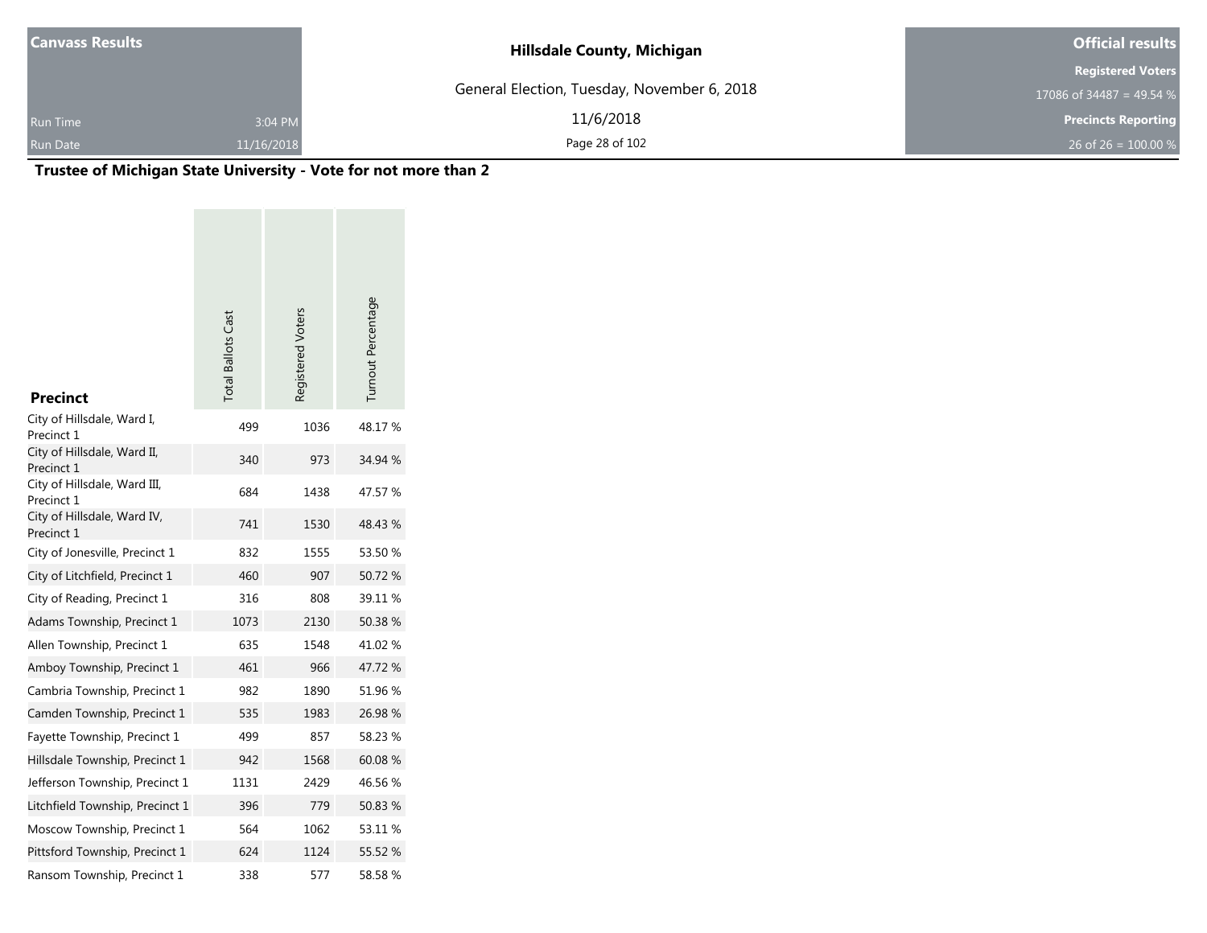| Canvass Results | | Hillsdale County, Michigan | Official results |
| --- | --- | --- | --- |
| | | General Election, Tuesday, November 6, 2018 | Registered Voters |
| | | | 17086 of 34487 = 49.54 % |
| Run Time | 3:04 PM | 11/6/2018 | Precincts Reporting |
| Run Date | 11/16/2018 | | 26 of 26 = 100.00 % |

## Trustee of Michigan State University - Vote for not more than 2

| Precinct | Total Ballots Cast | Registered Voters | Turnout Percentage |
| --- | --- | --- | --- |
| City of Hillsdale, Ward I, Precinct 1 | 499 | 1036 | 48.17 % |
| City of Hillsdale, Ward II, Precinct 1 | 340 | 973 | 34.94 % |
| City of Hillsdale, Ward III, Precinct 1 | 684 | 1438 | 47.57 % |
| City of Hillsdale, Ward IV, Precinct 1 | 741 | 1530 | 48.43 % |
| City of Jonesville, Precinct 1 | 832 | 1555 | 53.50 % |
| City of Litchfield, Precinct 1 | 460 | 907 | 50.72 % |
| City of Reading, Precinct 1 | 316 | 808 | 39.11 % |
| Adams Township, Precinct 1 | 1073 | 2130 | 50.38 % |
| Allen Township, Precinct 1 | 635 | 1548 | 41.02 % |
| Amboy Township, Precinct 1 | 461 | 966 | 47.72 % |
| Cambria Township, Precinct 1 | 982 | 1890 | 51.96 % |
| Camden Township, Precinct 1 | 535 | 1983 | 26.98 % |
| Fayette Township, Precinct 1 | 499 | 857 | 58.23 % |
| Hillsdale Township, Precinct 1 | 942 | 1568 | 60.08 % |
| Jefferson Township, Precinct 1 | 1131 | 2429 | 46.56 % |
| Litchfield Township, Precinct 1 | 396 | 779 | 50.83 % |
| Moscow Township, Precinct 1 | 564 | 1062 | 53.11 % |
| Pittsford Township, Precinct 1 | 624 | 1124 | 55.52 % |
| Ransom Township, Precinct 1 | 338 | 577 | 58.58 % |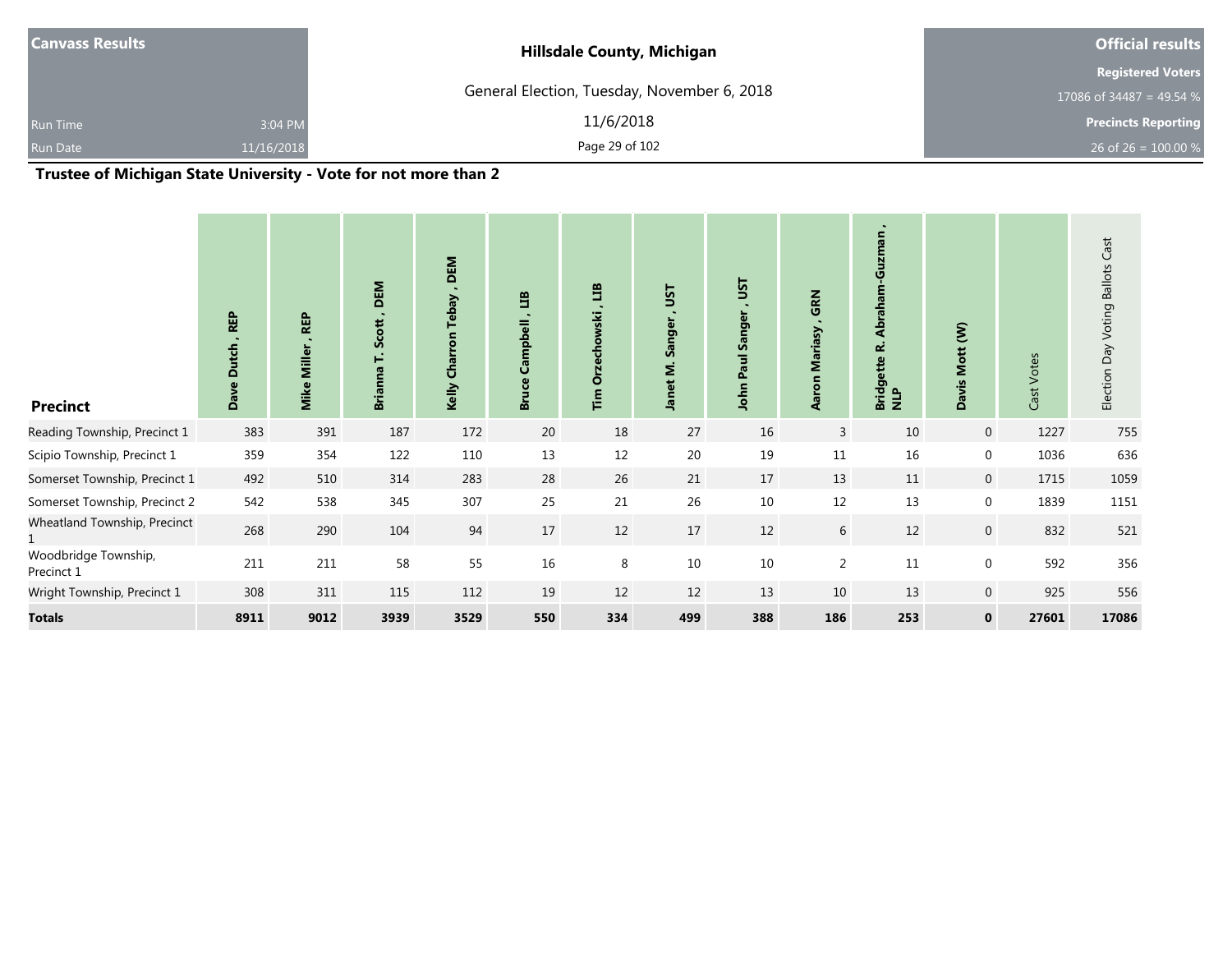| Canvass Results | | Hillsdale County, Michigan | Official results |
|---|---|---|---|
| | | General Election, Tuesday, November 6, 2018 | Registered Voters |
| | | | 17086 of 34487 = 49.54 % |
| Run Time | 3:04 PM | 11/6/2018 | Precincts Reporting |
| Run Date | 11/16/2018 | | 26 of 26 = 100.00 % |

## Trustee of Michigan State University - Vote for not more than 2

| Precinct | Dave Dutch , REP | Mike Miller , REP | Brianna T. Scott , DEM | Kelly Charron Tebay , DEM | Bruce Campbell , LIB | Tim Orzechowski , LIB | Janet M. Sanger , UST | John Paul Sanger , UST | Aaron Mariasy , GRN | Bridgette R. Abraham-Guzman , NLP | Davis Mott (W) | Cast Votes | Election Day Voting Ballots Cast |
|---|---|---|---|---|---|---|---|---|---|---|---|---|---|
| Reading Township, Precinct 1 | 383 | 391 | 187 | 172 | 20 | 18 | 27 | 16 | 3 | 10 | 0 | 1227 | 755 |
| Scipio Township, Precinct 1 | 359 | 354 | 122 | 110 | 13 | 12 | 20 | 19 | 11 | 16 | 0 | 1036 | 636 |
| Somerset Township, Precinct 1 | 492 | 510 | 314 | 283 | 28 | 26 | 21 | 17 | 13 | 11 | 0 | 1715 | 1059 |
| Somerset Township, Precinct 2 | 542 | 538 | 345 | 307 | 25 | 21 | 26 | 10 | 12 | 13 | 0 | 1839 | 1151 |
| Wheatland Township, Precinct 1 | 268 | 290 | 104 | 94 | 17 | 12 | 17 | 12 | 6 | 12 | 0 | 832 | 521 |
| Woodbridge Township, Precinct 1 | 211 | 211 | 58 | 55 | 16 | 8 | 10 | 10 | 2 | 11 | 0 | 592 | 356 |
| Wright Township, Precinct 1 | 308 | 311 | 115 | 112 | 19 | 12 | 12 | 13 | 10 | 13 | 0 | 925 | 556 |
| **Totals** | **8911** | **9012** | **3939** | **3529** | **550** | **334** | **499** | **388** | **186** | **253** | **0** | **27601** | **17086** |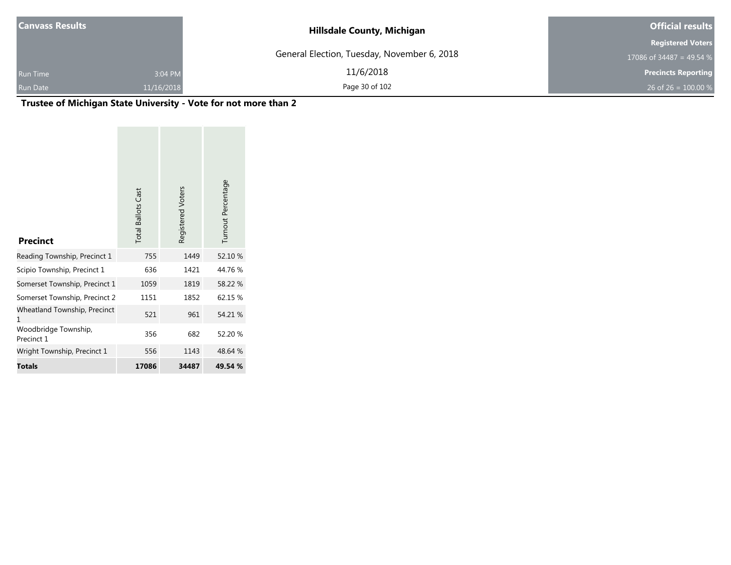**Canvass Results**

Run Time 3:04 PM
Run Date 11/16/2018

**Hillsdale County, Michigan**

General Election, Tuesday, November 6, 2018

11/6/2018

**Official results**

**Registered Voters**
17086 of 34487 = 49.54 %

**Precincts Reporting**
26 of 26 = 100.00 %

## Trustee of Michigan State University - Vote for not more than 2

| Precinct | Total Ballots Cast | Registered Voters | Turnout Percentage |
|---|---|---|---|
| Reading Township, Precinct 1 | 755 | 1449 | 52.10 % |
| Scipio Township, Precinct 1 | 636 | 1421 | 44.76 % |
| Somerset Township, Precinct 1 | 1059 | 1819 | 58.22 % |
| Somerset Township, Precinct 2 | 1151 | 1852 | 62.15 % |
| Wheatland Township, Precinct 1 | 521 | 961 | 54.21 % |
| Woodbridge Township, Precinct 1 | 356 | 682 | 52.20 % |
| Wright Township, Precinct 1 | 556 | 1143 | 48.64 % |
| **Totals** | **17086** | **34487** | **49.54 %** |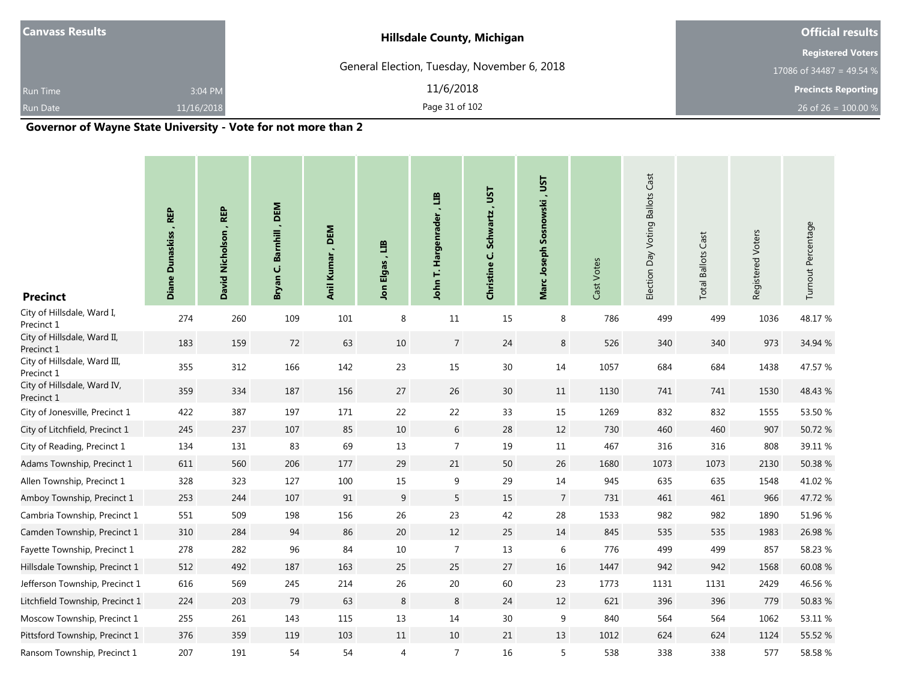| Canvass Results | | Hillsdale County, Michigan | Official results |
|---|---|---|---|
| | | General Election, Tuesday, November 6, 2018 | Registered Voters |
| | | | 17086 of 34487 = 49.54 % |
| Run Time | 3:04 PM | 11/6/2018 | Precincts Reporting |
| Run Date | 11/16/2018 | | 26 of 26 = 100.00 % |

## Governor of Wayne State University - Vote for not more than 2

| Precinct | Diane Dunaskiss , REP | David Nicholson , REP | Bryan C. Barnhill , DEM | Anil Kumar , DEM | Jon Elgas , LIB | John T. Hargenrader , LIB | Christine C. Schwartz , UST | Marc Joseph Sosnowski , UST | Cast Votes | Election Day Voting Ballots Cast | Total Ballots Cast | Registered Voters | Turnout Percentage |
|---|---|---|---|---|---|---|---|---|---|---|---|---|---|
| City of Hillsdale, Ward I, Precinct 1 | 274 | 260 | 109 | 101 | 8 | 11 | 15 | 8 | 786 | 499 | 499 | 1036 | 48.17 % |
| City of Hillsdale, Ward II, Precinct 1 | 183 | 159 | 72 | 63 | 10 | 7 | 24 | 8 | 526 | 340 | 340 | 973 | 34.94 % |
| City of Hillsdale, Ward III, Precinct 1 | 355 | 312 | 166 | 142 | 23 | 15 | 30 | 14 | 1057 | 684 | 684 | 1438 | 47.57 % |
| City of Hillsdale, Ward IV, Precinct 1 | 359 | 334 | 187 | 156 | 27 | 26 | 30 | 11 | 1130 | 741 | 741 | 1530 | 48.43 % |
| City of Jonesville, Precinct 1 | 422 | 387 | 197 | 171 | 22 | 22 | 33 | 15 | 1269 | 832 | 832 | 1555 | 53.50 % |
| City of Litchfield, Precinct 1 | 245 | 237 | 107 | 85 | 10 | 6 | 28 | 12 | 730 | 460 | 460 | 907 | 50.72 % |
| City of Reading, Precinct 1 | 134 | 131 | 83 | 69 | 13 | 7 | 19 | 11 | 467 | 316 | 316 | 808 | 39.11 % |
| Adams Township, Precinct 1 | 611 | 560 | 206 | 177 | 29 | 21 | 50 | 26 | 1680 | 1073 | 1073 | 2130 | 50.38 % |
| Allen Township, Precinct 1 | 328 | 323 | 127 | 100 | 15 | 9 | 29 | 14 | 945 | 635 | 635 | 1548 | 41.02 % |
| Amboy Township, Precinct 1 | 253 | 244 | 107 | 91 | 9 | 5 | 15 | 7 | 731 | 461 | 461 | 966 | 47.72 % |
| Cambria Township, Precinct 1 | 551 | 509 | 198 | 156 | 26 | 23 | 42 | 28 | 1533 | 982 | 982 | 1890 | 51.96 % |
| Camden Township, Precinct 1 | 310 | 284 | 94 | 86 | 20 | 12 | 25 | 14 | 845 | 535 | 535 | 1983 | 26.98 % |
| Fayette Township, Precinct 1 | 278 | 282 | 96 | 84 | 10 | 7 | 13 | 6 | 776 | 499 | 499 | 857 | 58.23 % |
| Hillsdale Township, Precinct 1 | 512 | 492 | 187 | 163 | 25 | 25 | 27 | 16 | 1447 | 942 | 942 | 1568 | 60.08 % |
| Jefferson Township, Precinct 1 | 616 | 569 | 245 | 214 | 26 | 20 | 60 | 23 | 1773 | 1131 | 1131 | 2429 | 46.56 % |
| Litchfield Township, Precinct 1 | 224 | 203 | 79 | 63 | 8 | 8 | 24 | 12 | 621 | 396 | 396 | 779 | 50.83 % |
| Moscow Township, Precinct 1 | 255 | 261 | 143 | 115 | 13 | 14 | 30 | 9 | 840 | 564 | 564 | 1062 | 53.11 % |
| Pittsford Township, Precinct 1 | 376 | 359 | 119 | 103 | 11 | 10 | 21 | 13 | 1012 | 624 | 624 | 1124 | 55.52 % |
| Ransom Township, Precinct 1 | 207 | 191 | 54 | 54 | 4 | 7 | 16 | 5 | 538 | 338 | 338 | 577 | 58.58 % |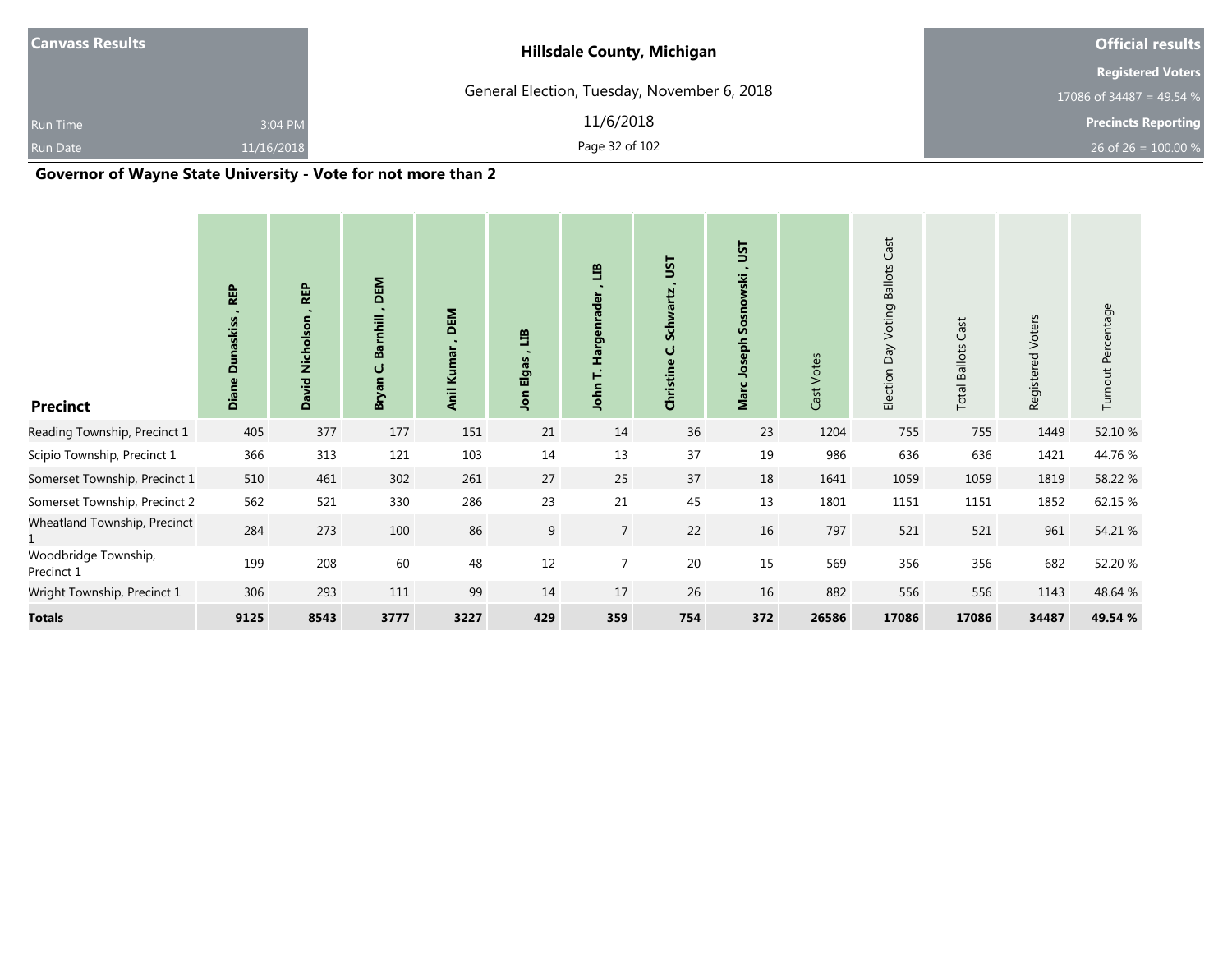**Canvass Results**

Run Time 3:04 PM
Run Date 11/16/2018

**Hillsdale County, Michigan**

General Election, Tuesday, November 6, 2018

11/6/2018

**Official results**

**Registered Voters**
17086 of 34487 = 49.54 %

**Precincts Reporting**
26 of 26 = 100.00 %

## Governor of Wayne State University - Vote for not more than 2

| Precinct | Diane Dunaskiss , REP | David Nicholson , REP | Bryan C. Barnhill , DEM | Anil Kumar , DEM | Jon Elgas , LIB | John T. Hargenrader , LIB | Christine C. Schwartz , UST | Marc Joseph Sosnowski , UST | Cast Votes | Election Day Voting Ballots Cast | Total Ballots Cast | Registered Voters | Turnout Percentage |
|---|---|---|---|---|---|---|---|---|---|---|---|---|---|
| Reading Township, Precinct 1 | 405 | 377 | 177 | 151 | 21 | 14 | 36 | 23 | 1204 | 755 | 755 | 1449 | 52.10 % |
| Scipio Township, Precinct 1 | 366 | 313 | 121 | 103 | 14 | 13 | 37 | 19 | 986 | 636 | 636 | 1421 | 44.76 % |
| Somerset Township, Precinct 1 | 510 | 461 | 302 | 261 | 27 | 25 | 37 | 18 | 1641 | 1059 | 1059 | 1819 | 58.22 % |
| Somerset Township, Precinct 2 | 562 | 521 | 330 | 286 | 23 | 21 | 45 | 13 | 1801 | 1151 | 1151 | 1852 | 62.15 % |
| Wheatland Township, Precinct 1 | 284 | 273 | 100 | 86 | 9 | 7 | 22 | 16 | 797 | 521 | 521 | 961 | 54.21 % |
| Woodbridge Township, Precinct 1 | 199 | 208 | 60 | 48 | 12 | 7 | 20 | 15 | 569 | 356 | 356 | 682 | 52.20 % |
| Wright Township, Precinct 1 | 306 | 293 | 111 | 99 | 14 | 17 | 26 | 16 | 882 | 556 | 556 | 1143 | 48.64 % |
| **Totals** | **9125** | **8543** | **3777** | **3227** | **429** | **359** | **754** | **372** | **26586** | **17086** | **17086** | **34487** | **49.54 %** |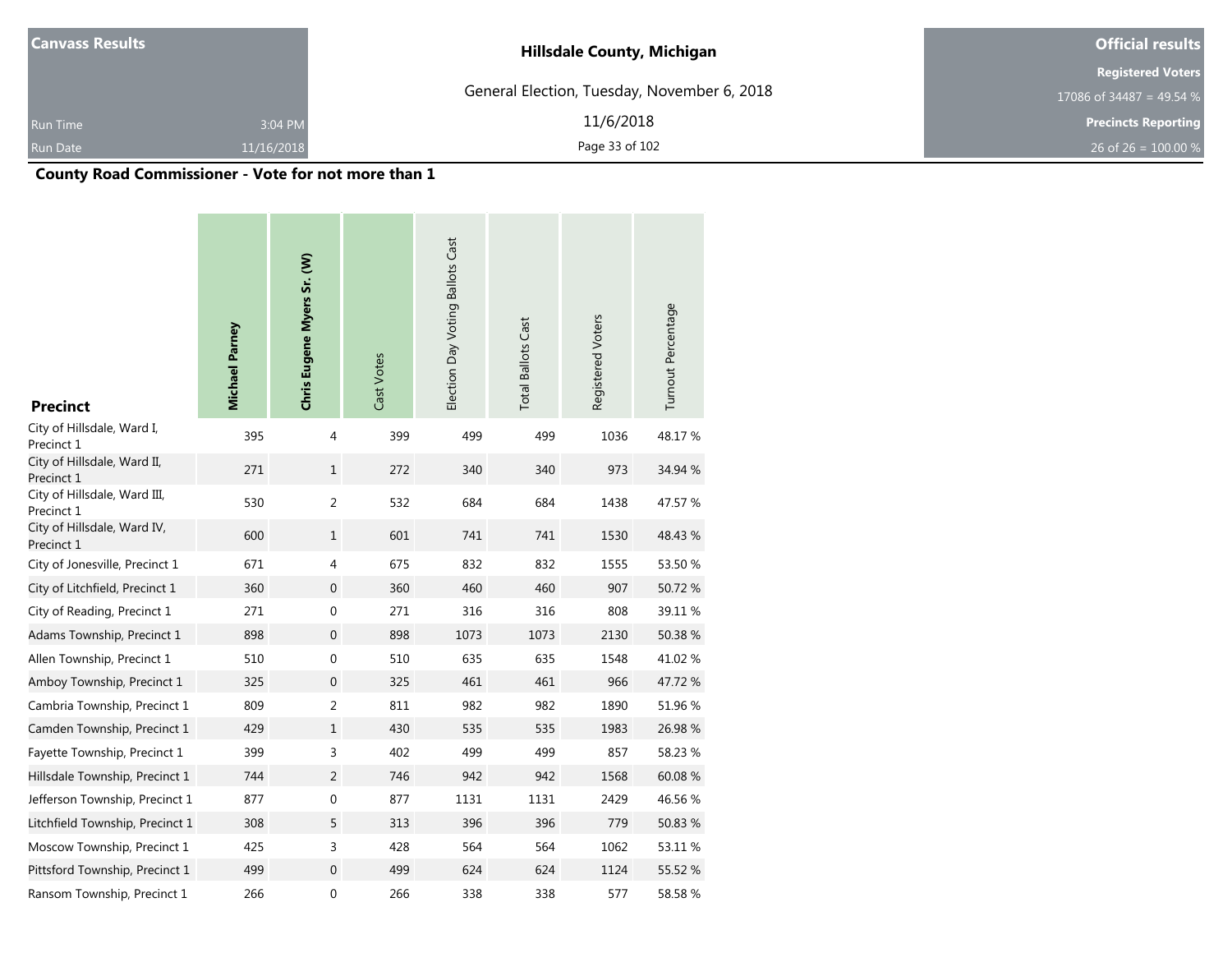| Canvass Results | | Hillsdale County, Michigan | Official results |
|---|---|---|---|
| | | General Election, Tuesday, November 6, 2018 | Registered Voters |
| | | | 17086 of 34487 = 49.54 % |
| Run Time | 3:04 PM | 11/6/2018 | Precincts Reporting |
| Run Date | 11/16/2018 | | 26 of 26 = 100.00 % |

## County Road Commissioner - Vote for not more than 1

| Precinct | **Michael Parney** | **Chris Eugene Myers Sr. (W)** | Cast Votes | Election Day Voting Ballots Cast | Total Ballots Cast | Registered Voters | Turnout Percentage |
|---|---|---|---|---|---|---|---|
| City of Hillsdale, Ward I, Precinct 1 | 395 | 4 | 399 | 499 | 499 | 1036 | 48.17 % |
| City of Hillsdale, Ward II, Precinct 1 | 271 | 1 | 272 | 340 | 340 | 973 | 34.94 % |
| City of Hillsdale, Ward III, Precinct 1 | 530 | 2 | 532 | 684 | 684 | 1438 | 47.57 % |
| City of Hillsdale, Ward IV, Precinct 1 | 600 | 1 | 601 | 741 | 741 | 1530 | 48.43 % |
| City of Jonesville, Precinct 1 | 671 | 4 | 675 | 832 | 832 | 1555 | 53.50 % |
| City of Litchfield, Precinct 1 | 360 | 0 | 360 | 460 | 460 | 907 | 50.72 % |
| City of Reading, Precinct 1 | 271 | 0 | 271 | 316 | 316 | 808 | 39.11 % |
| Adams Township, Precinct 1 | 898 | 0 | 898 | 1073 | 1073 | 2130 | 50.38 % |
| Allen Township, Precinct 1 | 510 | 0 | 510 | 635 | 635 | 1548 | 41.02 % |
| Amboy Township, Precinct 1 | 325 | 0 | 325 | 461 | 461 | 966 | 47.72 % |
| Cambria Township, Precinct 1 | 809 | 2 | 811 | 982 | 982 | 1890 | 51.96 % |
| Camden Township, Precinct 1 | 429 | 1 | 430 | 535 | 535 | 1983 | 26.98 % |
| Fayette Township, Precinct 1 | 399 | 3 | 402 | 499 | 499 | 857 | 58.23 % |
| Hillsdale Township, Precinct 1 | 744 | 2 | 746 | 942 | 942 | 1568 | 60.08 % |
| Jefferson Township, Precinct 1 | 877 | 0 | 877 | 1131 | 1131 | 2429 | 46.56 % |
| Litchfield Township, Precinct 1 | 308 | 5 | 313 | 396 | 396 | 779 | 50.83 % |
| Moscow Township, Precinct 1 | 425 | 3 | 428 | 564 | 564 | 1062 | 53.11 % |
| Pittsford Township, Precinct 1 | 499 | 0 | 499 | 624 | 624 | 1124 | 55.52 % |
| Ransom Township, Precinct 1 | 266 | 0 | 266 | 338 | 338 | 577 | 58.58 % |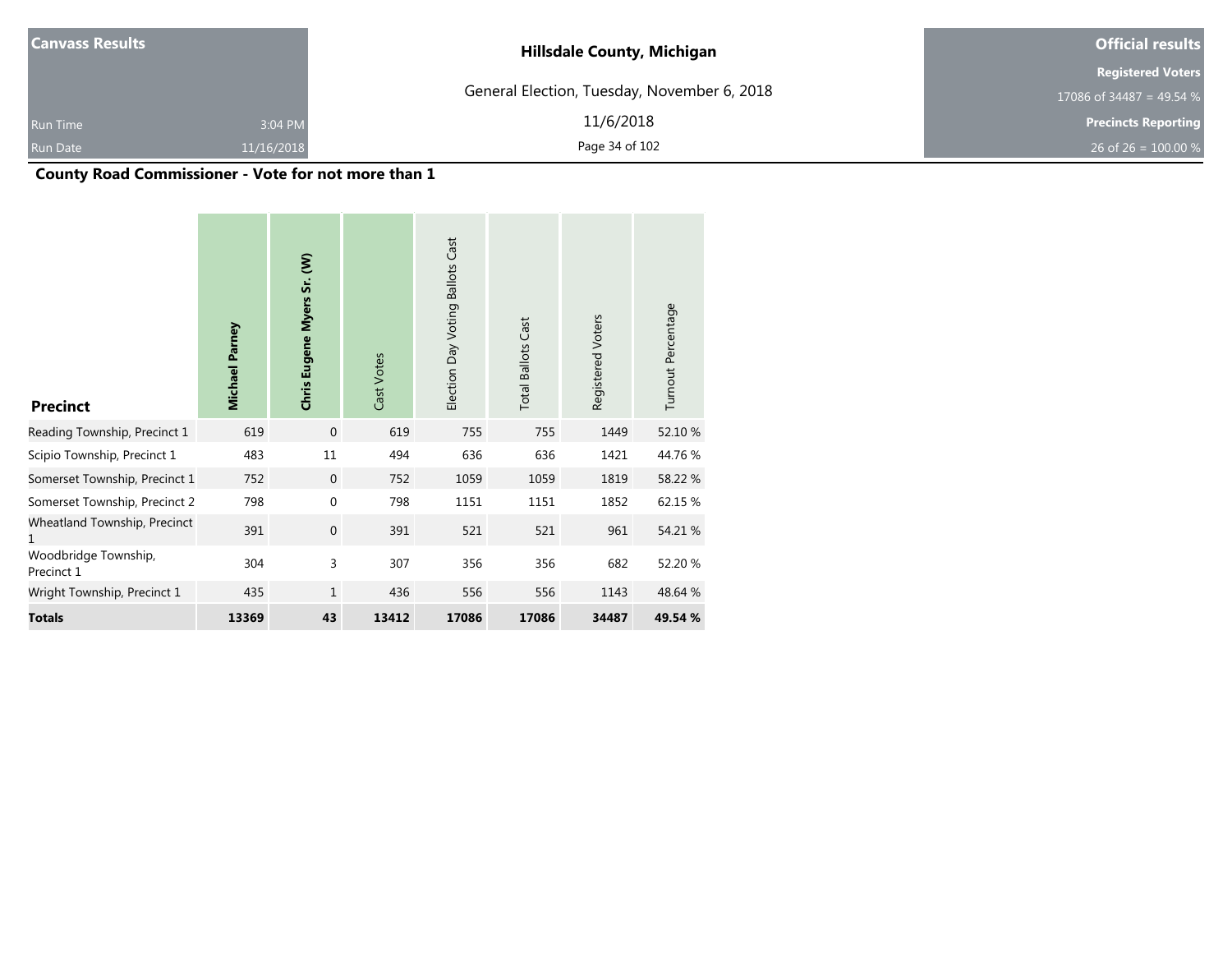Canvass Results

Run Time 3:04 PM

Run Date 11/16/2018

**Hillsdale County, Michigan**

General Election, Tuesday, November 6, 2018

11/6/2018

**Official results**

**Registered Voters**

17086 of 34487 = 49.54 %

**Precincts Reporting**

26 of 26 = 100.00 %

## County Road Commissioner - Vote for not more than 1

| Precinct | Michael Parney | Chris Eugene Myers Sr. (W) | Cast Votes | Election Day Voting Ballots Cast | Total Ballots Cast | Registered Voters | Turnout Percentage |
|---|---|---|---|---|---|---|---|
| Reading Township, Precinct 1 | 619 | 0 | 619 | 755 | 755 | 1449 | 52.10 % |
| Scipio Township, Precinct 1 | 483 | 11 | 494 | 636 | 636 | 1421 | 44.76 % |
| Somerset Township, Precinct 1 | 752 | 0 | 752 | 1059 | 1059 | 1819 | 58.22 % |
| Somerset Township, Precinct 2 | 798 | 0 | 798 | 1151 | 1151 | 1852 | 62.15 % |
| Wheatland Township, Precinct 1 | 391 | 0 | 391 | 521 | 521 | 961 | 54.21 % |
| Woodbridge Township, Precinct 1 | 304 | 3 | 307 | 356 | 356 | 682 | 52.20 % |
| Wright Township, Precinct 1 | 435 | 1 | 436 | 556 | 556 | 1143 | 48.64 % |
| **Totals** | **13369** | **43** | **13412** | **17086** | **17086** | **34487** | **49.54 %** |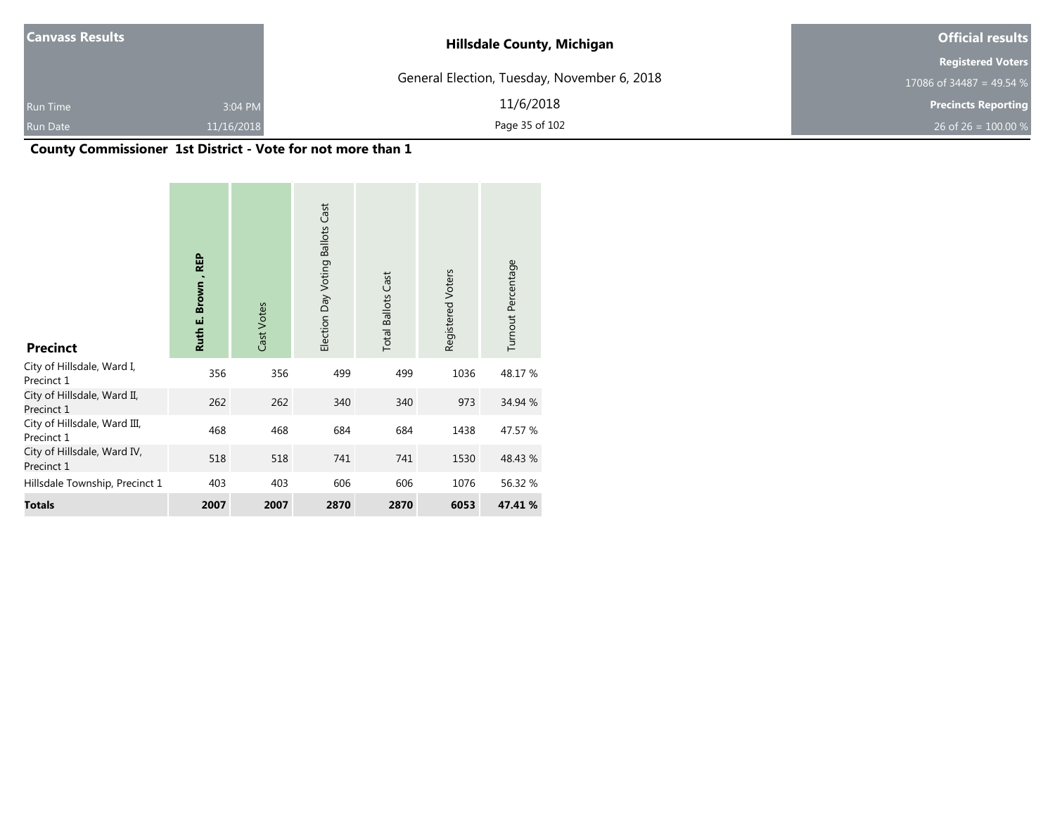| Canvass Results | | Hillsdale County, Michigan | Official results |
|---|---|---|---|
| | | General Election, Tuesday, November 6, 2018 | Registered Voters |
| | | | 17086 of 34487 = 49.54 % |
| Run Time | 3:04 PM | 11/6/2018 | Precincts Reporting |
| Run Date | 11/16/2018 | | 26 of 26 = 100.00 % |

## County Commissioner 1st District - Vote for not more than 1

| Precinct | **Ruth E. Brown , REP** | Cast Votes | Election Day Voting Ballots Cast | Total Ballots Cast | Registered Voters | Turnout Percentage |
|---|---|---|---|---|---|---|
| City of Hillsdale, Ward I, Precinct 1 | 356 | 356 | 499 | 499 | 1036 | 48.17 % |
| City of Hillsdale, Ward II, Precinct 1 | 262 | 262 | 340 | 340 | 973 | 34.94 % |
| City of Hillsdale, Ward III, Precinct 1 | 468 | 468 | 684 | 684 | 1438 | 47.57 % |
| City of Hillsdale, Ward IV, Precinct 1 | 518 | 518 | 741 | 741 | 1530 | 48.43 % |
| Hillsdale Township, Precinct 1 | 403 | 403 | 606 | 606 | 1076 | 56.32 % |
| **Totals** | **2007** | **2007** | **2870** | **2870** | **6053** | **47.41 %** |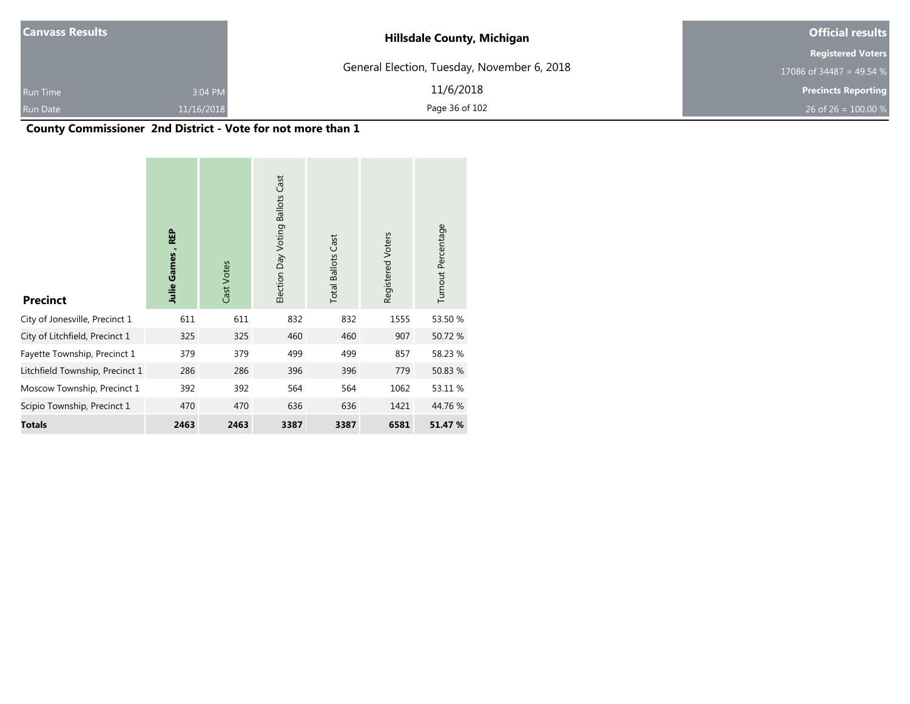**Canvass Results**

Run Time 3:04 PM

Run Date 11/16/2018

**Hillsdale County, Michigan**

General Election, Tuesday, November 6, 2018

11/6/2018

**Official results**

**Registered Voters**

17086 of 34487 = 49.54 %

**Precincts Reporting**

26 of 26 = 100.00 %

## County Commissioner 2nd District - Vote for not more than 1

| Precinct | Julie Games , REP | Cast Votes | Election Day Voting Ballots Cast | Total Ballots Cast | Registered Voters | Turnout Percentage |
|---|---|---|---|---|---|---|
| City of Jonesville, Precinct 1 | 611 | 611 | 832 | 832 | 1555 | 53.50 % |
| City of Litchfield, Precinct 1 | 325 | 325 | 460 | 460 | 907 | 50.72 % |
| Fayette Township, Precinct 1 | 379 | 379 | 499 | 499 | 857 | 58.23 % |
| Litchfield Township, Precinct 1 | 286 | 286 | 396 | 396 | 779 | 50.83 % |
| Moscow Township, Precinct 1 | 392 | 392 | 564 | 564 | 1062 | 53.11 % |
| Scipio Township, Precinct 1 | 470 | 470 | 636 | 636 | 1421 | 44.76 % |
| **Totals** | **2463** | **2463** | **3387** | **3387** | **6581** | **51.47 %** |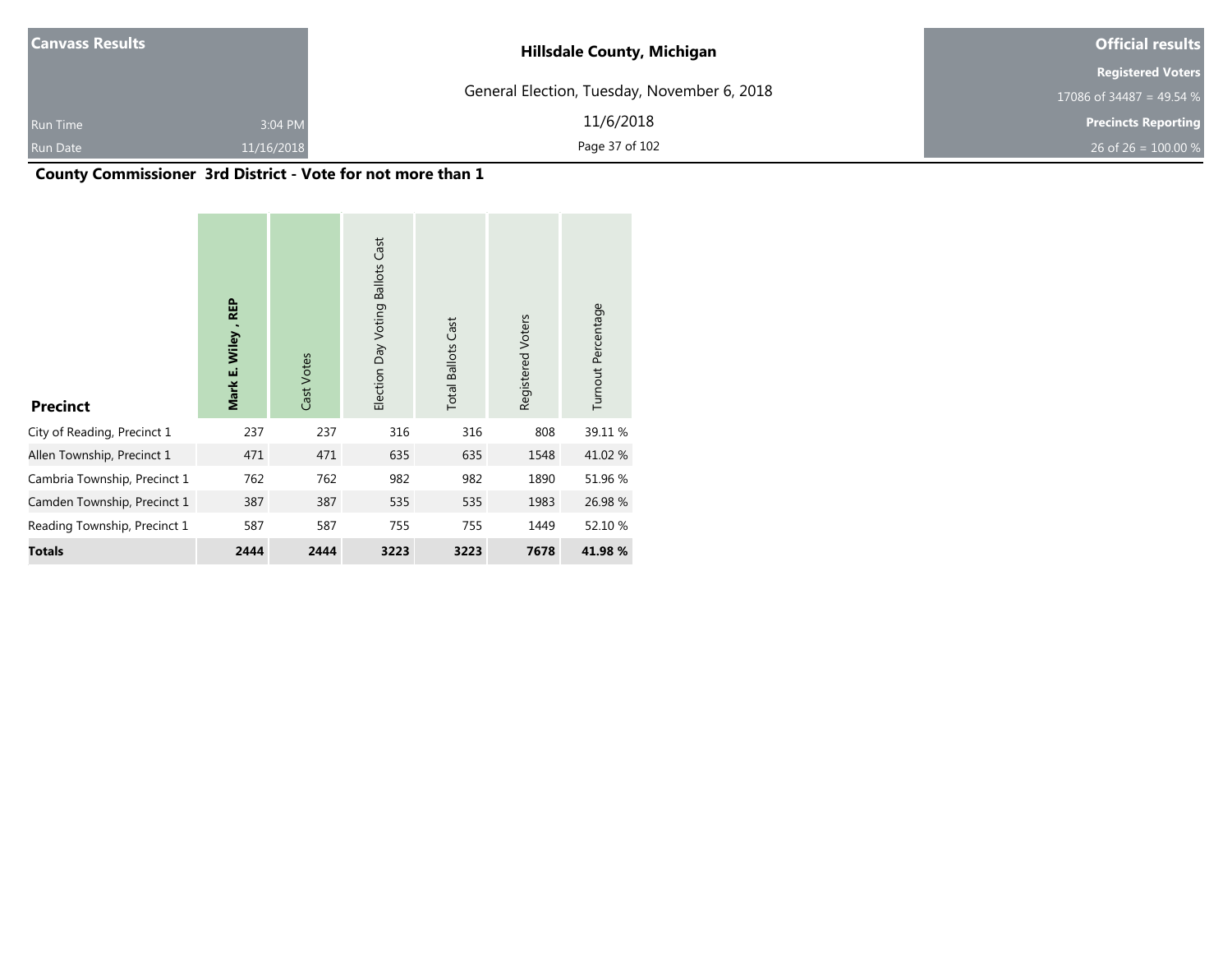**Canvass Results**

Run Time 3:04 PM

Run Date 11/16/2018

**Hillsdale County, Michigan**

General Election, Tuesday, November 6, 2018

11/6/2018

**Official results**

**Registered Voters**

17086 of 34487 = 49.54 %

**Precincts Reporting**

26 of 26 = 100.00 %

## County Commissioner 3rd District - Vote for not more than 1

| Precinct | **Mark E. Wiley , REP** | Cast Votes | Election Day Voting Ballots Cast | Total Ballots Cast | Registered Voters | Turnout Percentage |
|---|---|---|---|---|---|---|
| City of Reading, Precinct 1 | 237 | 237 | 316 | 316 | 808 | 39.11 % |
| Allen Township, Precinct 1 | 471 | 471 | 635 | 635 | 1548 | 41.02 % |
| Cambria Township, Precinct 1 | 762 | 762 | 982 | 982 | 1890 | 51.96 % |
| Camden Township, Precinct 1 | 387 | 387 | 535 | 535 | 1983 | 26.98 % |
| Reading Township, Precinct 1 | 587 | 587 | 755 | 755 | 1449 | 52.10 % |
| **Totals** | **2444** | **2444** | **3223** | **3223** | **7678** | **41.98 %** |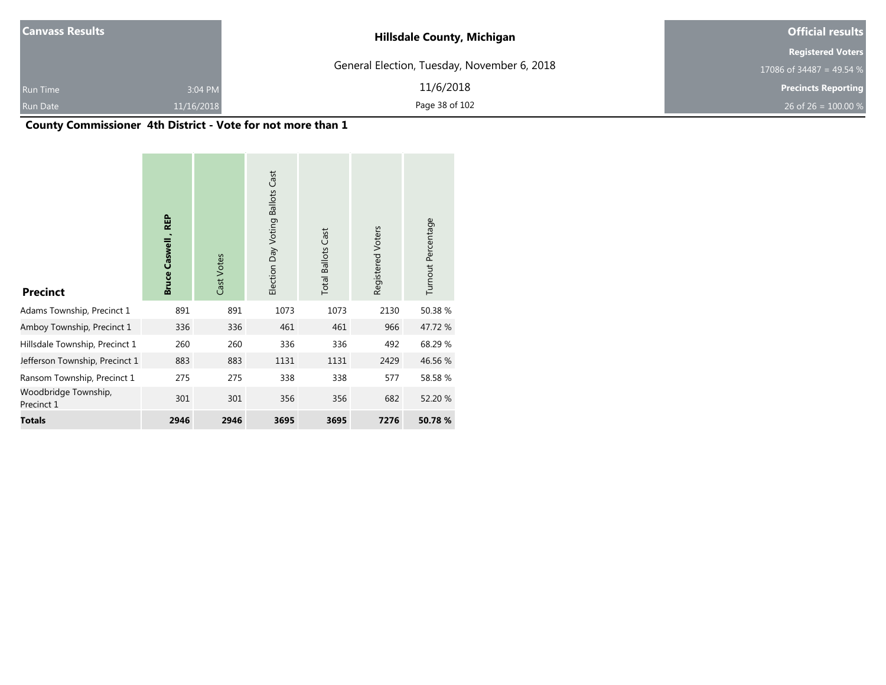**Canvass Results**

Run Time 3:04 PM
Run Date 11/16/2018

**Hillsdale County, Michigan**

General Election, Tuesday, November 6, 2018

11/6/2018

**Official results**

**Registered Voters**
17086 of 34487 = 49.54 %

**Precincts Reporting**
26 of 26 = 100.00 %

## County Commissioner 4th District - Vote for not more than 1

| Precinct | Bruce Caswell , REP | Cast Votes | Election Day Voting Ballots Cast | Total Ballots Cast | Registered Voters | Turnout Percentage |
|---|---|---|---|---|---|---|
| Adams Township, Precinct 1 | 891 | 891 | 1073 | 1073 | 2130 | 50.38 % |
| Amboy Township, Precinct 1 | 336 | 336 | 461 | 461 | 966 | 47.72 % |
| Hillsdale Township, Precinct 1 | 260 | 260 | 336 | 336 | 492 | 68.29 % |
| Jefferson Township, Precinct 1 | 883 | 883 | 1131 | 1131 | 2429 | 46.56 % |
| Ransom Township, Precinct 1 | 275 | 275 | 338 | 338 | 577 | 58.58 % |
| Woodbridge Township, Precinct 1 | 301 | 301 | 356 | 356 | 682 | 52.20 % |
| **Totals** | **2946** | **2946** | **3695** | **3695** | **7276** | **50.78 %** |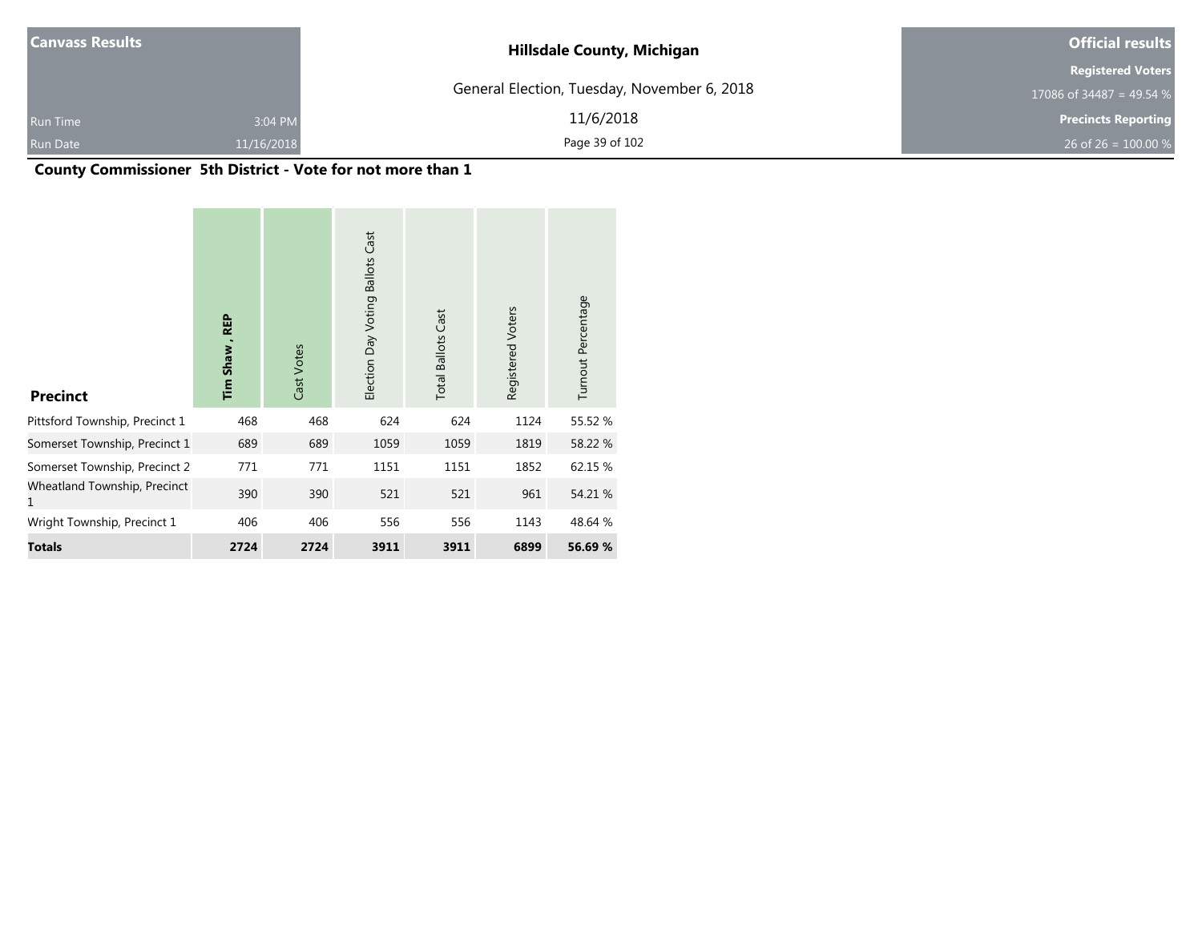| Canvass Results | | Hillsdale County, Michigan | Official results |
|---|---|---|---|
| | | General Election, Tuesday, November 6, 2018 | Registered Voters |
| | | | 17086 of 34487 = 49.54 % |
| Run Time | 3:04 PM | 11/6/2018 | Precincts Reporting |
| Run Date | 11/16/2018 | | 26 of 26 = 100.00 % |

## County Commissioner 5th District - Vote for not more than 1

| Precinct | **Tim Shaw , REP** | Cast Votes | Election Day Voting Ballots Cast | Total Ballots Cast | Registered Voters | Turnout Percentage |
|---|---|---|---|---|---|---|
| Pittsford Township, Precinct 1 | 468 | 468 | 624 | 624 | 1124 | 55.52 % |
| Somerset Township, Precinct 1 | 689 | 689 | 1059 | 1059 | 1819 | 58.22 % |
| Somerset Township, Precinct 2 | 771 | 771 | 1151 | 1151 | 1852 | 62.15 % |
| Wheatland Township, Precinct 1 | 390 | 390 | 521 | 521 | 961 | 54.21 % |
| Wright Township, Precinct 1 | 406 | 406 | 556 | 556 | 1143 | 48.64 % |
| **Totals** | **2724** | **2724** | **3911** | **3911** | **6899** | **56.69 %** |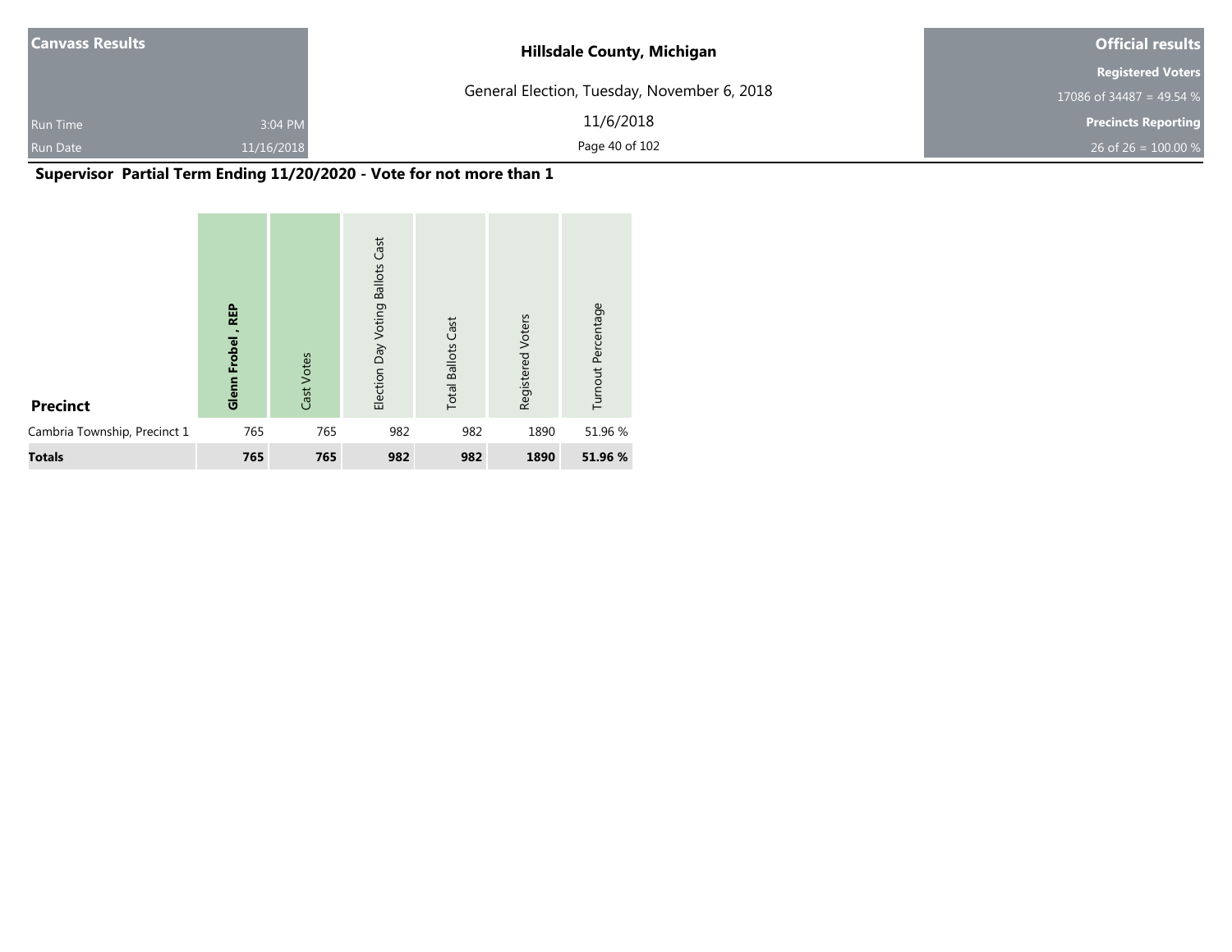| Canvass Results | | Hillsdale County, Michigan | Official results |
|---|---|---|---|
| | | General Election, Tuesday, November 6, 2018 | Registered Voters |
| | | | 17086 of 34487 = 49.54 % |
| Run Time | 3:04 PM | 11/6/2018 | Precincts Reporting |
| Run Date | 11/16/2018 | | 26 of 26 = 100.00 % |

## Supervisor Partial Term Ending 11/20/2020 - Vote for not more than 1

| Precinct | Glenn Frobel , REP | Cast Votes | Election Day Voting Ballots Cast | Total Ballots Cast | Registered Voters | Turnout Percentage |
|---|---|---|---|---|---|---|
| Cambria Township, Precinct 1 | 765 | 765 | 982 | 982 | 1890 | 51.96 % |
| **Totals** | **765** | **765** | **982** | **982** | **1890** | **51.96 %** |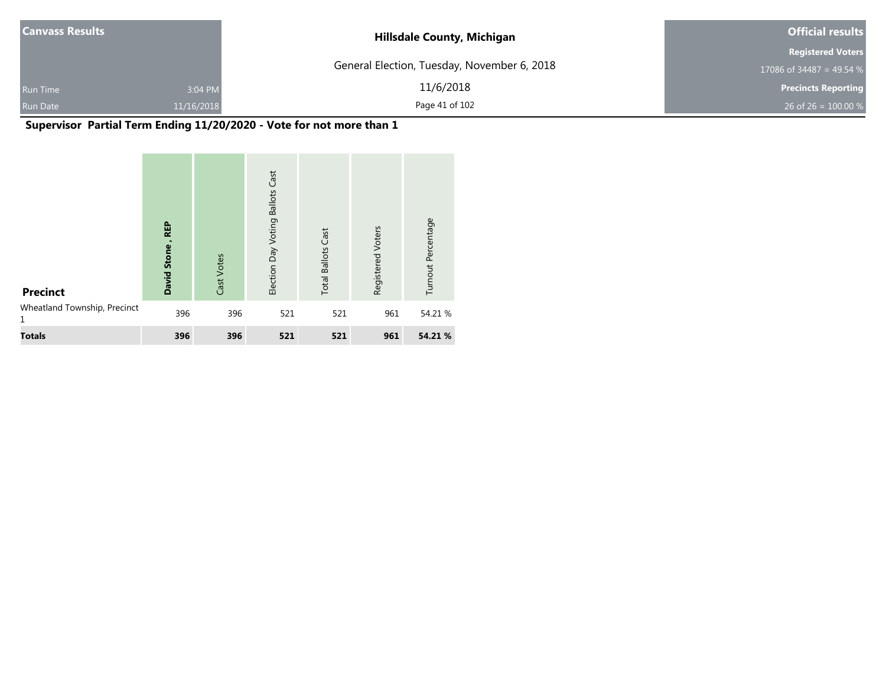| Canvass Results | | Hillsdale County, Michigan | Official results |
|---|---|---|---|
| | | General Election, Tuesday, November 6, 2018 | Registered Voters |
| | | | 17086 of 34487 = 49.54 % |
| Run Time | 3:04 PM | 11/6/2018 | Precincts Reporting |
| Run Date | 11/16/2018 | | 26 of 26 = 100.00 % |

## Supervisor Partial Term Ending 11/20/2020 - Vote for not more than 1

| Precinct | David Stone , REP | Cast Votes | Election Day Voting Ballots Cast | Total Ballots Cast | Registered Voters | Turnout Percentage |
|---|---|---|---|---|---|---|
| Wheatland Township, Precinct 1 | 396 | 396 | 521 | 521 | 961 | 54.21 % |
| **Totals** | **396** | **396** | **521** | **521** | **961** | **54.21 %** |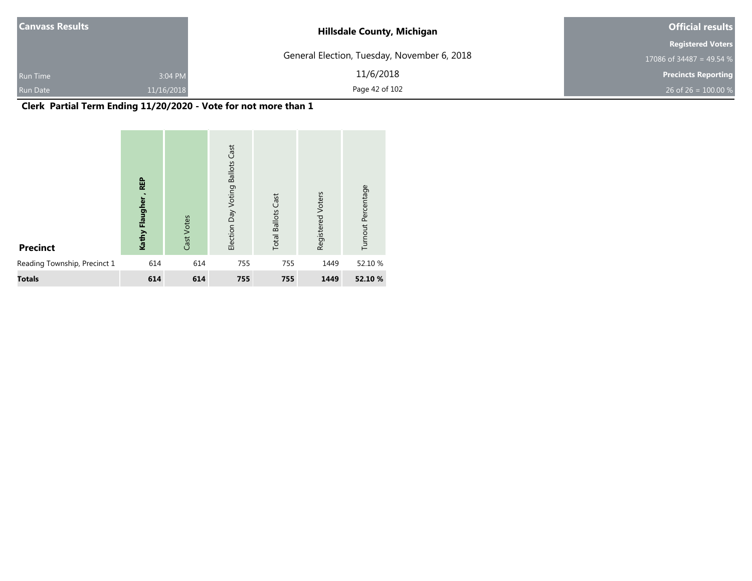**Canvass Results**

Run Time 3:04 PM

Run Date 11/16/2018

**Hillsdale County, Michigan**

General Election, Tuesday, November 6, 2018

11/6/2018

**Official results**

**Registered Voters**

17086 of 34487 = 49.54 %

**Precincts Reporting**

26 of 26 = 100.00 %

## Clerk Partial Term Ending 11/20/2020 - Vote for not more than 1

| Precinct | Kathy Flaugher , REP | Cast Votes | Election Day Voting Ballots Cast | Total Ballots Cast | Registered Voters | Turnout Percentage |
|---|---|---|---|---|---|---|
| Reading Township, Precinct 1 | 614 | 614 | 755 | 755 | 1449 | 52.10 % |
| **Totals** | **614** | **614** | **755** | **755** | **1449** | **52.10 %** |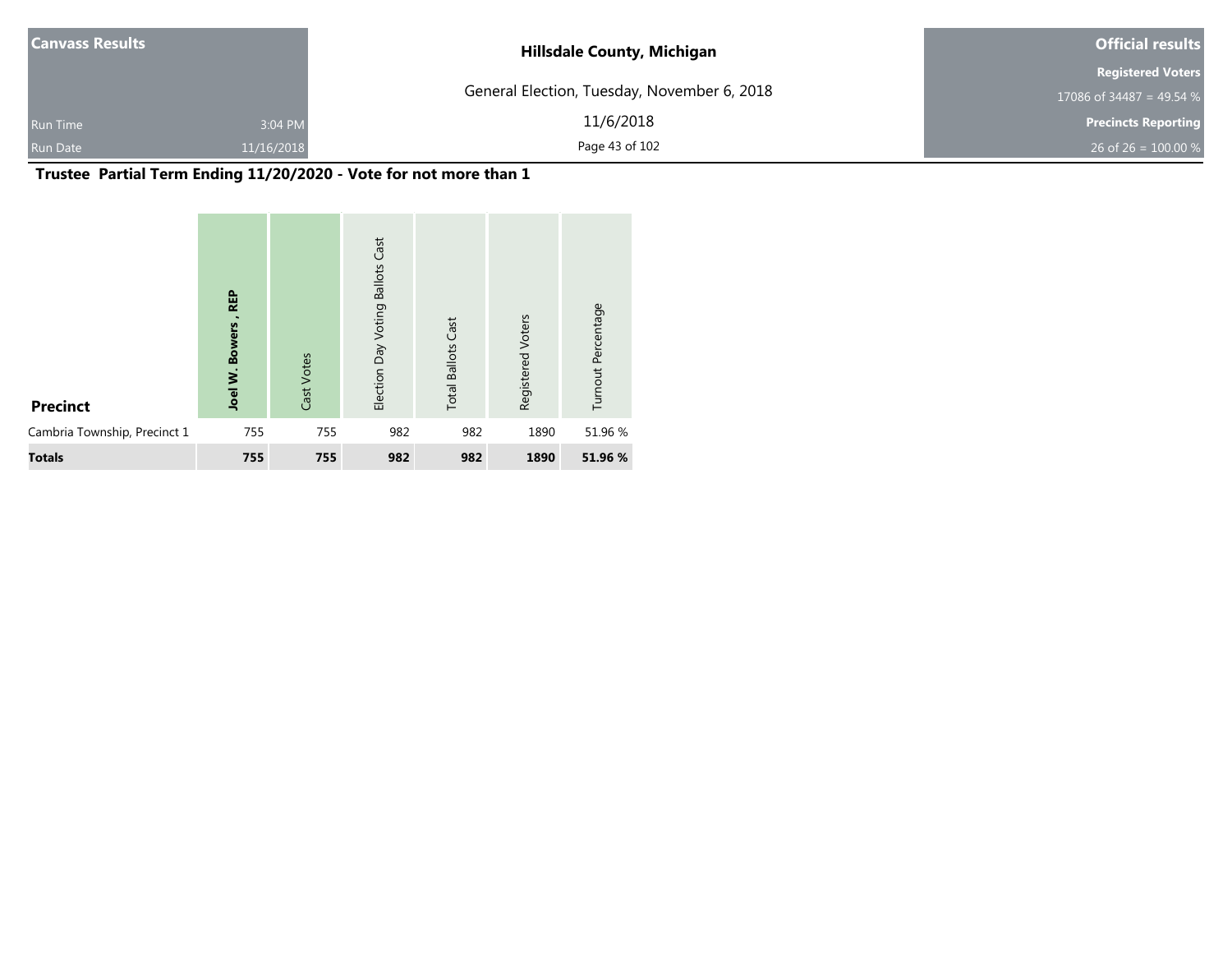## Trustee Partial Term Ending 11/20/2020 - Vote for not more than 1

| Precinct | Joel W. Bowers , REP | Cast Votes | Election Day Voting Ballots Cast | Total Ballots Cast | Registered Voters | Turnout Percentage |
|---|---|---|---|---|---|---|
| Cambria Township, Precinct 1 | 755 | 755 | 982 | 982 | 1890 | 51.96 % |
| **Totals** | **755** | **755** | **982** | **982** | **1890** | **51.96 %** |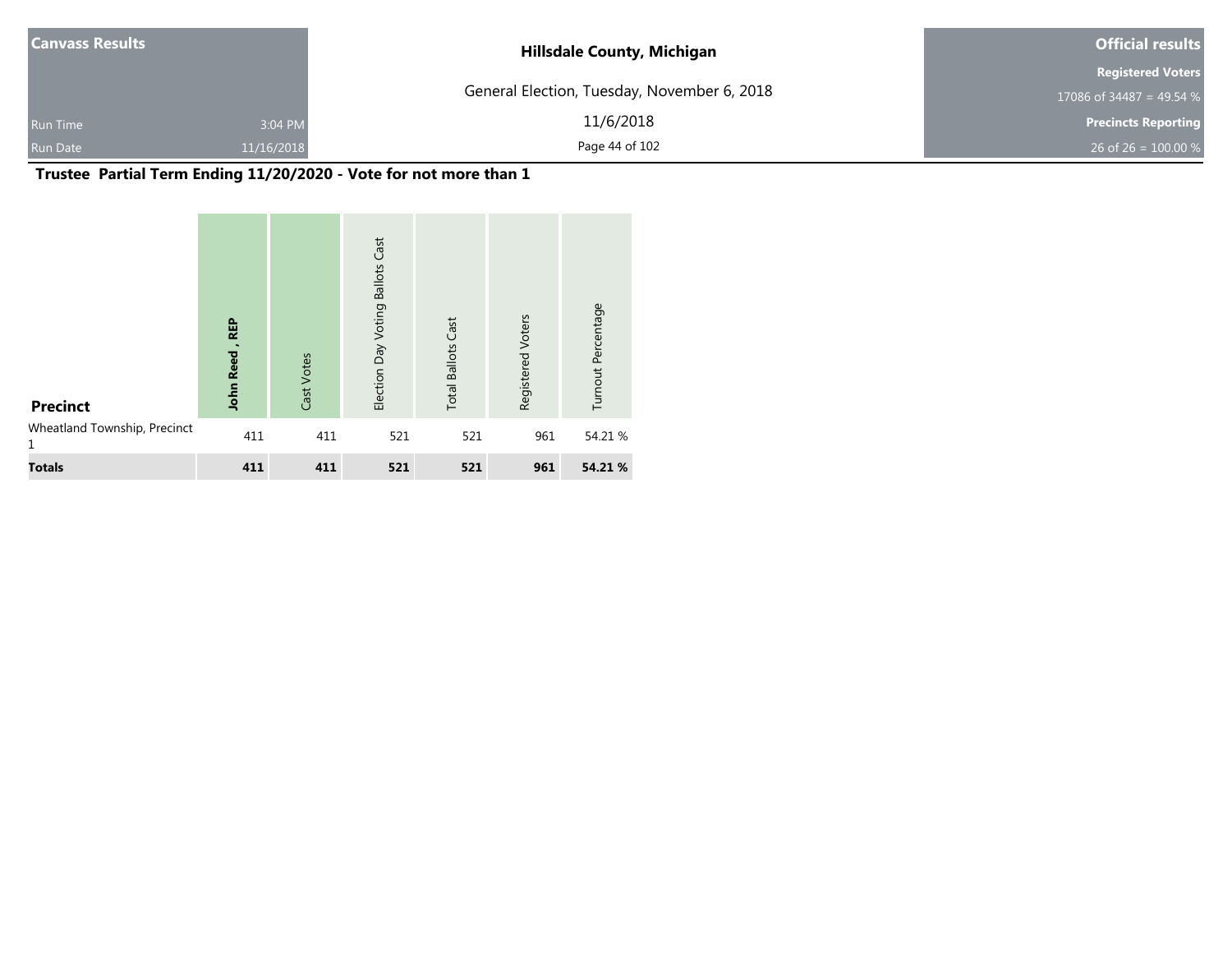**Canvass Results**

Run Time 3:04 PM

Run Date 11/16/2018

**Hillsdale County, Michigan**

General Election, Tuesday, November 6, 2018

11/6/2018

**Official results**

**Registered Voters**

17086 of 34487 = 49.54 %

**Precincts Reporting**

26 of 26 = 100.00 %

## Trustee Partial Term Ending 11/20/2020 - Vote for not more than 1

| Precinct | John Reed , REP | Cast Votes | Election Day Voting Ballots Cast | Total Ballots Cast | Registered Voters | Turnout Percentage |
|---|---|---|---|---|---|---|
| Wheatland Township, Precinct 1 | 411 | 411 | 521 | 521 | 961 | 54.21 % |
| **Totals** | **411** | **411** | **521** | **521** | **961** | **54.21 %** |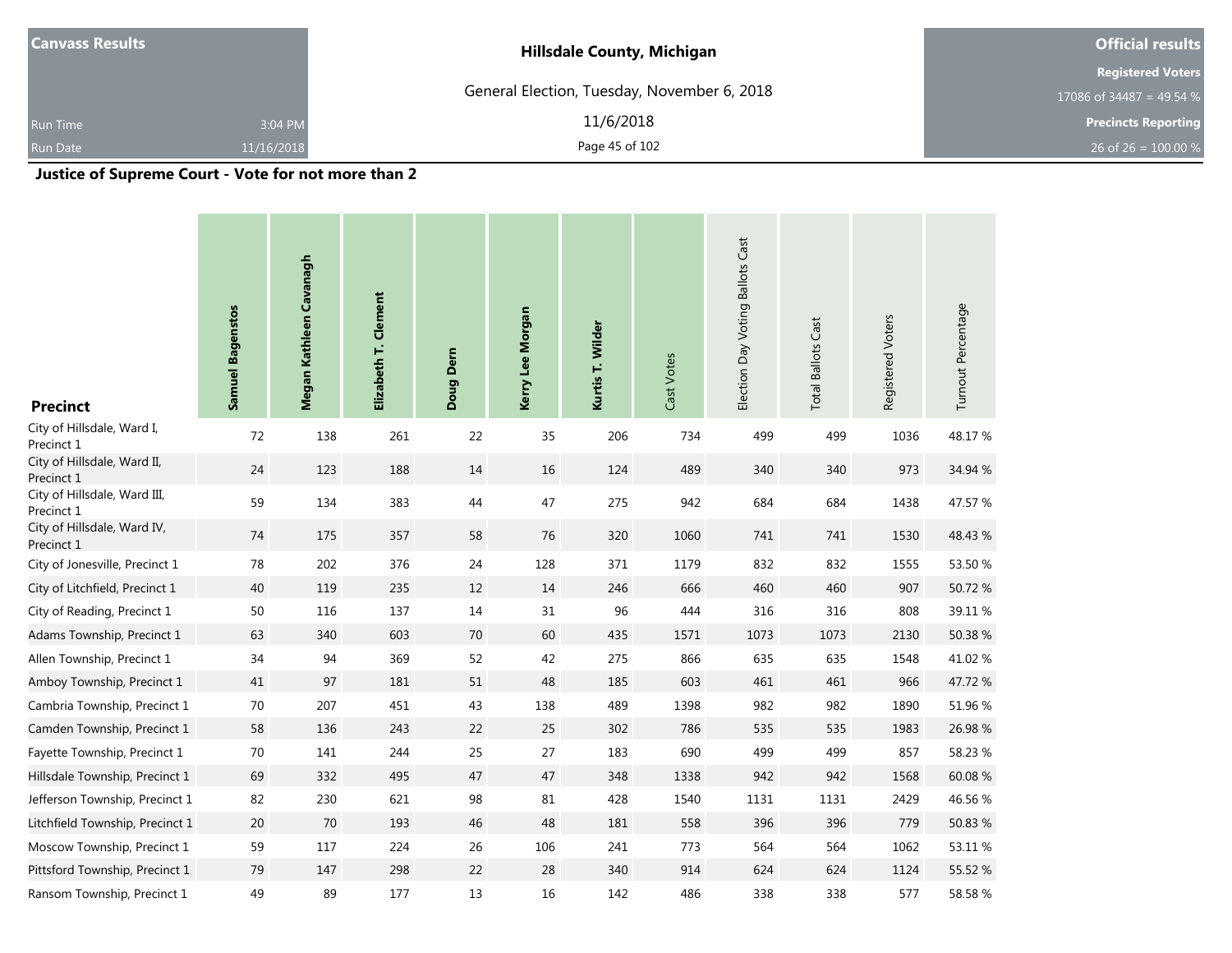**Canvass Results**

Run Time 3:04 PM

Run Date 11/16/2018

**Hillsdale County, Michigan**

General Election, Tuesday, November 6, 2018

11/6/2018

**Official results**

**Registered Voters**

17086 of 34487 = 49.54 %

**Precincts Reporting**

26 of 26 = 100.00 %

## Justice of Supreme Court - Vote for not more than 2

| Precinct | Samuel Bagenstos | Megan Kathleen Cavanagh | Elizabeth T. Clement | Doug Dern | Kerry Lee Morgan | Kurtis T. Wilder | Cast Votes | Election Day Voting Ballots Cast | Total Ballots Cast | Registered Voters | Turnout Percentage |
|---|---|---|---|---|---|---|---|---|---|---|---|
| City of Hillsdale, Ward I, Precinct 1 | 72 | 138 | 261 | 22 | 35 | 206 | 734 | 499 | 499 | 1036 | 48.17 % |
| City of Hillsdale, Ward II, Precinct 1 | 24 | 123 | 188 | 14 | 16 | 124 | 489 | 340 | 340 | 973 | 34.94 % |
| City of Hillsdale, Ward III, Precinct 1 | 59 | 134 | 383 | 44 | 47 | 275 | 942 | 684 | 684 | 1438 | 47.57 % |
| City of Hillsdale, Ward IV, Precinct 1 | 74 | 175 | 357 | 58 | 76 | 320 | 1060 | 741 | 741 | 1530 | 48.43 % |
| City of Jonesville, Precinct 1 | 78 | 202 | 376 | 24 | 128 | 371 | 1179 | 832 | 832 | 1555 | 53.50 % |
| City of Litchfield, Precinct 1 | 40 | 119 | 235 | 12 | 14 | 246 | 666 | 460 | 460 | 907 | 50.72 % |
| City of Reading, Precinct 1 | 50 | 116 | 137 | 14 | 31 | 96 | 444 | 316 | 316 | 808 | 39.11 % |
| Adams Township, Precinct 1 | 63 | 340 | 603 | 70 | 60 | 435 | 1571 | 1073 | 1073 | 2130 | 50.38 % |
| Allen Township, Precinct 1 | 34 | 94 | 369 | 52 | 42 | 275 | 866 | 635 | 635 | 1548 | 41.02 % |
| Amboy Township, Precinct 1 | 41 | 97 | 181 | 51 | 48 | 185 | 603 | 461 | 461 | 966 | 47.72 % |
| Cambria Township, Precinct 1 | 70 | 207 | 451 | 43 | 138 | 489 | 1398 | 982 | 982 | 1890 | 51.96 % |
| Camden Township, Precinct 1 | 58 | 136 | 243 | 22 | 25 | 302 | 786 | 535 | 535 | 1983 | 26.98 % |
| Fayette Township, Precinct 1 | 70 | 141 | 244 | 25 | 27 | 183 | 690 | 499 | 499 | 857 | 58.23 % |
| Hillsdale Township, Precinct 1 | 69 | 332 | 495 | 47 | 47 | 348 | 1338 | 942 | 942 | 1568 | 60.08 % |
| Jefferson Township, Precinct 1 | 82 | 230 | 621 | 98 | 81 | 428 | 1540 | 1131 | 1131 | 2429 | 46.56 % |
| Litchfield Township, Precinct 1 | 20 | 70 | 193 | 46 | 48 | 181 | 558 | 396 | 396 | 779 | 50.83 % |
| Moscow Township, Precinct 1 | 59 | 117 | 224 | 26 | 106 | 241 | 773 | 564 | 564 | 1062 | 53.11 % |
| Pittsford Township, Precinct 1 | 79 | 147 | 298 | 22 | 28 | 340 | 914 | 624 | 624 | 1124 | 55.52 % |
| Ransom Township, Precinct 1 | 49 | 89 | 177 | 13 | 16 | 142 | 486 | 338 | 338 | 577 | 58.58 % |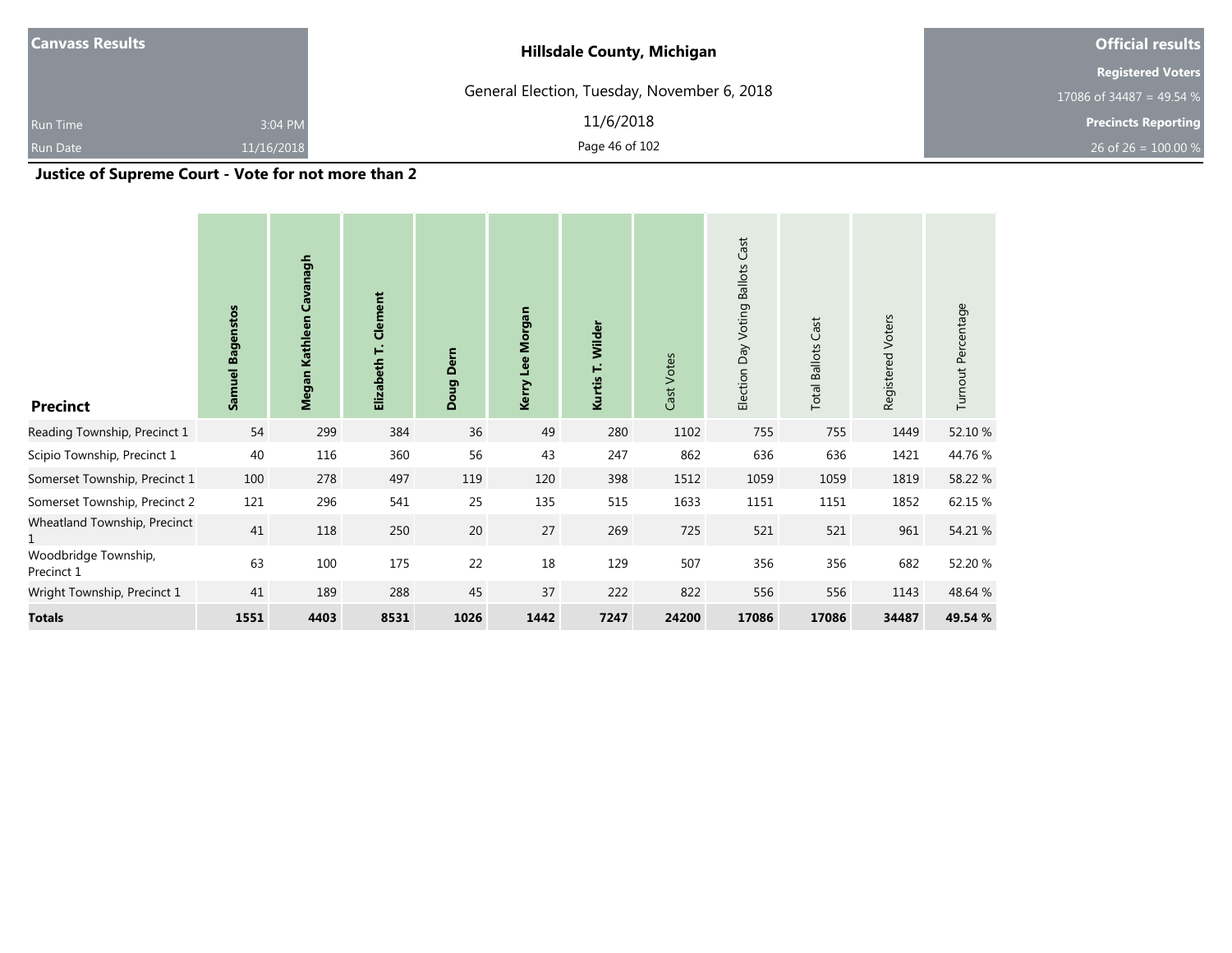| Canvass Results | | Hillsdale County, Michigan | Official results |
|---|---|---|---|
| | | General Election, Tuesday, November 6, 2018 | Registered Voters |
| | | | 17086 of 34487 = 49.54 % |
| Run Time | 3:04 PM | 11/6/2018 | Precincts Reporting |
| Run Date | 11/16/2018 | | 26 of 26 = 100.00 % |

## Justice of Supreme Court - Vote for not more than 2

| Precinct | Samuel Bagenstos | Megan Kathleen Cavanagh | Elizabeth T. Clement | Doug Dern | Kerry Lee Morgan | Kurtis T. Wilder | Cast Votes | Election Day Voting Ballots Cast | Total Ballots Cast | Registered Voters | Turnout Percentage |
|---|---|---|---|---|---|---|---|---|---|---|---|
| Reading Township, Precinct 1 | 54 | 299 | 384 | 36 | 49 | 280 | 1102 | 755 | 755 | 1449 | 52.10 % |
| Scipio Township, Precinct 1 | 40 | 116 | 360 | 56 | 43 | 247 | 862 | 636 | 636 | 1421 | 44.76 % |
| Somerset Township, Precinct 1 | 100 | 278 | 497 | 119 | 120 | 398 | 1512 | 1059 | 1059 | 1819 | 58.22 % |
| Somerset Township, Precinct 2 | 121 | 296 | 541 | 25 | 135 | 515 | 1633 | 1151 | 1151 | 1852 | 62.15 % |
| Wheatland Township, Precinct 1 | 41 | 118 | 250 | 20 | 27 | 269 | 725 | 521 | 521 | 961 | 54.21 % |
| Woodbridge Township, Precinct 1 | 63 | 100 | 175 | 22 | 18 | 129 | 507 | 356 | 356 | 682 | 52.20 % |
| Wright Township, Precinct 1 | 41 | 189 | 288 | 45 | 37 | 222 | 822 | 556 | 556 | 1143 | 48.64 % |
| **Totals** | **1551** | **4403** | **8531** | **1026** | **1442** | **7247** | **24200** | **17086** | **17086** | **34487** | **49.54 %** |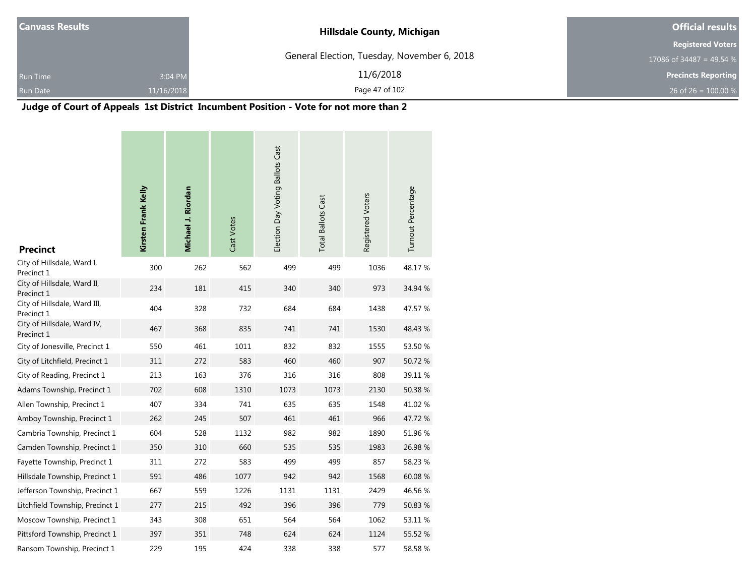| Canvass Results | |
|---|---|
| Run Time | 3:04 PM |
| Run Date | 11/16/2018 |

**Hillsdale County, Michigan**

General Election, Tuesday, November 6, 2018

11/6/2018

| Official results |
|---|
| Registered Voters |
| 17086 of 34487 = 49.54 % |
| Precincts Reporting |
| 26 of 26 = 100.00 % |

## Judge of Court of Appeals 1st District Incumbent Position - Vote for not more than 2

| Precinct | Kirsten Frank Kelly | Michael J. Riordan | Cast Votes | Election Day Voting Ballots Cast | Total Ballots Cast | Registered Voters | Turnout Percentage |
|---|---|---|---|---|---|---|---|
| City of Hillsdale, Ward I, Precinct 1 | 300 | 262 | 562 | 499 | 499 | 1036 | 48.17 % |
| City of Hillsdale, Ward II, Precinct 1 | 234 | 181 | 415 | 340 | 340 | 973 | 34.94 % |
| City of Hillsdale, Ward III, Precinct 1 | 404 | 328 | 732 | 684 | 684 | 1438 | 47.57 % |
| City of Hillsdale, Ward IV, Precinct 1 | 467 | 368 | 835 | 741 | 741 | 1530 | 48.43 % |
| City of Jonesville, Precinct 1 | 550 | 461 | 1011 | 832 | 832 | 1555 | 53.50 % |
| City of Litchfield, Precinct 1 | 311 | 272 | 583 | 460 | 460 | 907 | 50.72 % |
| City of Reading, Precinct 1 | 213 | 163 | 376 | 316 | 316 | 808 | 39.11 % |
| Adams Township, Precinct 1 | 702 | 608 | 1310 | 1073 | 1073 | 2130 | 50.38 % |
| Allen Township, Precinct 1 | 407 | 334 | 741 | 635 | 635 | 1548 | 41.02 % |
| Amboy Township, Precinct 1 | 262 | 245 | 507 | 461 | 461 | 966 | 47.72 % |
| Cambria Township, Precinct 1 | 604 | 528 | 1132 | 982 | 982 | 1890 | 51.96 % |
| Camden Township, Precinct 1 | 350 | 310 | 660 | 535 | 535 | 1983 | 26.98 % |
| Fayette Township, Precinct 1 | 311 | 272 | 583 | 499 | 499 | 857 | 58.23 % |
| Hillsdale Township, Precinct 1 | 591 | 486 | 1077 | 942 | 942 | 1568 | 60.08 % |
| Jefferson Township, Precinct 1 | 667 | 559 | 1226 | 1131 | 1131 | 2429 | 46.56 % |
| Litchfield Township, Precinct 1 | 277 | 215 | 492 | 396 | 396 | 779 | 50.83 % |
| Moscow Township, Precinct 1 | 343 | 308 | 651 | 564 | 564 | 1062 | 53.11 % |
| Pittsford Township, Precinct 1 | 397 | 351 | 748 | 624 | 624 | 1124 | 55.52 % |
| Ransom Township, Precinct 1 | 229 | 195 | 424 | 338 | 338 | 577 | 58.58 % |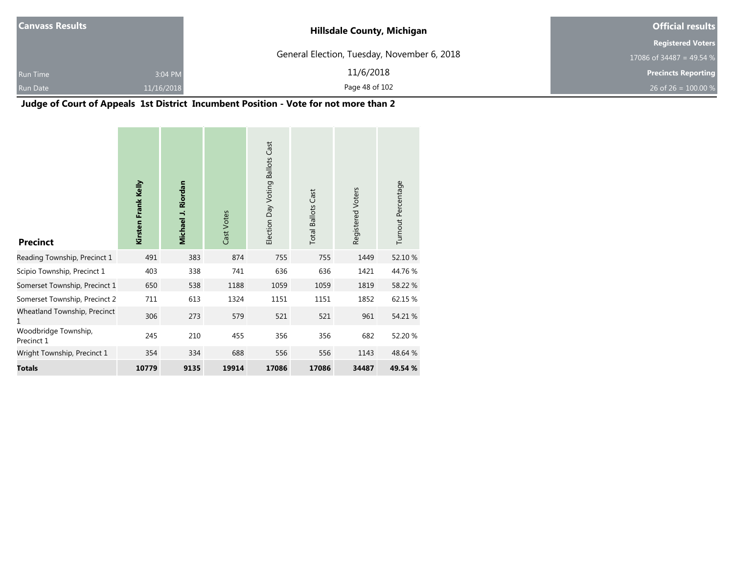| Canvass Results | | Hillsdale County, Michigan | Official results |
|---|---|---|---|
| | | General Election, Tuesday, November 6, 2018 | Registered Voters |
| | | | 17086 of 34487 = 49.54 % |
| Run Time | 3:04 PM | 11/6/2018 | Precincts Reporting |
| Run Date | 11/16/2018 | | 26 of 26 = 100.00 % |

## Judge of Court of Appeals 1st District Incumbent Position - Vote for not more than 2

| Precinct | Kirsten Frank Kelly | Michael J. Riordan | Cast Votes | Election Day Voting Ballots Cast | Total Ballots Cast | Registered Voters | Turnout Percentage |
|---|---|---|---|---|---|---|---|
| Reading Township, Precinct 1 | 491 | 383 | 874 | 755 | 755 | 1449 | 52.10 % |
| Scipio Township, Precinct 1 | 403 | 338 | 741 | 636 | 636 | 1421 | 44.76 % |
| Somerset Township, Precinct 1 | 650 | 538 | 1188 | 1059 | 1059 | 1819 | 58.22 % |
| Somerset Township, Precinct 2 | 711 | 613 | 1324 | 1151 | 1151 | 1852 | 62.15 % |
| Wheatland Township, Precinct 1 | 306 | 273 | 579 | 521 | 521 | 961 | 54.21 % |
| Woodbridge Township, Precinct 1 | 245 | 210 | 455 | 356 | 356 | 682 | 52.20 % |
| Wright Township, Precinct 1 | 354 | 334 | 688 | 556 | 556 | 1143 | 48.64 % |
| **Totals** | **10779** | **9135** | **19914** | **17086** | **17086** | **34487** | **49.54 %** |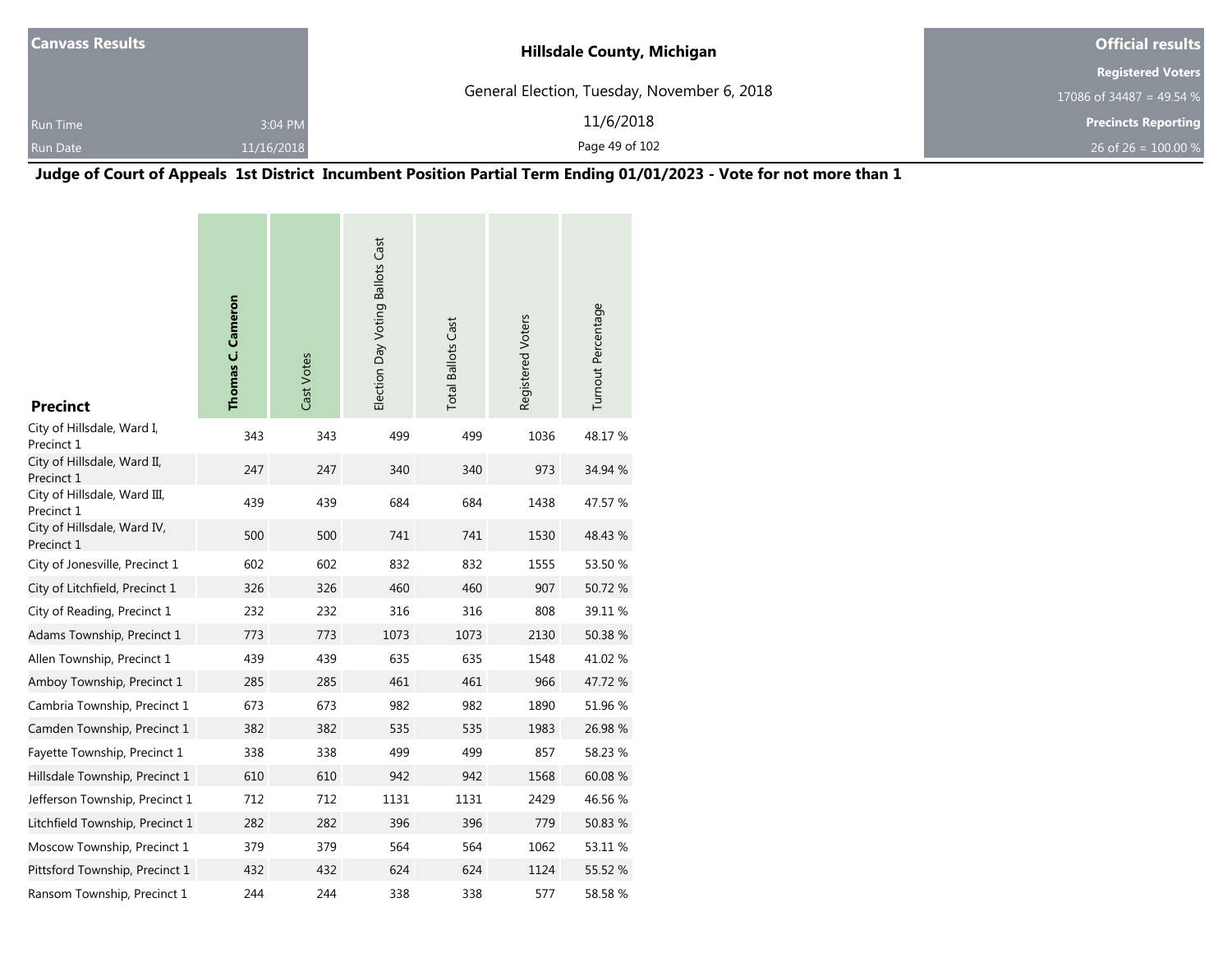| Canvass Results | | Hillsdale County, Michigan | Official results |
|---|---|---|---|
| | | General Election, Tuesday, November 6, 2018 | Registered Voters |
| | | | 17086 of 34487 = 49.54 % |
| Run Time | 3:04 PM | 11/6/2018 | Precincts Reporting |
| Run Date | 11/16/2018 | | 26 of 26 = 100.00 % |

## Judge of Court of Appeals 1st District Incumbent Position Partial Term Ending 01/01/2023 - Vote for not more than 1

| Precinct | **Thomas C. Cameron** | Cast Votes | Election Day Voting Ballots Cast | Total Ballots Cast | Registered Voters | Turnout Percentage |
|---|---|---|---|---|---|---|
| City of Hillsdale, Ward I, Precinct 1 | 343 | 343 | 499 | 499 | 1036 | 48.17 % |
| City of Hillsdale, Ward II, Precinct 1 | 247 | 247 | 340 | 340 | 973 | 34.94 % |
| City of Hillsdale, Ward III, Precinct 1 | 439 | 439 | 684 | 684 | 1438 | 47.57 % |
| City of Hillsdale, Ward IV, Precinct 1 | 500 | 500 | 741 | 741 | 1530 | 48.43 % |
| City of Jonesville, Precinct 1 | 602 | 602 | 832 | 832 | 1555 | 53.50 % |
| City of Litchfield, Precinct 1 | 326 | 326 | 460 | 460 | 907 | 50.72 % |
| City of Reading, Precinct 1 | 232 | 232 | 316 | 316 | 808 | 39.11 % |
| Adams Township, Precinct 1 | 773 | 773 | 1073 | 1073 | 2130 | 50.38 % |
| Allen Township, Precinct 1 | 439 | 439 | 635 | 635 | 1548 | 41.02 % |
| Amboy Township, Precinct 1 | 285 | 285 | 461 | 461 | 966 | 47.72 % |
| Cambria Township, Precinct 1 | 673 | 673 | 982 | 982 | 1890 | 51.96 % |
| Camden Township, Precinct 1 | 382 | 382 | 535 | 535 | 1983 | 26.98 % |
| Fayette Township, Precinct 1 | 338 | 338 | 499 | 499 | 857 | 58.23 % |
| Hillsdale Township, Precinct 1 | 610 | 610 | 942 | 942 | 1568 | 60.08 % |
| Jefferson Township, Precinct 1 | 712 | 712 | 1131 | 1131 | 2429 | 46.56 % |
| Litchfield Township, Precinct 1 | 282 | 282 | 396 | 396 | 779 | 50.83 % |
| Moscow Township, Precinct 1 | 379 | 379 | 564 | 564 | 1062 | 53.11 % |
| Pittsford Township, Precinct 1 | 432 | 432 | 624 | 624 | 1124 | 55.52 % |
| Ransom Township, Precinct 1 | 244 | 244 | 338 | 338 | 577 | 58.58 % |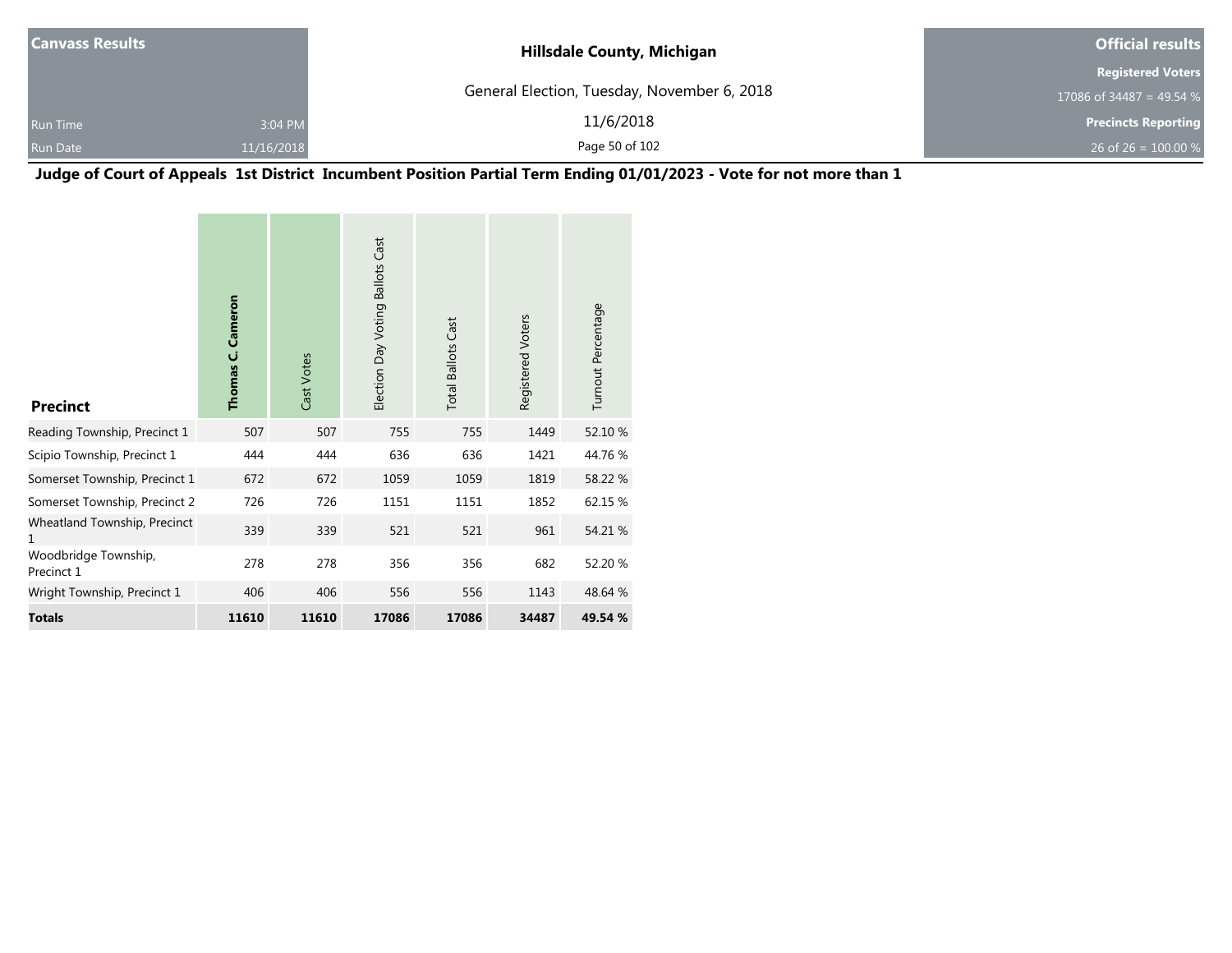Canvass Results

Run Time 3:04 PM
Run Date 11/16/2018

**Hillsdale County, Michigan**

General Election, Tuesday, November 6, 2018

11/6/2018

**Official results**

**Registered Voters**
17086 of 34487 = 49.54 %

**Precincts Reporting**
26 of 26 = 100.00 %

## Judge of Court of Appeals 1st District Incumbent Position Partial Term Ending 01/01/2023 - Vote for not more than 1

| Precinct | Thomas C. Cameron | Cast Votes | Election Day Voting Ballots Cast | Total Ballots Cast | Registered Voters | Turnout Percentage |
|---|---|---|---|---|---|---|
| Reading Township, Precinct 1 | 507 | 507 | 755 | 755 | 1449 | 52.10 % |
| Scipio Township, Precinct 1 | 444 | 444 | 636 | 636 | 1421 | 44.76 % |
| Somerset Township, Precinct 1 | 672 | 672 | 1059 | 1059 | 1819 | 58.22 % |
| Somerset Township, Precinct 2 | 726 | 726 | 1151 | 1151 | 1852 | 62.15 % |
| Wheatland Township, Precinct 1 | 339 | 339 | 521 | 521 | 961 | 54.21 % |
| Woodbridge Township, Precinct 1 | 278 | 278 | 356 | 356 | 682 | 52.20 % |
| Wright Township, Precinct 1 | 406 | 406 | 556 | 556 | 1143 | 48.64 % |
| **Totals** | **11610** | **11610** | **17086** | **17086** | **34487** | **49.54 %** |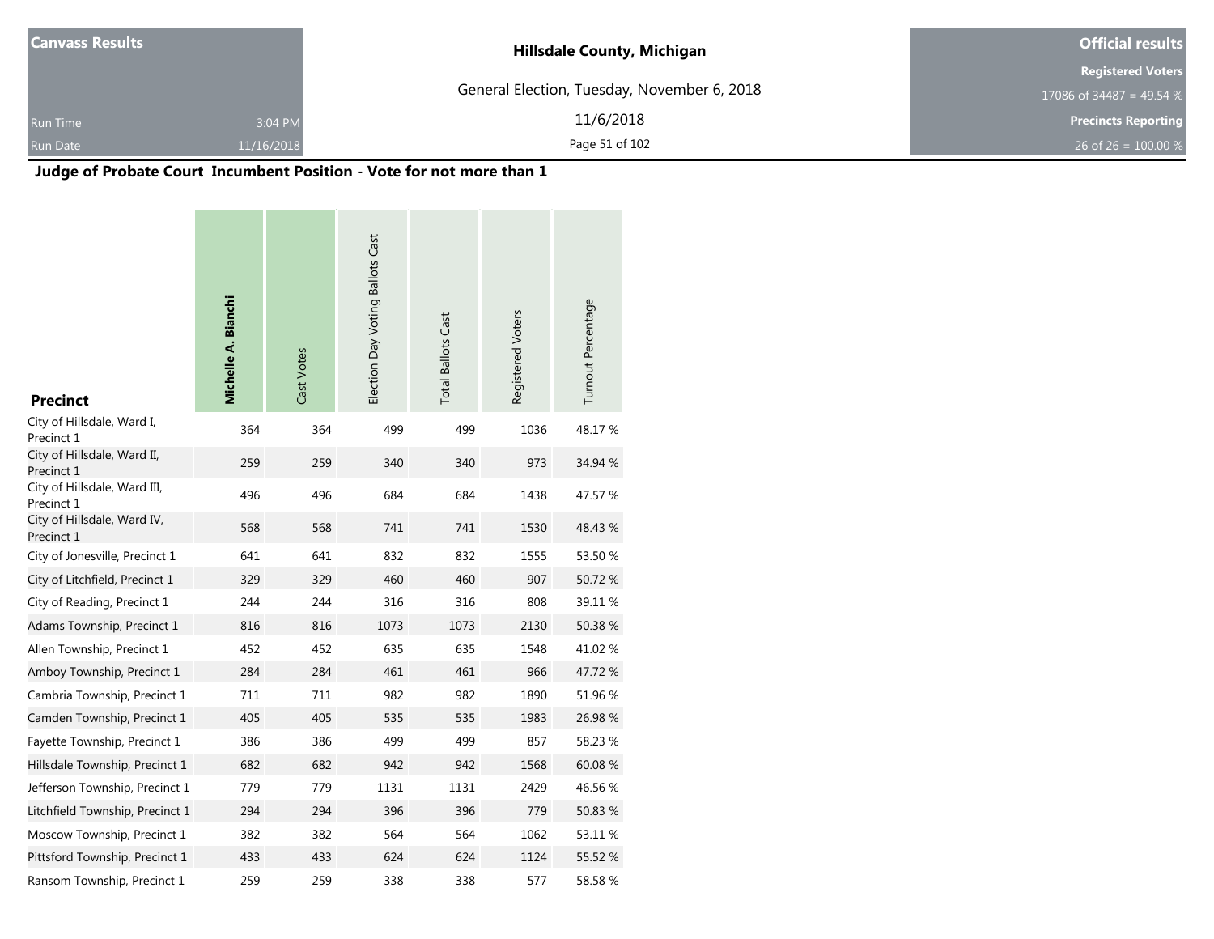| Canvass Results | | Hillsdale County, Michigan | Official results |
|---|---|---|---|
| | | General Election, Tuesday, November 6, 2018 | Registered Voters |
| | | | 17086 of 34487 = 49.54 % |
| Run Time | 3:04 PM | 11/6/2018 | Precincts Reporting |
| Run Date | 11/16/2018 | | 26 of 26 = 100.00 % |

## Judge of Probate Court Incumbent Position - Vote for not more than 1

| Precinct | **Michelle A. Bianchi** | Cast Votes | Election Day Voting Ballots Cast | Total Ballots Cast | Registered Voters | Turnout Percentage |
|---|---|---|---|---|---|---|
| City of Hillsdale, Ward I, Precinct 1 | 364 | 364 | 499 | 499 | 1036 | 48.17 % |
| City of Hillsdale, Ward II, Precinct 1 | 259 | 259 | 340 | 340 | 973 | 34.94 % |
| City of Hillsdale, Ward III, Precinct 1 | 496 | 496 | 684 | 684 | 1438 | 47.57 % |
| City of Hillsdale, Ward IV, Precinct 1 | 568 | 568 | 741 | 741 | 1530 | 48.43 % |
| City of Jonesville, Precinct 1 | 641 | 641 | 832 | 832 | 1555 | 53.50 % |
| City of Litchfield, Precinct 1 | 329 | 329 | 460 | 460 | 907 | 50.72 % |
| City of Reading, Precinct 1 | 244 | 244 | 316 | 316 | 808 | 39.11 % |
| Adams Township, Precinct 1 | 816 | 816 | 1073 | 1073 | 2130 | 50.38 % |
| Allen Township, Precinct 1 | 452 | 452 | 635 | 635 | 1548 | 41.02 % |
| Amboy Township, Precinct 1 | 284 | 284 | 461 | 461 | 966 | 47.72 % |
| Cambria Township, Precinct 1 | 711 | 711 | 982 | 982 | 1890 | 51.96 % |
| Camden Township, Precinct 1 | 405 | 405 | 535 | 535 | 1983 | 26.98 % |
| Fayette Township, Precinct 1 | 386 | 386 | 499 | 499 | 857 | 58.23 % |
| Hillsdale Township, Precinct 1 | 682 | 682 | 942 | 942 | 1568 | 60.08 % |
| Jefferson Township, Precinct 1 | 779 | 779 | 1131 | 1131 | 2429 | 46.56 % |
| Litchfield Township, Precinct 1 | 294 | 294 | 396 | 396 | 779 | 50.83 % |
| Moscow Township, Precinct 1 | 382 | 382 | 564 | 564 | 1062 | 53.11 % |
| Pittsford Township, Precinct 1 | 433 | 433 | 624 | 624 | 1124 | 55.52 % |
| Ransom Township, Precinct 1 | 259 | 259 | 338 | 338 | 577 | 58.58 % |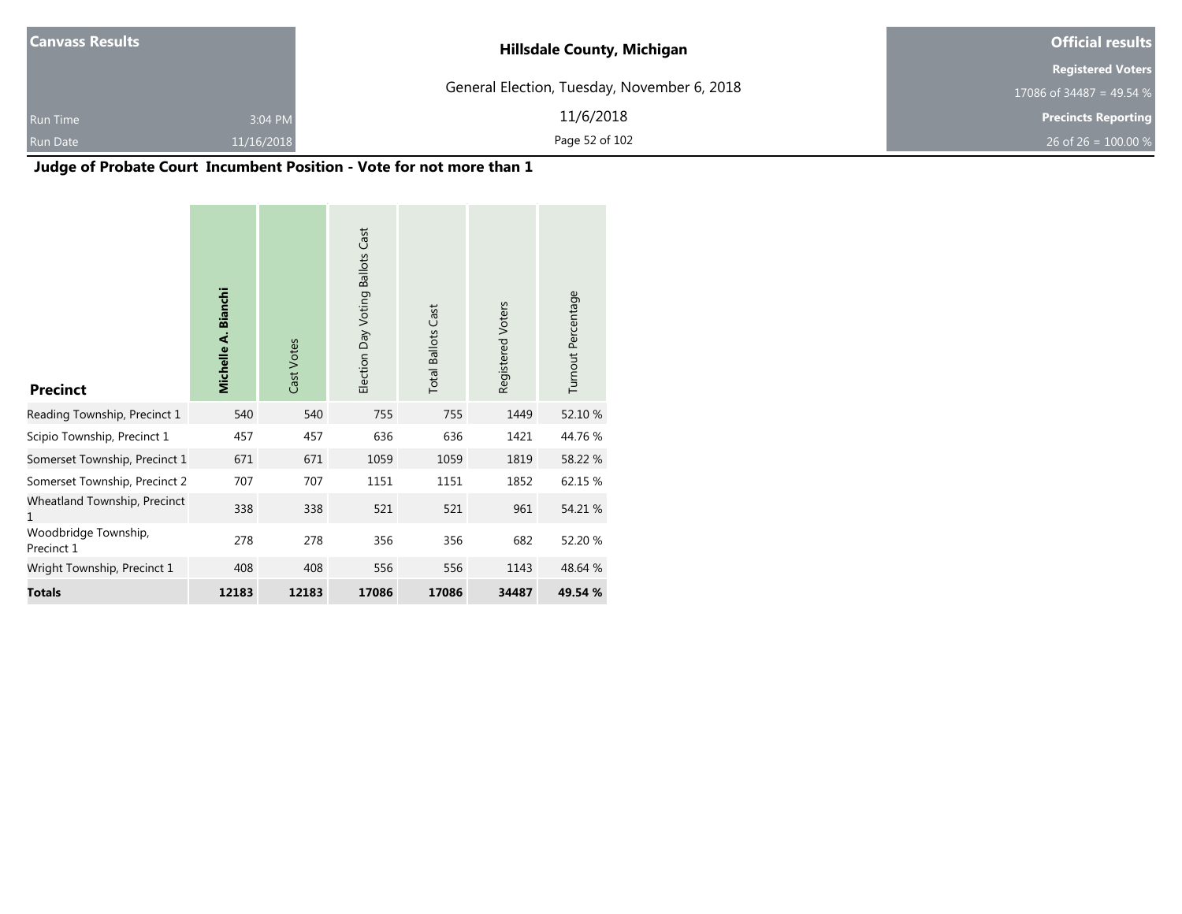**Canvass Results**

Run Time 3:04 PM
Run Date 11/16/2018

**Hillsdale County, Michigan**

General Election, Tuesday, November 6, 2018

11/6/2018

**Official results**

**Registered Voters**
17086 of 34487 = 49.54 %

**Precincts Reporting**
26 of 26 = 100.00 %

## Judge of Probate Court Incumbent Position - Vote for not more than 1

| Precinct | Michelle A. Bianchi | Cast Votes | Election Day Voting Ballots Cast | Total Ballots Cast | Registered Voters | Turnout Percentage |
|---|---|---|---|---|---|---|
| Reading Township, Precinct 1 | 540 | 540 | 755 | 755 | 1449 | 52.10 % |
| Scipio Township, Precinct 1 | 457 | 457 | 636 | 636 | 1421 | 44.76 % |
| Somerset Township, Precinct 1 | 671 | 671 | 1059 | 1059 | 1819 | 58.22 % |
| Somerset Township, Precinct 2 | 707 | 707 | 1151 | 1151 | 1852 | 62.15 % |
| Wheatland Township, Precinct 1 | 338 | 338 | 521 | 521 | 961 | 54.21 % |
| Woodbridge Township, Precinct 1 | 278 | 278 | 356 | 356 | 682 | 52.20 % |
| Wright Township, Precinct 1 | 408 | 408 | 556 | 556 | 1143 | 48.64 % |
| **Totals** | **12183** | **12183** | **17086** | **17086** | **34487** | **49.54 %** |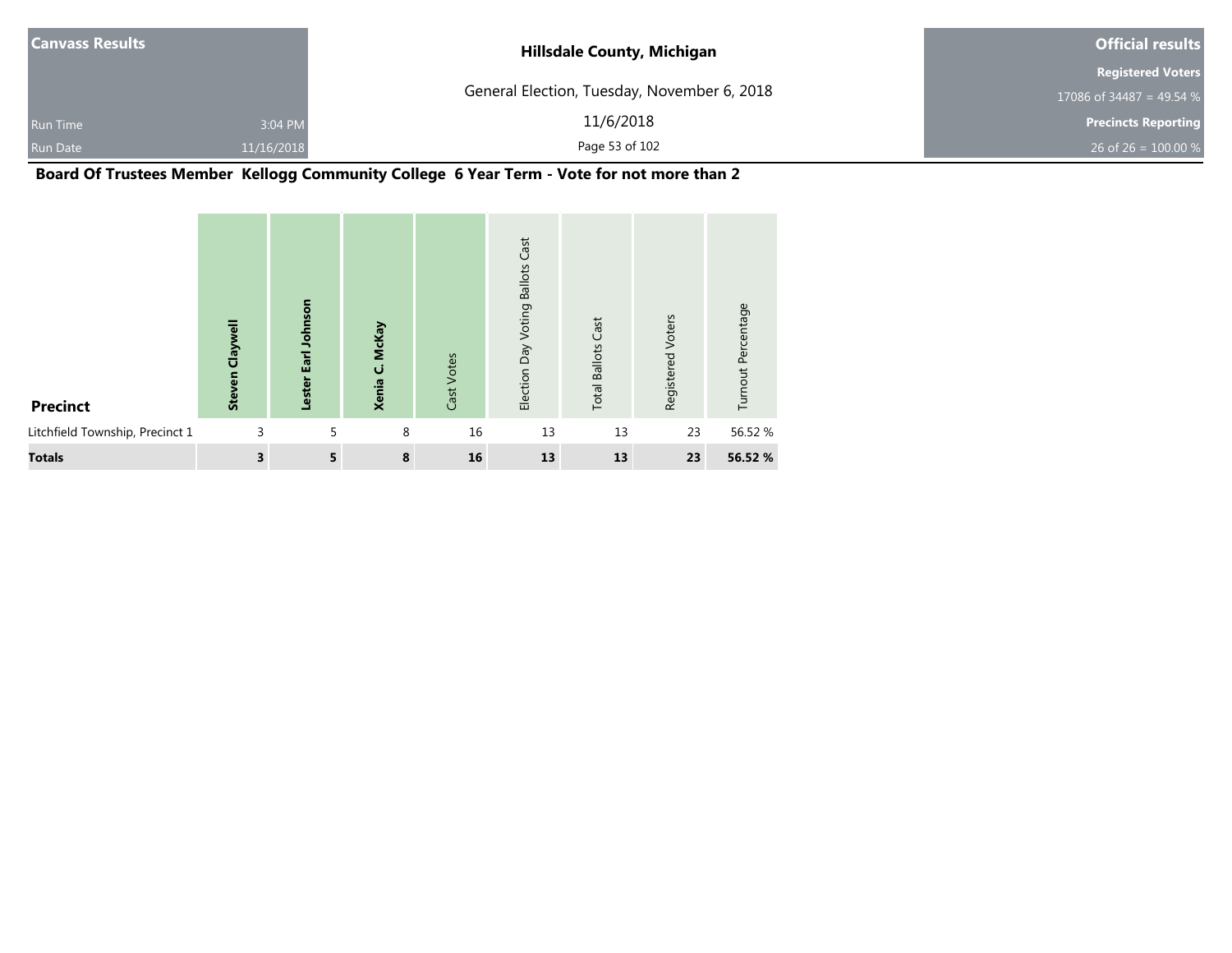**Canvass Results**

Run Time 3:04 PM

Run Date 11/16/2018

**Hillsdale County, Michigan**

General Election, Tuesday, November 6, 2018

11/6/2018

**Official results**

**Registered Voters**

17086 of 34487 = 49.54 %

**Precincts Reporting**

26 of 26 = 100.00 %

## Board Of Trustees Member Kellogg Community College 6 Year Term - Vote for not more than 2

| Precinct | Steven Claywell | Lester Earl Johnson | Xenia C. McKay | Cast Votes | Election Day Voting Ballots Cast | Total Ballots Cast | Registered Voters | Turnout Percentage |
|---|---|---|---|---|---|---|---|---|
| Litchfield Township, Precinct 1 | 3 | 5 | 8 | 16 | 13 | 13 | 23 | 56.52 % |
| **Totals** | **3** | **5** | **8** | **16** | **13** | **13** | **23** | **56.52 %** |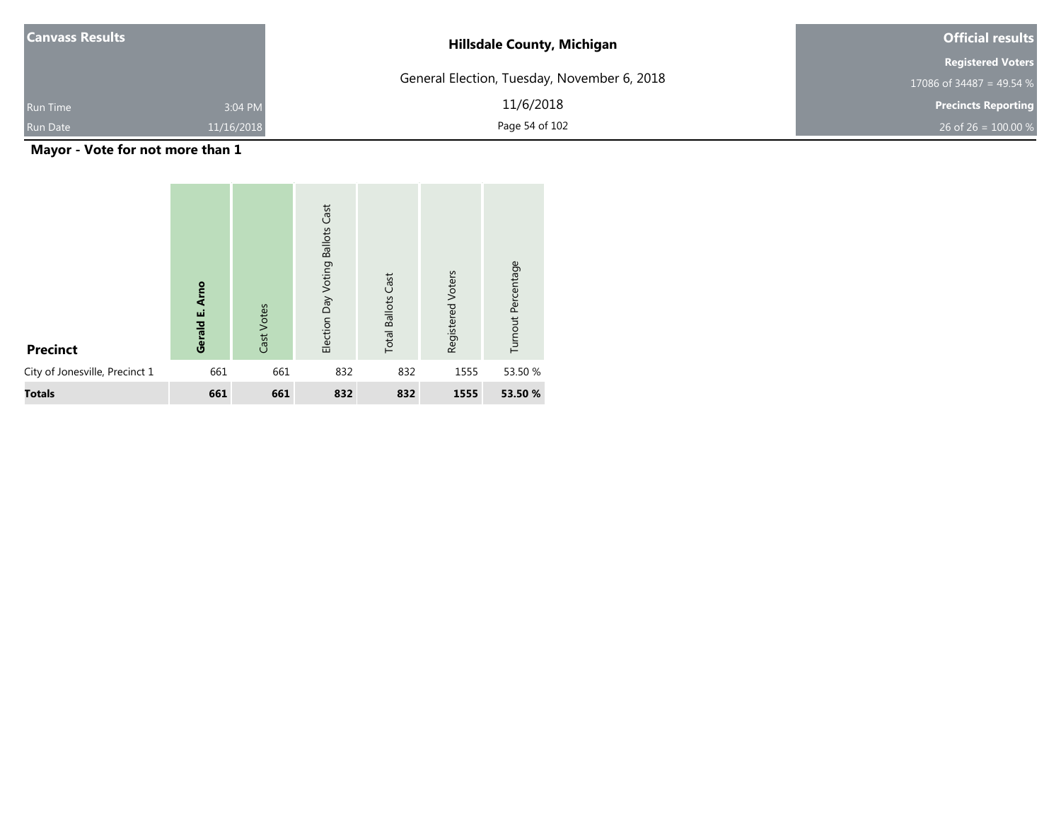| Canvass Results | | Hillsdale County, Michigan | Official results |
|---|---|---|---|
| | | General Election, Tuesday, November 6, 2018 | Registered Voters |
| | | | 17086 of 34487 = 49.54 % |
| Run Time | 3:04 PM | 11/6/2018 | Precincts Reporting |
| Run Date | 11/16/2018 | | 26 of 26 = 100.00 % |

## Mayor - Vote for not more than 1

| Precinct | **Gerald E. Arno** | Cast Votes | Election Day Voting Ballots Cast | Total Ballots Cast | Registered Voters | Turnout Percentage |
|---|---|---|---|---|---|---|
| City of Jonesville, Precinct 1 | 661 | 661 | 832 | 832 | 1555 | 53.50 % |
| **Totals** | **661** | **661** | **832** | **832** | **1555** | **53.50 %** |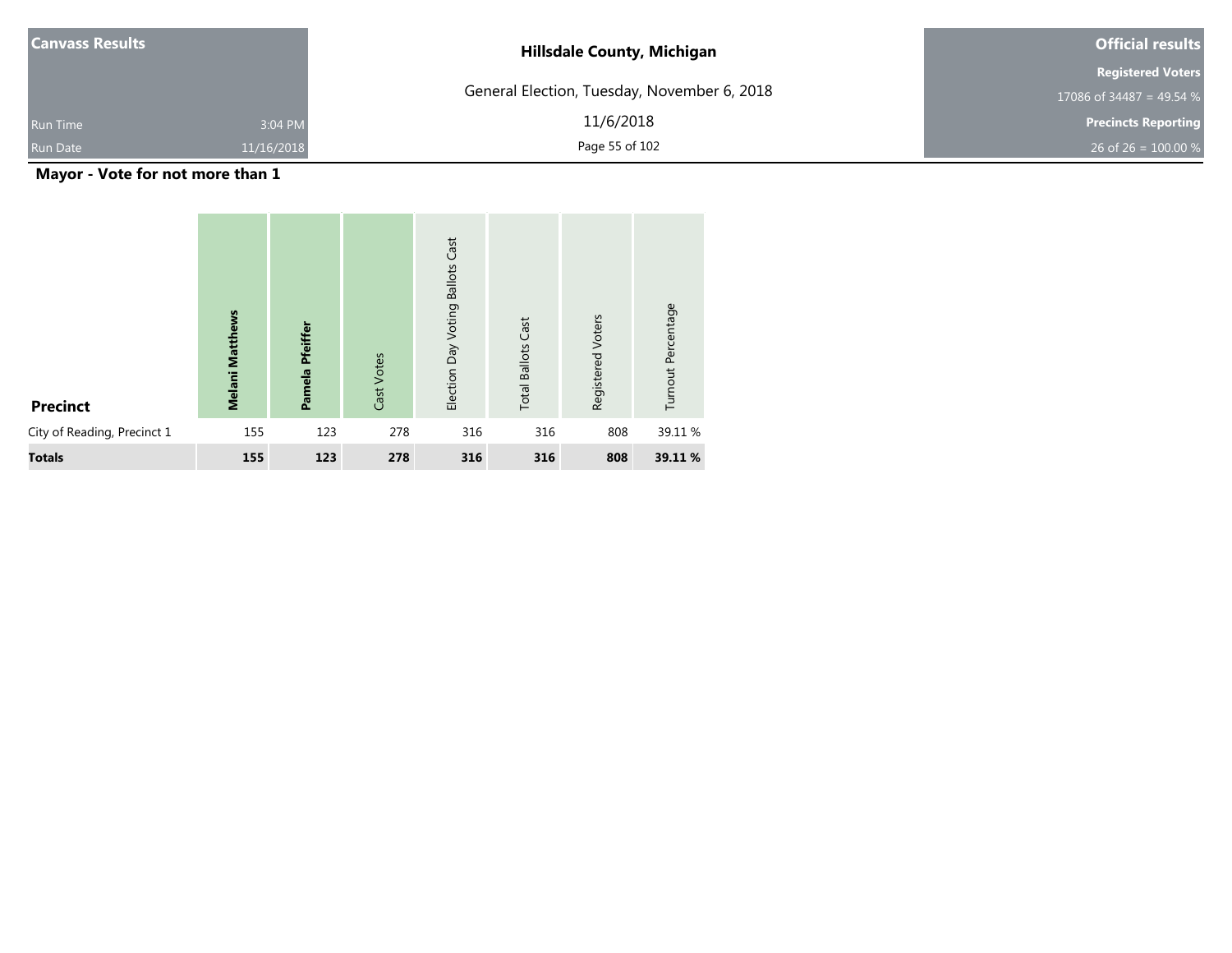| Canvass Results | | Hillsdale County, Michigan | Official results |
| --- | --- | --- | --- |
| | | General Election, Tuesday, November 6, 2018 | Registered Voters |
| | | | 17086 of 34487 = 49.54 % |
| Run Time | 3:04 PM | 11/6/2018 | Precincts Reporting |
| Run Date | 11/16/2018 | | 26 of 26 = 100.00 % |

## Mayor - Vote for not more than 1

| Precinct | Melani Matthews | Pamela Pfeiffer | Cast Votes | Election Day Voting Ballots Cast | Total Ballots Cast | Registered Voters | Turnout Percentage |
| --- | --- | --- | --- | --- | --- | --- | --- |
| City of Reading, Precinct 1 | 155 | 123 | 278 | 316 | 316 | 808 | 39.11 % |
| **Totals** | **155** | **123** | **278** | **316** | **316** | **808** | **39.11 %** |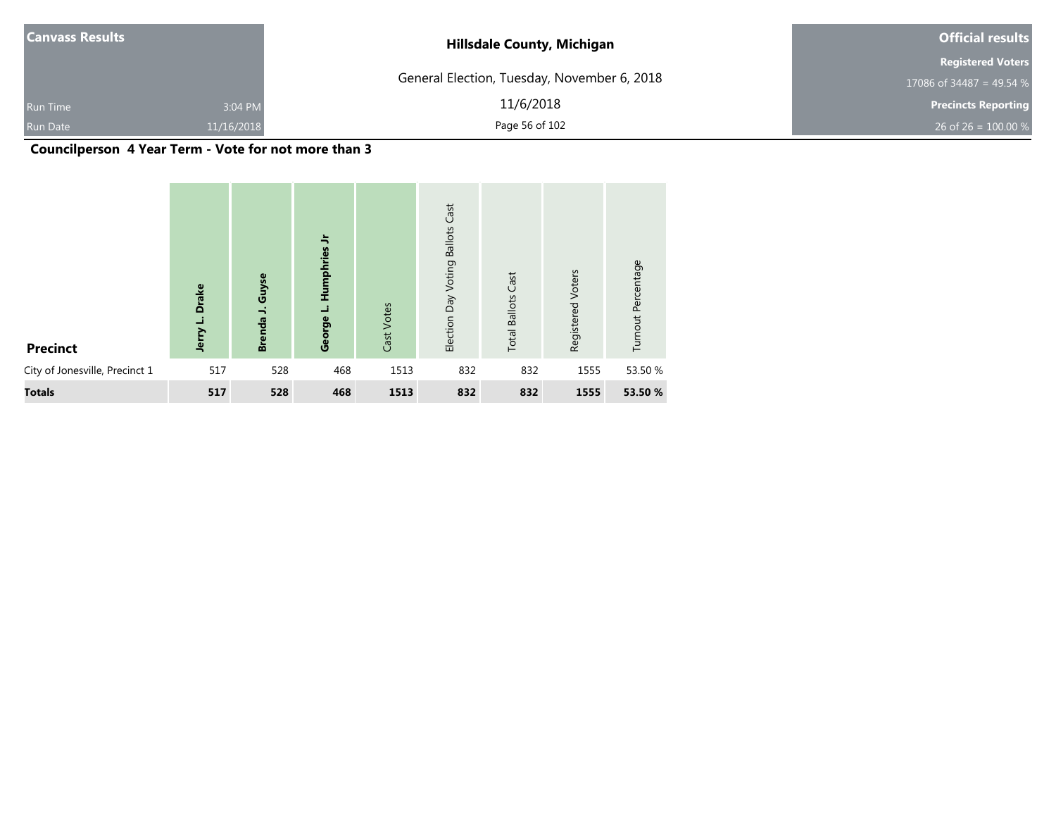## Councilperson 4 Year Term - Vote for not more than 3

| Precinct | Jerry L. Drake | Brenda J. Guyse | George L. Humphries Jr | Cast Votes | Election Day Voting Ballots Cast | Total Ballots Cast | Registered Voters | Turnout Percentage |
|---|---|---|---|---|---|---|---|---|
| City of Jonesville, Precinct 1 | 517 | 528 | 468 | 1513 | 832 | 832 | 1555 | 53.50 % |
| **Totals** | **517** | **528** | **468** | **1513** | **832** | **832** | **1555** | **53.50 %** |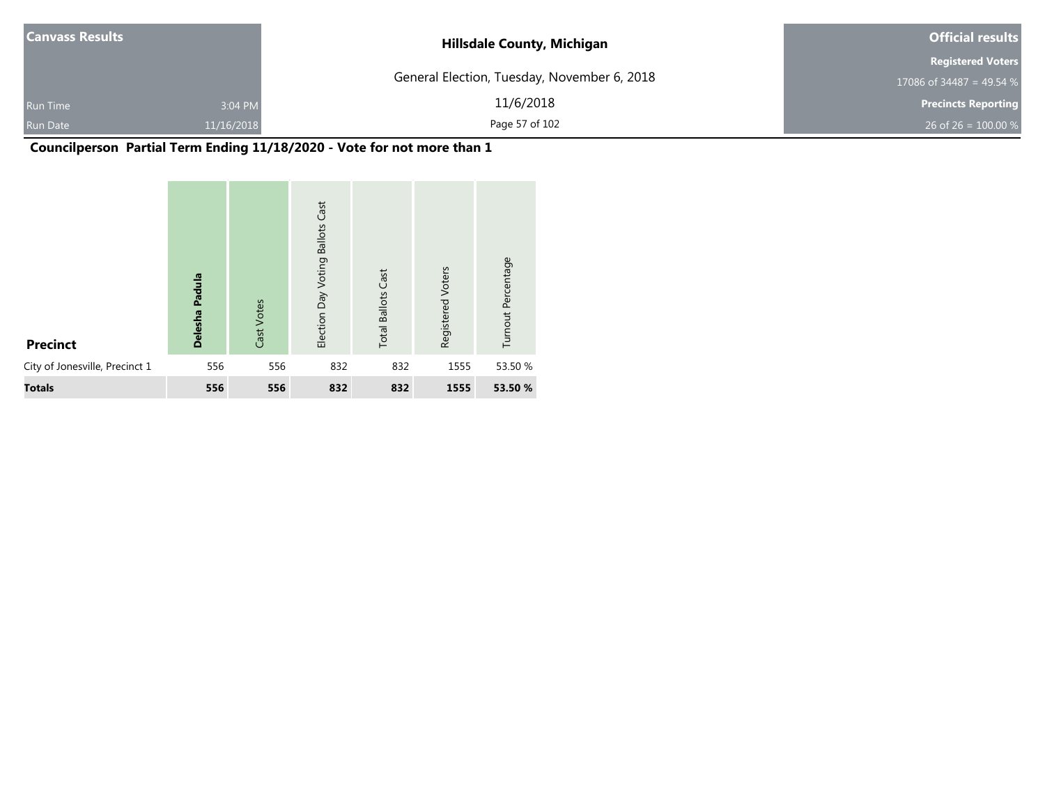| Canvass Results | | Hillsdale County, Michigan | Official results |
|---|---|---|---|
| | | General Election, Tuesday, November 6, 2018 | Registered Voters |
| | | | 17086 of 34487 = 49.54 % |
| Run Time | 3:04 PM | 11/6/2018 | Precincts Reporting |
| Run Date | 11/16/2018 | | 26 of 26 = 100.00 % |

## Councilperson Partial Term Ending 11/18/2020 - Vote for not more than 1

| Precinct | **Delesha Padula** | Cast Votes | Election Day Voting Ballots Cast | Total Ballots Cast | Registered Voters | Turnout Percentage |
|---|---|---|---|---|---|---|
| City of Jonesville, Precinct 1 | 556 | 556 | 832 | 832 | 1555 | 53.50 % |
| **Totals** | **556** | **556** | **832** | **832** | **1555** | **53.50 %** |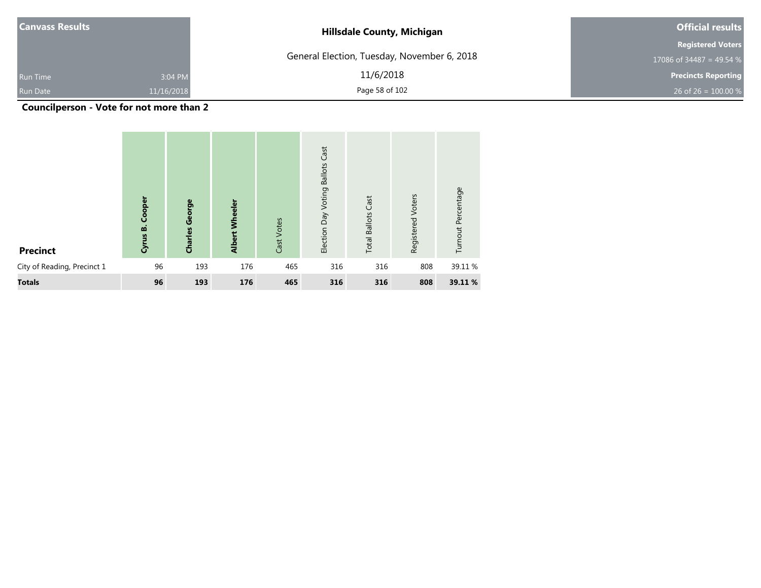| Canvass Results | | | Hillsdale County, Michigan | Official results |
|---|---|---|---|---|
| | | | General Election, Tuesday, November 6, 2018 | Registered Voters |
| | | | | 17086 of 34487 = 49.54 % |
| Run Time | 3:04 PM | | 11/6/2018 | Precincts Reporting |
| Run Date | 11/16/2018 | | | 26 of 26 = 100.00 % |

## Councilperson - Vote for not more than 2

| Precinct | **Cyrus B. Cooper** | **Charles George** | **Albert Wheeler** | Cast Votes | Election Day Voting Ballots Cast | Total Ballots Cast | Registered Voters | Turnout Percentage |
|---|---|---|---|---|---|---|---|---|
| City of Reading, Precinct 1 | 96 | 193 | 176 | 465 | 316 | 316 | 808 | 39.11 % |
| **Totals** | **96** | **193** | **176** | **465** | **316** | **316** | **808** | **39.11 %** |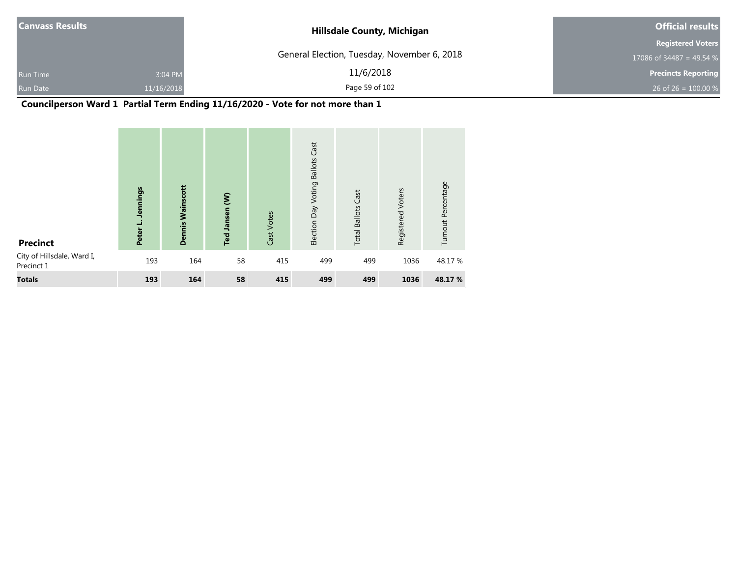| Canvass Results | | Hillsdale County, Michigan | Official results |
|---|---|---|---|
| | | General Election, Tuesday, November 6, 2018 | Registered Voters |
| | | | 17086 of 34487 = 49.54 % |
| Run Time | 3:04 PM | 11/6/2018 | Precincts Reporting |
| Run Date | 11/16/2018 | | 26 of 26 = 100.00 % |

## Councilperson Ward 1 Partial Term Ending 11/16/2020 - Vote for not more than 1

| Precinct | **Peter L. Jennings** | **Dennis Wainscott** | **Ted Jansen (W)** | Cast Votes | Election Day Voting Ballots Cast | Total Ballots Cast | Registered Voters | Turnout Percentage |
|---|---|---|---|---|---|---|---|---|
| City of Hillsdale, Ward I, Precinct 1 | 193 | 164 | 58 | 415 | 499 | 499 | 1036 | 48.17 % |
| **Totals** | **193** | **164** | **58** | **415** | **499** | **499** | **1036** | **48.17 %** |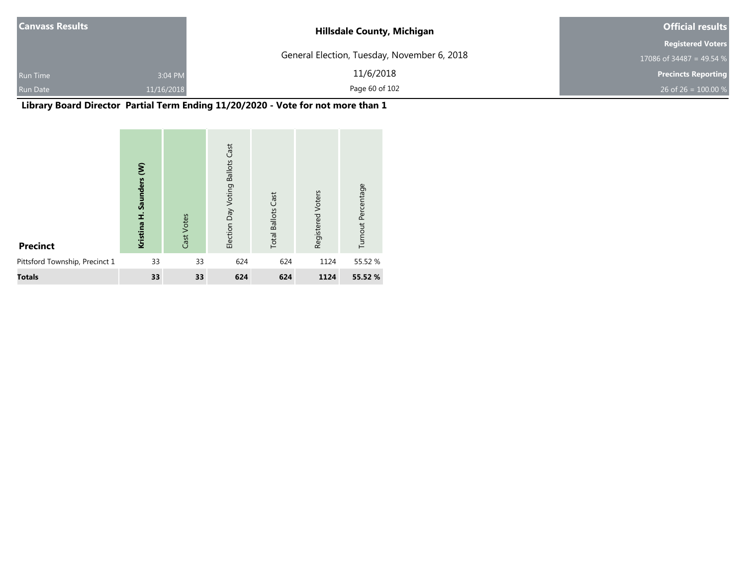| Canvass Results | | Hillsdale County, Michigan | Official results |
| --- | --- | --- | --- |
| | | General Election, Tuesday, November 6, 2018 | Registered Voters |
| | | | 17086 of 34487 = 49.54 % |
| Run Time | 3:04 PM | 11/6/2018 | Precincts Reporting |
| Run Date | 11/16/2018 | | 26 of 26 = 100.00 % |

## Library Board Director Partial Term Ending 11/20/2020 - Vote for not more than 1

| Precinct | Kristina H. Saunders (W) | Cast Votes | Election Day Voting Ballots Cast | Total Ballots Cast | Registered Voters | Turnout Percentage |
| --- | --- | --- | --- | --- | --- | --- |
| Pittsford Township, Precinct 1 | 33 | 33 | 624 | 624 | 1124 | 55.52 % |
| **Totals** | **33** | **33** | **624** | **624** | **1124** | **55.52 %** |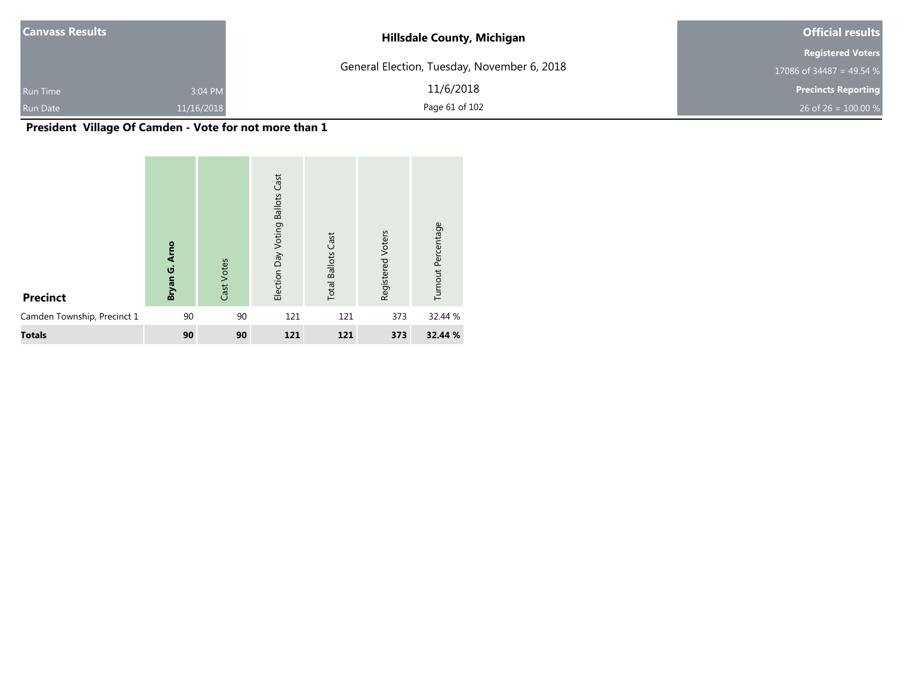| Canvass Results | | Hillsdale County, Michigan | Official results |
|---|---|---|---|
| | | General Election, Tuesday, November 6, 2018 | Registered Voters |
| | | | 17086 of 34487 = 49.54 % |
| Run Time | 3:04 PM | 11/6/2018 | Precincts Reporting |
| Run Date | 11/16/2018 | | 26 of 26 = 100.00 % |

## President Village Of Camden - Vote for not more than 1

| Precinct | **Bryan G. Arno** | Cast Votes | Election Day Voting Ballots Cast | Total Ballots Cast | Registered Voters | Turnout Percentage |
|---|---|---|---|---|---|---|
| Camden Township, Precinct 1 | 90 | 90 | 121 | 121 | 373 | 32.44 % |
| **Totals** | **90** | **90** | **121** | **121** | **373** | **32.44 %** |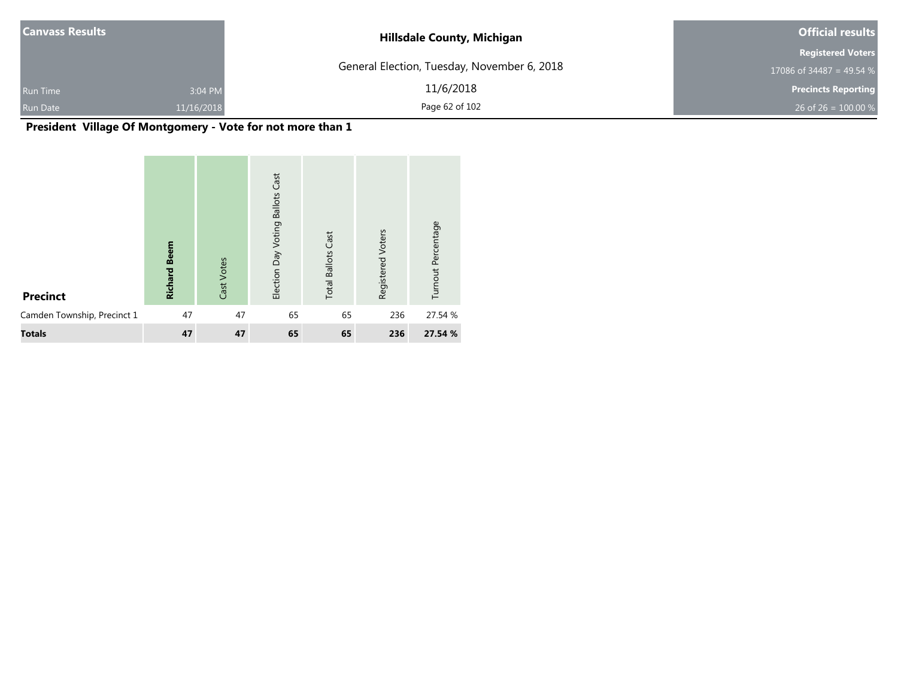Canvass Results

Run Time 3:04 PM

Run Date 11/16/2018

**Hillsdale County, Michigan**

General Election, Tuesday, November 6, 2018

11/6/2018

**Official results**

**Registered Voters**

17086 of 34487 = 49.54 %

**Precincts Reporting**

26 of 26 = 100.00 %

## President Village Of Montgomery - Vote for not more than 1

| Precinct | Richard Beem | Cast Votes | Election Day Voting Ballots Cast | Total Ballots Cast | Registered Voters | Turnout Percentage |
|---|---|---|---|---|---|---|
| Camden Township, Precinct 1 | 47 | 47 | 65 | 65 | 236 | 27.54 % |
| **Totals** | **47** | **47** | **65** | **65** | **236** | **27.54 %** |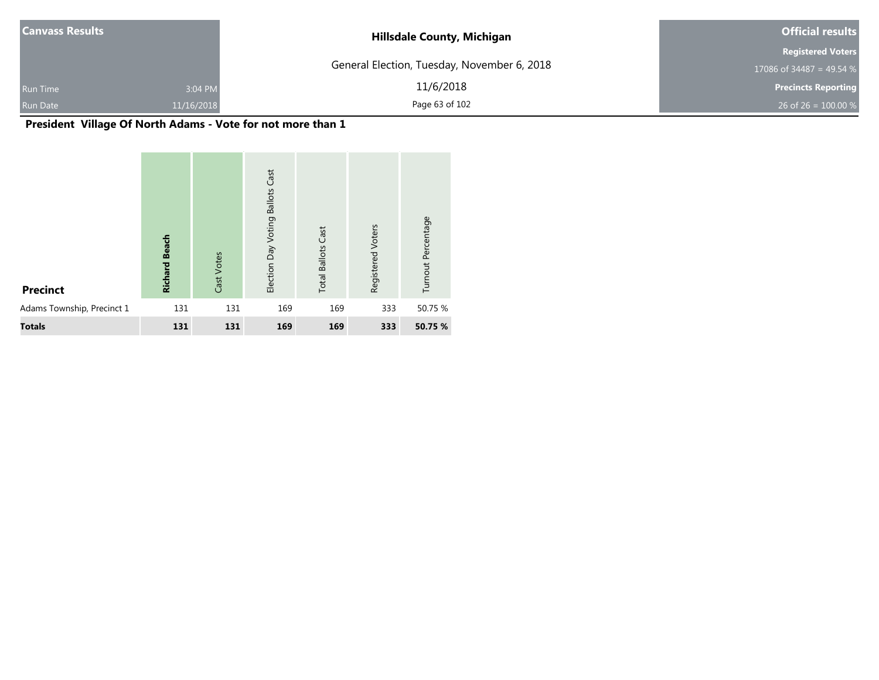| Canvass Results | | Hillsdale County, Michigan | Official results |
|---|---|---|---|
| | | General Election, Tuesday, November 6, 2018 | Registered Voters |
| | | | 17086 of 34487 = 49.54 % |
| Run Time | 3:04 PM | 11/6/2018 | Precincts Reporting |
| Run Date | 11/16/2018 | | 26 of 26 = 100.00 % |

## President Village Of North Adams - Vote for not more than 1

| Precinct | **Richard Beach** | Cast Votes | Election Day Voting Ballots Cast | Total Ballots Cast | Registered Voters | Turnout Percentage |
|---|---|---|---|---|---|---|
| Adams Township, Precinct 1 | 131 | 131 | 169 | 169 | 333 | 50.75 % |
| **Totals** | **131** | **131** | **169** | **169** | **333** | **50.75 %** |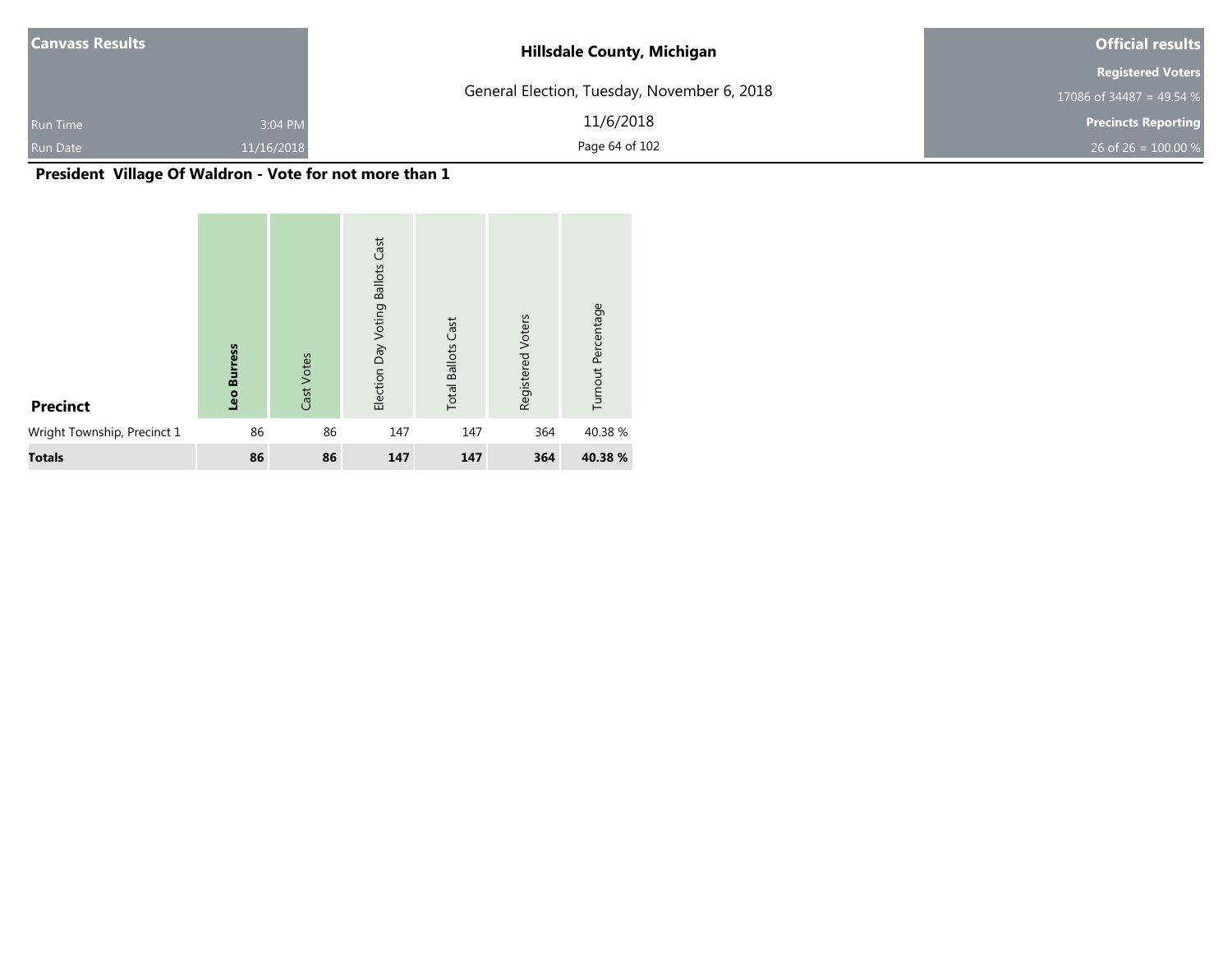| Canvass Results | Hillsdale County, Michigan | Official results |
|---|---|---|
| | General Election, Tuesday, November 6, 2018 | Registered Voters |
| | | 17086 of 34487 = 49.54 % |
| Run Time 3:04 PM | 11/6/2018 | Precincts Reporting |
| Run Date 11/16/2018 | | 26 of 26 = 100.00 % |

## President Village Of Waldron - Vote for not more than 1

| Precinct | **Leo Burress** | Cast Votes | Election Day Voting Ballots Cast | Total Ballots Cast | Registered Voters | Turnout Percentage |
|---|---|---|---|---|---|---|
| Wright Township, Precinct 1 | 86 | 86 | 147 | 147 | 364 | 40.38 % |
| **Totals** | **86** | **86** | **147** | **147** | **364** | **40.38 %** |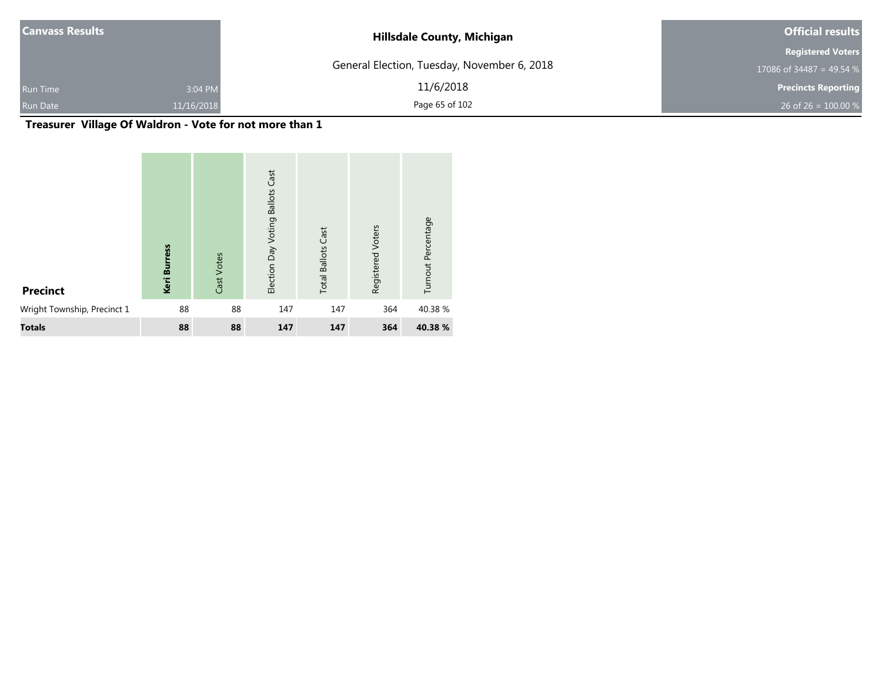**Canvass Results**

Run Time 3:04 PM

Run Date 11/16/2018

**Hillsdale County, Michigan**

General Election, Tuesday, November 6, 2018

11/6/2018

**Official results**

**Registered Voters**

17086 of 34487 = 49.54 %

**Precincts Reporting**

26 of 26 = 100.00 %

## Treasurer Village Of Waldron - Vote for not more than 1

| Precinct | **Keri Burress** | Cast Votes | Election Day Voting Ballots Cast | Total Ballots Cast | Registered Voters | Turnout Percentage |
|---|---|---|---|---|---|---|
| Wright Township, Precinct 1 | 88 | 88 | 147 | 147 | 364 | 40.38 % |
| **Totals** | **88** | **88** | **147** | **147** | **364** | **40.38 %** |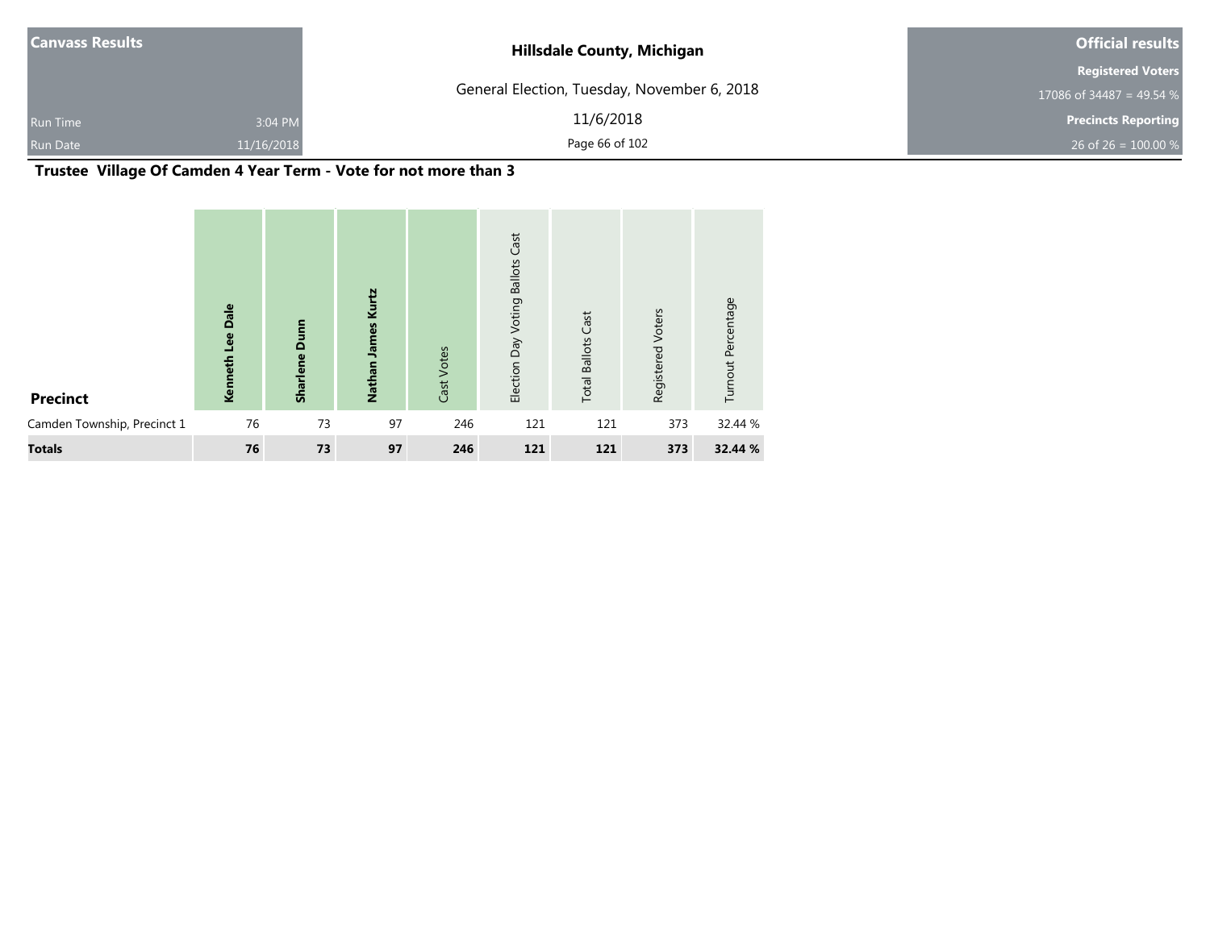Canvass Results

Run Time 3:04 PM

Run Date 11/16/2018

**Hillsdale County, Michigan**

General Election, Tuesday, November 6, 2018

11/6/2018

**Official results**

**Registered Voters**

17086 of 34487 = 49.54 %

**Precincts Reporting**

26 of 26 = 100.00 %

## Trustee Village Of Camden 4 Year Term - Vote for not more than 3

| Precinct | Kenneth Lee Dale | Sharlene Dunn | Nathan James Kurtz | Cast Votes | Election Day Voting Ballots Cast | Total Ballots Cast | Registered Voters | Turnout Percentage |
|---|---|---|---|---|---|---|---|---|
| Camden Township, Precinct 1 | 76 | 73 | 97 | 246 | 121 | 121 | 373 | 32.44 % |
| **Totals** | **76** | **73** | **97** | **246** | **121** | **121** | **373** | **32.44 %** |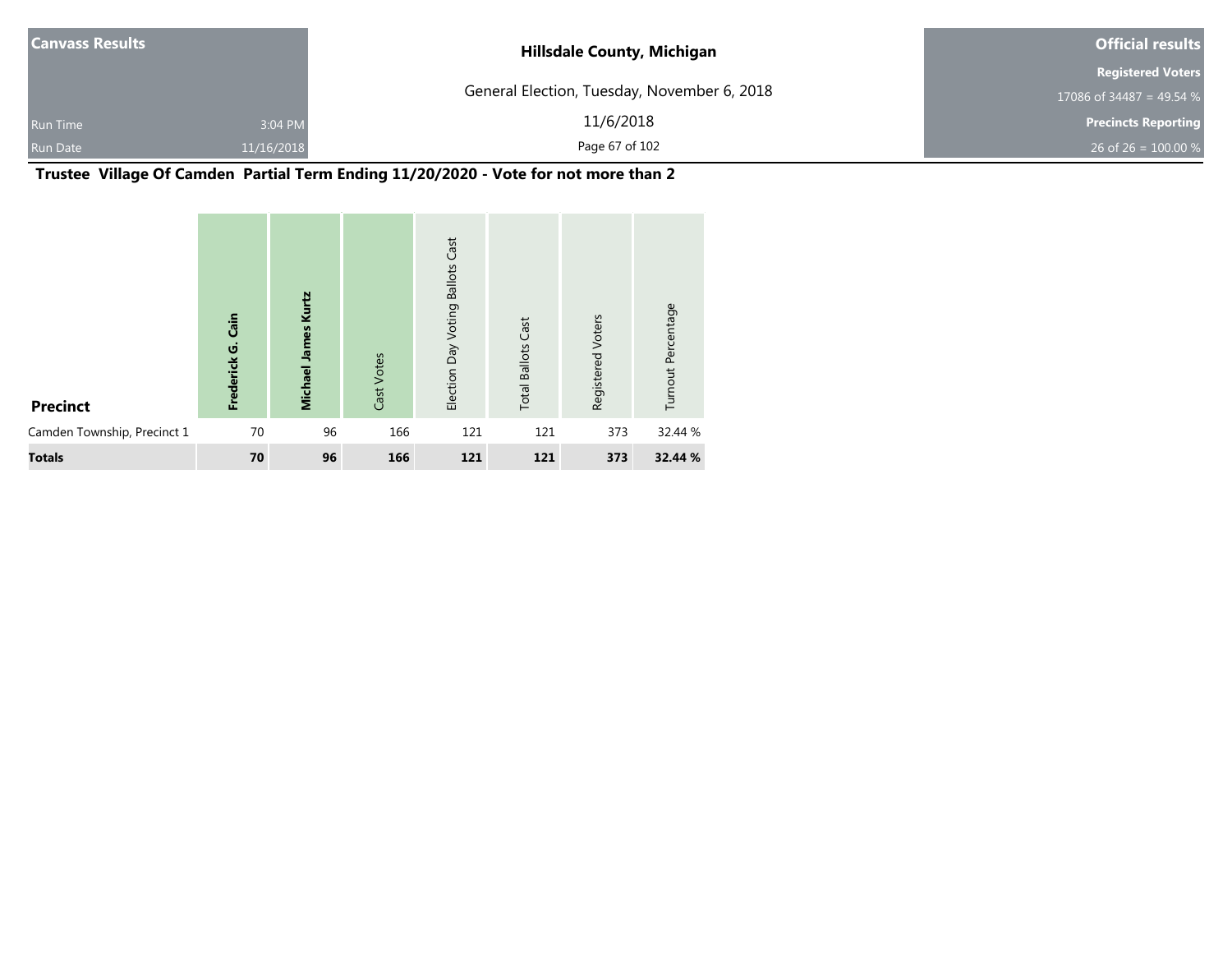| Canvass Results | | Hillsdale County, Michigan | Official results |
|---|---|---|---|
| | | General Election, Tuesday, November 6, 2018 | Registered Voters |
| | | | 17086 of 34487 = 49.54 % |
| Run Time | 3:04 PM | 11/6/2018 | Precincts Reporting |
| Run Date | 11/16/2018 | | 26 of 26 = 100.00 % |

## Trustee Village Of Camden Partial Term Ending 11/20/2020 - Vote for not more than 2

| Precinct | **Frederick G. Cain** | **Michael James Kurtz** | Cast Votes | Election Day Voting Ballots Cast | Total Ballots Cast | Registered Voters | Turnout Percentage |
|---|---|---|---|---|---|---|---|
| Camden Township, Precinct 1 | 70 | 96 | 166 | 121 | 121 | 373 | 32.44 % |
| **Totals** | **70** | **96** | **166** | **121** | **121** | **373** | **32.44 %** |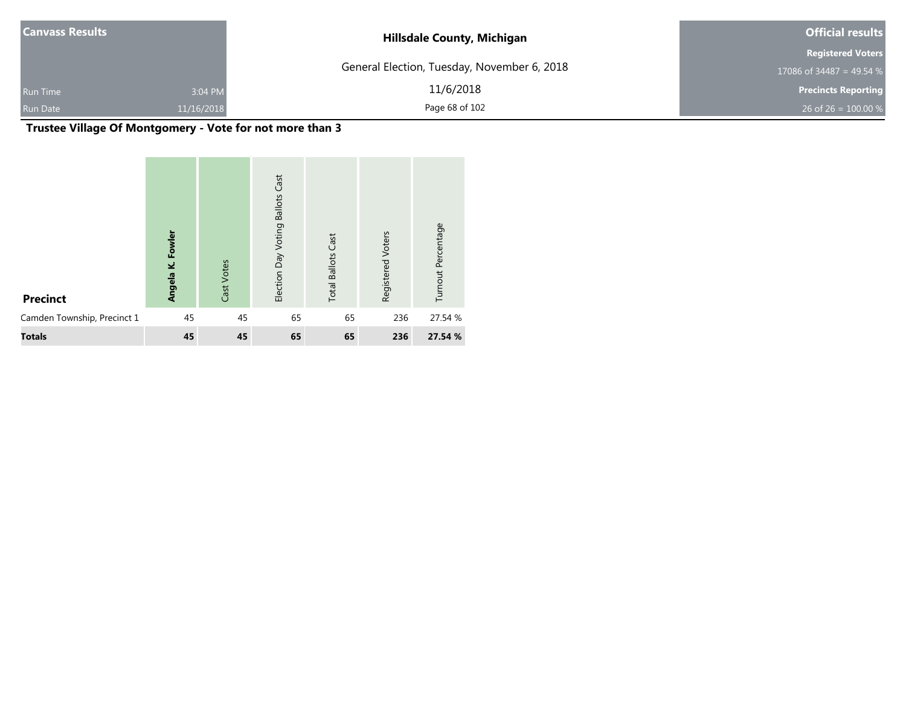**Canvass Results**

Run Time 3:04 PM
Run Date 11/16/2018

**Hillsdale County, Michigan**

General Election, Tuesday, November 6, 2018

11/6/2018

**Official results**

**Registered Voters**
17086 of 34487 = 49.54 %

**Precincts Reporting**
26 of 26 = 100.00 %

## Trustee Village Of Montgomery - Vote for not more than 3

| Precinct | **Angela K. Fowler** | Cast Votes | Election Day Voting Ballots Cast | Total Ballots Cast | Registered Voters | Turnout Percentage |
|---|---|---|---|---|---|---|
| Camden Township, Precinct 1 | 45 | 45 | 65 | 65 | 236 | 27.54 % |
| **Totals** | **45** | **45** | **65** | **65** | **236** | **27.54 %** |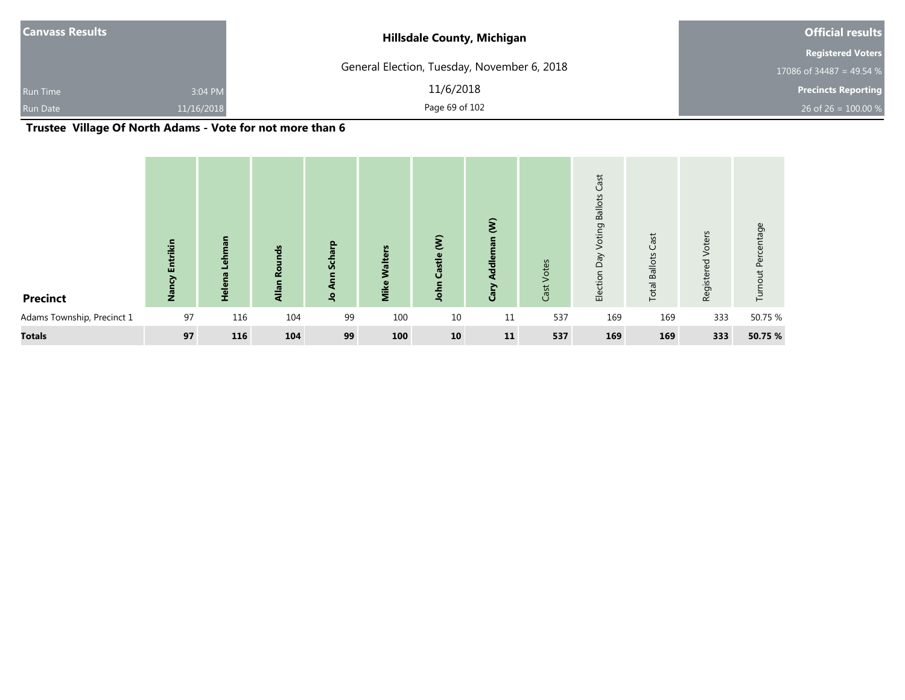| Canvass Results | | Hillsdale County, Michigan | Official results |
|---|---|---|---|
| | | General Election, Tuesday, November 6, 2018 | Registered Voters |
| | | | 17086 of 34487 = 49.54 % |
| Run Time | 3:04 PM | 11/6/2018 | Precincts Reporting |
| Run Date | 11/16/2018 | | 26 of 26 = 100.00 % |

## Trustee Village Of North Adams - Vote for not more than 6

| Precinct | Nancy Entrikin | Helena Lehman | Allan Rounds | Jo Ann Scharp | Mike Walters | John Castle (W) | Cary Addleman (W) | Cast Votes | Election Day Voting Ballots Cast | Total Ballots Cast | Registered Voters | Turnout Percentage |
|---|---|---|---|---|---|---|---|---|---|---|---|---|
| Adams Township, Precinct 1 | 97 | 116 | 104 | 99 | 100 | 10 | 11 | 537 | 169 | 169 | 333 | 50.75 % |
| **Totals** | **97** | **116** | **104** | **99** | **100** | **10** | **11** | **537** | **169** | **169** | **333** | **50.75 %** |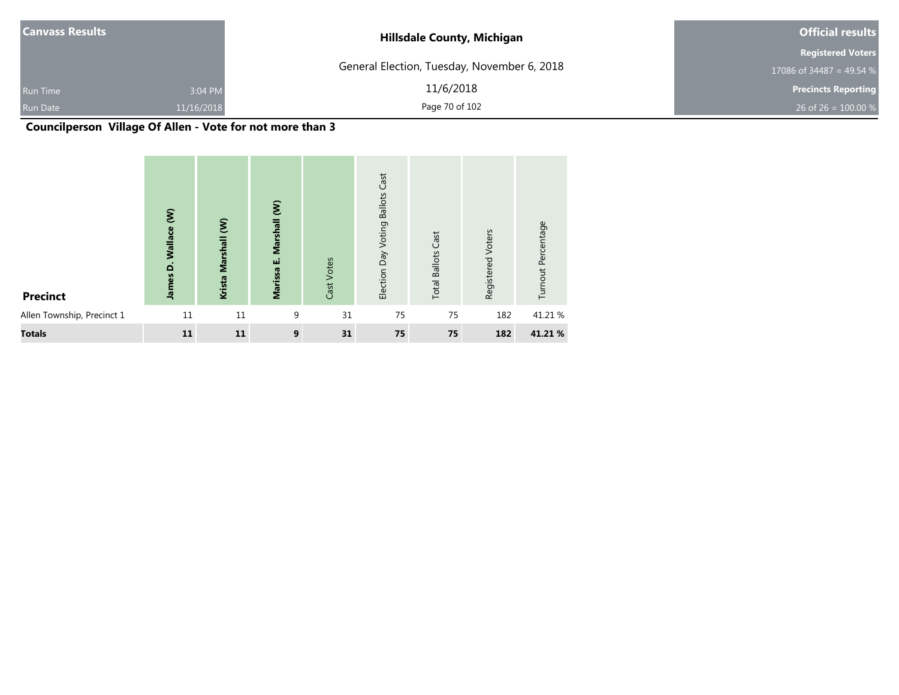| Canvass Results | | Hillsdale County, Michigan | Official results |
|---|---|---|---|
| | | General Election, Tuesday, November 6, 2018 | Registered Voters |
| | | | 17086 of 34487 = 49.54 % |
| Run Time | 3:04 PM | 11/6/2018 | Precincts Reporting |
| Run Date | 11/16/2018 | | 26 of 26 = 100.00 % |

## Councilperson Village Of Allen - Vote for not more than 3

| Precinct | James D. Wallace (W) | Krista Marshall (W) | Marissa E. Marshall (W) | Cast Votes | Election Day Voting Ballots Cast | Total Ballots Cast | Registered Voters | Turnout Percentage |
|---|---|---|---|---|---|---|---|---|
| Allen Township, Precinct 1 | 11 | 11 | 9 | 31 | 75 | 75 | 182 | 41.21 % |
| **Totals** | **11** | **11** | **9** | **31** | **75** | **75** | **182** | **41.21 %** |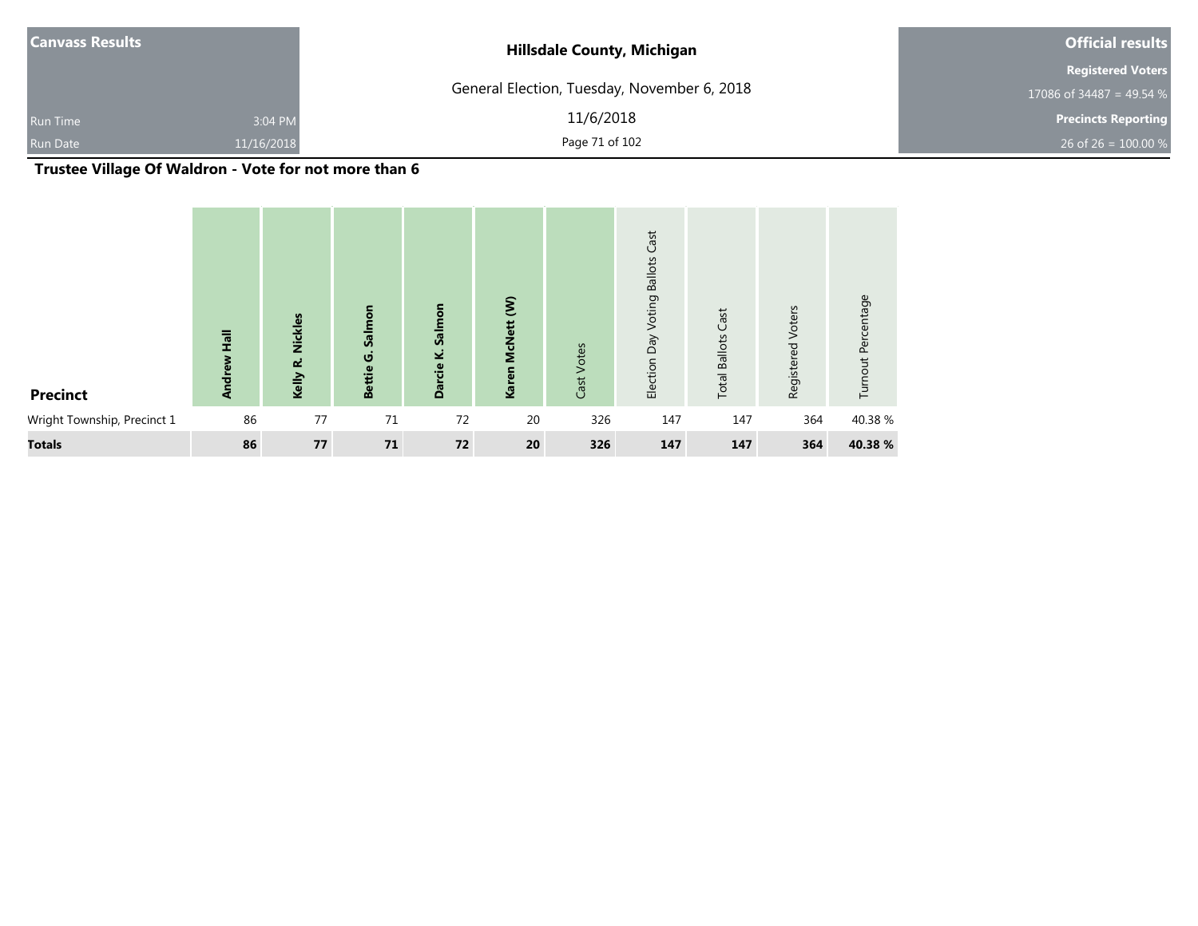| Canvass Results | | Hillsdale County, Michigan | Official results |
|---|---|---|---|
| | | General Election, Tuesday, November 6, 2018 | Registered Voters |
| | | | 17086 of 34487 = 49.54 % |
| Run Time | 3:04 PM | 11/6/2018 | Precincts Reporting |
| Run Date | 11/16/2018 | | 26 of 26 = 100.00 % |

## Trustee Village Of Waldron - Vote for not more than 6

| Precinct | Andrew Hall | Kelly R. Nickles | Bettie G. Salmon | Darcie K. Salmon | Karen McNett (W) | Cast Votes | Election Day Voting Ballots Cast | Total Ballots Cast | Registered Voters | Turnout Percentage |
|---|---|---|---|---|---|---|---|---|---|---|
| Wright Township, Precinct 1 | 86 | 77 | 71 | 72 | 20 | 326 | 147 | 147 | 364 | 40.38 % |
| **Totals** | **86** | **77** | **71** | **72** | **20** | **326** | **147** | **147** | **364** | **40.38 %** |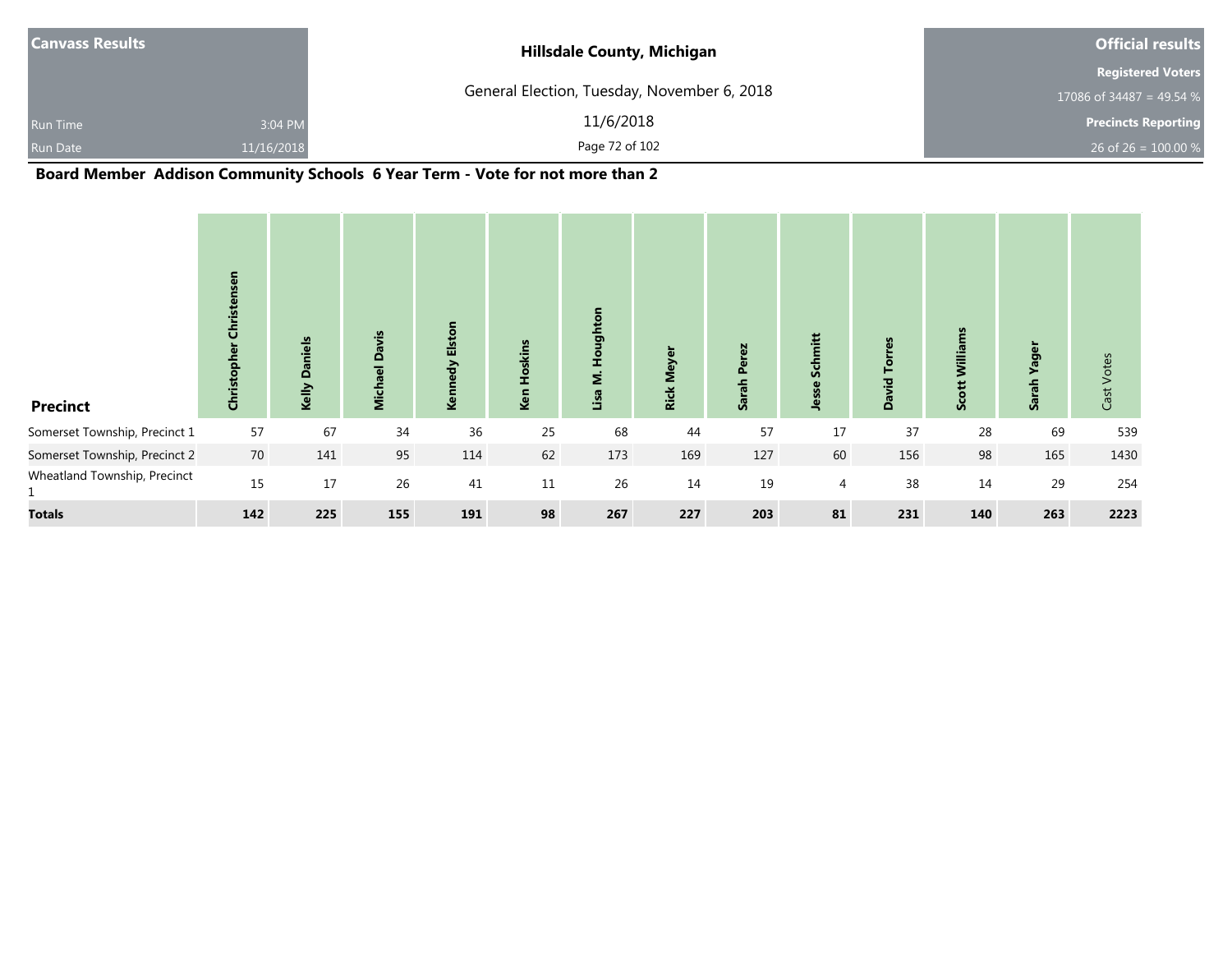| Canvass Results | | Hillsdale County, Michigan | Official results |
|---|---|---|---|
| | | General Election, Tuesday, November 6, 2018 | Registered Voters |
| | | | 17086 of 34487 = 49.54 % |
| Run Time | 3:04 PM | 11/6/2018 | Precincts Reporting |
| Run Date | 11/16/2018 | | 26 of 26 = 100.00 % |

## Board Member Addison Community Schools 6 Year Term - Vote for not more than 2

| Precinct | Christopher Christensen | Kelly Daniels | Michael Davis | Kennedy Elston | Ken Hoskins | Lisa M. Houghton | Rick Meyer | Sarah Perez | Jesse Schmitt | David Torres | Scott Williams | Sarah Yager | Cast Votes |
|---|---|---|---|---|---|---|---|---|---|---|---|---|---|
| Somerset Township, Precinct 1 | 57 | 67 | 34 | 36 | 25 | 68 | 44 | 57 | 17 | 37 | 28 | 69 | 539 |
| Somerset Township, Precinct 2 | 70 | 141 | 95 | 114 | 62 | 173 | 169 | 127 | 60 | 156 | 98 | 165 | 1430 |
| Wheatland Township, Precinct 1 | 15 | 17 | 26 | 41 | 11 | 26 | 14 | 19 | 4 | 38 | 14 | 29 | 254 |
| **Totals** | **142** | **225** | **155** | **191** | **98** | **267** | **227** | **203** | **81** | **231** | **140** | **263** | **2223** |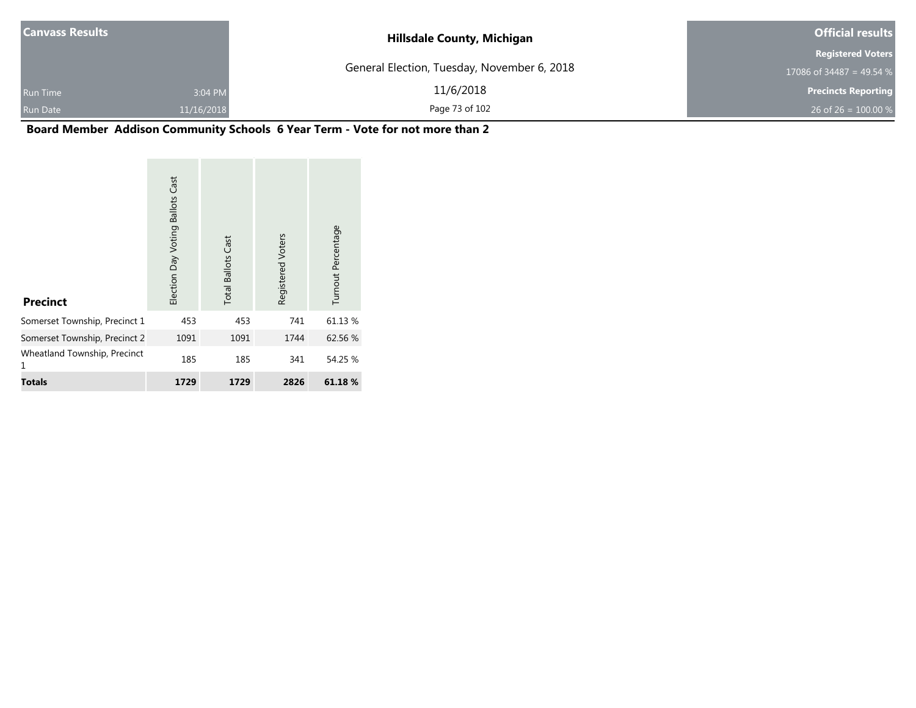Canvass Results

Run Time 3:04 PM
Run Date 11/16/2018

**Hillsdale County, Michigan**

General Election, Tuesday, November 6, 2018

11/6/2018

**Official results**

**Registered Voters**
17086 of 34487 = 49.54 %

**Precincts Reporting**
26 of 26 = 100.00 %

## Board Member Addison Community Schools 6 Year Term - Vote for not more than 2

| Precinct | Election Day Voting Ballots Cast | Total Ballots Cast | Registered Voters | Turnout Percentage |
|---|---|---|---|---|
| Somerset Township, Precinct 1 | 453 | 453 | 741 | 61.13 % |
| Somerset Township, Precinct 2 | 1091 | 1091 | 1744 | 62.56 % |
| Wheatland Township, Precinct 1 | 185 | 185 | 341 | 54.25 % |
| **Totals** | **1729** | **1729** | **2826** | **61.18 %** |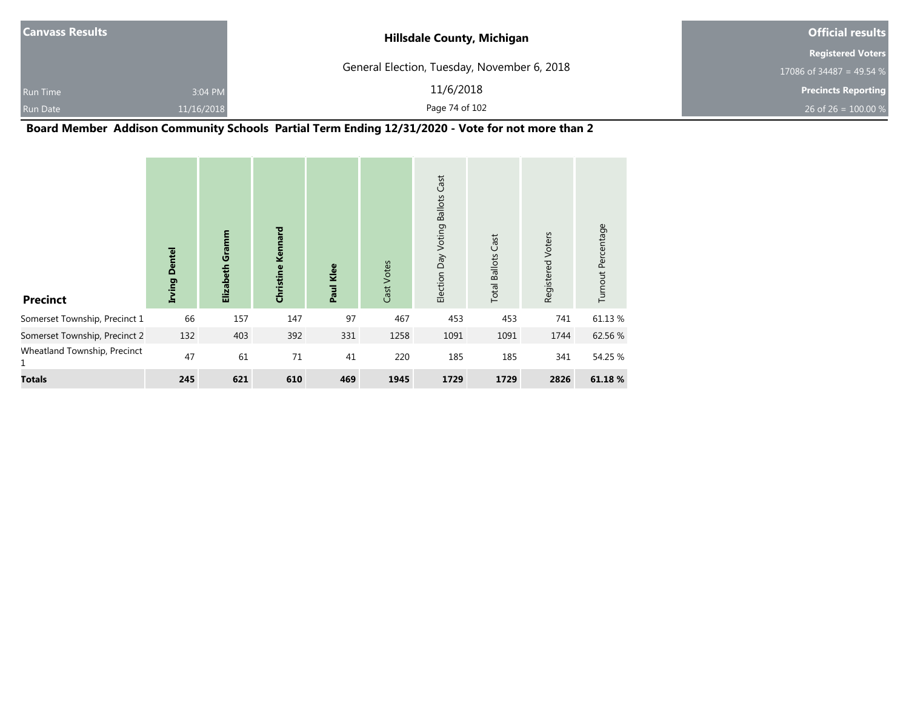**Canvass Results**

Run Time 3:04 PM
Run Date 11/16/2018

**Hillsdale County, Michigan**

General Election, Tuesday, November 6, 2018

11/6/2018

**Official results**

**Registered Voters**
17086 of 34487 = 49.54 %

**Precincts Reporting**
26 of 26 = 100.00 %

## Board Member Addison Community Schools Partial Term Ending 12/31/2020 - Vote for not more than 2

| Precinct | Irving Dentel | Elizabeth Gramm | Christine Kennard | Paul Klee | Cast Votes | Election Day Voting Ballots Cast | Total Ballots Cast | Registered Voters | Turnout Percentage |
|---|---|---|---|---|---|---|---|---|---|
| Somerset Township, Precinct 1 | 66 | 157 | 147 | 97 | 467 | 453 | 453 | 741 | 61.13 % |
| Somerset Township, Precinct 2 | 132 | 403 | 392 | 331 | 1258 | 1091 | 1091 | 1744 | 62.56 % |
| Wheatland Township, Precinct 1 | 47 | 61 | 71 | 41 | 220 | 185 | 185 | 341 | 54.25 % |
| **Totals** | **245** | **621** | **610** | **469** | **1945** | **1729** | **1729** | **2826** | **61.18 %** |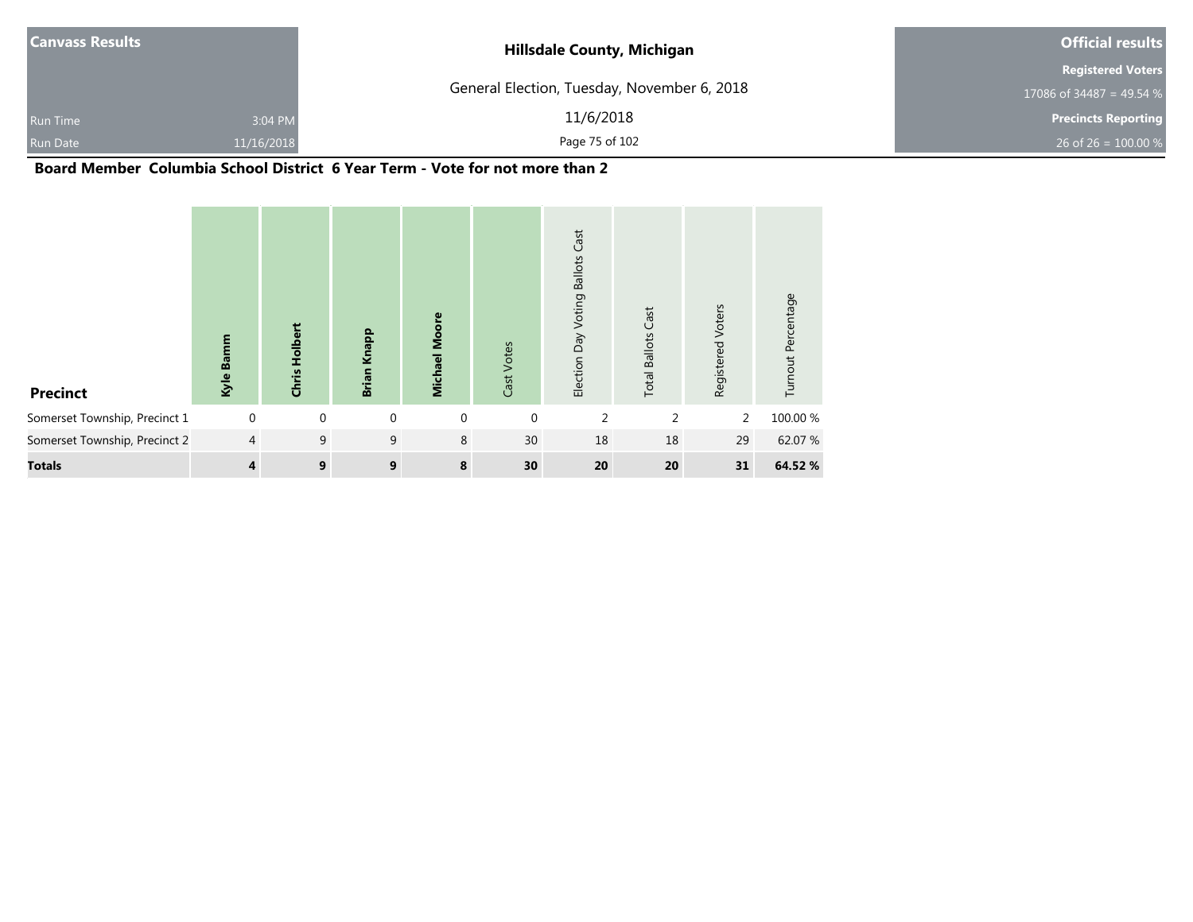| Canvass Results | | Hillsdale County, Michigan | Official results |
| --- | --- | --- | --- |
| | | General Election, Tuesday, November 6, 2018 | Registered Voters |
| | | | 17086 of 34487 = 49.54 % |
| Run Time | 3:04 PM | 11/6/2018 | Precincts Reporting |
| Run Date | 11/16/2018 | | 26 of 26 = 100.00 % |

## Board Member Columbia School District 6 Year Term - Vote for not more than 2

| Precinct | Kyle Bamm | Chris Holbert | Brian Knapp | Michael Moore | Cast Votes | Election Day Voting Ballots Cast | Total Ballots Cast | Registered Voters | Turnout Percentage |
| --- | --- | --- | --- | --- | --- | --- | --- | --- | --- |
| Somerset Township, Precinct 1 | 0 | 0 | 0 | 0 | 0 | 2 | 2 | 2 | 100.00 % |
| Somerset Township, Precinct 2 | 4 | 9 | 9 | 8 | 30 | 18 | 18 | 29 | 62.07 % |
| **Totals** | **4** | **9** | **9** | **8** | **30** | **20** | **20** | **31** | **64.52 %** |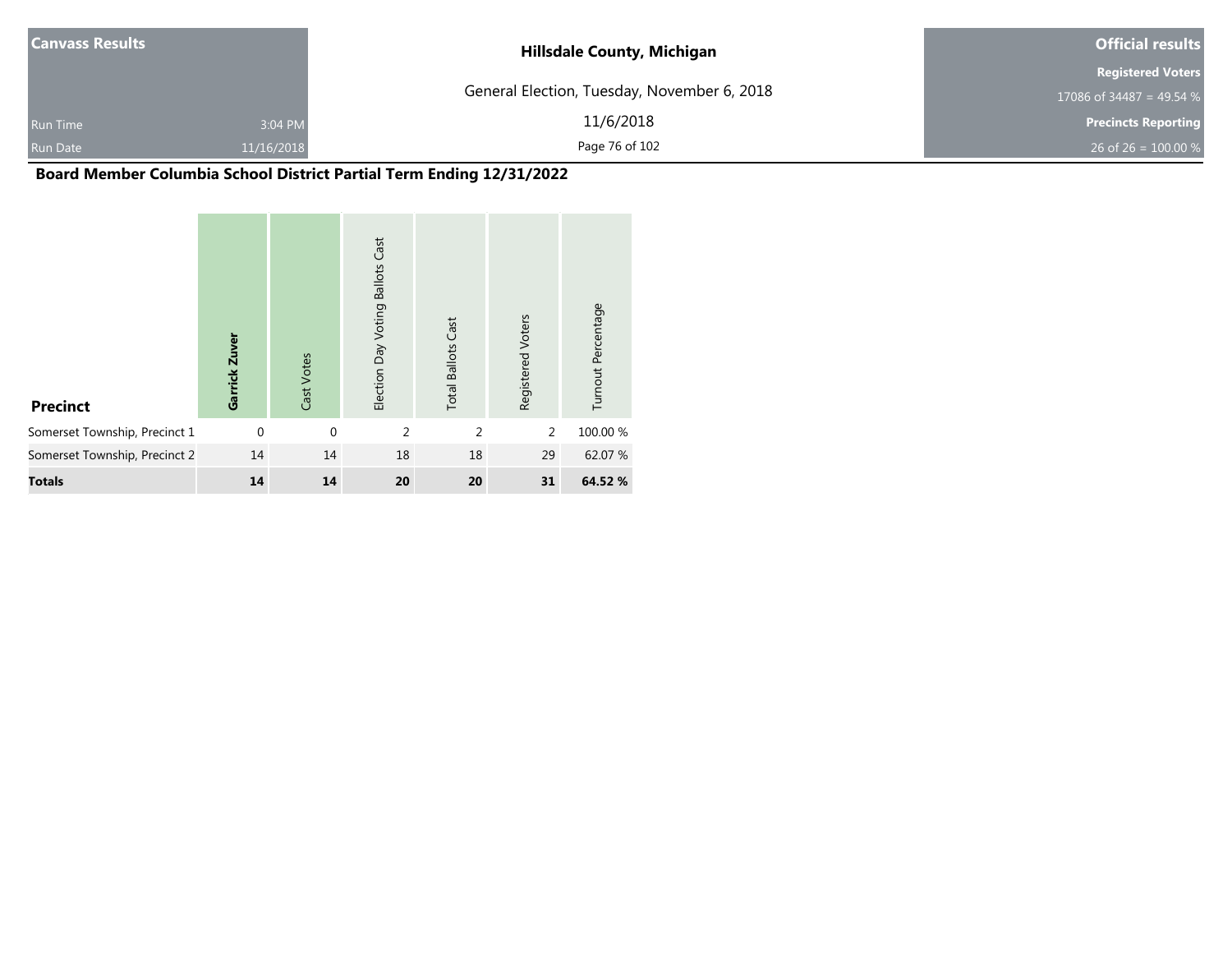| Canvass Results | | Hillsdale County, Michigan | Official results |
|---|---|---|---|
| | | General Election, Tuesday, November 6, 2018 | Registered Voters |
| | | | 17086 of 34487 = 49.54 % |
| Run Time | 3:04 PM | 11/6/2018 | Precincts Reporting |
| Run Date | 11/16/2018 | | 26 of 26 = 100.00 % |

## Board Member Columbia School District Partial Term Ending 12/31/2022

| Precinct | Garrick Zuver | Cast Votes | Election Day Voting Ballots Cast | Total Ballots Cast | Registered Voters | Turnout Percentage |
|---|---|---|---|---|---|---|
| Somerset Township, Precinct 1 | 0 | 0 | 2 | 2 | 2 | 100.00 % |
| Somerset Township, Precinct 2 | 14 | 14 | 18 | 18 | 29 | 62.07 % |
| **Totals** | **14** | **14** | **20** | **20** | **31** | **64.52 %** |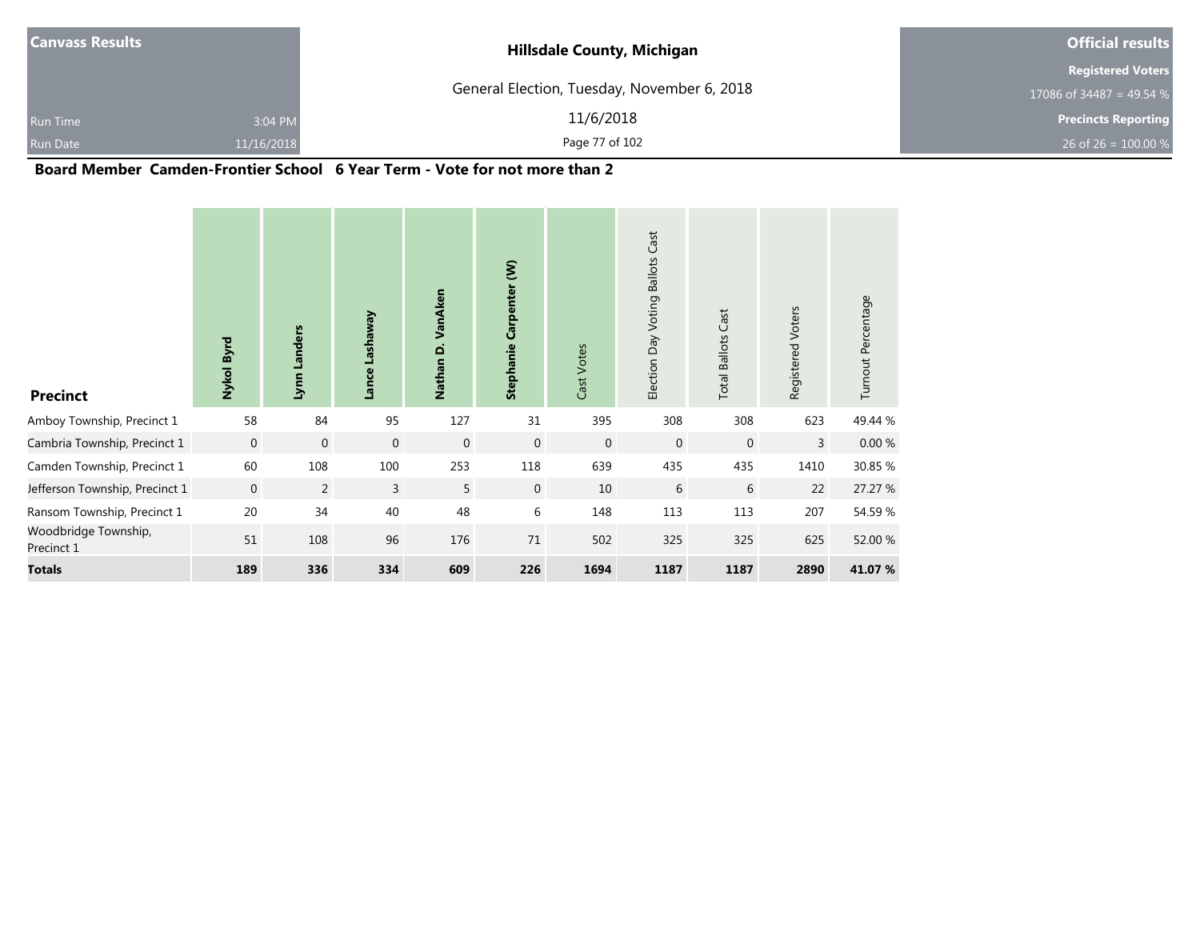**Canvass Results**

Run Time 3:04 PM

Run Date 11/16/2018

**Hillsdale County, Michigan**

General Election, Tuesday, November 6, 2018

11/6/2018

**Official results**

**Registered Voters**

17086 of 34487 = 49.54 %

**Precincts Reporting**

26 of 26 = 100.00 %

## Board Member Camden-Frontier School 6 Year Term - Vote for not more than 2

| Precinct | Nykol Byrd | Lynn Landers | Lance Lashaway | Nathan D. VanAken | Stephanie Carpenter (W) | Cast Votes | Election Day Voting Ballots Cast | Total Ballots Cast | Registered Voters | Turnout Percentage |
|---|---|---|---|---|---|---|---|---|---|---|
| Amboy Township, Precinct 1 | 58 | 84 | 95 | 127 | 31 | 395 | 308 | 308 | 623 | 49.44 % |
| Cambria Township, Precinct 1 | 0 | 0 | 0 | 0 | 0 | 0 | 0 | 0 | 3 | 0.00 % |
| Camden Township, Precinct 1 | 60 | 108 | 100 | 253 | 118 | 639 | 435 | 435 | 1410 | 30.85 % |
| Jefferson Township, Precinct 1 | 0 | 2 | 3 | 5 | 0 | 10 | 6 | 6 | 22 | 27.27 % |
| Ransom Township, Precinct 1 | 20 | 34 | 40 | 48 | 6 | 148 | 113 | 113 | 207 | 54.59 % |
| Woodbridge Township, Precinct 1 | 51 | 108 | 96 | 176 | 71 | 502 | 325 | 325 | 625 | 52.00 % |
| **Totals** | **189** | **336** | **334** | **609** | **226** | **1694** | **1187** | **1187** | **2890** | **41.07 %** |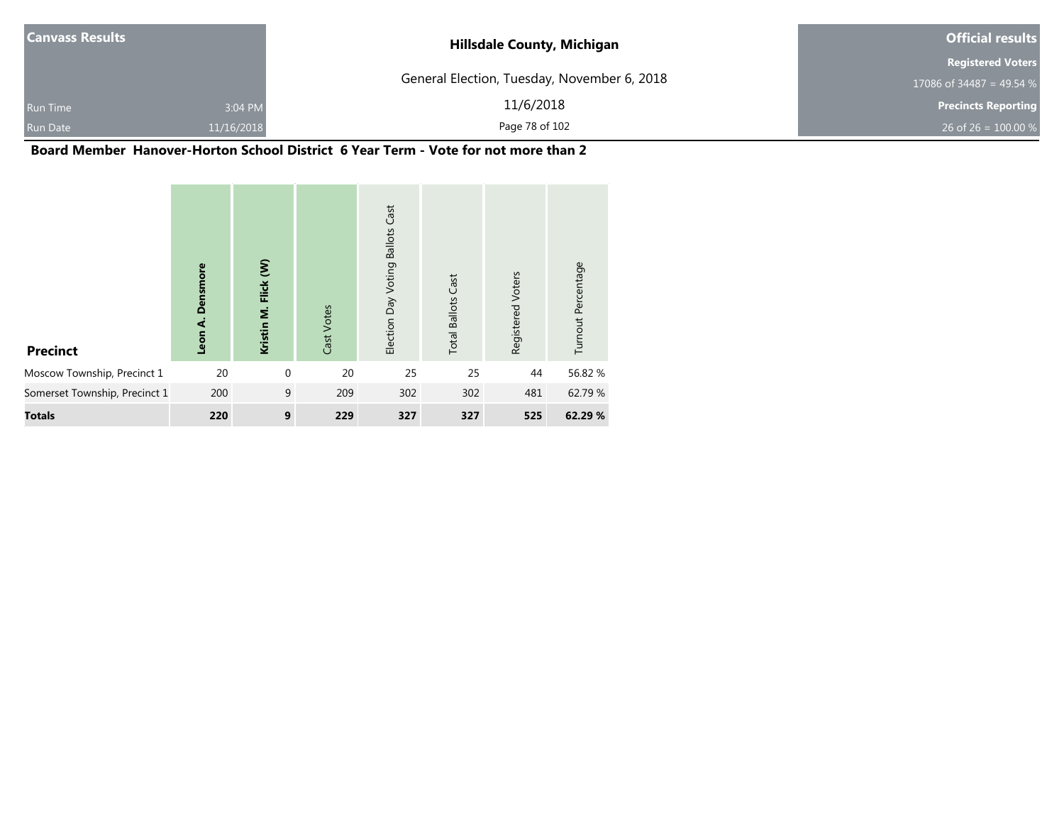# Hillsdale County, Michigan

General Election, Tuesday, November 6, 2018

11/6/2018

| Canvass Results | |
|---|---|
| Run Time | 3:04 PM |
| Run Date | 11/16/2018 |

| Official results | |
|---|---|
| Registered Voters | 17086 of 34487 = 49.54 % |
| Precincts Reporting | 26 of 26 = 100.00 % |

## Board Member Hanover-Horton School District 6 Year Term - Vote for not more than 2

| Precinct | **Leon A. Densmore** | **Kristin M. Flick (W)** | Cast Votes | Election Day Voting Ballots Cast | Total Ballots Cast | Registered Voters | Turnout Percentage |
|---|---|---|---|---|---|---|---|
| Moscow Township, Precinct 1 | 20 | 0 | 20 | 25 | 25 | 44 | 56.82 % |
| Somerset Township, Precinct 1 | 200 | 9 | 209 | 302 | 302 | 481 | 62.79 % |
| **Totals** | **220** | **9** | **229** | **327** | **327** | **525** | **62.29 %** |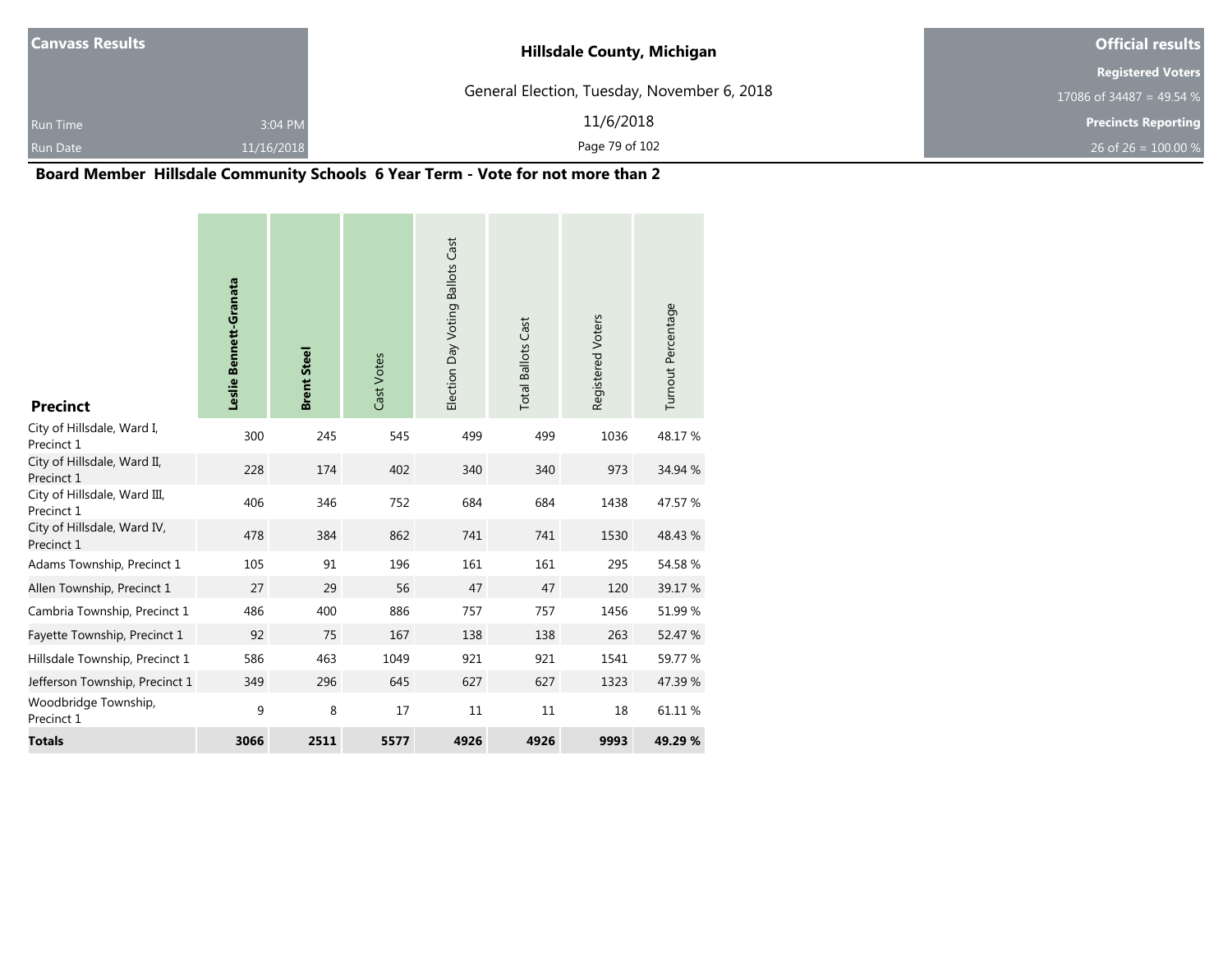**Canvass Results**

Run Time 3:04 PM

Run Date 11/16/2018

**Hillsdale County, Michigan**

General Election, Tuesday, November 6, 2018

11/6/2018

**Official results**

**Registered Voters**

17086 of 34487 = 49.54 %

**Precincts Reporting**

26 of 26 = 100.00 %

## Board Member Hillsdale Community Schools 6 Year Term - Vote for not more than 2

| Precinct | **Leslie Bennett-Granata** | **Brent Steel** | Cast Votes | Election Day Voting Ballots Cast | Total Ballots Cast | Registered Voters | Turnout Percentage |
|---|---|---|---|---|---|---|---|
| City of Hillsdale, Ward I, Precinct 1 | 300 | 245 | 545 | 499 | 499 | 1036 | 48.17 % |
| City of Hillsdale, Ward II, Precinct 1 | 228 | 174 | 402 | 340 | 340 | 973 | 34.94 % |
| City of Hillsdale, Ward III, Precinct 1 | 406 | 346 | 752 | 684 | 684 | 1438 | 47.57 % |
| City of Hillsdale, Ward IV, Precinct 1 | 478 | 384 | 862 | 741 | 741 | 1530 | 48.43 % |
| Adams Township, Precinct 1 | 105 | 91 | 196 | 161 | 161 | 295 | 54.58 % |
| Allen Township, Precinct 1 | 27 | 29 | 56 | 47 | 47 | 120 | 39.17 % |
| Cambria Township, Precinct 1 | 486 | 400 | 886 | 757 | 757 | 1456 | 51.99 % |
| Fayette Township, Precinct 1 | 92 | 75 | 167 | 138 | 138 | 263 | 52.47 % |
| Hillsdale Township, Precinct 1 | 586 | 463 | 1049 | 921 | 921 | 1541 | 59.77 % |
| Jefferson Township, Precinct 1 | 349 | 296 | 645 | 627 | 627 | 1323 | 47.39 % |
| Woodbridge Township, Precinct 1 | 9 | 8 | 17 | 11 | 11 | 18 | 61.11 % |
| **Totals** | **3066** | **2511** | **5577** | **4926** | **4926** | **9993** | **49.29 %** |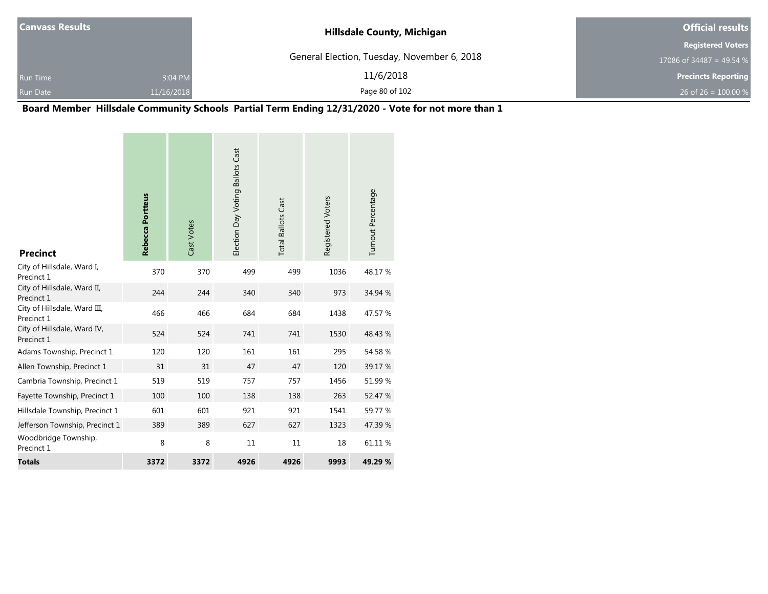| Canvass Results | | Hillsdale County, Michigan | Official results |
|---|---|---|---|
| | | General Election, Tuesday, November 6, 2018 | Registered Voters |
| | | | 17086 of 34487 = 49.54 % |
| Run Time | 3:04 PM | 11/6/2018 | Precincts Reporting |
| Run Date | 11/16/2018 | | 26 of 26 = 100.00 % |

## Board Member Hillsdale Community Schools Partial Term Ending 12/31/2020 - Vote for not more than 1

| Precinct | **Rebecca Portteus** | Cast Votes | Election Day Voting Ballots Cast | Total Ballots Cast | Registered Voters | Turnout Percentage |
|---|---|---|---|---|---|---|
| City of Hillsdale, Ward I, Precinct 1 | 370 | 370 | 499 | 499 | 1036 | 48.17 % |
| City of Hillsdale, Ward II, Precinct 1 | 244 | 244 | 340 | 340 | 973 | 34.94 % |
| City of Hillsdale, Ward III, Precinct 1 | 466 | 466 | 684 | 684 | 1438 | 47.57 % |
| City of Hillsdale, Ward IV, Precinct 1 | 524 | 524 | 741 | 741 | 1530 | 48.43 % |
| Adams Township, Precinct 1 | 120 | 120 | 161 | 161 | 295 | 54.58 % |
| Allen Township, Precinct 1 | 31 | 31 | 47 | 47 | 120 | 39.17 % |
| Cambria Township, Precinct 1 | 519 | 519 | 757 | 757 | 1456 | 51.99 % |
| Fayette Township, Precinct 1 | 100 | 100 | 138 | 138 | 263 | 52.47 % |
| Hillsdale Township, Precinct 1 | 601 | 601 | 921 | 921 | 1541 | 59.77 % |
| Jefferson Township, Precinct 1 | 389 | 389 | 627 | 627 | 1323 | 47.39 % |
| Woodbridge Township, Precinct 1 | 8 | 8 | 11 | 11 | 18 | 61.11 % |
| **Totals** | **3372** | **3372** | **4926** | **4926** | **9993** | **49.29 %** |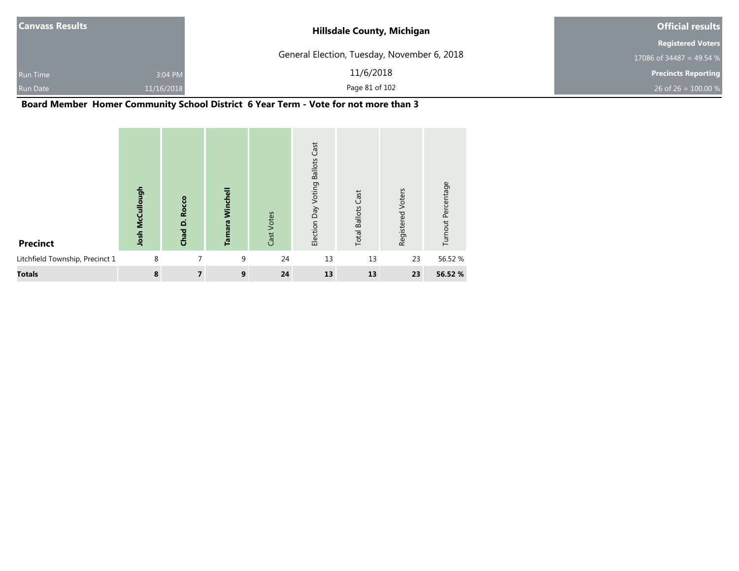Canvass Results

Run Time 3:04 PM

Run Date 11/16/2018

**Hillsdale County, Michigan**

General Election, Tuesday, November 6, 2018

11/6/2018

**Official results**

**Registered Voters**

17086 of 34487 = 49.54 %

**Precincts Reporting**

26 of 26 = 100.00 %

## Board Member Homer Community School District 6 Year Term - Vote for not more than 3

| Precinct | Josh McCullough | Chad D. Rocco | Tamara Winchell | Cast Votes | Election Day Voting Ballots Cast | Total Ballots Cast | Registered Voters | Turnout Percentage |
|---|---|---|---|---|---|---|---|---|
| Litchfield Township, Precinct 1 | 8 | 7 | 9 | 24 | 13 | 13 | 23 | 56.52 % |
| **Totals** | **8** | **7** | **9** | **24** | **13** | **13** | **23** | **56.52 %** |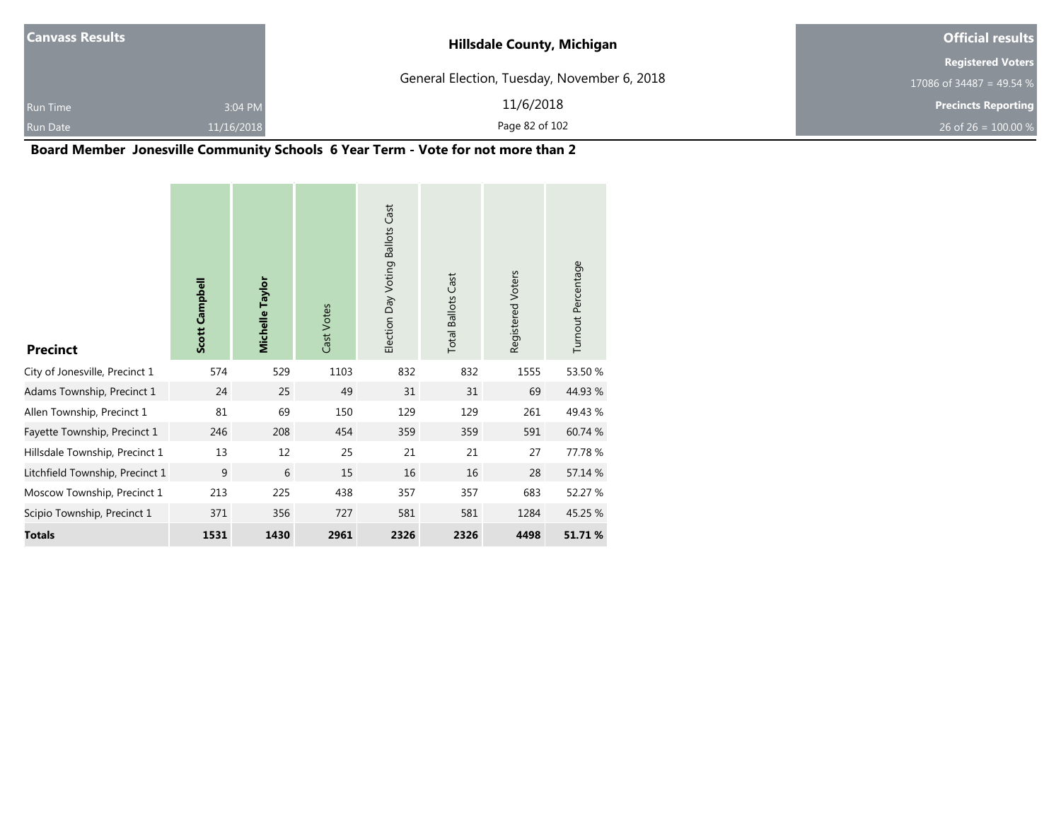| Canvass Results | | Hillsdale County, Michigan | Official results |
|---|---|---|---|
| | | General Election, Tuesday, November 6, 2018 | Registered Voters |
| | | | 17086 of 34487 = 49.54 % |
| Run Time | 3:04 PM | 11/6/2018 | Precincts Reporting |
| Run Date | 11/16/2018 | | 26 of 26 = 100.00 % |

## Board Member Jonesville Community Schools 6 Year Term - Vote for not more than 2

| Precinct | **Scott Campbell** | **Michelle Taylor** | Cast Votes | Election Day Voting Ballots Cast | Total Ballots Cast | Registered Voters | Turnout Percentage |
|---|---|---|---|---|---|---|---|
| City of Jonesville, Precinct 1 | 574 | 529 | 1103 | 832 | 832 | 1555 | 53.50 % |
| Adams Township, Precinct 1 | 24 | 25 | 49 | 31 | 31 | 69 | 44.93 % |
| Allen Township, Precinct 1 | 81 | 69 | 150 | 129 | 129 | 261 | 49.43 % |
| Fayette Township, Precinct 1 | 246 | 208 | 454 | 359 | 359 | 591 | 60.74 % |
| Hillsdale Township, Precinct 1 | 13 | 12 | 25 | 21 | 21 | 27 | 77.78 % |
| Litchfield Township, Precinct 1 | 9 | 6 | 15 | 16 | 16 | 28 | 57.14 % |
| Moscow Township, Precinct 1 | 213 | 225 | 438 | 357 | 357 | 683 | 52.27 % |
| Scipio Township, Precinct 1 | 371 | 356 | 727 | 581 | 581 | 1284 | 45.25 % |
| **Totals** | **1531** | **1430** | **2961** | **2326** | **2326** | **4498** | **51.71 %** |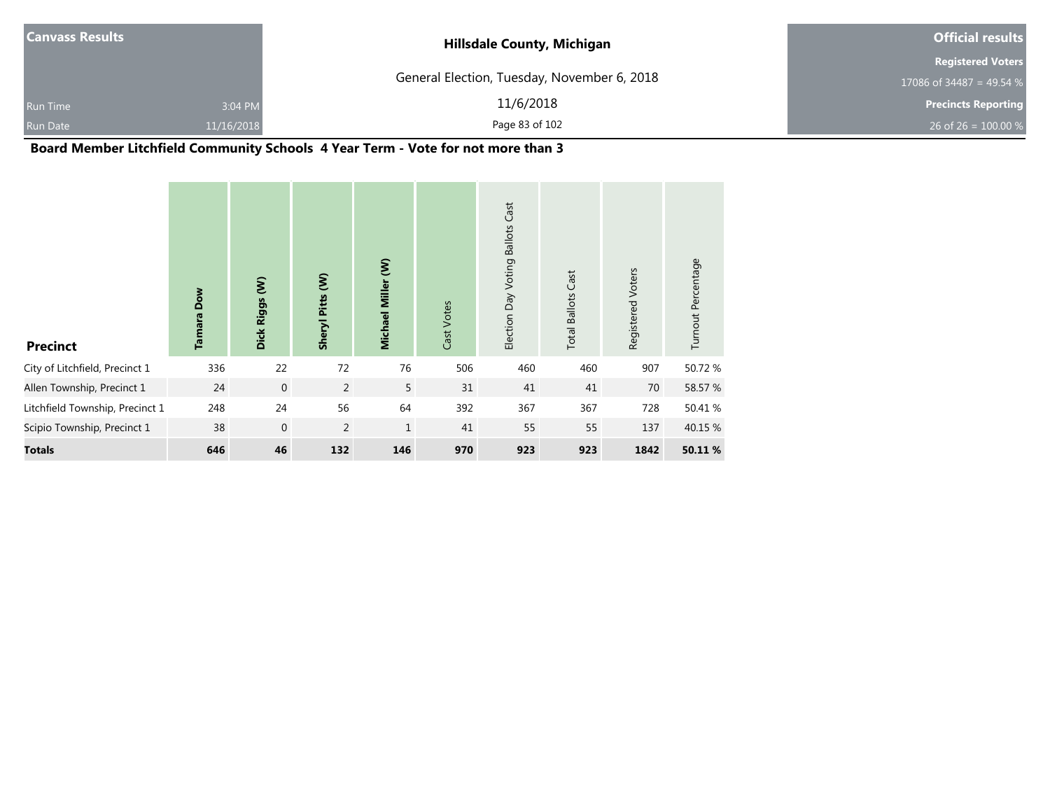| Canvass Results | | Hillsdale County, Michigan | Official results |
|---|---|---|---|
| | | General Election, Tuesday, November 6, 2018 | Registered Voters |
| | | 11/6/2018 | 17086 of 34487 = 49.54 % |
| Run Time | 3:04 PM | | Precincts Reporting |
| Run Date | 11/16/2018 | | 26 of 26 = 100.00 % |

## Board Member Litchfield Community Schools 4 Year Term - Vote for not more than 3

| Precinct | Tamara Dow | Dick Riggs (W) | Sheryl Pitts (W) | Michael Miller (W) | Cast Votes | Election Day Voting Ballots Cast | Total Ballots Cast | Registered Voters | Turnout Percentage |
|---|---|---|---|---|---|---|---|---|---|
| City of Litchfield, Precinct 1 | 336 | 22 | 72 | 76 | 506 | 460 | 460 | 907 | 50.72 % |
| Allen Township, Precinct 1 | 24 | 0 | 2 | 5 | 31 | 41 | 41 | 70 | 58.57 % |
| Litchfield Township, Precinct 1 | 248 | 24 | 56 | 64 | 392 | 367 | 367 | 728 | 50.41 % |
| Scipio Township, Precinct 1 | 38 | 0 | 2 | 1 | 41 | 55 | 55 | 137 | 40.15 % |
| **Totals** | **646** | **46** | **132** | **146** | **970** | **923** | **923** | **1842** | **50.11 %** |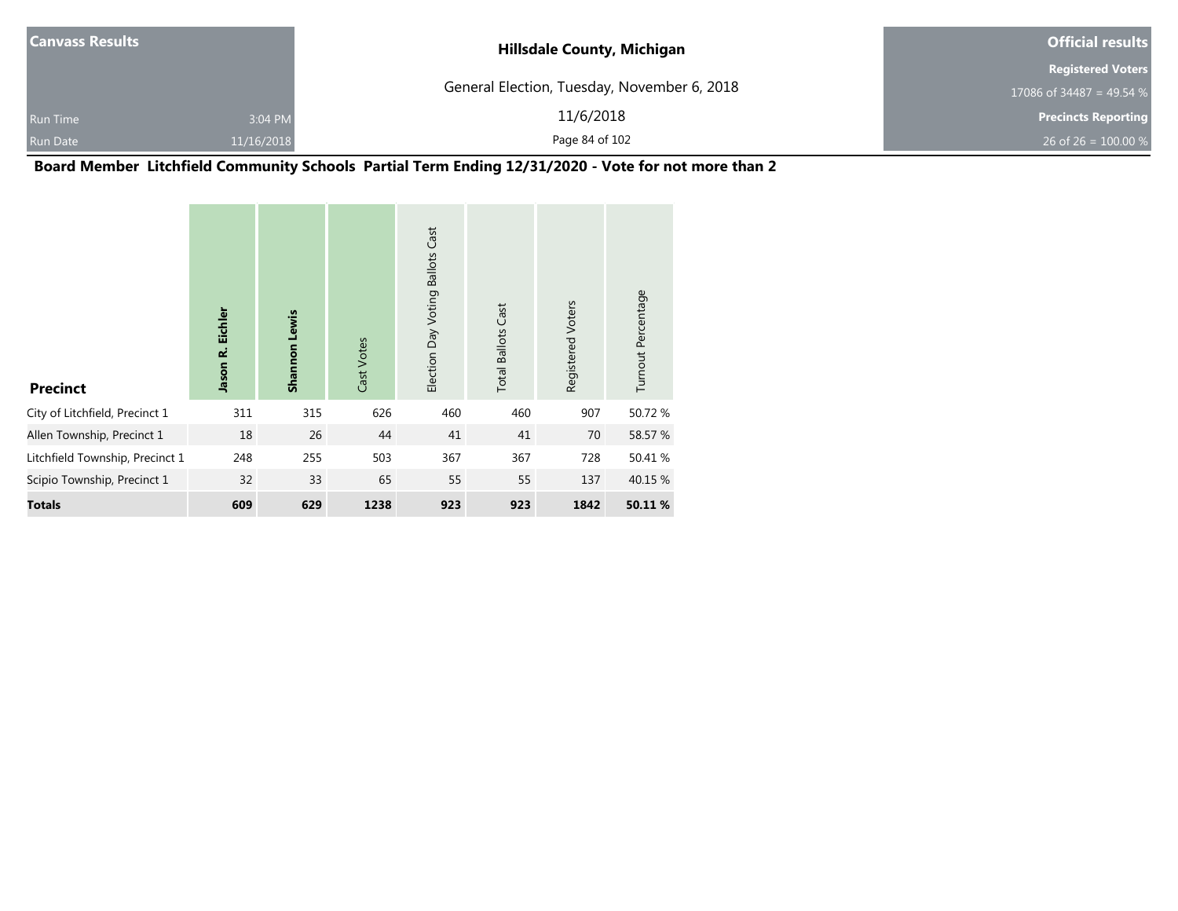**Canvass Results**

Run Time 3:04 PM

Run Date 11/16/2018

**Hillsdale County, Michigan**

General Election, Tuesday, November 6, 2018

11/6/2018

**Official results**

**Registered Voters**

17086 of 34487 = 49.54 %

**Precincts Reporting**

26 of 26 = 100.00 %

## Board Member Litchfield Community Schools Partial Term Ending 12/31/2020 - Vote for not more than 2

| Precinct | Jason R. Eichler | Shannon Lewis | Cast Votes | Election Day Voting Ballots Cast | Total Ballots Cast | Registered Voters | Turnout Percentage |
|---|---|---|---|---|---|---|---|
| City of Litchfield, Precinct 1 | 311 | 315 | 626 | 460 | 460 | 907 | 50.72 % |
| Allen Township, Precinct 1 | 18 | 26 | 44 | 41 | 41 | 70 | 58.57 % |
| Litchfield Township, Precinct 1 | 248 | 255 | 503 | 367 | 367 | 728 | 50.41 % |
| Scipio Township, Precinct 1 | 32 | 33 | 65 | 55 | 55 | 137 | 40.15 % |
| **Totals** | **609** | **629** | **1238** | **923** | **923** | **1842** | **50.11 %** |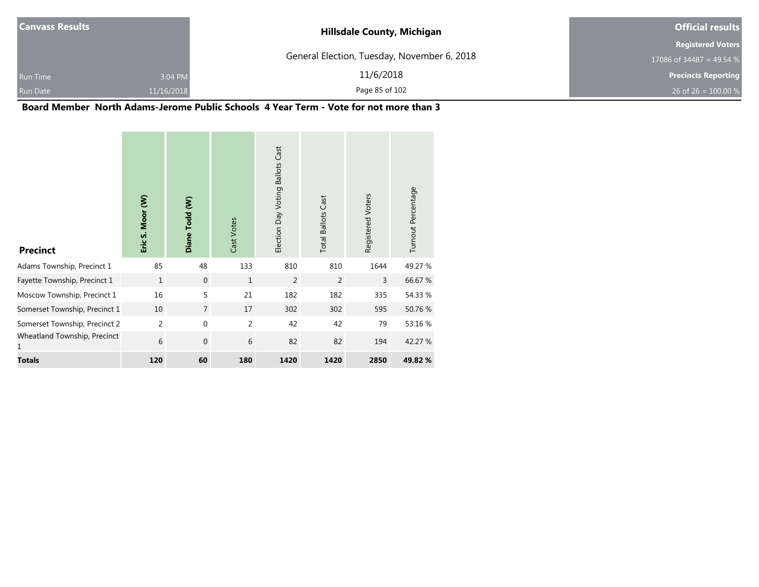Canvass Results

Run Time 3:04 PM

Run Date 11/16/2018

# Hillsdale County, Michigan

General Election, Tuesday, November 6, 2018

11/6/2018

**Official results**

**Registered Voters**

17086 of 34487 = 49.54 %

**Precincts Reporting**

26 of 26 = 100.00 %

## Board Member North Adams-Jerome Public Schools 4 Year Term - Vote for not more than 3

| Precinct | Eric S. Moor (W) | Diane Todd (W) | Cast Votes | Election Day Voting Ballots Cast | Total Ballots Cast | Registered Voters | Turnout Percentage |
|---|---|---|---|---|---|---|---|
| Adams Township, Precinct 1 | 85 | 48 | 133 | 810 | 810 | 1644 | 49.27 % |
| Fayette Township, Precinct 1 | 1 | 0 | 1 | 2 | 2 | 3 | 66.67 % |
| Moscow Township, Precinct 1 | 16 | 5 | 21 | 182 | 182 | 335 | 54.33 % |
| Somerset Township, Precinct 1 | 10 | 7 | 17 | 302 | 302 | 595 | 50.76 % |
| Somerset Township, Precinct 2 | 2 | 0 | 2 | 42 | 42 | 79 | 53.16 % |
| Wheatland Township, Precinct 1 | 6 | 0 | 6 | 82 | 82 | 194 | 42.27 % |
| **Totals** | **120** | **60** | **180** | **1420** | **1420** | **2850** | **49.82 %** |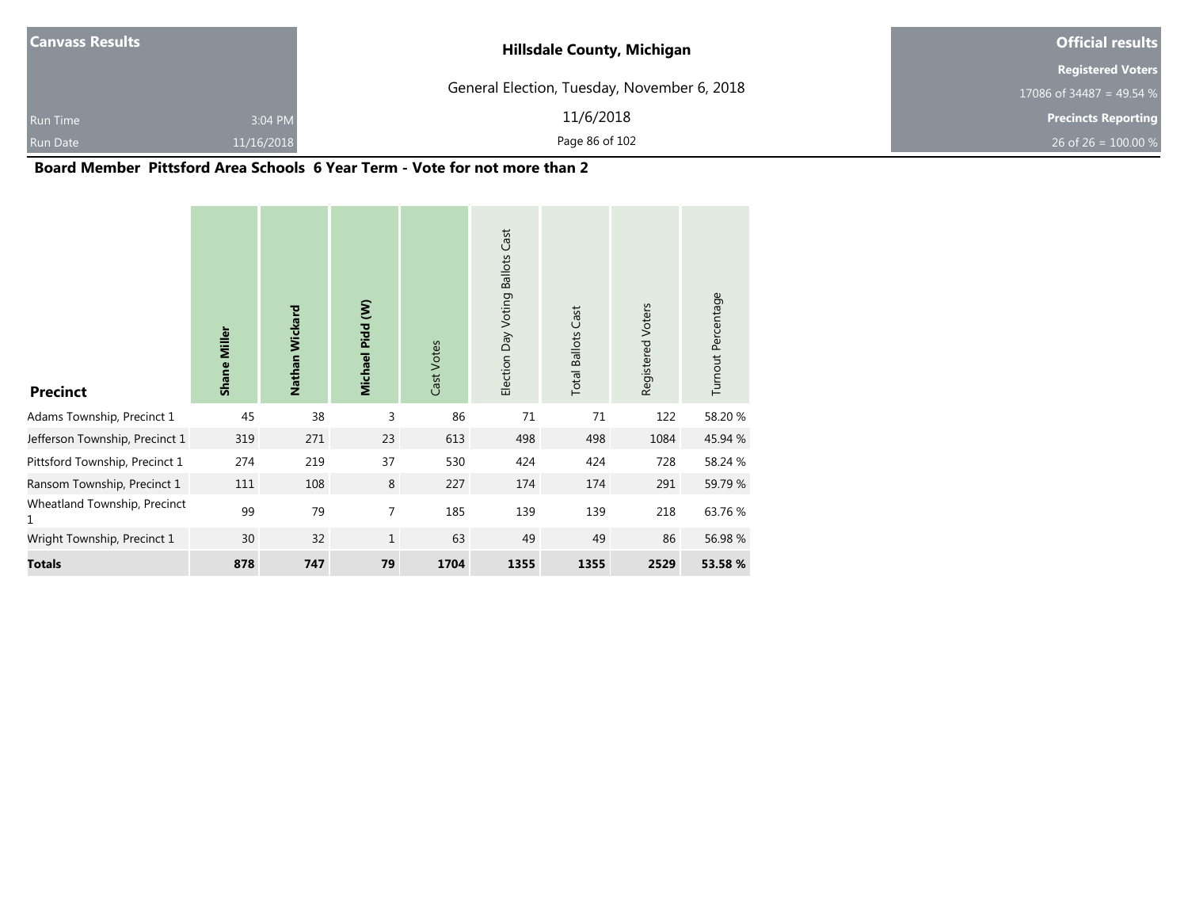| Canvass Results | | Hillsdale County, Michigan | Official results |
|---|---|---|---|
| | | General Election, Tuesday, November 6, 2018 | Registered Voters |
| | | | 17086 of 34487 = 49.54 % |
| Run Time | 3:04 PM | 11/6/2018 | Precincts Reporting |
| Run Date | 11/16/2018 | | 26 of 26 = 100.00 % |

## Board Member Pittsford Area Schools 6 Year Term - Vote for not more than 2

| Precinct | **Shane Miller** | **Nathan Wickard** | **Michael Pidd (W)** | Cast Votes | Election Day Voting Ballots Cast | Total Ballots Cast | Registered Voters | Turnout Percentage |
|---|---|---|---|---|---|---|---|---|
| Adams Township, Precinct 1 | 45 | 38 | 3 | 86 | 71 | 71 | 122 | 58.20 % |
| Jefferson Township, Precinct 1 | 319 | 271 | 23 | 613 | 498 | 498 | 1084 | 45.94 % |
| Pittsford Township, Precinct 1 | 274 | 219 | 37 | 530 | 424 | 424 | 728 | 58.24 % |
| Ransom Township, Precinct 1 | 111 | 108 | 8 | 227 | 174 | 174 | 291 | 59.79 % |
| Wheatland Township, Precinct 1 | 99 | 79 | 7 | 185 | 139 | 139 | 218 | 63.76 % |
| Wright Township, Precinct 1 | 30 | 32 | 1 | 63 | 49 | 49 | 86 | 56.98 % |
| **Totals** | **878** | **747** | **79** | **1704** | **1355** | **1355** | **2529** | **53.58 %** |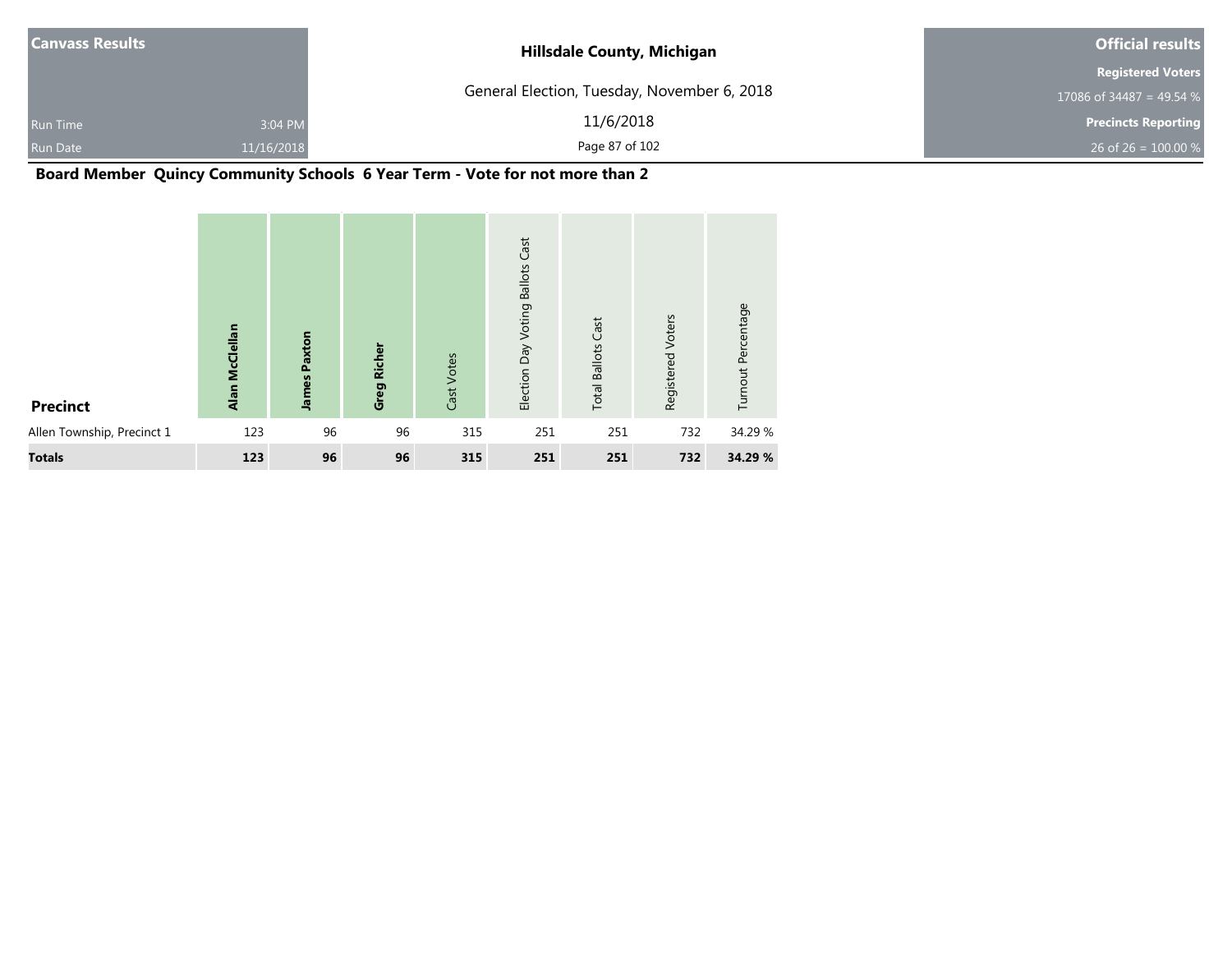**Canvass Results**

Run Time 3:04 PM

Run Date 11/16/2018

**Hillsdale County, Michigan**

General Election, Tuesday, November 6, 2018

11/6/2018

**Official results**

**Registered Voters**

17086 of 34487 = 49.54 %

**Precincts Reporting**

26 of 26 = 100.00 %

## Board Member Quincy Community Schools 6 Year Term - Vote for not more than 2

| Precinct | Alan McClellan | James Paxton | Greg Richer | Cast Votes | Election Day Voting Ballots Cast | Total Ballots Cast | Registered Voters | Turnout Percentage |
|---|---|---|---|---|---|---|---|---|
| Allen Township, Precinct 1 | 123 | 96 | 96 | 315 | 251 | 251 | 732 | 34.29 % |
| **Totals** | **123** | **96** | **96** | **315** | **251** | **251** | **732** | **34.29 %** |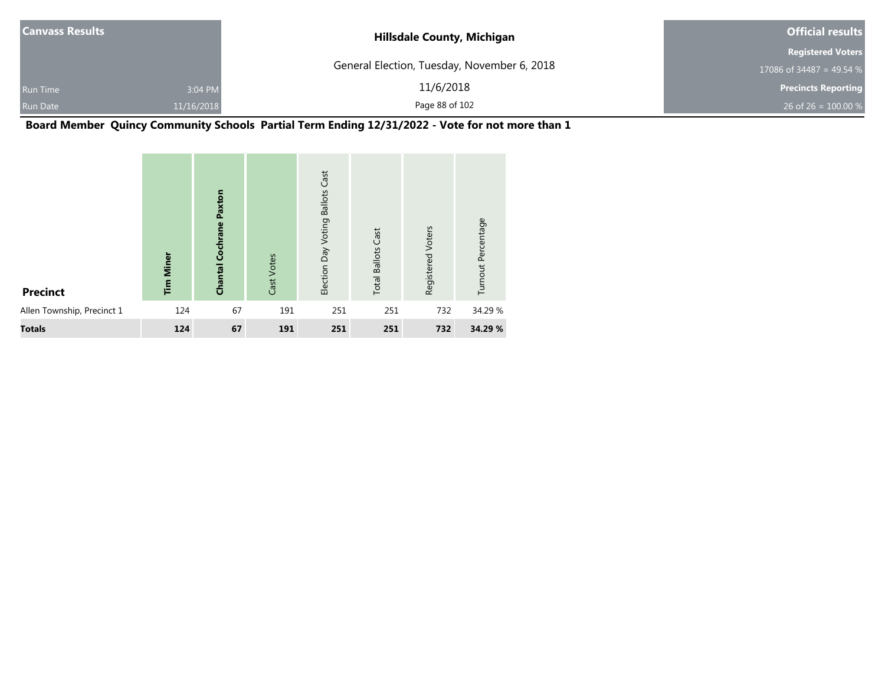**Canvass Results**

Run Time 3:04 PM
Run Date 11/16/2018

**Hillsdale County, Michigan**

General Election, Tuesday, November 6, 2018

11/6/2018

**Official results**

**Registered Voters**
17086 of 34487 = 49.54 %

**Precincts Reporting**
26 of 26 = 100.00 %

## Board Member Quincy Community Schools Partial Term Ending 12/31/2022 - Vote for not more than 1

| Precinct | Tim Miner | Chantal Cochrane Paxton | Cast Votes | Election Day Voting Ballots Cast | Total Ballots Cast | Registered Voters | Turnout Percentage |
|---|---|---|---|---|---|---|---|
| Allen Township, Precinct 1 | 124 | 67 | 191 | 251 | 251 | 732 | 34.29 % |
| **Totals** | **124** | **67** | **191** | **251** | **251** | **732** | **34.29 %** |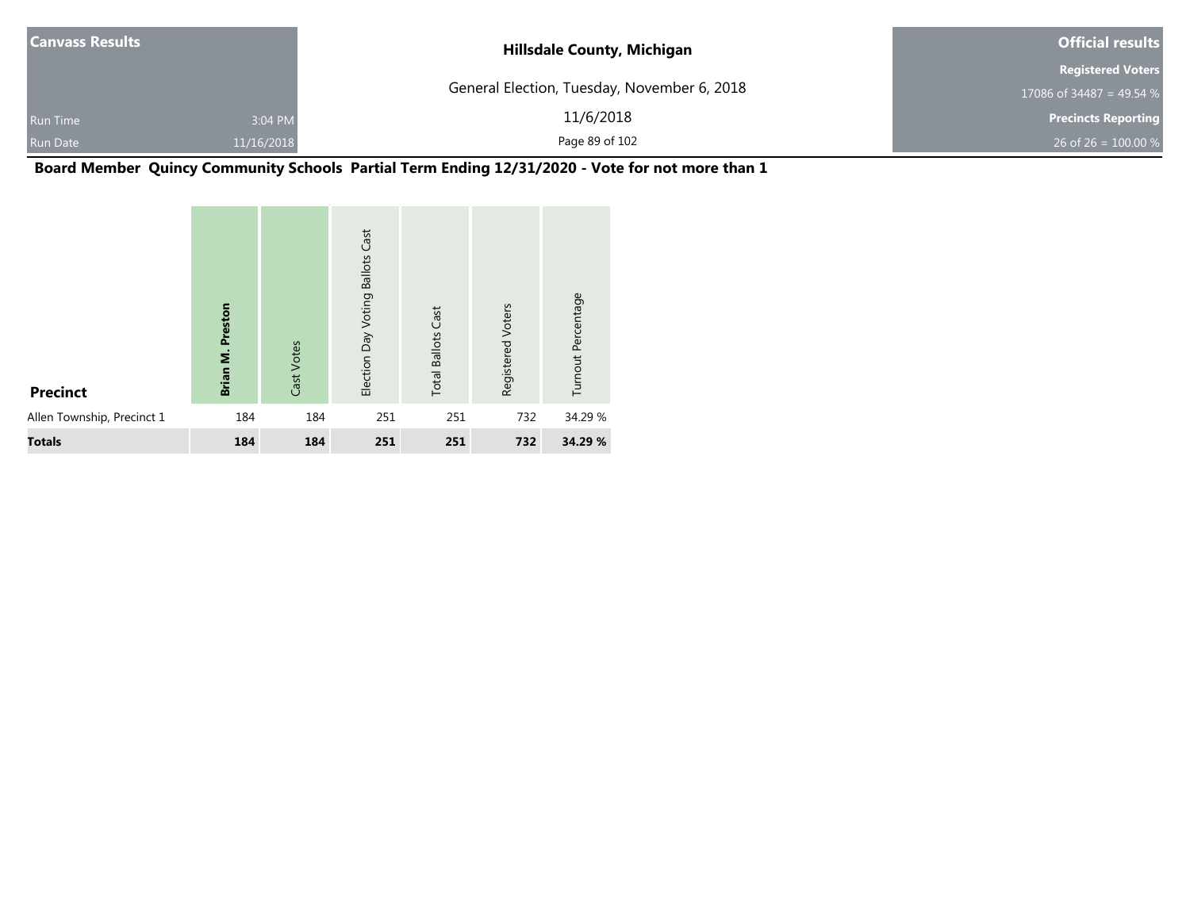Canvass Results

Run Time 3:04 PM

Run Date 11/16/2018

**Hillsdale County, Michigan**

General Election, Tuesday, November 6, 2018

11/6/2018

**Official results**

**Registered Voters**

17086 of 34487 = 49.54 %

**Precincts Reporting**

26 of 26 = 100.00 %

## Board Member Quincy Community Schools Partial Term Ending 12/31/2020 - Vote for not more than 1

| Precinct | Brian M. Preston | Cast Votes | Election Day Voting Ballots Cast | Total Ballots Cast | Registered Voters | Turnout Percentage |
|---|---|---|---|---|---|---|
| Allen Township, Precinct 1 | 184 | 184 | 251 | 251 | 732 | 34.29 % |
| **Totals** | **184** | **184** | **251** | **251** | **732** | **34.29 %** |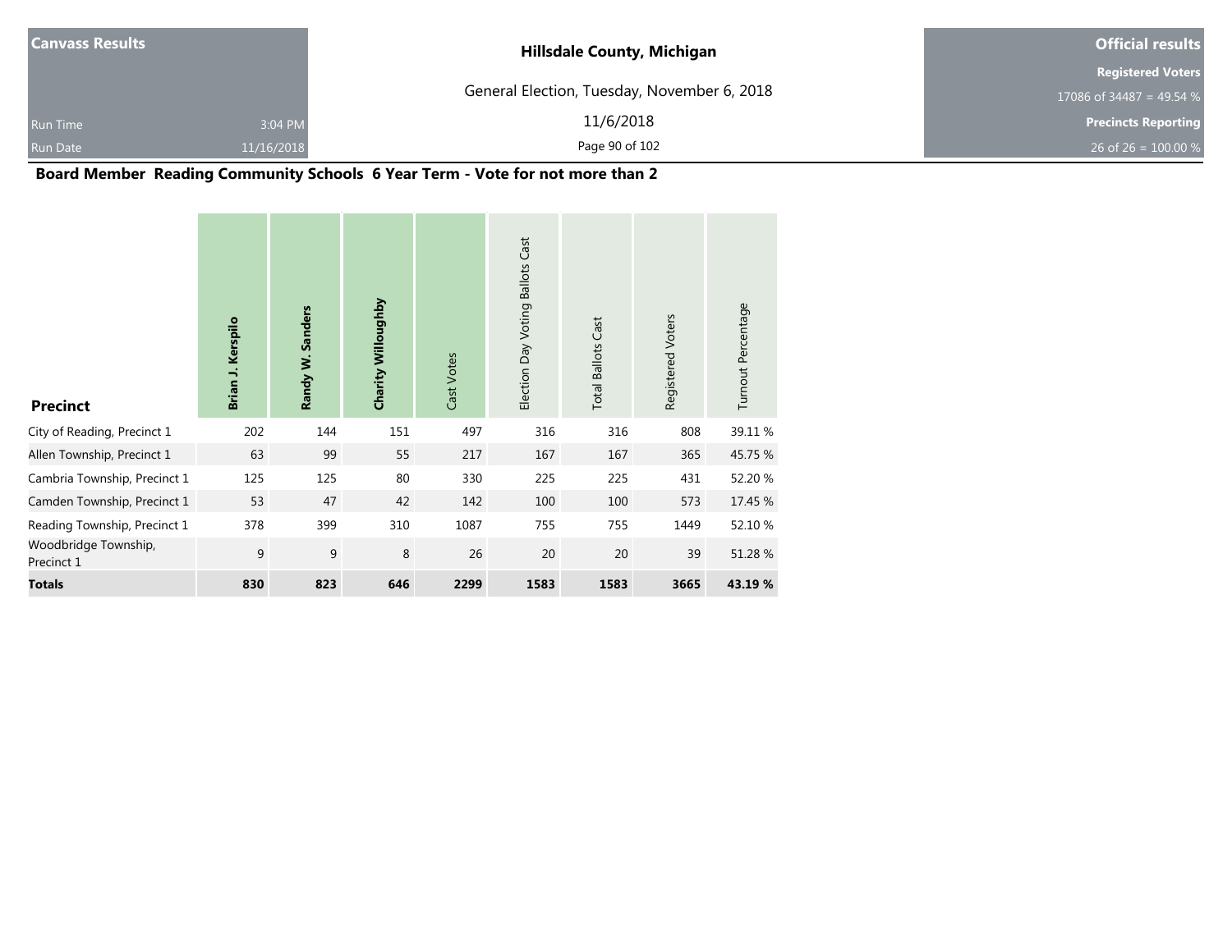| Canvass Results | | Hillsdale County, Michigan | Official results |
|---|---|---|---|
| | | General Election, Tuesday, November 6, 2018 | Registered Voters |
| | | | 17086 of 34487 = 49.54 % |
| Run Time | 3:04 PM | 11/6/2018 | Precincts Reporting |
| Run Date | 11/16/2018 | | 26 of 26 = 100.00 % |

## Board Member Reading Community Schools 6 Year Term - Vote for not more than 2

| Precinct | Brian J. Kerspilo | Randy W. Sanders | Charity Willoughby | Cast Votes | Election Day Voting Ballots Cast | Total Ballots Cast | Registered Voters | Turnout Percentage |
|---|---|---|---|---|---|---|---|---|
| City of Reading, Precinct 1 | 202 | 144 | 151 | 497 | 316 | 316 | 808 | 39.11 % |
| Allen Township, Precinct 1 | 63 | 99 | 55 | 217 | 167 | 167 | 365 | 45.75 % |
| Cambria Township, Precinct 1 | 125 | 125 | 80 | 330 | 225 | 225 | 431 | 52.20 % |
| Camden Township, Precinct 1 | 53 | 47 | 42 | 142 | 100 | 100 | 573 | 17.45 % |
| Reading Township, Precinct 1 | 378 | 399 | 310 | 1087 | 755 | 755 | 1449 | 52.10 % |
| Woodbridge Township, Precinct 1 | 9 | 9 | 8 | 26 | 20 | 20 | 39 | 51.28 % |
| **Totals** | **830** | **823** | **646** | **2299** | **1583** | **1583** | **3665** | **43.19 %** |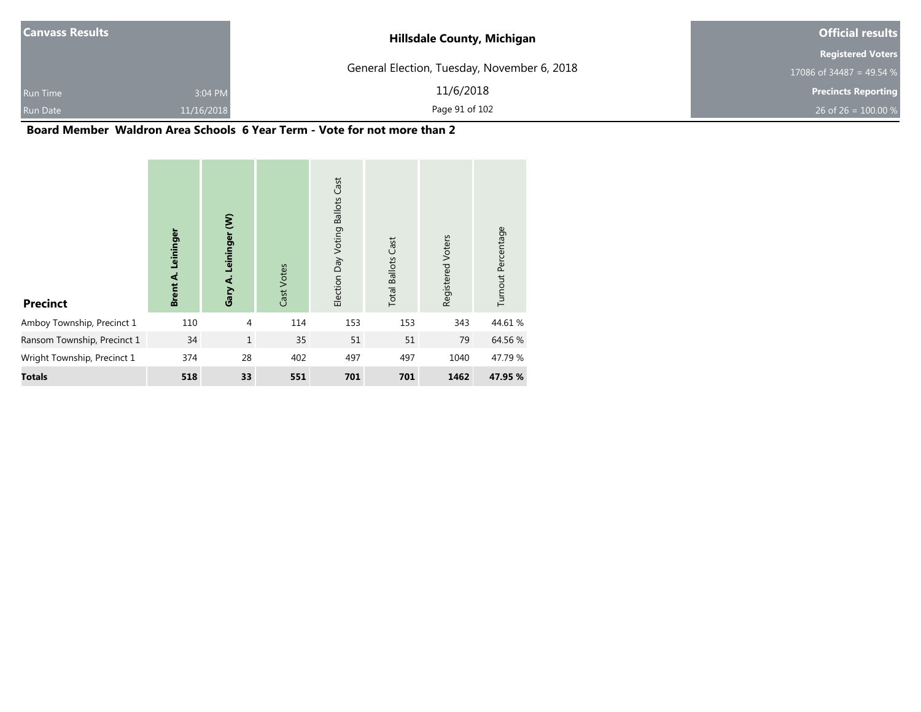| Canvass Results | | Hillsdale County, Michigan | Official results |
|---|---|---|---|
| | | General Election, Tuesday, November 6, 2018 | Registered Voters |
| | | | 17086 of 34487 = 49.54 % |
| Run Time | 3:04 PM | 11/6/2018 | Precincts Reporting |
| Run Date | 11/16/2018 | | 26 of 26 = 100.00 % |

## Board Member Waldron Area Schools 6 Year Term - Vote for not more than 2

| Precinct | **Brent A. Leininger** | **Gary A. Leininger (W)** | Cast Votes | Election Day Voting Ballots Cast | Total Ballots Cast | Registered Voters | Turnout Percentage |
|---|---|---|---|---|---|---|---|
| Amboy Township, Precinct 1 | 110 | 4 | 114 | 153 | 153 | 343 | 44.61 % |
| Ransom Township, Precinct 1 | 34 | 1 | 35 | 51 | 51 | 79 | 64.56 % |
| Wright Township, Precinct 1 | 374 | 28 | 402 | 497 | 497 | 1040 | 47.79 % |
| **Totals** | **518** | **33** | **551** | **701** | **701** | **1462** | **47.95 %** |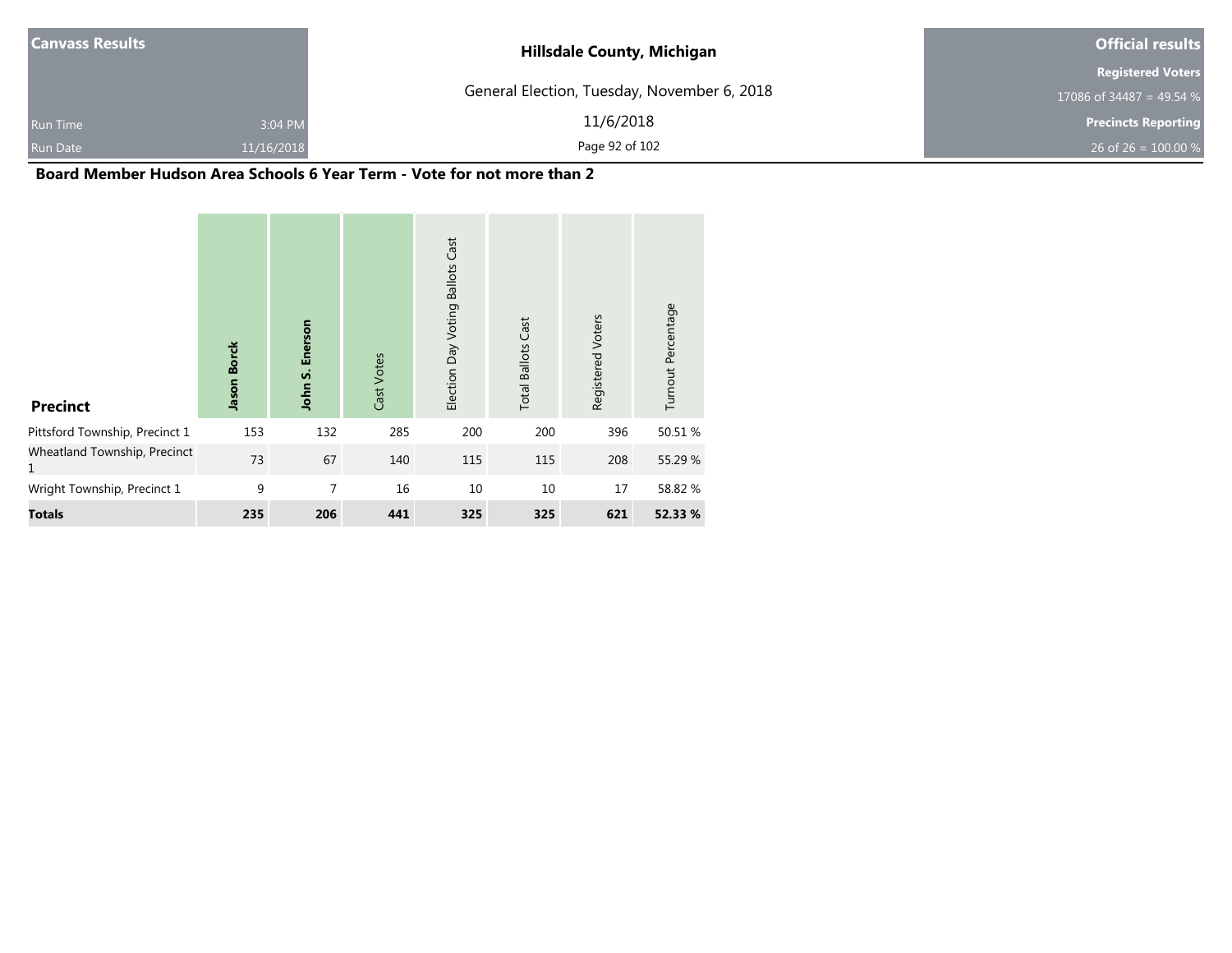| Canvass Results | | Hillsdale County, Michigan | Official results |
|---|---|---|---|
| | | General Election, Tuesday, November 6, 2018 | Registered Voters |
| | | | 17086 of 34487 = 49.54 % |
| Run Time | 3:04 PM | 11/6/2018 | Precincts Reporting |
| Run Date | 11/16/2018 | | 26 of 26 = 100.00 % |

## Board Member Hudson Area Schools 6 Year Term - Vote for not more than 2

| Precinct | **Jason Borck** | **John S. Enerson** | Cast Votes | Election Day Voting Ballots Cast | Total Ballots Cast | Registered Voters | Turnout Percentage |
|---|---|---|---|---|---|---|---|
| Pittsford Township, Precinct 1 | 153 | 132 | 285 | 200 | 200 | 396 | 50.51 % |
| Wheatland Township, Precinct 1 | 73 | 67 | 140 | 115 | 115 | 208 | 55.29 % |
| Wright Township, Precinct 1 | 9 | 7 | 16 | 10 | 10 | 17 | 58.82 % |
| **Totals** | **235** | **206** | **441** | **325** | **325** | **621** | **52.33 %** |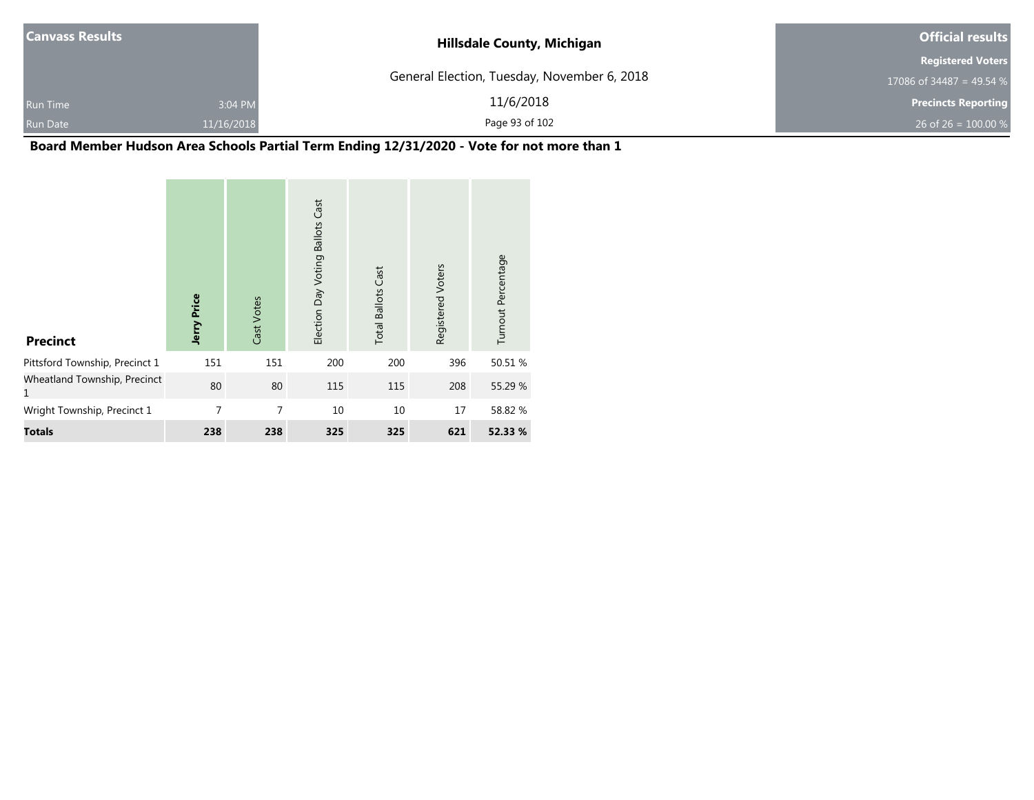| Canvass Results | |
|---|---|
| Run Time | 3:04 PM |
| Run Date | 11/16/2018 |

**Hillsdale County, Michigan**

General Election, Tuesday, November 6, 2018

11/6/2018

| Official results |
|---|
| Registered Voters |
| 17086 of 34487 = 49.54 % |
| Precincts Reporting |
| 26 of 26 = 100.00 % |

## Board Member Hudson Area Schools Partial Term Ending 12/31/2020 - Vote for not more than 1

| Precinct | **Jerry Price** | Cast Votes | Election Day Voting Ballots Cast | Total Ballots Cast | Registered Voters | Turnout Percentage |
|---|---|---|---|---|---|---|
| Pittsford Township, Precinct 1 | 151 | 151 | 200 | 200 | 396 | 50.51 % |
| Wheatland Township, Precinct 1 | 80 | 80 | 115 | 115 | 208 | 55.29 % |
| Wright Township, Precinct 1 | 7 | 7 | 10 | 10 | 17 | 58.82 % |
| **Totals** | **238** | **238** | **325** | **325** | **621** | **52.33 %** |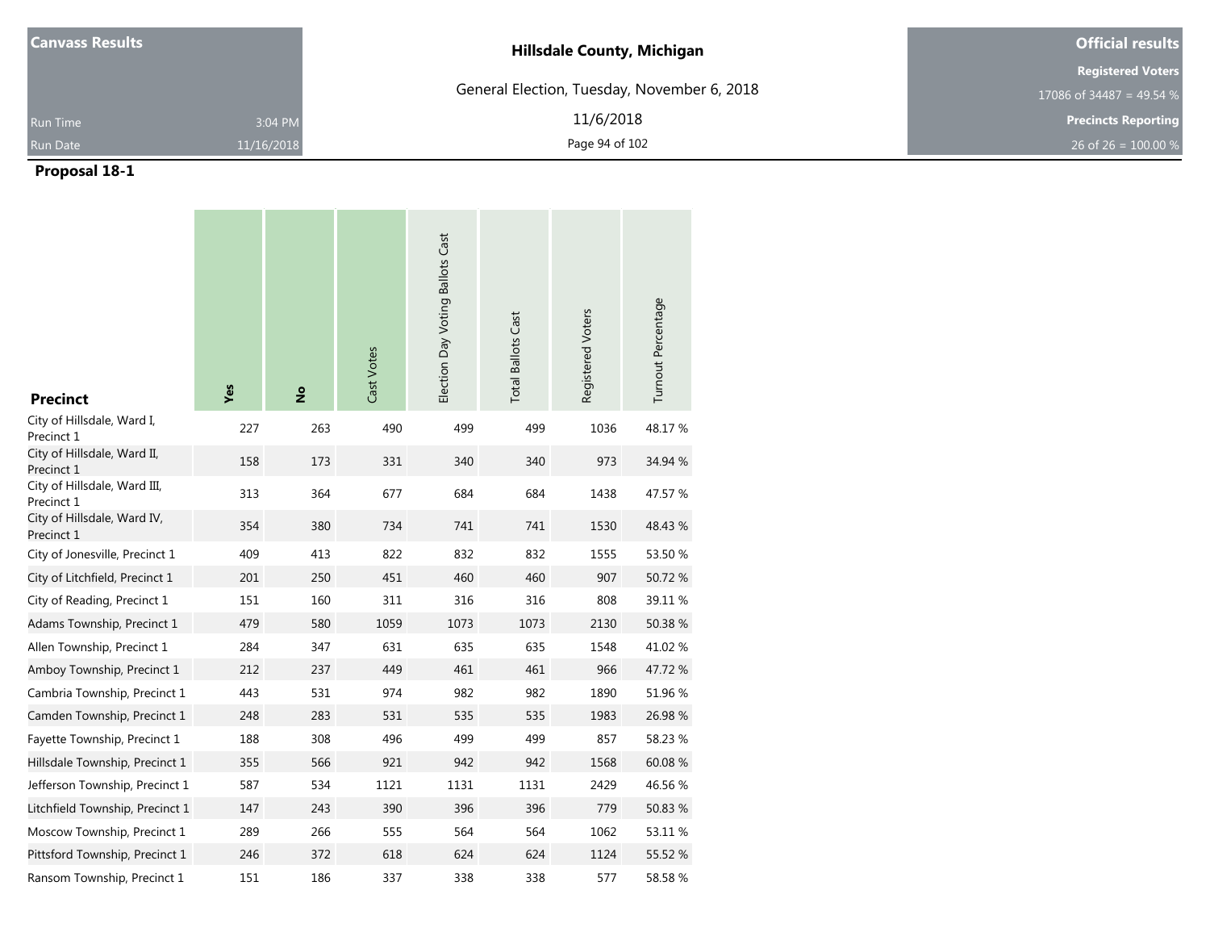**Canvass Results**

Run Time 3:04 PM

Run Date 11/16/2018

**Hillsdale County, Michigan**

General Election, Tuesday, November 6, 2018

11/6/2018

**Official results**

**Registered Voters**

17086 of 34487 = 49.54 %

**Precincts Reporting**

26 of 26 = 100.00 %

## Proposal 18-1

| Precinct | Yes | No | Cast Votes | Election Day Voting Ballots Cast | Total Ballots Cast | Registered Voters | Turnout Percentage |
|---|---|---|---|---|---|---|---|
| City of Hillsdale, Ward I, Precinct 1 | 227 | 263 | 490 | 499 | 499 | 1036 | 48.17 % |
| City of Hillsdale, Ward II, Precinct 1 | 158 | 173 | 331 | 340 | 340 | 973 | 34.94 % |
| City of Hillsdale, Ward III, Precinct 1 | 313 | 364 | 677 | 684 | 684 | 1438 | 47.57 % |
| City of Hillsdale, Ward IV, Precinct 1 | 354 | 380 | 734 | 741 | 741 | 1530 | 48.43 % |
| City of Jonesville, Precinct 1 | 409 | 413 | 822 | 832 | 832 | 1555 | 53.50 % |
| City of Litchfield, Precinct 1 | 201 | 250 | 451 | 460 | 460 | 907 | 50.72 % |
| City of Reading, Precinct 1 | 151 | 160 | 311 | 316 | 316 | 808 | 39.11 % |
| Adams Township, Precinct 1 | 479 | 580 | 1059 | 1073 | 1073 | 2130 | 50.38 % |
| Allen Township, Precinct 1 | 284 | 347 | 631 | 635 | 635 | 1548 | 41.02 % |
| Amboy Township, Precinct 1 | 212 | 237 | 449 | 461 | 461 | 966 | 47.72 % |
| Cambria Township, Precinct 1 | 443 | 531 | 974 | 982 | 982 | 1890 | 51.96 % |
| Camden Township, Precinct 1 | 248 | 283 | 531 | 535 | 535 | 1983 | 26.98 % |
| Fayette Township, Precinct 1 | 188 | 308 | 496 | 499 | 499 | 857 | 58.23 % |
| Hillsdale Township, Precinct 1 | 355 | 566 | 921 | 942 | 942 | 1568 | 60.08 % |
| Jefferson Township, Precinct 1 | 587 | 534 | 1121 | 1131 | 1131 | 2429 | 46.56 % |
| Litchfield Township, Precinct 1 | 147 | 243 | 390 | 396 | 396 | 779 | 50.83 % |
| Moscow Township, Precinct 1 | 289 | 266 | 555 | 564 | 564 | 1062 | 53.11 % |
| Pittsford Township, Precinct 1 | 246 | 372 | 618 | 624 | 624 | 1124 | 55.52 % |
| Ransom Township, Precinct 1 | 151 | 186 | 337 | 338 | 338 | 577 | 58.58 % |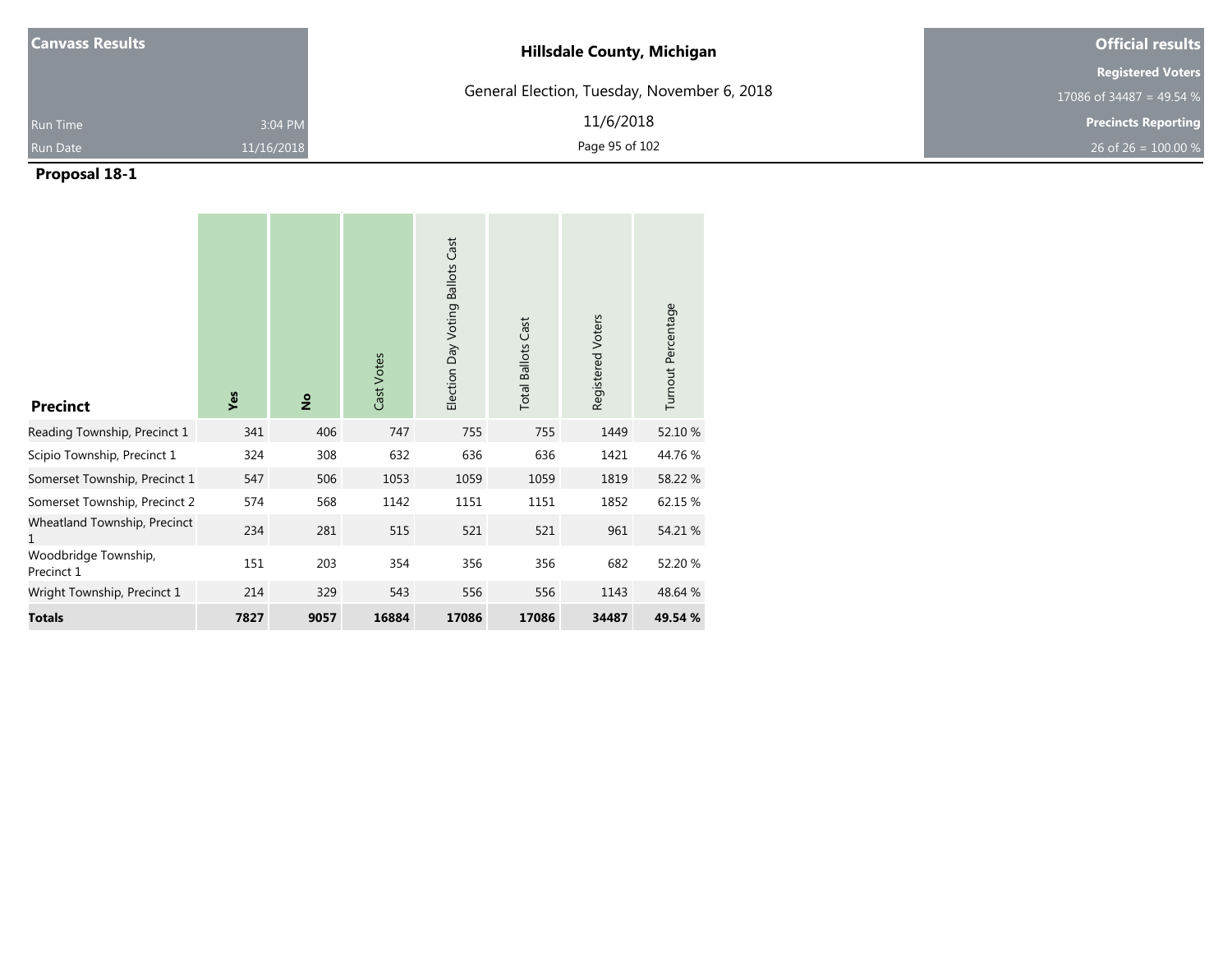**Canvass Results**

Run Time 3:04 PM
Run Date 11/16/2018

**Hillsdale County, Michigan**

General Election, Tuesday, November 6, 2018

11/6/2018

**Official results**

**Registered Voters**
17086 of 34487 = 49.54 %

**Precincts Reporting**
26 of 26 = 100.00 %

## Proposal 18-1

| Precinct | Yes | No | Cast Votes | Election Day Voting Ballots Cast | Total Ballots Cast | Registered Voters | Turnout Percentage |
|---|---|---|---|---|---|---|---|
| Reading Township, Precinct 1 | 341 | 406 | 747 | 755 | 755 | 1449 | 52.10 % |
| Scipio Township, Precinct 1 | 324 | 308 | 632 | 636 | 636 | 1421 | 44.76 % |
| Somerset Township, Precinct 1 | 547 | 506 | 1053 | 1059 | 1059 | 1819 | 58.22 % |
| Somerset Township, Precinct 2 | 574 | 568 | 1142 | 1151 | 1151 | 1852 | 62.15 % |
| Wheatland Township, Precinct 1 | 234 | 281 | 515 | 521 | 521 | 961 | 54.21 % |
| Woodbridge Township, Precinct 1 | 151 | 203 | 354 | 356 | 356 | 682 | 52.20 % |
| Wright Township, Precinct 1 | 214 | 329 | 543 | 556 | 556 | 1143 | 48.64 % |
| **Totals** | **7827** | **9057** | **16884** | **17086** | **17086** | **34487** | **49.54 %** |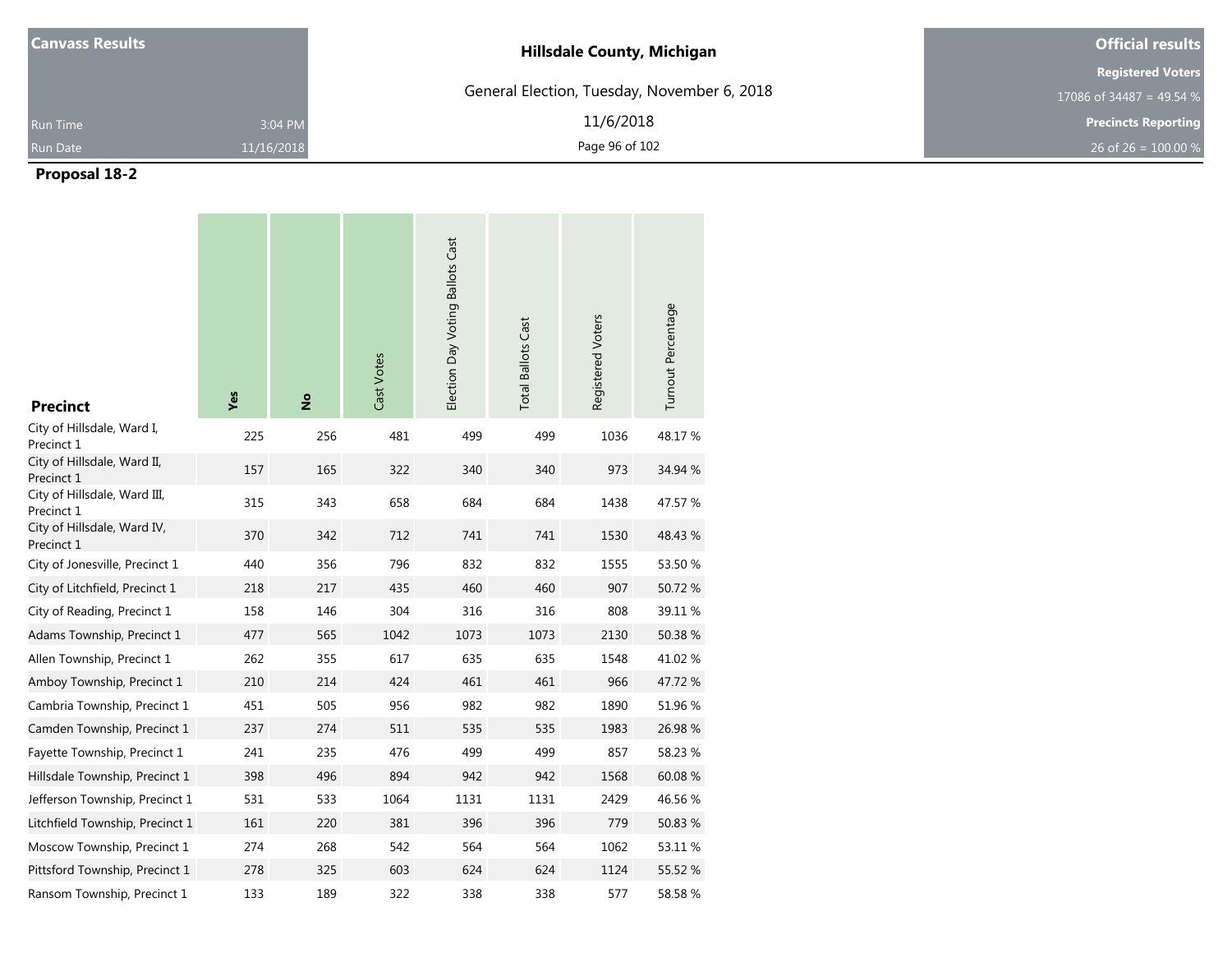| Canvass Results | | Hillsdale County, Michigan | Official results |
| --- | --- | --- | --- |
| | | General Election, Tuesday, November 6, 2018 | Registered Voters |
| | | | 17086 of 34487 = 49.54 % |
| Run Time | 3:04 PM | 11/6/2018 | Precincts Reporting |
| Run Date | 11/16/2018 | | 26 of 26 = 100.00 % |

**Proposal 18-2**

| Precinct | Yes | No | Cast Votes | Election Day Voting Ballots Cast | Total Ballots Cast | Registered Voters | Turnout Percentage |
| --- | --- | --- | --- | --- | --- | --- | --- |
| City of Hillsdale, Ward I, Precinct 1 | 225 | 256 | 481 | 499 | 499 | 1036 | 48.17 % |
| City of Hillsdale, Ward II, Precinct 1 | 157 | 165 | 322 | 340 | 340 | 973 | 34.94 % |
| City of Hillsdale, Ward III, Precinct 1 | 315 | 343 | 658 | 684 | 684 | 1438 | 47.57 % |
| City of Hillsdale, Ward IV, Precinct 1 | 370 | 342 | 712 | 741 | 741 | 1530 | 48.43 % |
| City of Jonesville, Precinct 1 | 440 | 356 | 796 | 832 | 832 | 1555 | 53.50 % |
| City of Litchfield, Precinct 1 | 218 | 217 | 435 | 460 | 460 | 907 | 50.72 % |
| City of Reading, Precinct 1 | 158 | 146 | 304 | 316 | 316 | 808 | 39.11 % |
| Adams Township, Precinct 1 | 477 | 565 | 1042 | 1073 | 1073 | 2130 | 50.38 % |
| Allen Township, Precinct 1 | 262 | 355 | 617 | 635 | 635 | 1548 | 41.02 % |
| Amboy Township, Precinct 1 | 210 | 214 | 424 | 461 | 461 | 966 | 47.72 % |
| Cambria Township, Precinct 1 | 451 | 505 | 956 | 982 | 982 | 1890 | 51.96 % |
| Camden Township, Precinct 1 | 237 | 274 | 511 | 535 | 535 | 1983 | 26.98 % |
| Fayette Township, Precinct 1 | 241 | 235 | 476 | 499 | 499 | 857 | 58.23 % |
| Hillsdale Township, Precinct 1 | 398 | 496 | 894 | 942 | 942 | 1568 | 60.08 % |
| Jefferson Township, Precinct 1 | 531 | 533 | 1064 | 1131 | 1131 | 2429 | 46.56 % |
| Litchfield Township, Precinct 1 | 161 | 220 | 381 | 396 | 396 | 779 | 50.83 % |
| Moscow Township, Precinct 1 | 274 | 268 | 542 | 564 | 564 | 1062 | 53.11 % |
| Pittsford Township, Precinct 1 | 278 | 325 | 603 | 624 | 624 | 1124 | 55.52 % |
| Ransom Township, Precinct 1 | 133 | 189 | 322 | 338 | 338 | 577 | 58.58 % |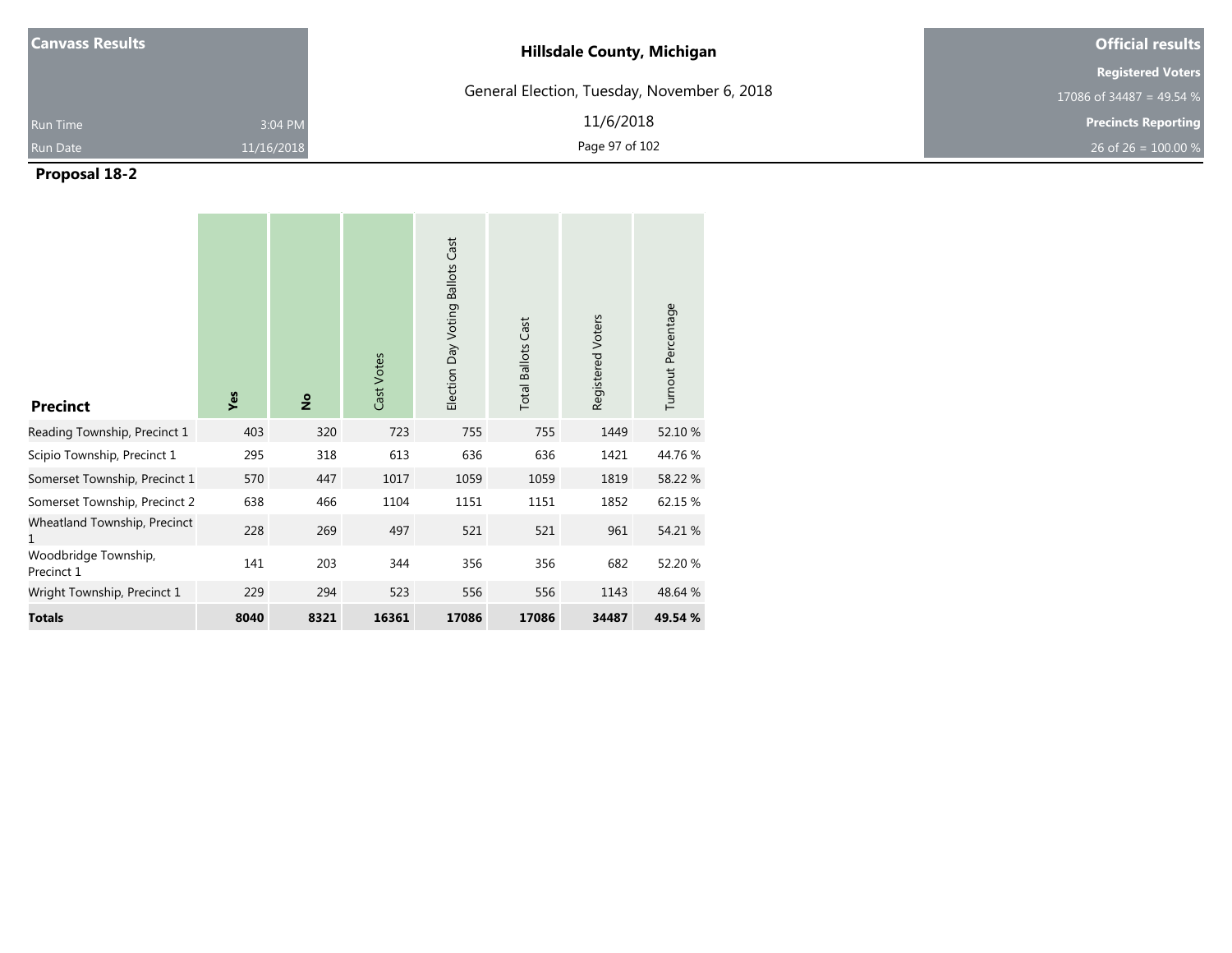**Canvass Results**

Run Time 3:04 PM
Run Date 11/16/2018

**Hillsdale County, Michigan**

General Election, Tuesday, November 6, 2018

11/6/2018

**Official results**

**Registered Voters**
17086 of 34487 = 49.54 %

**Precincts Reporting**
26 of 26 = 100.00 %

## Proposal 18-2

| Precinct | Yes | No | Cast Votes | Election Day Voting Ballots Cast | Total Ballots Cast | Registered Voters | Turnout Percentage |
|---|---|---|---|---|---|---|---|
| Reading Township, Precinct 1 | 403 | 320 | 723 | 755 | 755 | 1449 | 52.10 % |
| Scipio Township, Precinct 1 | 295 | 318 | 613 | 636 | 636 | 1421 | 44.76 % |
| Somerset Township, Precinct 1 | 570 | 447 | 1017 | 1059 | 1059 | 1819 | 58.22 % |
| Somerset Township, Precinct 2 | 638 | 466 | 1104 | 1151 | 1151 | 1852 | 62.15 % |
| Wheatland Township, Precinct 1 | 228 | 269 | 497 | 521 | 521 | 961 | 54.21 % |
| Woodbridge Township, Precinct 1 | 141 | 203 | 344 | 356 | 356 | 682 | 52.20 % |
| Wright Township, Precinct 1 | 229 | 294 | 523 | 556 | 556 | 1143 | 48.64 % |
| **Totals** | **8040** | **8321** | **16361** | **17086** | **17086** | **34487** | **49.54 %** |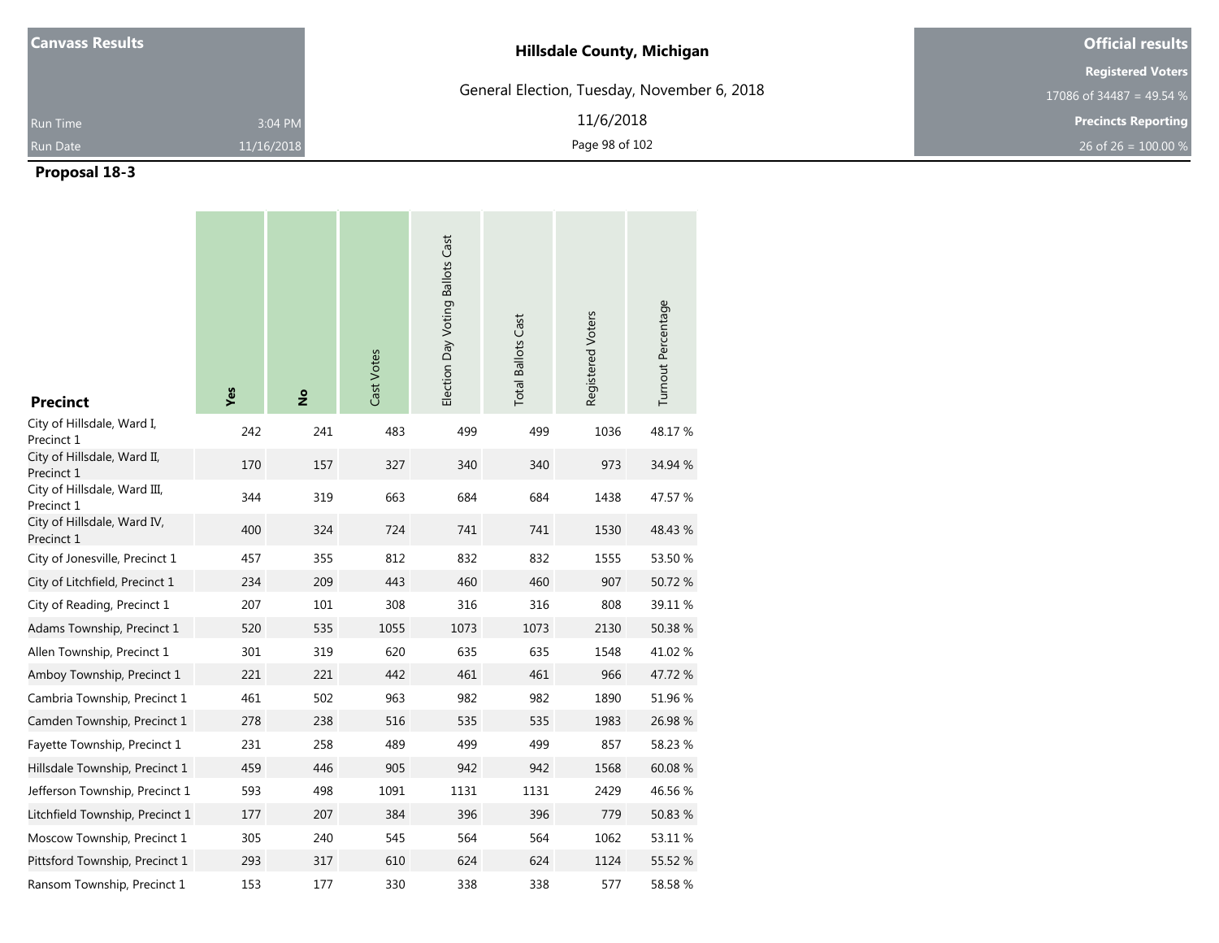**Canvass Results**

Run Time 3:04 PM
Run Date 11/16/2018

**Hillsdale County, Michigan**

General Election, Tuesday, November 6, 2018

11/6/2018

**Official results**

**Registered Voters**
17086 of 34487 = 49.54 %

**Precincts Reporting**
26 of 26 = 100.00 %

## Proposal 18-3

| Precinct | Yes | No | Cast Votes | Election Day Voting Ballots Cast | Total Ballots Cast | Registered Voters | Turnout Percentage |
|---|---|---|---|---|---|---|---|
| City of Hillsdale, Ward I, Precinct 1 | 242 | 241 | 483 | 499 | 499 | 1036 | 48.17 % |
| City of Hillsdale, Ward II, Precinct 1 | 170 | 157 | 327 | 340 | 340 | 973 | 34.94 % |
| City of Hillsdale, Ward III, Precinct 1 | 344 | 319 | 663 | 684 | 684 | 1438 | 47.57 % |
| City of Hillsdale, Ward IV, Precinct 1 | 400 | 324 | 724 | 741 | 741 | 1530 | 48.43 % |
| City of Jonesville, Precinct 1 | 457 | 355 | 812 | 832 | 832 | 1555 | 53.50 % |
| City of Litchfield, Precinct 1 | 234 | 209 | 443 | 460 | 460 | 907 | 50.72 % |
| City of Reading, Precinct 1 | 207 | 101 | 308 | 316 | 316 | 808 | 39.11 % |
| Adams Township, Precinct 1 | 520 | 535 | 1055 | 1073 | 1073 | 2130 | 50.38 % |
| Allen Township, Precinct 1 | 301 | 319 | 620 | 635 | 635 | 1548 | 41.02 % |
| Amboy Township, Precinct 1 | 221 | 221 | 442 | 461 | 461 | 966 | 47.72 % |
| Cambria Township, Precinct 1 | 461 | 502 | 963 | 982 | 982 | 1890 | 51.96 % |
| Camden Township, Precinct 1 | 278 | 238 | 516 | 535 | 535 | 1983 | 26.98 % |
| Fayette Township, Precinct 1 | 231 | 258 | 489 | 499 | 499 | 857 | 58.23 % |
| Hillsdale Township, Precinct 1 | 459 | 446 | 905 | 942 | 942 | 1568 | 60.08 % |
| Jefferson Township, Precinct 1 | 593 | 498 | 1091 | 1131 | 1131 | 2429 | 46.56 % |
| Litchfield Township, Precinct 1 | 177 | 207 | 384 | 396 | 396 | 779 | 50.83 % |
| Moscow Township, Precinct 1 | 305 | 240 | 545 | 564 | 564 | 1062 | 53.11 % |
| Pittsford Township, Precinct 1 | 293 | 317 | 610 | 624 | 624 | 1124 | 55.52 % |
| Ransom Township, Precinct 1 | 153 | 177 | 330 | 338 | 338 | 577 | 58.58 % |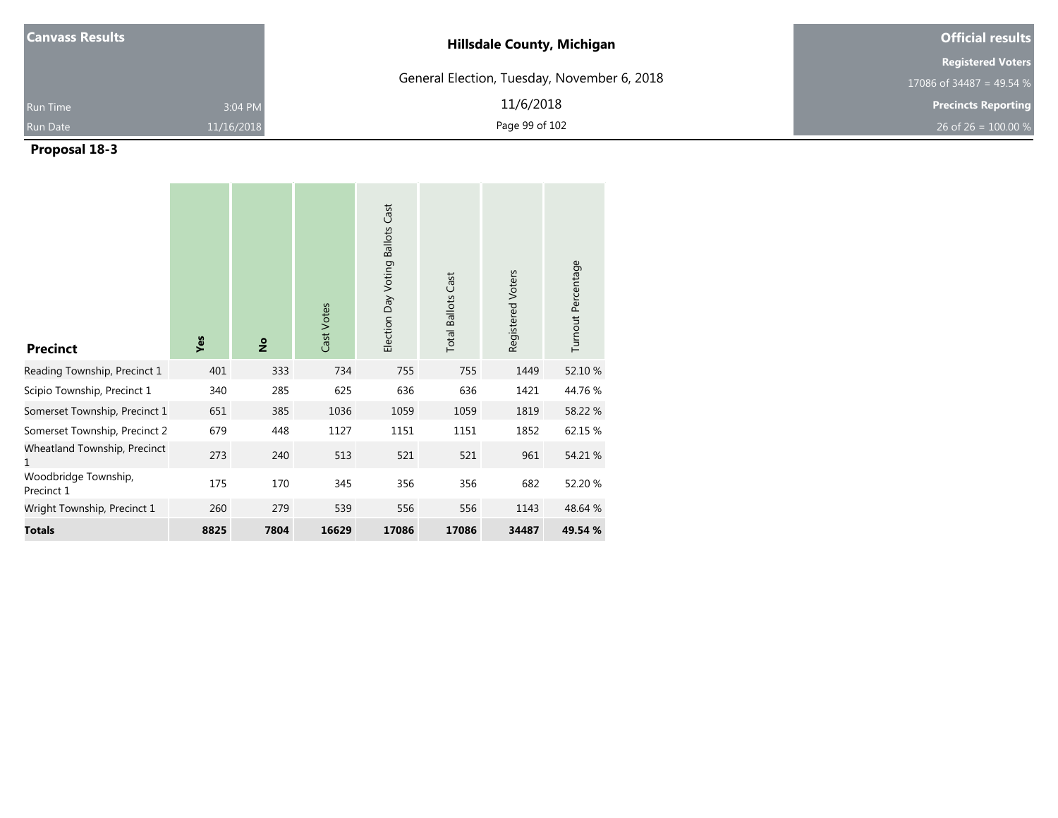**Canvass Results**

Run Time 3:04 PM
Run Date 11/16/2018

**Hillsdale County, Michigan**

General Election, Tuesday, November 6, 2018

11/6/2018

**Official results**

**Registered Voters**
17086 of 34487 = 49.54 %

**Precincts Reporting**
26 of 26 = 100.00 %

## Proposal 18-3

| Precinct | Yes | No | Cast Votes | Election Day Voting Ballots Cast | Total Ballots Cast | Registered Voters | Turnout Percentage |
|---|---|---|---|---|---|---|---|
| Reading Township, Precinct 1 | 401 | 333 | 734 | 755 | 755 | 1449 | 52.10 % |
| Scipio Township, Precinct 1 | 340 | 285 | 625 | 636 | 636 | 1421 | 44.76 % |
| Somerset Township, Precinct 1 | 651 | 385 | 1036 | 1059 | 1059 | 1819 | 58.22 % |
| Somerset Township, Precinct 2 | 679 | 448 | 1127 | 1151 | 1151 | 1852 | 62.15 % |
| Wheatland Township, Precinct 1 | 273 | 240 | 513 | 521 | 521 | 961 | 54.21 % |
| Woodbridge Township, Precinct 1 | 175 | 170 | 345 | 356 | 356 | 682 | 52.20 % |
| Wright Township, Precinct 1 | 260 | 279 | 539 | 556 | 556 | 1143 | 48.64 % |
| **Totals** | **8825** | **7804** | **16629** | **17086** | **17086** | **34487** | **49.54 %** |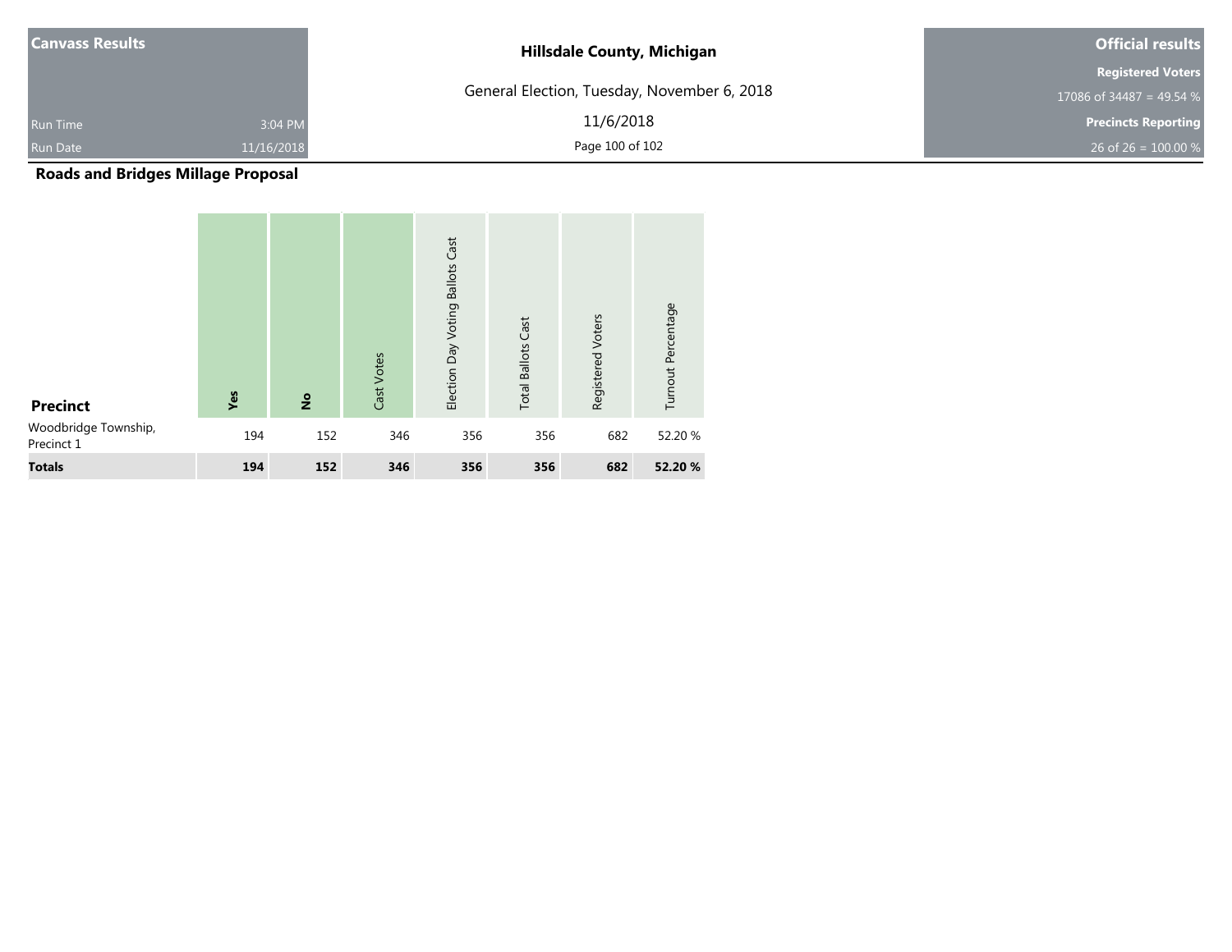**Canvass Results**

Run Time 3:04 PM

Run Date 11/16/2018

**Hillsdale County, Michigan**

General Election, Tuesday, November 6, 2018

11/6/2018

**Official results**

**Registered Voters**

17086 of 34487 = 49.54 %

**Precincts Reporting**

26 of 26 = 100.00 %

## Roads and Bridges Millage Proposal

| Precinct | **Yes** | **No** | Cast Votes | Election Day Voting Ballots Cast | Total Ballots Cast | Registered Voters | Turnout Percentage |
|---|---|---|---|---|---|---|---|
| Woodbridge Township, Precinct 1 | 194 | 152 | 346 | 356 | 356 | 682 | 52.20 % |
| **Totals** | **194** | **152** | **346** | **356** | **356** | **682** | **52.20 %** |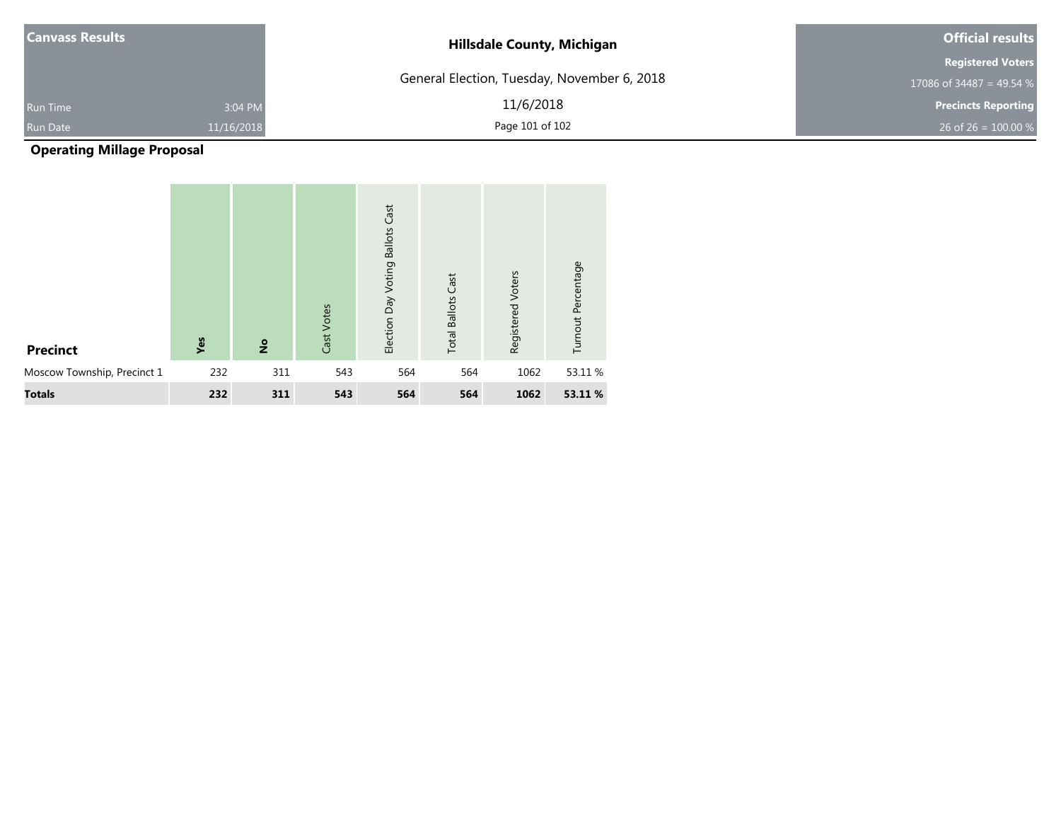| Canvass Results | | Hillsdale County, Michigan | Official results |
|---|---|---|---|
| | | General Election, Tuesday, November 6, 2018 | Registered Voters |
| | | | 17086 of 34487 = 49.54 % |
| Run Time | 3:04 PM | 11/6/2018 | Precincts Reporting |
| Run Date | 11/16/2018 | | 26 of 26 = 100.00 % |

## Operating Millage Proposal

| Precinct | **Yes** | **No** | Cast Votes | Election Day Voting Ballots Cast | Total Ballots Cast | Registered Voters | Turnout Percentage |
|---|---|---|---|---|---|---|---|
| Moscow Township, Precinct 1 | 232 | 311 | 543 | 564 | 564 | 1062 | 53.11 % |
| **Totals** | **232** | **311** | **543** | **564** | **564** | **1062** | **53.11 %** |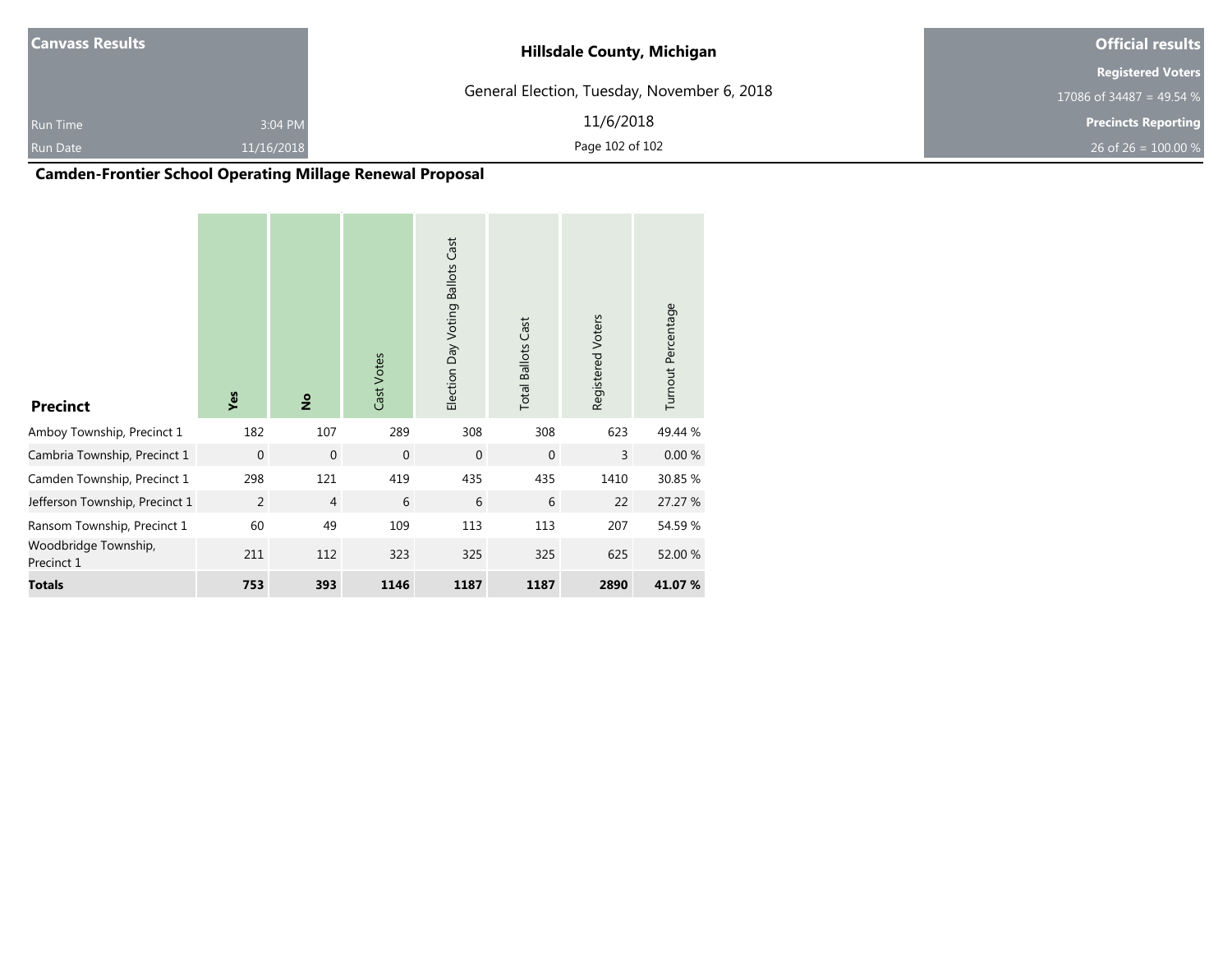## Camden-Frontier School Operating Millage Renewal Proposal

| Precinct | Yes | No | Cast Votes | Election Day Voting Ballots Cast | Total Ballots Cast | Registered Voters | Turnout Percentage |
|---|---|---|---|---|---|---|---|
| Amboy Township, Precinct 1 | 182 | 107 | 289 | 308 | 308 | 623 | 49.44 % |
| Cambria Township, Precinct 1 | 0 | 0 | 0 | 0 | 0 | 3 | 0.00 % |
| Camden Township, Precinct 1 | 298 | 121 | 419 | 435 | 435 | 1410 | 30.85 % |
| Jefferson Township, Precinct 1 | 2 | 4 | 6 | 6 | 6 | 22 | 27.27 % |
| Ransom Township, Precinct 1 | 60 | 49 | 109 | 113 | 113 | 207 | 54.59 % |
| Woodbridge Township, Precinct 1 | 211 | 112 | 323 | 325 | 325 | 625 | 52.00 % |
| **Totals** | **753** | **393** | **1146** | **1187** | **1187** | **2890** | **41.07 %** |